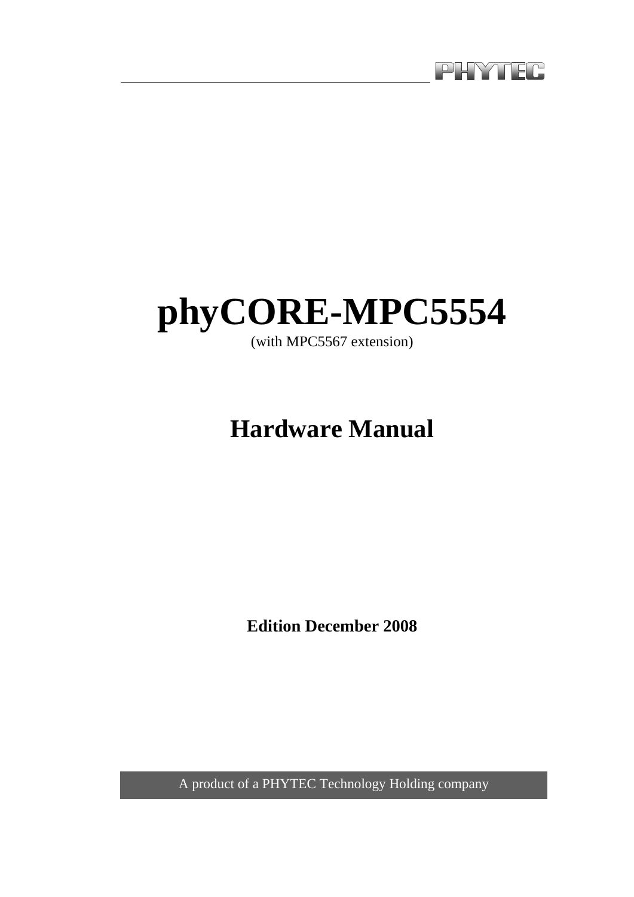PHYTEC

# phyCORE-MPC5554

(with MPC5567 extension)

## Hardware Manual

**Edition December 2008**

A product of a PHYTEC Technology Holding company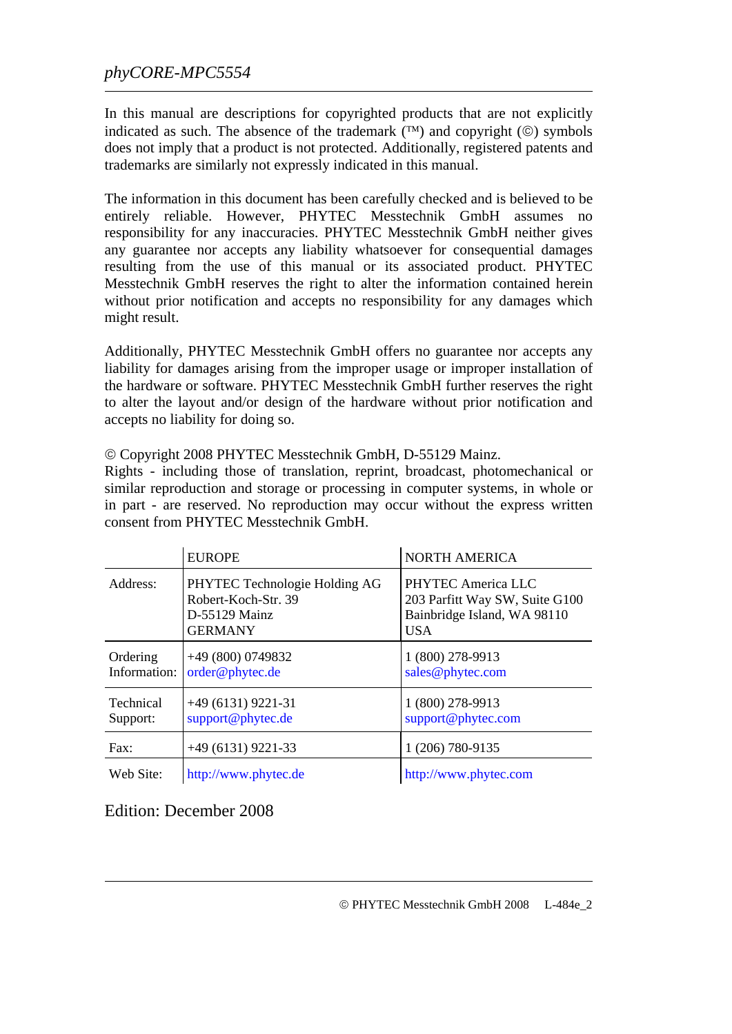In this manual are descriptions for copyrighted products that are not explicitly indicated as such. The absence of the trademark (™) and copyright (©) symbols does not imply that a product is not protected. Additionally, registered patents and trademarks are similarly not expressly indicated in this manual.

The information in this document has been carefully checked and is believed to be entirely reliable. However, PHYTEC Messtechnik GmbH assumes no responsibility for any inaccuracies. PHYTEC Messtechnik GmbH neither gives any guarantee nor accepts any liability whatsoever for consequential damages resulting from the use of this manual or its associated product. PHYTEC Messtechnik GmbH reserves the right to alter the information contained herein without prior notification and accepts no responsibility for any damages which might result.

Additionally, PHYTEC Messtechnik GmbH offers no guarantee nor accepts any liability for damages arising from the improper usage or improper installation of the hardware or software. PHYTEC Messtechnik GmbH further reserves the right to alter the layout and/or design of the hardware without prior notification and accepts no liability for doing so.

© Copyright 2008 PHYTEC Messtechnik GmbH, D-55129 Mainz.
Rights - including those of translation, reprint, broadcast, photomechanical or similar reproduction and storage or processing in computer systems, in whole or in part - are reserved. No reproduction may occur without the express written consent from PHYTEC Messtechnik GmbH.

| | EUROPE | NORTH AMERICA |
|---|---|---|
| Address: | PHYTEC Technologie Holding AG<br>Robert-Koch-Str. 39<br>D-55129 Mainz<br>GERMANY | PHYTEC America LLC<br>203 Parfitt Way SW, Suite G100<br>Bainbridge Island, WA 98110<br>USA |
| Ordering Information: | +49 (800) 0749832<br>order@phytec.de | 1 (800) 278-9913<br>sales@phytec.com |
| Technical Support: | +49 (6131) 9221-31<br>support@phytec.de | 1 (800) 278-9913<br>support@phytec.com |
| Fax: | +49 (6131) 9221-33 | 1 (206) 780-9135 |
| Web Site: | http://www.phytec.de | http://www.phytec.com |

Edition: December 2008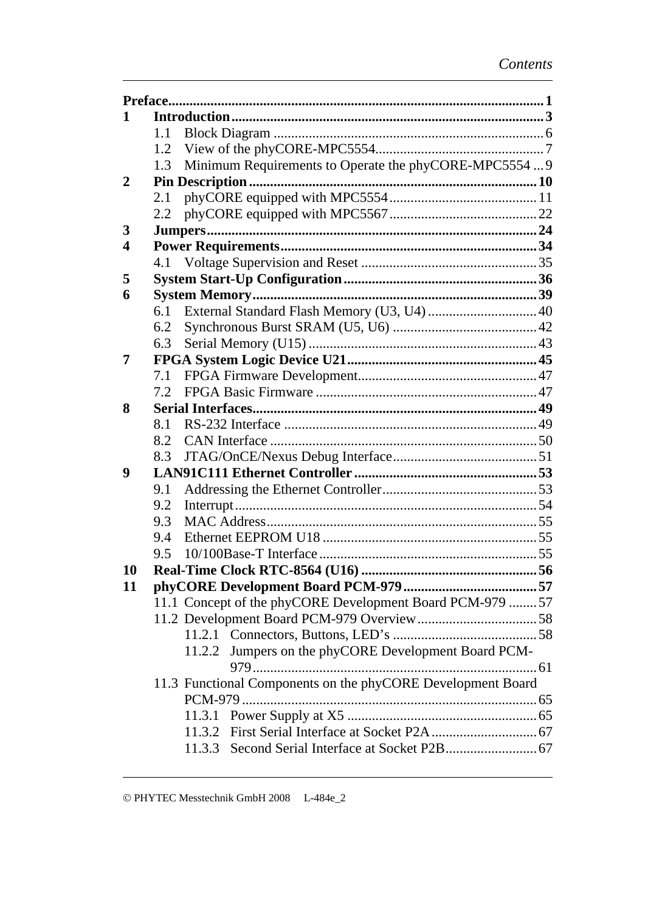# Contents

| | | |
|---|---|---|
| **Preface** | | **1** |
| **1** | **Introduction** | **3** |
| | 1.1 Block Diagram | 6 |
| | 1.2 View of the phyCORE-MPC5554 | 7 |
| | 1.3 Minimum Requirements to Operate the phyCORE-MPC5554 | 9 |
| **2** | **Pin Description** | **10** |
| | 2.1 phyCORE equipped with MPC5554 | 11 |
| | 2.2 phyCORE equipped with MPC5567 | 22 |
| **3** | **Jumpers** | **24** |
| **4** | **Power Requirements** | **34** |
| | 4.1 Voltage Supervision and Reset | 35 |
| **5** | **System Start-Up Configuration** | **36** |
| **6** | **System Memory** | **39** |
| | 6.1 External Standard Flash Memory (U3, U4) | 40 |
| | 6.2 Synchronous Burst SRAM (U5, U6) | 42 |
| | 6.3 Serial Memory (U15) | 43 |
| **7** | **FPGA System Logic Device U21** | **45** |
| | 7.1 FPGA Firmware Development | 47 |
| | 7.2 FPGA Basic Firmware | 47 |
| **8** | **Serial Interfaces** | **49** |
| | 8.1 RS-232 Interface | 49 |
| | 8.2 CAN Interface | 50 |
| | 8.3 JTAG/OnCE/Nexus Debug Interface | 51 |
| **9** | **LAN91C111 Ethernet Controller** | **53** |
| | 9.1 Addressing the Ethernet Controller | 53 |
| | 9.2 Interrupt | 54 |
| | 9.3 MAC Address | 55 |
| | 9.4 Ethernet EEPROM U18 | 55 |
| | 9.5 10/100Base-T Interface | 55 |
| **10** | **Real-Time Clock RTC-8564 (U16)** | **56** |
| **11** | **phyCORE Development Board PCM-979** | **57** |
| | 11.1 Concept of the phyCORE Development Board PCM-979 | 57 |
| | 11.2 Development Board PCM-979 Overview | 58 |
| | 11.2.1 Connectors, Buttons, LED's | 58 |
| | 11.2.2 Jumpers on the phyCORE Development Board PCM-979 | 61 |
| | 11.3 Functional Components on the phyCORE Development Board PCM-979 | 65 |
| | 11.3.1 Power Supply at X5 | 65 |
| | 11.3.2 First Serial Interface at Socket P2A | 67 |
| | 11.3.3 Second Serial Interface at Socket P2B | 67 |

© PHYTEC Messtechnik GmbH 2008 L-484e_2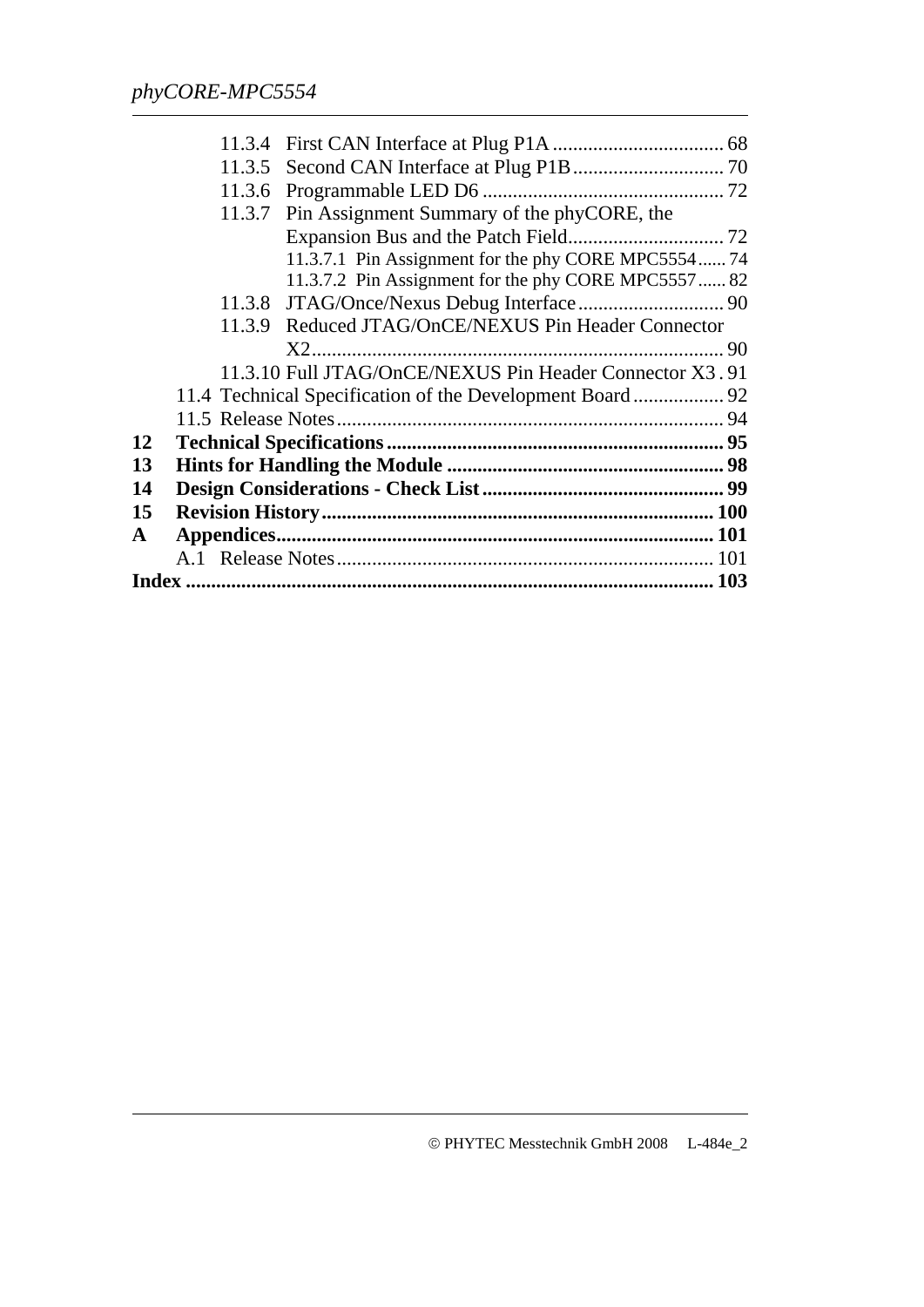11.3.4 First CAN Interface at Plug P1A .................................. 68
11.3.5 Second CAN Interface at Plug P1B .............................. 70
11.3.6 Programmable LED D6 ................................................ 72
11.3.7 Pin Assignment Summary of the phyCORE, the Expansion Bus and the Patch Field............................... 72
11.3.7.1 Pin Assignment for the phy CORE MPC5554...... 74
11.3.7.2 Pin Assignment for the phy CORE MPC5557...... 82
11.3.8 JTAG/Once/Nexus Debug Interface............................. 90
11.3.9 Reduced JTAG/OnCE/NEXUS Pin Header Connector X2................................................................................. 90
11.3.10 Full JTAG/OnCE/NEXUS Pin Header Connector X3 . 91
11.4 Technical Specification of the Development Board.................. 92
11.5 Release Notes............................................................................ 94

**12 Technical Specifications.................................................................. 95**

**13 Hints for Handling the Module ...................................................... 98**

**14 Design Considerations - Check List ............................................... 99**

**15 Revision History............................................................................ 100**

**A Appendices..................................................................................... 101**

A.1 Release Notes.......................................................................... 101

**Index ...................................................................................................... 103**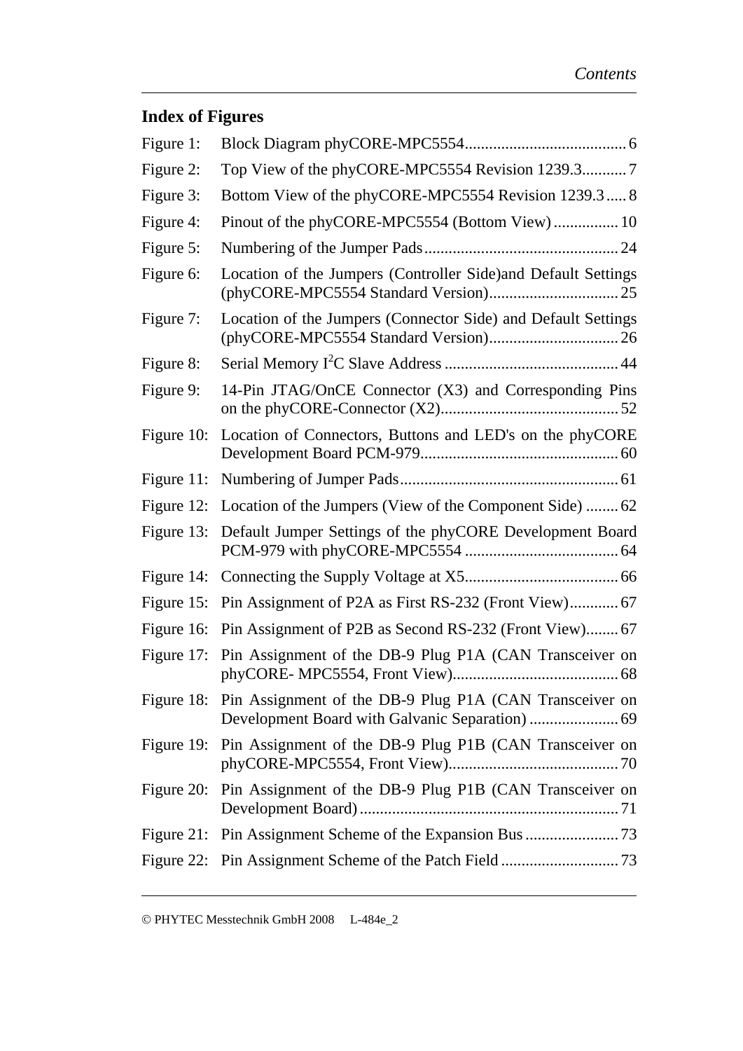## Index of Figures

Figure 1: Block Diagram phyCORE-MPC5554 ........................................ 6

Figure 2: Top View of the phyCORE-MPC5554 Revision 1239.3........... 7

Figure 3: Bottom View of the phyCORE-MPC5554 Revision 1239.3..... 8

Figure 4: Pinout of the phyCORE-MPC5554 (Bottom View)................ 10

Figure 5: Numbering of the Jumper Pads................................................ 24

Figure 6: Location of the Jumpers (Controller Side)and Default Settings (phyCORE-MPC5554 Standard Version)................................ 25

Figure 7: Location of the Jumpers (Connector Side) and Default Settings (phyCORE-MPC5554 Standard Version)................................ 26

Figure 8: Serial Memory I$^2$C Slave Address ........................................... 44

Figure 9: 14-Pin JTAG/OnCE Connector (X3) and Corresponding Pins on the phyCORE-Connector (X2)............................................ 52

Figure 10: Location of Connectors, Buttons and LED's on the phyCORE Development Board PCM-979................................................. 60

Figure 11: Numbering of Jumper Pads...................................................... 61

Figure 12: Location of the Jumpers (View of the Component Side) ........ 62

Figure 13: Default Jumper Settings of the phyCORE Development Board PCM-979 with phyCORE-MPC5554 ...................................... 64

Figure 14: Connecting the Supply Voltage at X5...................................... 66

Figure 15: Pin Assignment of P2A as First RS-232 (Front View)............ 67

Figure 16: Pin Assignment of P2B as Second RS-232 (Front View)........ 67

Figure 17: Pin Assignment of the DB-9 Plug P1A (CAN Transceiver on phyCORE- MPC5554, Front View)......................................... 68

Figure 18: Pin Assignment of the DB-9 Plug P1A (CAN Transceiver on Development Board with Galvanic Separation) ...................... 69

Figure 19: Pin Assignment of the DB-9 Plug P1B (CAN Transceiver on phyCORE-MPC5554, Front View).......................................... 70

Figure 20: Pin Assignment of the DB-9 Plug P1B (CAN Transceiver on Development Board)................................................................ 71

Figure 21: Pin Assignment Scheme of the Expansion Bus ....................... 73

Figure 22: Pin Assignment Scheme of the Patch Field ............................. 73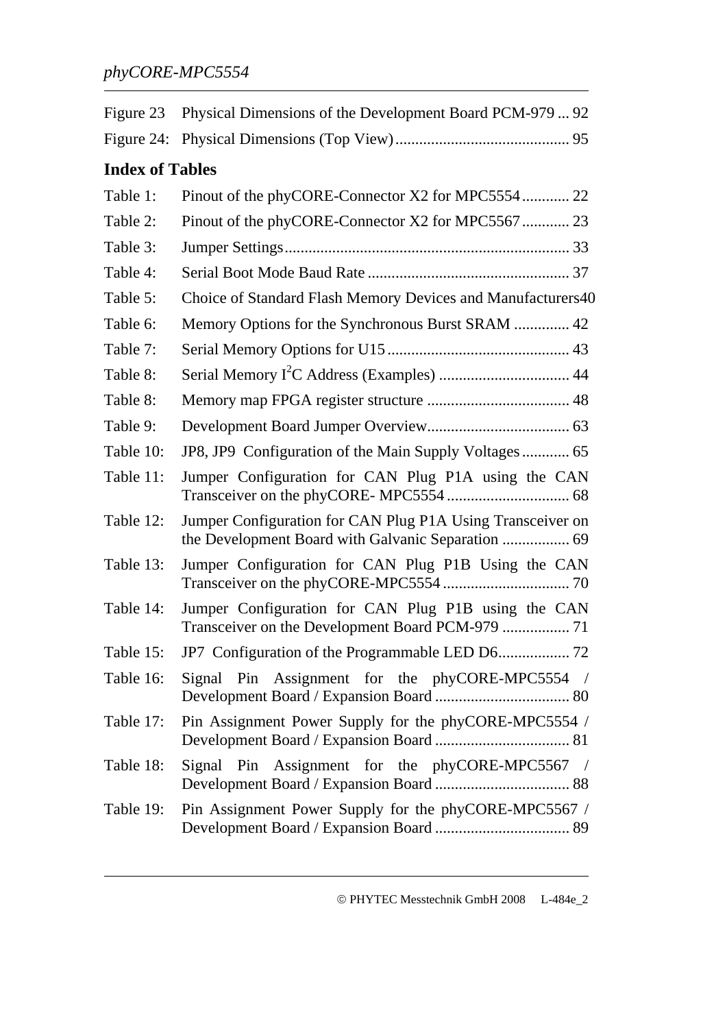Figure 23 Physical Dimensions of the Development Board PCM-979 ... 92

Figure 24: Physical Dimensions (Top View)............................................ 95

## Index of Tables

Table 1: Pinout of the phyCORE-Connector X2 for MPC5554............ 22

Table 2: Pinout of the phyCORE-Connector X2 for MPC5567............ 23

Table 3: Jumper Settings....................................................................... 33

Table 4: Serial Boot Mode Baud Rate .................................................. 37

Table 5: Choice of Standard Flash Memory Devices and Manufacturers40

Table 6: Memory Options for the Synchronous Burst SRAM .............. 42

Table 7: Serial Memory Options for U15.............................................. 43

Table 8: Serial Memory I$^2$C Address (Examples) ................................. 44

Table 8: Memory map FPGA register structure .................................... 48

Table 9: Development Board Jumper Overview.................................... 63

Table 10: JP8, JP9 Configuration of the Main Supply Voltages............ 65

Table 11: Jumper Configuration for CAN Plug P1A using the CAN Transceiver on the phyCORE- MPC5554 ............................... 68

Table 12: Jumper Configuration for CAN Plug P1A Using Transceiver on the Development Board with Galvanic Separation ................. 69

Table 13: Jumper Configuration for CAN Plug P1B Using the CAN Transceiver on the phyCORE-MPC5554 ................................ 70

Table 14: Jumper Configuration for CAN Plug P1B using the CAN Transceiver on the Development Board PCM-979 ................. 71

Table 15: JP7 Configuration of the Programmable LED D6.................. 72

Table 16: Signal Pin Assignment for the phyCORE-MPC5554 / Development Board / Expansion Board .................................. 80

Table 17: Pin Assignment Power Supply for the phyCORE-MPC5554 / Development Board / Expansion Board .................................. 81

Table 18: Signal Pin Assignment for the phyCORE-MPC5567 / Development Board / Expansion Board .................................. 88

Table 19: Pin Assignment Power Supply for the phyCORE-MPC5567 / Development Board / Expansion Board .................................. 89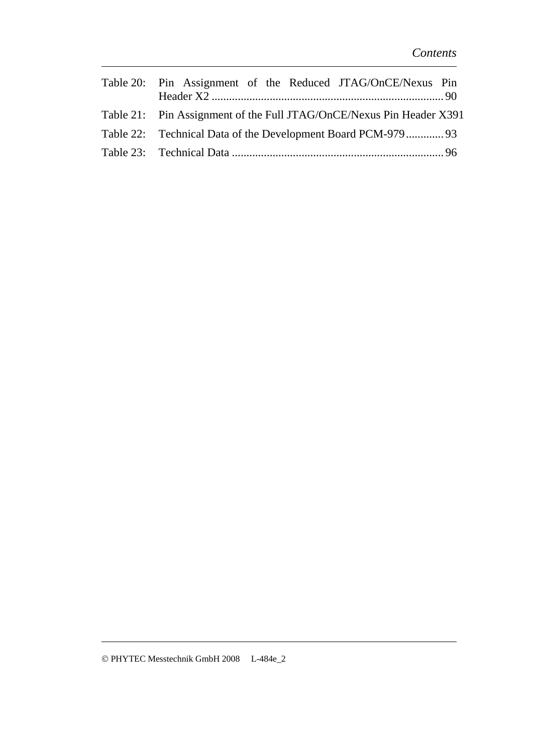Table 20: Pin Assignment of the Reduced JTAG/OnCE/Nexus Pin Header X2 ............................................................................... 90

Table 21: Pin Assignment of the Full JTAG/OnCE/Nexus Pin Header X391

Table 22: Technical Data of the Development Board PCM-979............. 93

Table 23: Technical Data ........................................................................ 96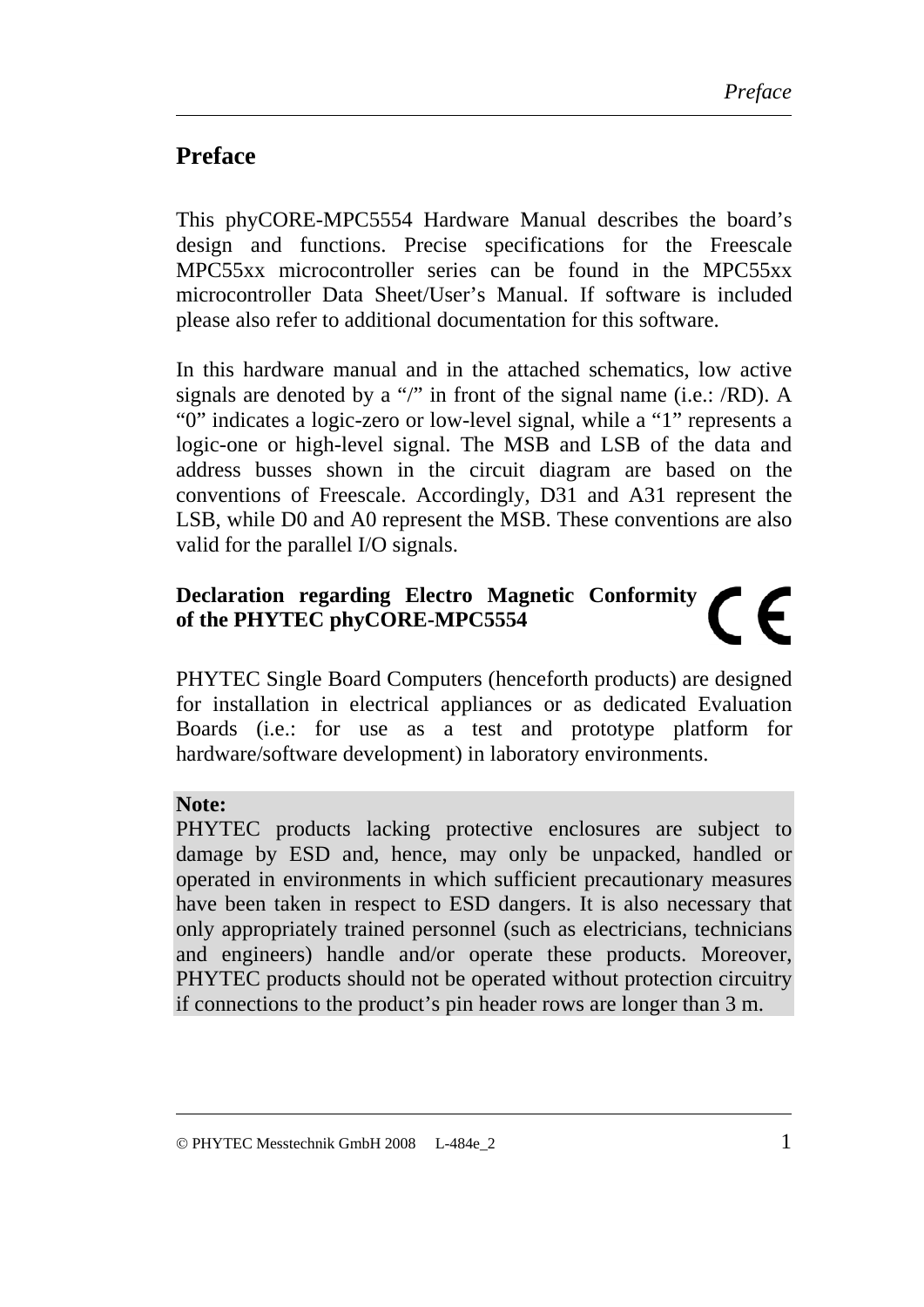# Preface

This phyCORE-MPC5554 Hardware Manual describes the board's design and functions. Precise specifications for the Freescale MPC55xx microcontroller series can be found in the MPC55xx microcontroller Data Sheet/User's Manual. If software is included please also refer to additional documentation for this software.

In this hardware manual and in the attached schematics, low active signals are denoted by a "/" in front of the signal name (i.e.: /RD). A "0" indicates a logic-zero or low-level signal, while a "1" represents a logic-one or high-level signal. The MSB and LSB of the data and address busses shown in the circuit diagram are based on the conventions of Freescale. Accordingly, D31 and A31 represent the LSB, while D0 and A0 represent the MSB. These conventions are also valid for the parallel I/O signals.

**Declaration regarding Electro Magnetic Conformity of the PHYTEC phyCORE-MPC5554**

PHYTEC Single Board Computers (henceforth products) are designed for installation in electrical appliances or as dedicated Evaluation Boards (i.e.: for use as a test and prototype platform for hardware/software development) in laboratory environments.

**Note:**
PHYTEC products lacking protective enclosures are subject to damage by ESD and, hence, may only be unpacked, handled or operated in environments in which sufficient precautionary measures have been taken in respect to ESD dangers. It is also necessary that only appropriately trained personnel (such as electricians, technicians and engineers) handle and/or operate these products. Moreover, PHYTEC products should not be operated without protection circuitry if connections to the product's pin header rows are longer than 3 m.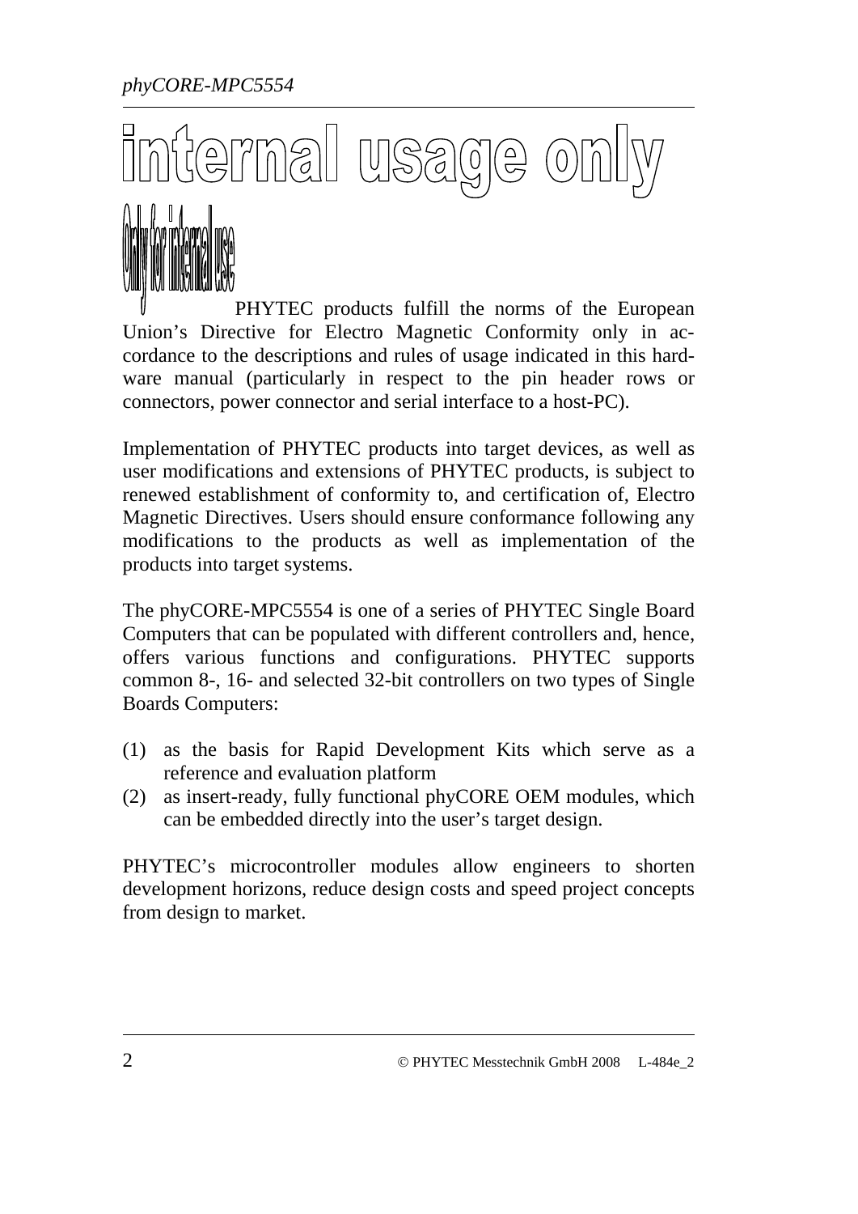internal usage only

Only for internal use

PHYTEC products fulfill the norms of the European Union's Directive for Electro Magnetic Conformity only in accordance to the descriptions and rules of usage indicated in this hardware manual (particularly in respect to the pin header rows or connectors, power connector and serial interface to a host-PC).

Implementation of PHYTEC products into target devices, as well as user modifications and extensions of PHYTEC products, is subject to renewed establishment of conformity to, and certification of, Electro Magnetic Directives. Users should ensure conformance following any modifications to the products as well as implementation of the products into target systems.

The phyCORE-MPC5554 is one of a series of PHYTEC Single Board Computers that can be populated with different controllers and, hence, offers various functions and configurations. PHYTEC supports common 8-, 16- and selected 32-bit controllers on two types of Single Boards Computers:

(1) as the basis for Rapid Development Kits which serve as a reference and evaluation platform
(2) as insert-ready, fully functional phyCORE OEM modules, which can be embedded directly into the user's target design.

PHYTEC's microcontroller modules allow engineers to shorten development horizons, reduce design costs and speed project concepts from design to market.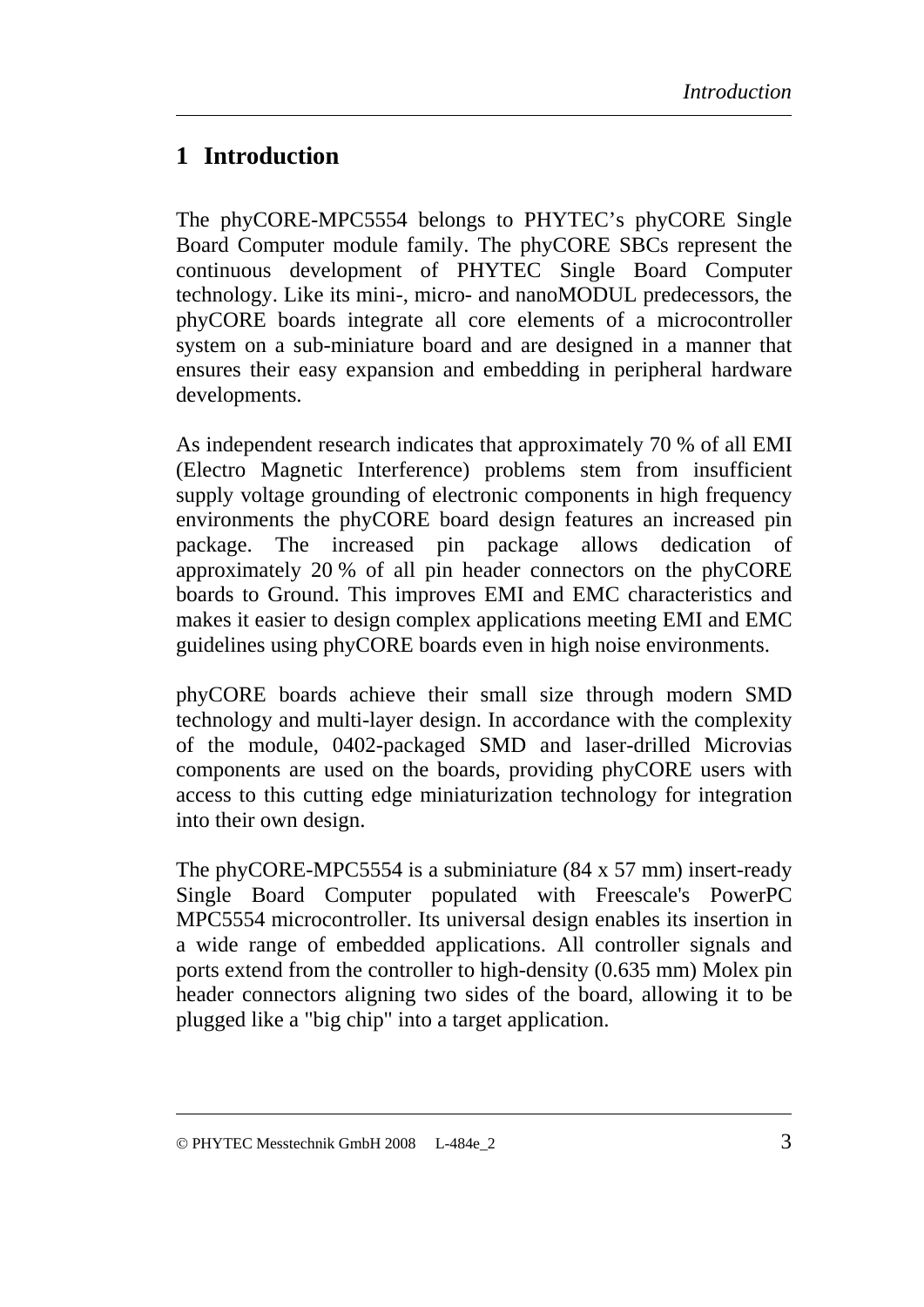# 1 Introduction

The phyCORE-MPC5554 belongs to PHYTEC's phyCORE Single Board Computer module family. The phyCORE SBCs represent the continuous development of PHYTEC Single Board Computer technology. Like its mini-, micro- and nanoMODUL predecessors, the phyCORE boards integrate all core elements of a microcontroller system on a sub-miniature board and are designed in a manner that ensures their easy expansion and embedding in peripheral hardware developments.

As independent research indicates that approximately 70 % of all EMI (Electro Magnetic Interference) problems stem from insufficient supply voltage grounding of electronic components in high frequency environments the phyCORE board design features an increased pin package. The increased pin package allows dedication of approximately 20 % of all pin header connectors on the phyCORE boards to Ground. This improves EMI and EMC characteristics and makes it easier to design complex applications meeting EMI and EMC guidelines using phyCORE boards even in high noise environments.

phyCORE boards achieve their small size through modern SMD technology and multi-layer design. In accordance with the complexity of the module, 0402-packaged SMD and laser-drilled Microvias components are used on the boards, providing phyCORE users with access to this cutting edge miniaturization technology for integration into their own design.

The phyCORE-MPC5554 is a subminiature (84 x 57 mm) insert-ready Single Board Computer populated with Freescale's PowerPC MPC5554 microcontroller. Its universal design enables its insertion in a wide range of embedded applications. All controller signals and ports extend from the controller to high-density (0.635 mm) Molex pin header connectors aligning two sides of the board, allowing it to be plugged like a "big chip" into a target application.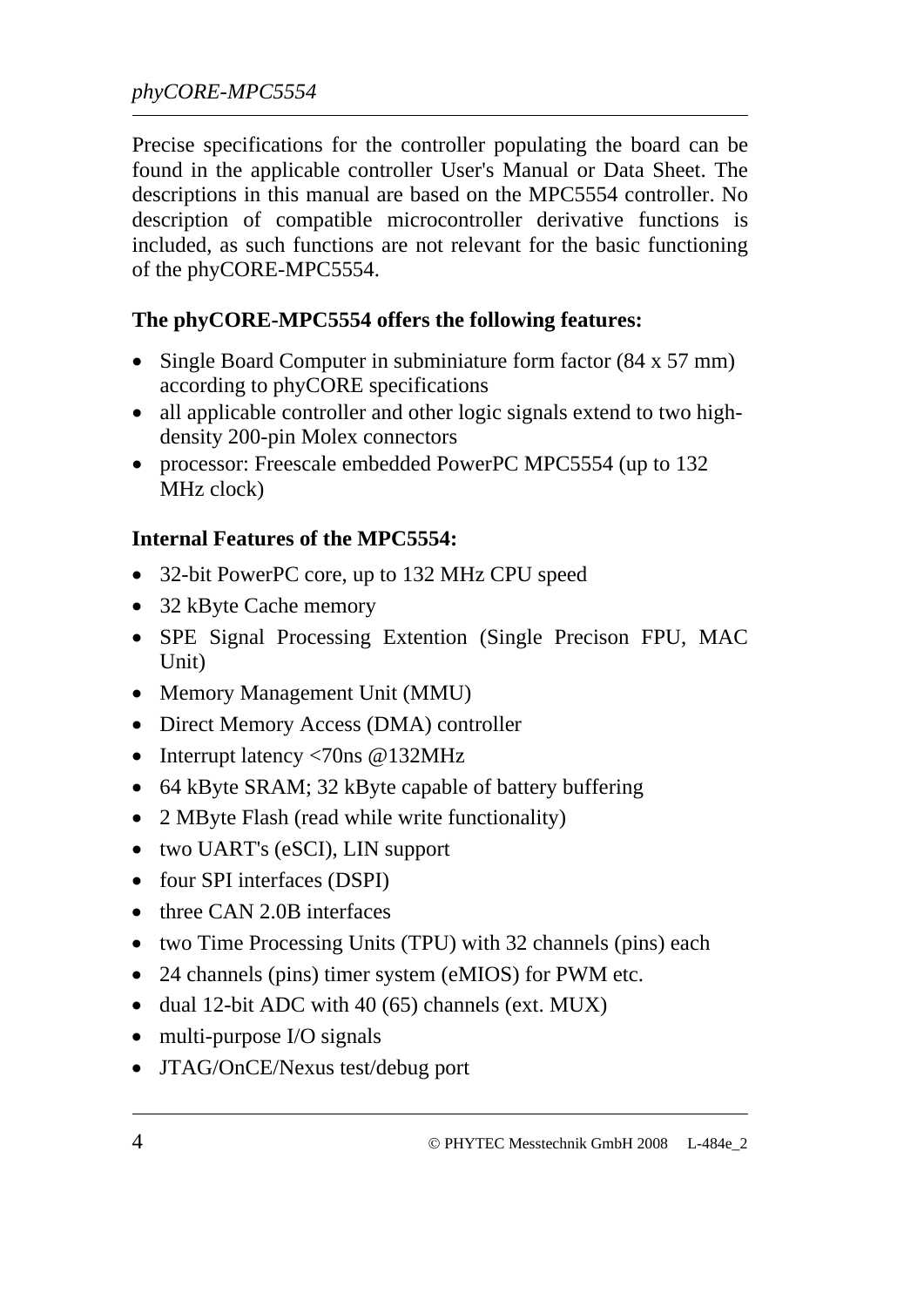Precise specifications for the controller populating the board can be found in the applicable controller User's Manual or Data Sheet. The descriptions in this manual are based on the MPC5554 controller. No description of compatible microcontroller derivative functions is included, as such functions are not relevant for the basic functioning of the phyCORE-MPC5554.

**The phyCORE-MPC5554 offers the following features:**

- Single Board Computer in subminiature form factor (84 x 57 mm) according to phyCORE specifications
- all applicable controller and other logic signals extend to two high-density 200-pin Molex connectors
- processor: Freescale embedded PowerPC MPC5554 (up to 132 MHz clock)

**Internal Features of the MPC5554:**

- 32-bit PowerPC core, up to 132 MHz CPU speed
- 32 kByte Cache memory
- SPE Signal Processing Extention (Single Precison FPU, MAC Unit)
- Memory Management Unit (MMU)
- Direct Memory Access (DMA) controller
- Interrupt latency <70ns @132MHz
- 64 kByte SRAM; 32 kByte capable of battery buffering
- 2 MByte Flash (read while write functionality)
- two UART's (eSCI), LIN support
- four SPI interfaces (DSPI)
- three CAN 2.0B interfaces
- two Time Processing Units (TPU) with 32 channels (pins) each
- 24 channels (pins) timer system (eMIOS) for PWM etc.
- dual 12-bit ADC with 40 (65) channels (ext. MUX)
- multi-purpose I/O signals
- JTAG/OnCE/Nexus test/debug port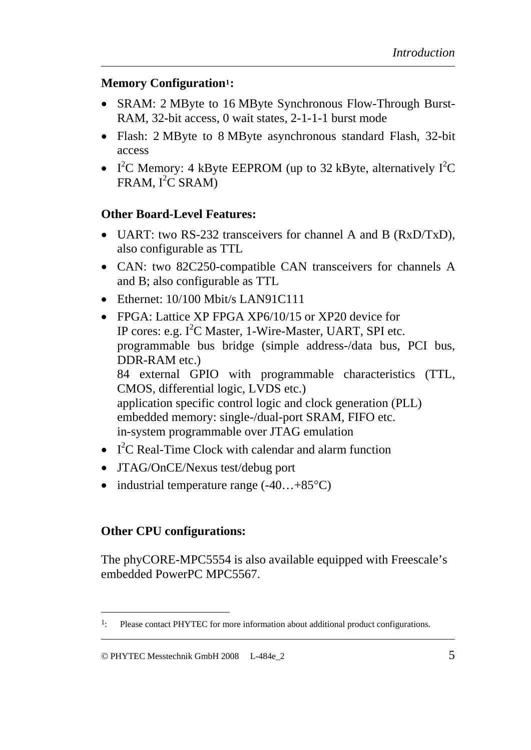**Memory Configuration[1]:**

- SRAM: 2 MByte to 16 MByte Synchronous Flow-Through Burst-RAM, 32-bit access, 0 wait states, 2-1-1-1 burst mode
- Flash: 2 MByte to 8 MByte asynchronous standard Flash, 32-bit access
- $I^2C$ Memory: 4 kByte EEPROM (up to 32 kByte, alternatively $I^2C$ FRAM, $I^2C$ SRAM)

**Other Board-Level Features:**

- UART: two RS-232 transceivers for channel A and B (RxD/TxD), also configurable as TTL
- CAN: two 82C250-compatible CAN transceivers for channels A and B; also configurable as TTL
- Ethernet: 10/100 Mbit/s LAN91C111
- FPGA: Lattice XP FPGA XP6/10/15 or XP20 device for
  IP cores: e.g. $I^2C$ Master, 1-Wire-Master, UART, SPI etc.
  programmable bus bridge (simple address-/data bus, PCI bus, DDR-RAM etc.)
  84 external GPIO with programmable characteristics (TTL, CMOS, differential logic, LVDS etc.)
  application specific control logic and clock generation (PLL)
  embedded memory: single-/dual-port SRAM, FIFO etc.
  in-system programmable over JTAG emulation
- $I^2C$ Real-Time Clock with calendar and alarm function
- JTAG/OnCE/Nexus test/debug port
- industrial temperature range (-40…+85°C)

**Other CPU configurations:**

The phyCORE-MPC5554 is also available equipped with Freescale's embedded PowerPC MPC5567.

---

[1]: Please contact PHYTEC for more information about additional product configurations.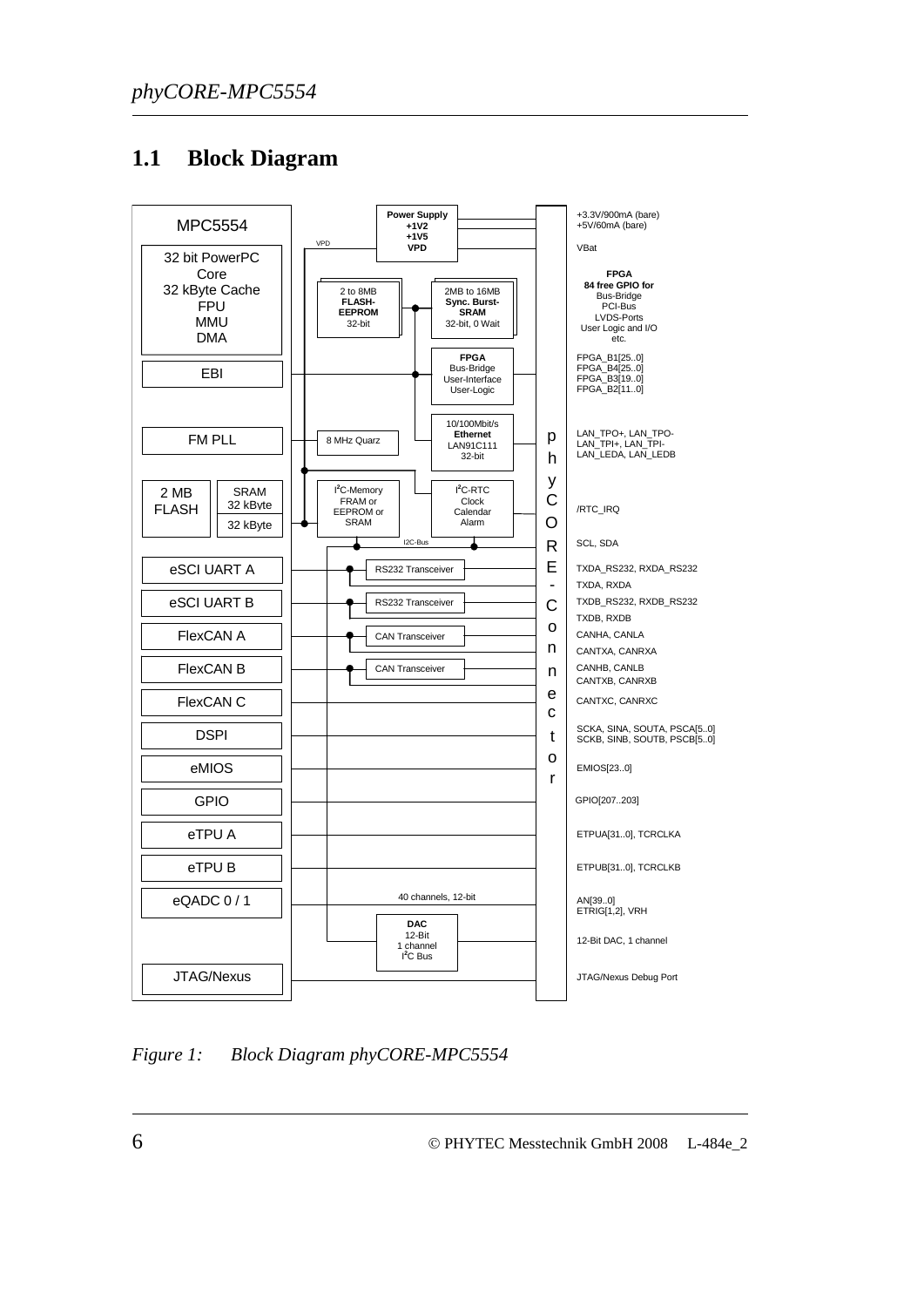## 1.1 Block Diagram

MPC5554

32 bit PowerPC Core
32 kByte Cache
FPU
MMU
DMA

EBI

FM PLL

2 MB FLASH

SRAM 32 kByte

32 kByte

eSCI UART A

eSCI UART B

FlexCAN A

FlexCAN B

FlexCAN C

DSPI

eMIOS

GPIO

eTPU A

eTPU B

eQADC 0 / 1

JTAG/Nexus

VPD

**Power Supply**
**+1V2**
**+1V5**
**VPD**

2 to 8MB
**FLASH-EEPROM**
32-bit

2MB to 16MB
**Sync. Burst-SRAM**
32-bit, 0 Wait

**FPGA**
Bus-Bridge
User-Interface
User-Logic

10/100Mbit/s
**Ethernet**
LAN91C111
32-bit

8 MHz Quarz

$I^2C$-Memory
FRAM or
EEPROM or
SRAM

$I^2C$-RTC
Clock
Calendar
Alarm

I2C-Bus

RS232 Transceiver

RS232 Transceiver

CAN Transceiver

CAN Transceiver

40 channels, 12-bit

**DAC**
12-Bit
1 channel
$I^2C$ Bus

phyCORE-Connector

+3.3V/900mA (bare)
+5V/60mA (bare)

VBat

**FPGA**
**84 free GPIO for**
Bus-Bridge
PCI-Bus
LVDS-Ports
User Logic and I/O
etc.

FPGA_B1[25..0]
FPGA_B4[25..0]
FPGA_B3[19..0]
FPGA_B2[11..0]

LAN_TPO+, LAN_TPO-
LAN_TPI+, LAN_TPI-
LAN_LEDA, LAN_LEDB

/RTC_IRQ

SCL, SDA

TXDA_RS232, RXDA_RS232
TXDA, RXDA

TXDB_RS232, RXDB_RS232
TXDB, RXDB

CANHA, CANLA
CANTXA, CANRXA

CANHB, CANLB
CANTXB, CANRXB

CANTXC, CANRXC

SCKA, SINA, SOUTA, PSCA[5..0]
SCKB, SINB, SOUTB, PSCB[5..0]

EMIOS[23..0]

GPIO[207..203]

ETPUA[31..0], TCRCLKA

ETPUB[31..0], TCRCLKB

AN[39..0]
ETRIG[1,2], VRH

12-Bit DAC, 1 channel

JTAG/Nexus Debug Port

*Figure 1: Block Diagram phyCORE-MPC5554*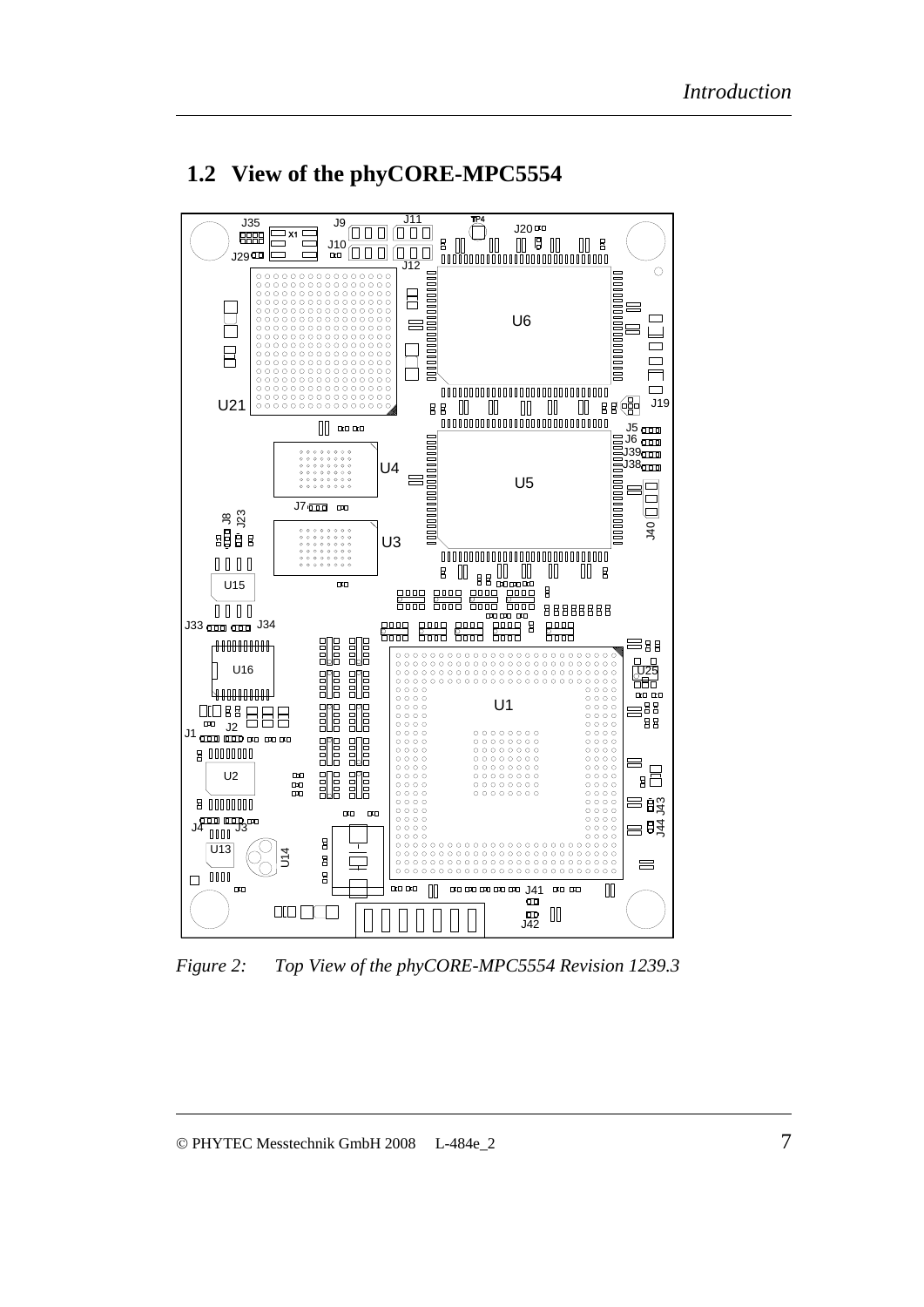## 1.2 View of the phyCORE-MPC5554

*Figure 2: Top View of the phyCORE-MPC5554 Revision 1239.3*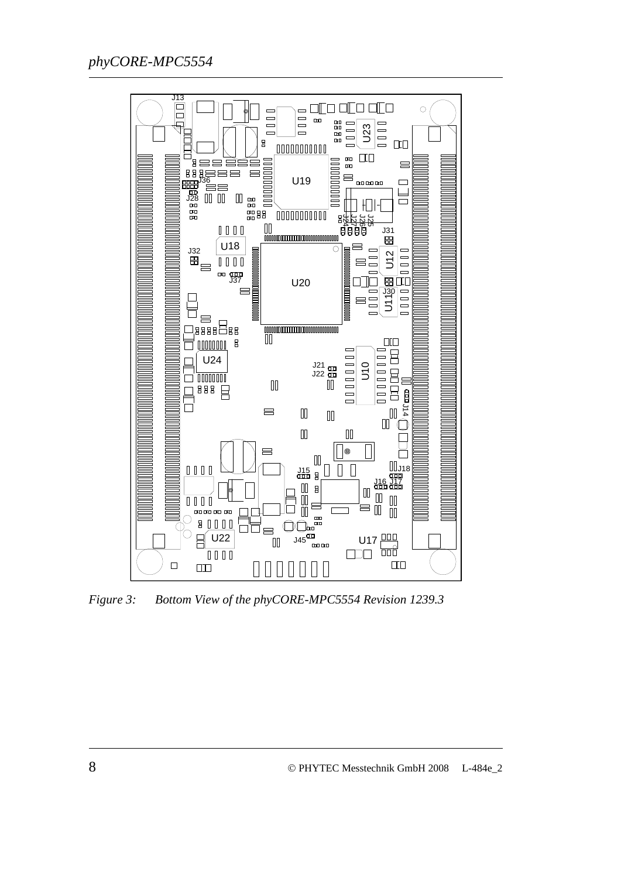*Figure 3: Bottom View of the phyCORE-MPC5554 Revision 1239.3*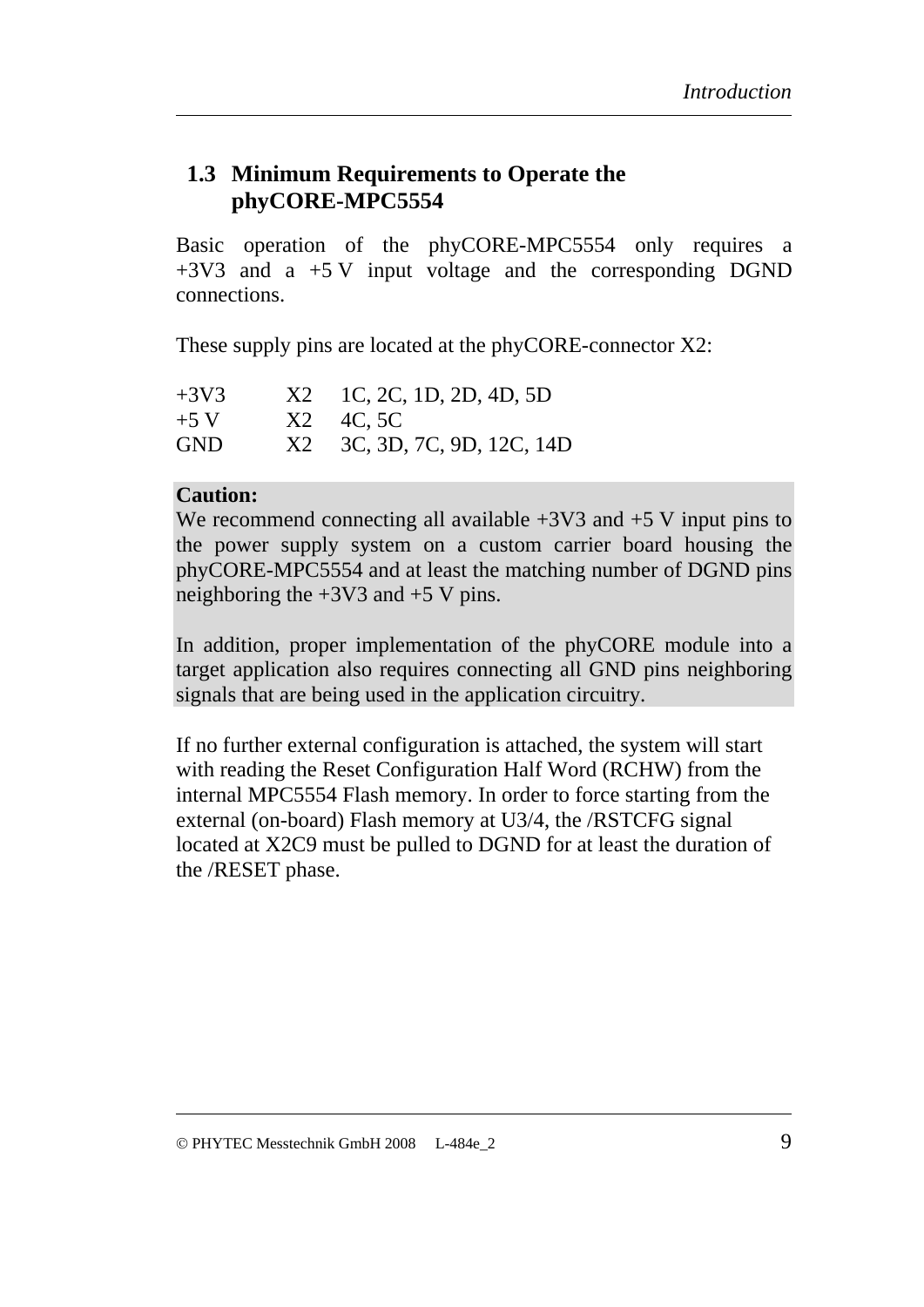## 1.3 Minimum Requirements to Operate the phyCORE-MPC5554

Basic operation of the phyCORE-MPC5554 only requires a +3V3 and a +5 V input voltage and the corresponding DGND connections.

These supply pins are located at the phyCORE-connector X2:

| | | |
|---|---|---|
| +3V3 | X2 | 1C, 2C, 1D, 2D, 4D, 5D |
| +5 V | X2 | 4C, 5C |
| GND | X2 | 3C, 3D, 7C, 9D, 12C, 14D |

**Caution:**
We recommend connecting all available +3V3 and +5 V input pins to the power supply system on a custom carrier board housing the phyCORE-MPC5554 and at least the matching number of DGND pins neighboring the +3V3 and +5 V pins.

In addition, proper implementation of the phyCORE module into a target application also requires connecting all GND pins neighboring signals that are being used in the application circuitry.

If no further external configuration is attached, the system will start with reading the Reset Configuration Half Word (RCHW) from the internal MPC5554 Flash memory. In order to force starting from the external (on-board) Flash memory at U3/4, the /RSTCFG signal located at X2C9 must be pulled to DGND for at least the duration of the /RESET phase.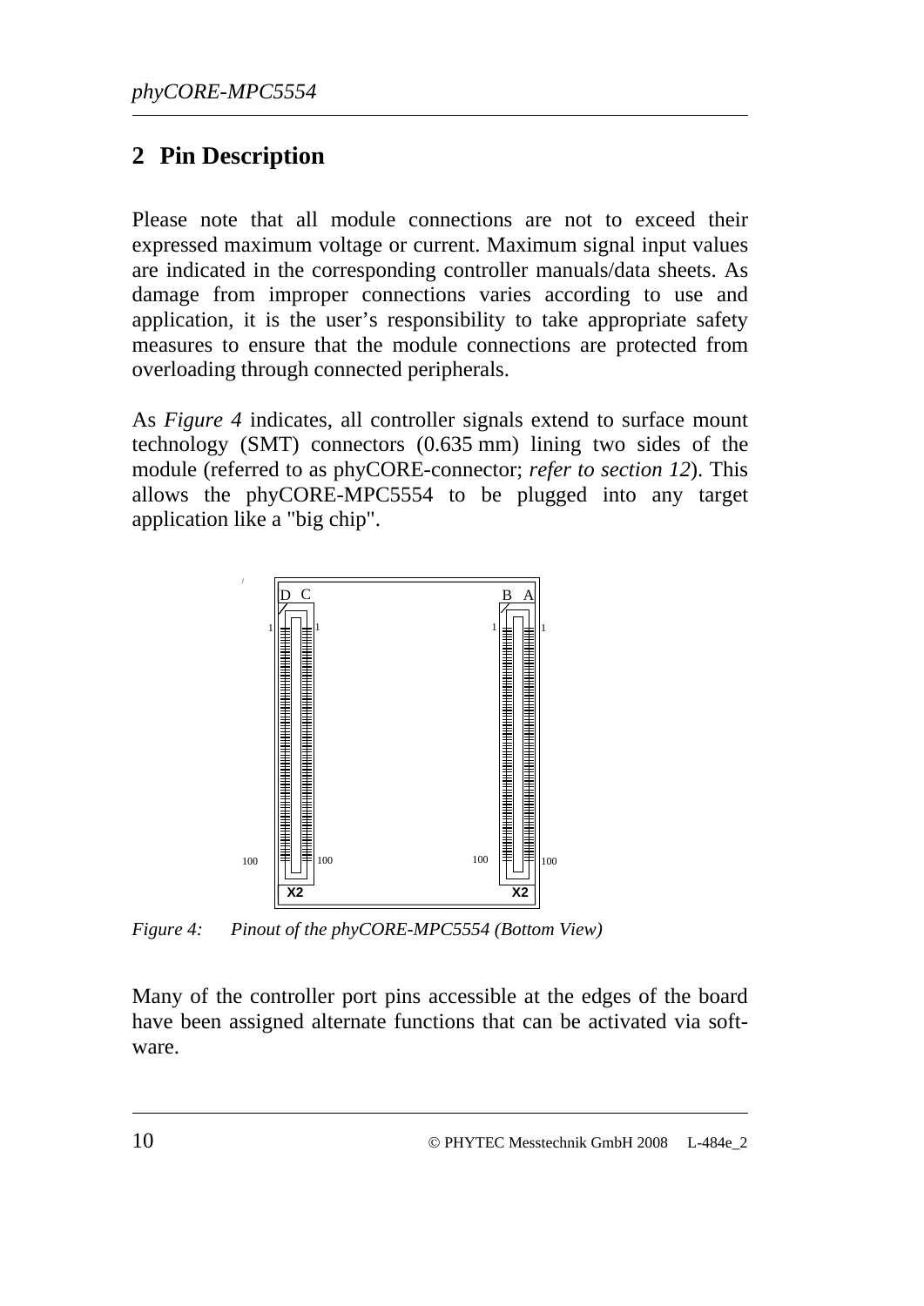## 2 Pin Description

Please note that all module connections are not to exceed their expressed maximum voltage or current. Maximum signal input values are indicated in the corresponding controller manuals/data sheets. As damage from improper connections varies according to use and application, it is the user's responsibility to take appropriate safety measures to ensure that the module connections are protected from overloading through connected peripherals.

As *Figure 4* indicates, all controller signals extend to surface mount technology (SMT) connectors (0.635 mm) lining two sides of the module (referred to as phyCORE-connector; *refer to section 12*). This allows the phyCORE-MPC5554 to be plugged into any target application like a "big chip".

*Figure 4: Pinout of the phyCORE-MPC5554 (Bottom View)*

Many of the controller port pins accessible at the edges of the board have been assigned alternate functions that can be activated via software.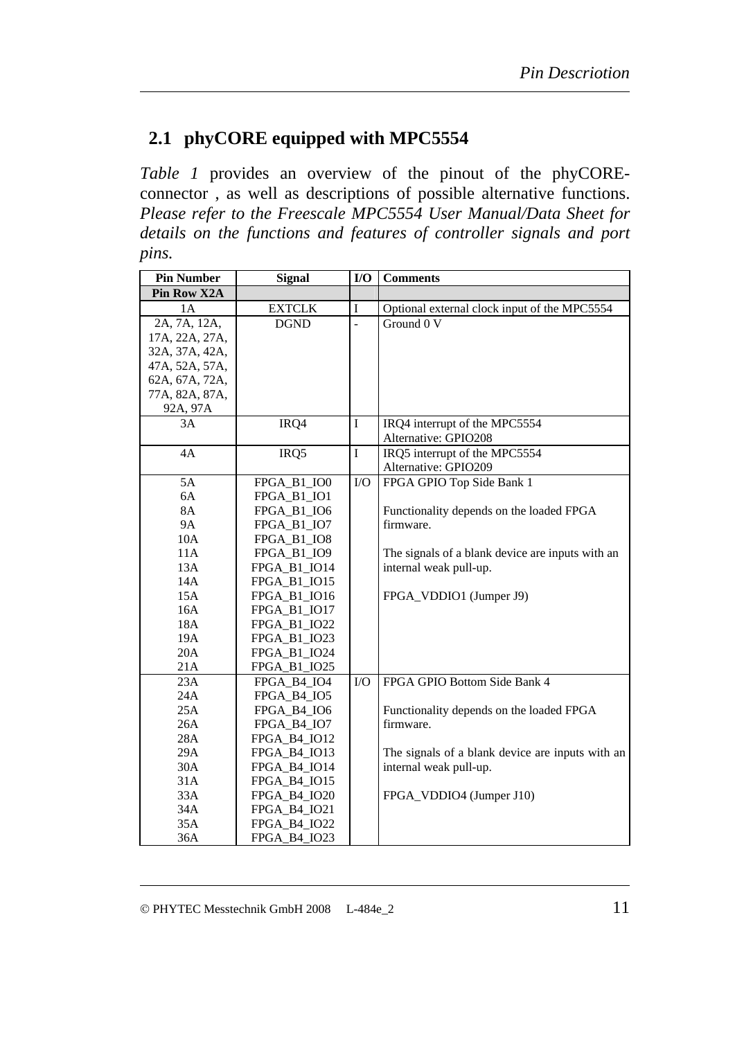## 2.1 phyCORE equipped with MPC5554

*Table 1* provides an overview of the pinout of the phyCORE-connector , as well as descriptions of possible alternative functions. *Please refer to the Freescale MPC5554 User Manual/Data Sheet for details on the functions and features of controller signals and port pins.*

| Pin Number | Signal | I/O | Comments |
|---|---|---|---|
| **Pin Row X2A** | | | |
| 1A | EXTCLK | I | Optional external clock input of the MPC5554 |
| 2A, 7A, 12A, 17A, 22A, 27A, 32A, 37A, 42A, 47A, 52A, 57A, 62A, 67A, 72A, 77A, 82A, 87A, 92A, 97A | DGND | - | Ground 0 V |
| 3A | IRQ4 | I | IRQ4 interrupt of the MPC5554<br>Alternative: GPIO208 |
| 4A | IRQ5 | I | IRQ5 interrupt of the MPC5554<br>Alternative: GPIO209 |
| 5A<br>6A<br>8A<br>9A<br>10A<br>11A<br>13A<br>14A<br>15A<br>16A<br>18A<br>19A<br>20A<br>21A | FPGA_B1_IO0<br>FPGA_B1_IO1<br>FPGA_B1_IO6<br>FPGA_B1_IO7<br>FPGA_B1_IO8<br>FPGA_B1_IO9<br>FPGA_B1_IO14<br>FPGA_B1_IO15<br>FPGA_B1_IO16<br>FPGA_B1_IO17<br>FPGA_B1_IO22<br>FPGA_B1_IO23<br>FPGA_B1_IO24<br>FPGA_B1_IO25 | I/O | FPGA GPIO Top Side Bank 1<br><br>Functionality depends on the loaded FPGA firmware.<br><br>The signals of a blank device are inputs with an internal weak pull-up.<br><br>FPGA_VDDIO1 (Jumper J9) |
| 23A<br>24A<br>25A<br>26A<br>28A<br>29A<br>30A<br>31A<br>33A<br>34A<br>35A<br>36A | FPGA_B4_IO4<br>FPGA_B4_IO5<br>FPGA_B4_IO6<br>FPGA_B4_IO7<br>FPGA_B4_IO12<br>FPGA_B4_IO13<br>FPGA_B4_IO14<br>FPGA_B4_IO15<br>FPGA_B4_IO20<br>FPGA_B4_IO21<br>FPGA_B4_IO22<br>FPGA_B4_IO23 | I/O | FPGA GPIO Bottom Side Bank 4<br><br>Functionality depends on the loaded FPGA firmware.<br><br>The signals of a blank device are inputs with an internal weak pull-up.<br><br>FPGA_VDDIO4 (Jumper J10) |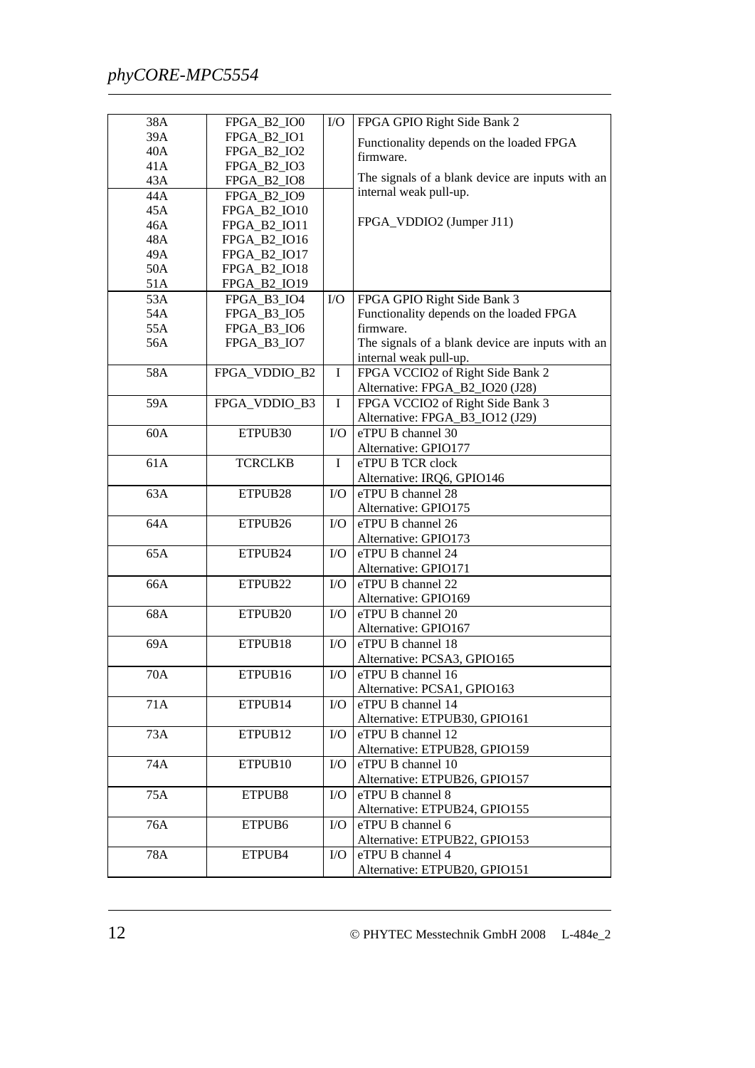| | | | |
|---|---|---|---|
| 38A<br>39A<br>40A<br>41A<br>43A<br>44A<br>45A<br>46A<br>48A<br>49A<br>50A<br>51A | FPGA_B2_IO0<br>FPGA_B2_IO1<br>FPGA_B2_IO2<br>FPGA_B2_IO3<br>FPGA_B2_IO8<br>FPGA_B2_IO9<br>FPGA_B2_IO10<br>FPGA_B2_IO11<br>FPGA_B2_IO16<br>FPGA_B2_IO17<br>FPGA_B2_IO18<br>FPGA_B2_IO19 | I/O | FPGA GPIO Right Side Bank 2<br>Functionality depends on the loaded FPGA firmware.<br>The signals of a blank device are inputs with an internal weak pull-up.<br><br>FPGA_VDDIO2 (Jumper J11) |
| 53A<br>54A<br>55A<br>56A | FPGA_B3_IO4<br>FPGA_B3_IO5<br>FPGA_B3_IO6<br>FPGA_B3_IO7 | I/O | FPGA GPIO Right Side Bank 3<br>Functionality depends on the loaded FPGA firmware.<br>The signals of a blank device are inputs with an internal weak pull-up. |
| 58A | FPGA_VDDIO_B2 | I | FPGA VCCIO2 of Right Side Bank 2<br>Alternative: FPGA_B2_IO20 (J28) |
| 59A | FPGA_VDDIO_B3 | I | FPGA VCCIO2 of Right Side Bank 3<br>Alternative: FPGA_B3_IO12 (J29) |
| 60A | ETPUB30 | I/O | eTPU B channel 30<br>Alternative: GPIO177 |
| 61A | TCRCLKB | I | eTPU B TCR clock<br>Alternative: IRQ6, GPIO146 |
| 63A | ETPUB28 | I/O | eTPU B channel 28<br>Alternative: GPIO175 |
| 64A | ETPUB26 | I/O | eTPU B channel 26<br>Alternative: GPIO173 |
| 65A | ETPUB24 | I/O | eTPU B channel 24<br>Alternative: GPIO171 |
| 66A | ETPUB22 | I/O | eTPU B channel 22<br>Alternative: GPIO169 |
| 68A | ETPUB20 | I/O | eTPU B channel 20<br>Alternative: GPIO167 |
| 69A | ETPUB18 | I/O | eTPU B channel 18<br>Alternative: PCSA3, GPIO165 |
| 70A | ETPUB16 | I/O | eTPU B channel 16<br>Alternative: PCSA1, GPIO163 |
| 71A | ETPUB14 | I/O | eTPU B channel 14<br>Alternative: ETPUB30, GPIO161 |
| 73A | ETPUB12 | I/O | eTPU B channel 12<br>Alternative: ETPUB28, GPIO159 |
| 74A | ETPUB10 | I/O | eTPU B channel 10<br>Alternative: ETPUB26, GPIO157 |
| 75A | ETPUB8 | I/O | eTPU B channel 8<br>Alternative: ETPUB24, GPIO155 |
| 76A | ETPUB6 | I/O | eTPU B channel 6<br>Alternative: ETPUB22, GPIO153 |
| 78A | ETPUB4 | I/O | eTPU B channel 4<br>Alternative: ETPUB20, GPIO151 |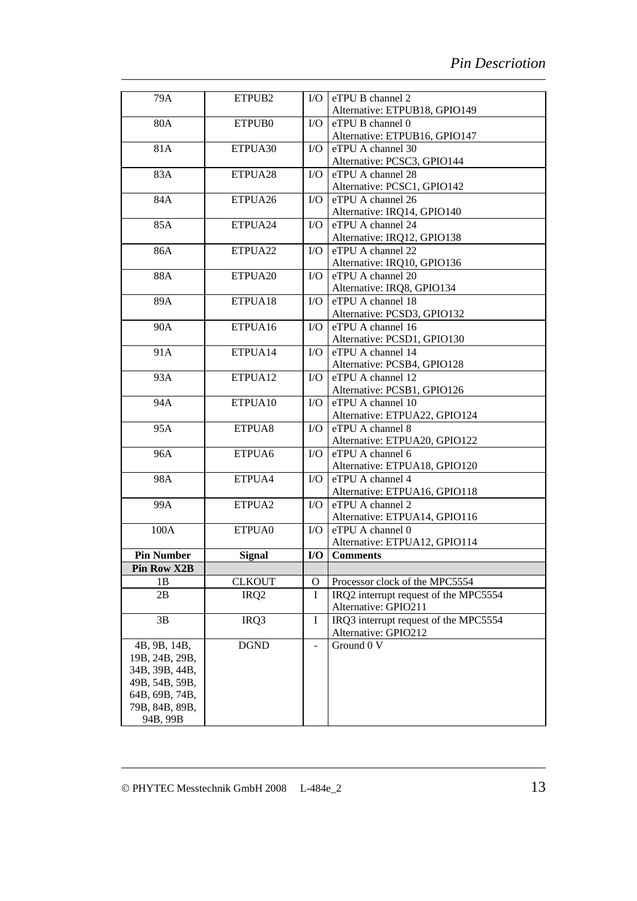| | | | |
|---|---|---|---|
| 79A | ETPUB2 | I/O | eTPU B channel 2<br>Alternative: ETPUB18, GPIO149 |
| 80A | ETPUB0 | I/O | eTPU B channel 0<br>Alternative: ETPUB16, GPIO147 |
| 81A | ETPUA30 | I/O | eTPU A channel 30<br>Alternative: PCSC3, GPIO144 |
| 83A | ETPUA28 | I/O | eTPU A channel 28<br>Alternative: PCSC1, GPIO142 |
| 84A | ETPUA26 | I/O | eTPU A channel 26<br>Alternative: IRQ14, GPIO140 |
| 85A | ETPUA24 | I/O | eTPU A channel 24<br>Alternative: IRQ12, GPIO138 |
| 86A | ETPUA22 | I/O | eTPU A channel 22<br>Alternative: IRQ10, GPIO136 |
| 88A | ETPUA20 | I/O | eTPU A channel 20<br>Alternative: IRQ8, GPIO134 |
| 89A | ETPUA18 | I/O | eTPU A channel 18<br>Alternative: PCSD3, GPIO132 |
| 90A | ETPUA16 | I/O | eTPU A channel 16<br>Alternative: PCSD1, GPIO130 |
| 91A | ETPUA14 | I/O | eTPU A channel 14<br>Alternative: PCSB4, GPIO128 |
| 93A | ETPUA12 | I/O | eTPU A channel 12<br>Alternative: PCSB1, GPIO126 |
| 94A | ETPUA10 | I/O | eTPU A channel 10<br>Alternative: ETPUA22, GPIO124 |
| 95A | ETPUA8 | I/O | eTPU A channel 8<br>Alternative: ETPUA20, GPIO122 |
| 96A | ETPUA6 | I/O | eTPU A channel 6<br>Alternative: ETPUA18, GPIO120 |
| 98A | ETPUA4 | I/O | eTPU A channel 4<br>Alternative: ETPUA16, GPIO118 |
| 99A | ETPUA2 | I/O | eTPU A channel 2<br>Alternative: ETPUA14, GPIO116 |
| 100A | ETPUA0 | I/O | eTPU A channel 0<br>Alternative: ETPUA12, GPIO114 |

| **Pin Number** | **Signal** | **I/O** | **Comments** |
|---|---|---|---|
| **Pin Row X2B** | | | |
| 1B | CLKOUT | O | Processor clock of the MPC5554 |
| 2B | IRQ2 | I | IRQ2 interrupt request of the MPC5554<br>Alternative: GPIO211 |
| 3B | IRQ3 | I | IRQ3 interrupt request of the MPC5554<br>Alternative: GPIO212 |
| 4B, 9B, 14B, 19B, 24B, 29B, 34B, 39B, 44B, 49B, 54B, 59B, 64B, 69B, 74B, 79B, 84B, 89B, 94B, 99B | DGND | - | Ground 0 V |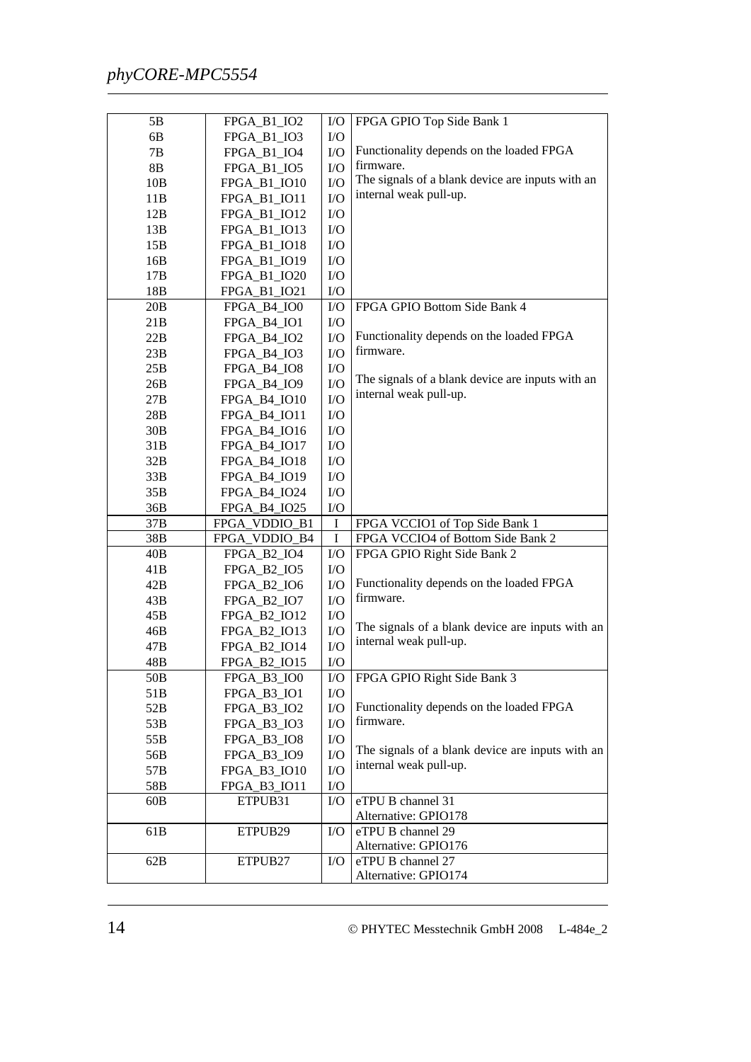| | | | |
|---|---|---|---|
| 5B | FPGA_B1_IO2 | I/O | FPGA GPIO Top Side Bank 1 |
| 6B | FPGA_B1_IO3 | I/O | |
| 7B | FPGA_B1_IO4 | I/O | Functionality depends on the loaded FPGA firmware. |
| 8B | FPGA_B1_IO5 | I/O | |
| 10B | FPGA_B1_IO10 | I/O | The signals of a blank device are inputs with an internal weak pull-up. |
| 11B | FPGA_B1_IO11 | I/O | |
| 12B | FPGA_B1_IO12 | I/O | |
| 13B | FPGA_B1_IO13 | I/O | |
| 15B | FPGA_B1_IO18 | I/O | |
| 16B | FPGA_B1_IO19 | I/O | |
| 17B | FPGA_B1_IO20 | I/O | |
| 18B | FPGA_B1_IO21 | I/O | |
| 20B | FPGA_B4_IO0 | I/O | FPGA GPIO Bottom Side Bank 4 |
| 21B | FPGA_B4_IO1 | I/O | |
| 22B | FPGA_B4_IO2 | I/O | Functionality depends on the loaded FPGA firmware. |
| 23B | FPGA_B4_IO3 | I/O | |
| 25B | FPGA_B4_IO8 | I/O | |
| 26B | FPGA_B4_IO9 | I/O | The signals of a blank device are inputs with an internal weak pull-up. |
| 27B | FPGA_B4_IO10 | I/O | |
| 28B | FPGA_B4_IO11 | I/O | |
| 30B | FPGA_B4_IO16 | I/O | |
| 31B | FPGA_B4_IO17 | I/O | |
| 32B | FPGA_B4_IO18 | I/O | |
| 33B | FPGA_B4_IO19 | I/O | |
| 35B | FPGA_B4_IO24 | I/O | |
| 36B | FPGA_B4_IO25 | I/O | |
| 37B | FPGA_VDDIO_B1 | I | FPGA VCCIO1 of Top Side Bank 1 |
| 38B | FPGA_VDDIO_B4 | I | FPGA VCCIO4 of Bottom Side Bank 2 |
| 40B | FPGA_B2_IO4 | I/O | FPGA GPIO Right Side Bank 2 |
| 41B | FPGA_B2_IO5 | I/O | |
| 42B | FPGA_B2_IO6 | I/O | Functionality depends on the loaded FPGA firmware. |
| 43B | FPGA_B2_IO7 | I/O | |
| 45B | FPGA_B2_IO12 | I/O | |
| 46B | FPGA_B2_IO13 | I/O | The signals of a blank device are inputs with an internal weak pull-up. |
| 47B | FPGA_B2_IO14 | I/O | |
| 48B | FPGA_B2_IO15 | I/O | |
| 50B | FPGA_B3_IO0 | I/O | FPGA GPIO Right Side Bank 3 |
| 51B | FPGA_B3_IO1 | I/O | |
| 52B | FPGA_B3_IO2 | I/O | Functionality depends on the loaded FPGA firmware. |
| 53B | FPGA_B3_IO3 | I/O | |
| 55B | FPGA_B3_IO8 | I/O | |
| 56B | FPGA_B3_IO9 | I/O | The signals of a blank device are inputs with an internal weak pull-up. |
| 57B | FPGA_B3_IO10 | I/O | |
| 58B | FPGA_B3_IO11 | I/O | |
| 60B | ETPUB31 | I/O | eTPU B channel 31<br>Alternative: GPIO178 |
| 61B | ETPUB29 | I/O | eTPU B channel 29<br>Alternative: GPIO176 |
| 62B | ETPUB27 | I/O | eTPU B channel 27<br>Alternative: GPIO174 |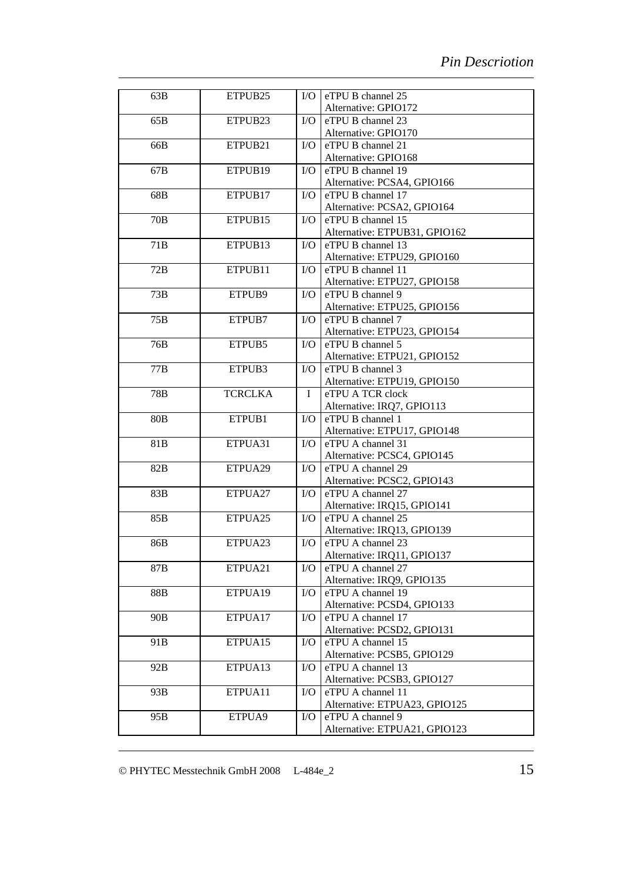| 63B | ETPUB25 | I/O | eTPU B channel 25<br>Alternative: GPIO172 |
|---|---|---|---|
| 65B | ETPUB23 | I/O | eTPU B channel 23<br>Alternative: GPIO170 |
| 66B | ETPUB21 | I/O | eTPU B channel 21<br>Alternative: GPIO168 |
| 67B | ETPUB19 | I/O | eTPU B channel 19<br>Alternative: PCSA4, GPIO166 |
| 68B | ETPUB17 | I/O | eTPU B channel 17<br>Alternative: PCSA2, GPIO164 |
| 70B | ETPUB15 | I/O | eTPU B channel 15<br>Alternative: ETPUB31, GPIO162 |
| 71B | ETPUB13 | I/O | eTPU B channel 13<br>Alternative: ETPU29, GPIO160 |
| 72B | ETPUB11 | I/O | eTPU B channel 11<br>Alternative: ETPU27, GPIO158 |
| 73B | ETPUB9 | I/O | eTPU B channel 9<br>Alternative: ETPU25, GPIO156 |
| 75B | ETPUB7 | I/O | eTPU B channel 7<br>Alternative: ETPU23, GPIO154 |
| 76B | ETPUB5 | I/O | eTPU B channel 5<br>Alternative: ETPU21, GPIO152 |
| 77B | ETPUB3 | I/O | eTPU B channel 3<br>Alternative: ETPU19, GPIO150 |
| 78B | TCRCLKA | I | eTPU A TCR clock<br>Alternative: IRQ7, GPIO113 |
| 80B | ETPUB1 | I/O | eTPU B channel 1<br>Alternative: ETPU17, GPIO148 |
| 81B | ETPUA31 | I/O | eTPU A channel 31<br>Alternative: PCSC4, GPIO145 |
| 82B | ETPUA29 | I/O | eTPU A channel 29<br>Alternative: PCSC2, GPIO143 |
| 83B | ETPUA27 | I/O | eTPU A channel 27<br>Alternative: IRQ15, GPIO141 |
| 85B | ETPUA25 | I/O | eTPU A channel 25<br>Alternative: IRQ13, GPIO139 |
| 86B | ETPUA23 | I/O | eTPU A channel 23<br>Alternative: IRQ11, GPIO137 |
| 87B | ETPUA21 | I/O | eTPU A channel 27<br>Alternative: IRQ9, GPIO135 |
| 88B | ETPUA19 | I/O | eTPU A channel 19<br>Alternative: PCSD4, GPIO133 |
| 90B | ETPUA17 | I/O | eTPU A channel 17<br>Alternative: PCSD2, GPIO131 |
| 91B | ETPUA15 | I/O | eTPU A channel 15<br>Alternative: PCSB5, GPIO129 |
| 92B | ETPUA13 | I/O | eTPU A channel 13<br>Alternative: PCSB3, GPIO127 |
| 93B | ETPUA11 | I/O | eTPU A channel 11<br>Alternative: ETPUA23, GPIO125 |
| 95B | ETPUA9 | I/O | eTPU A channel 9<br>Alternative: ETPUA21, GPIO123 |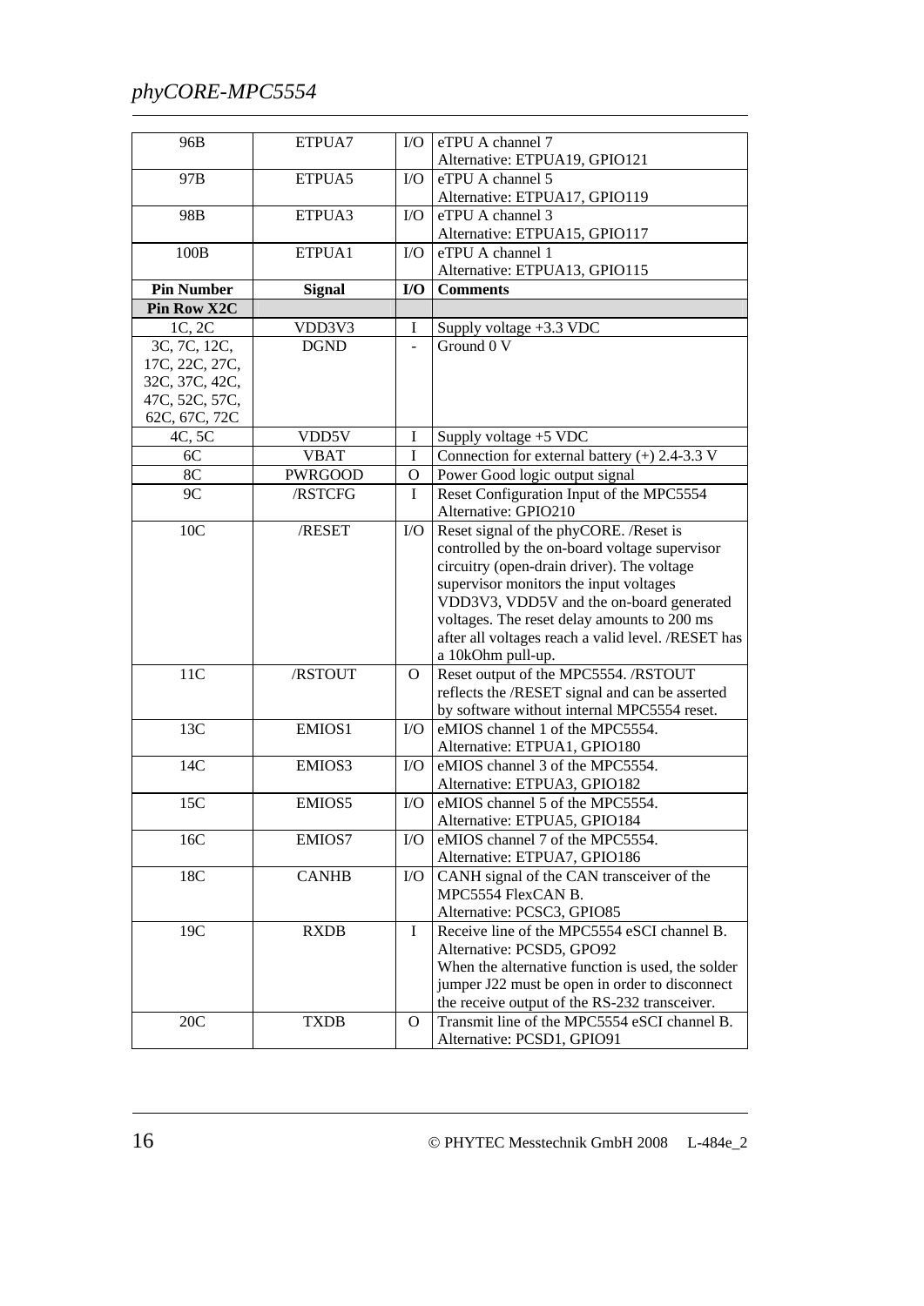| 96B | ETPUA7 | I/O | eTPU A channel 7<br>Alternative: ETPUA19, GPIO121 |
|---|---|---|---|
| 97B | ETPUA5 | I/O | eTPU A channel 5<br>Alternative: ETPUA17, GPIO119 |
| 98B | ETPUA3 | I/O | eTPU A channel 3<br>Alternative: ETPUA15, GPIO117 |
| 100B | ETPUA1 | I/O | eTPU A channel 1<br>Alternative: ETPUA13, GPIO115 |
| **Pin Number** | **Signal** | **I/O** | **Comments** |
| **Pin Row X2C** | | | |
| 1C, 2C | VDD3V3 | I | Supply voltage +3.3 VDC |
| 3C, 7C, 12C, 17C, 22C, 27C, 32C, 37C, 42C, 47C, 52C, 57C, 62C, 67C, 72C | DGND | - | Ground 0 V |
| 4C, 5C | VDD5V | I | Supply voltage +5 VDC |
| 6C | VBAT | I | Connection for external battery (+) 2.4-3.3 V |
| 8C | PWRGOOD | O | Power Good logic output signal |
| 9C | /RSTCFG | I | Reset Configuration Input of the MPC5554<br>Alternative: GPIO210 |
| 10C | /RESET | I/O | Reset signal of the phyCORE. /Reset is controlled by the on-board voltage supervisor circuitry (open-drain driver). The voltage supervisor monitors the input voltages VDD3V3, VDD5V and the on-board generated voltages. The reset delay amounts to 200 ms after all voltages reach a valid level. /RESET has a 10kOhm pull-up. |
| 11C | /RSTOUT | O | Reset output of the MPC5554. /RSTOUT reflects the /RESET signal and can be asserted by software without internal MPC5554 reset. |
| 13C | EMIOS1 | I/O | eMIOS channel 1 of the MPC5554.<br>Alternative: ETPUA1, GPIO180 |
| 14C | EMIOS3 | I/O | eMIOS channel 3 of the MPC5554.<br>Alternative: ETPUA3, GPIO182 |
| 15C | EMIOS5 | I/O | eMIOS channel 5 of the MPC5554.<br>Alternative: ETPUA5, GPIO184 |
| 16C | EMIOS7 | I/O | eMIOS channel 7 of the MPC5554.<br>Alternative: ETPUA7, GPIO186 |
| 18C | CANHB | I/O | CANH signal of the CAN transceiver of the MPC5554 FlexCAN B.<br>Alternative: PCSC3, GPIO85 |
| 19C | RXDB | I | Receive line of the MPC5554 eSCI channel B.<br>Alternative: PCSD5, GPO92<br>When the alternative function is used, the solder jumper J22 must be open in order to disconnect the receive output of the RS-232 transceiver. |
| 20C | TXDB | O | Transmit line of the MPC5554 eSCI channel B.<br>Alternative: PCSD1, GPIO91 |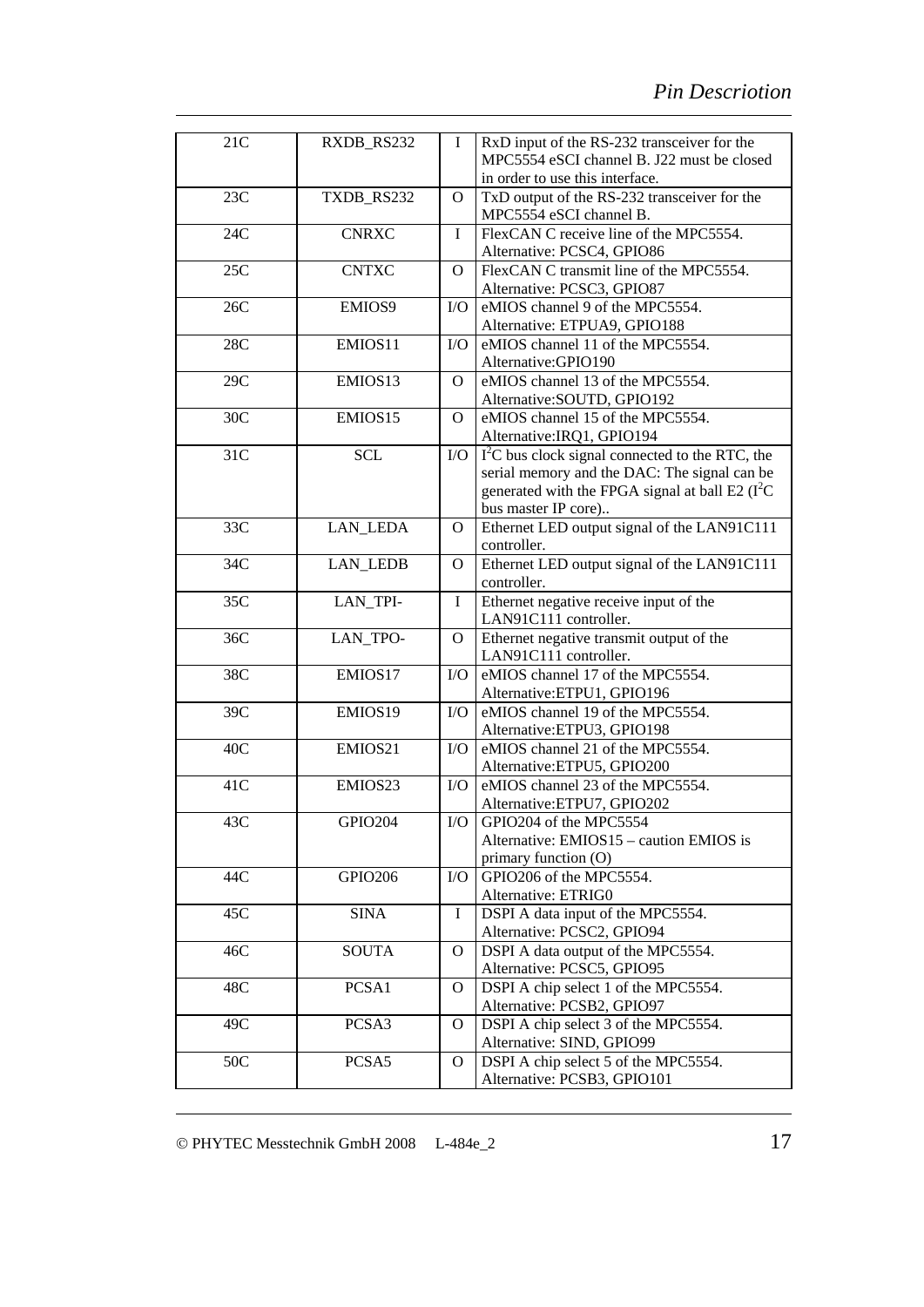| 21C | RXDB_RS232 | I | RxD input of the RS-232 transceiver for the MPC5554 eSCI channel B. J22 must be closed in order to use this interface. |
|---|---|---|---|
| 23C | TXDB_RS232 | O | TxD output of the RS-232 transceiver for the MPC5554 eSCI channel B. |
| 24C | CNRXC | I | FlexCAN C receive line of the MPC5554. Alternative: PCSC4, GPIO86 |
| 25C | CNTXC | O | FlexCAN C transmit line of the MPC5554. Alternative: PCSC3, GPIO87 |
| 26C | EMIOS9 | I/O | eMIOS channel 9 of the MPC5554. Alternative: ETPUA9, GPIO188 |
| 28C | EMIOS11 | I/O | eMIOS channel 11 of the MPC5554. Alternative:GPIO190 |
| 29C | EMIOS13 | O | eMIOS channel 13 of the MPC5554. Alternative:SOUTD, GPIO192 |
| 30C | EMIOS15 | O | eMIOS channel 15 of the MPC5554. Alternative:IRQ1, GPIO194 |
| 31C | SCL | I/O | $I^2C$ bus clock signal connected to the RTC, the serial memory and the DAC: The signal can be generated with the FPGA signal at ball E2 ($I^2C$ bus master IP core).. |
| 33C | LAN_LEDA | O | Ethernet LED output signal of the LAN91C111 controller. |
| 34C | LAN_LEDB | O | Ethernet LED output signal of the LAN91C111 controller. |
| 35C | LAN_TPI- | I | Ethernet negative receive input of the LAN91C111 controller. |
| 36C | LAN_TPO- | O | Ethernet negative transmit output of the LAN91C111 controller. |
| 38C | EMIOS17 | I/O | eMIOS channel 17 of the MPC5554. Alternative:ETPU1, GPIO196 |
| 39C | EMIOS19 | I/O | eMIOS channel 19 of the MPC5554. Alternative:ETPU3, GPIO198 |
| 40C | EMIOS21 | I/O | eMIOS channel 21 of the MPC5554. Alternative:ETPU5, GPIO200 |
| 41C | EMIOS23 | I/O | eMIOS channel 23 of the MPC5554. Alternative:ETPU7, GPIO202 |
| 43C | GPIO204 | I/O | GPIO204 of the MPC5554 Alternative: EMIOS15 – caution EMIOS is primary function (O) |
| 44C | GPIO206 | I/O | GPIO206 of the MPC5554. Alternative: ETRIG0 |
| 45C | SINA | I | DSPI A data input of the MPC5554. Alternative: PCSC2, GPIO94 |
| 46C | SOUTA | O | DSPI A data output of the MPC5554. Alternative: PCSC5, GPIO95 |
| 48C | PCSA1 | O | DSPI A chip select 1 of the MPC5554. Alternative: PCSB2, GPIO97 |
| 49C | PCSA3 | O | DSPI A chip select 3 of the MPC5554. Alternative: SIND, GPIO99 |
| 50C | PCSA5 | O | DSPI A chip select 5 of the MPC5554. Alternative: PCSB3, GPIO101 |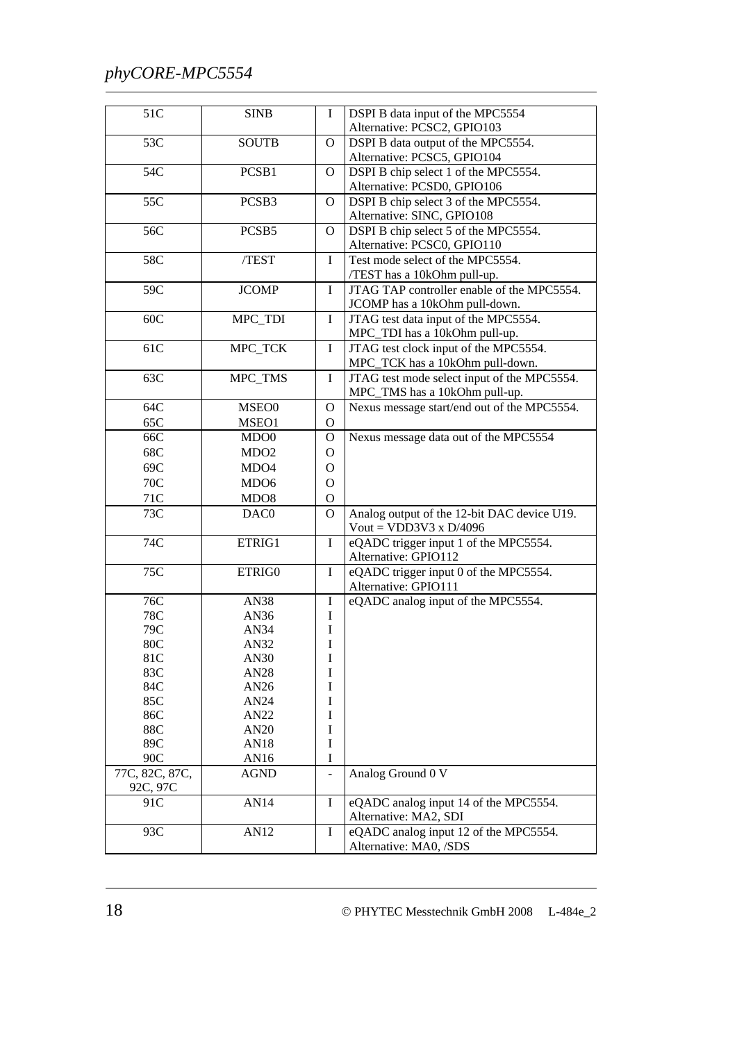| 51C | SINB | I | DSPI B data input of the MPC5554<br>Alternative: PCSC2, GPIO103 |
|---|---|---|---|
| 53C | SOUTB | O | DSPI B data output of the MPC5554.<br>Alternative: PCSC5, GPIO104 |
| 54C | PCSB1 | O | DSPI B chip select 1 of the MPC5554.<br>Alternative: PCSD0, GPIO106 |
| 55C | PCSB3 | O | DSPI B chip select 3 of the MPC5554.<br>Alternative: SINC, GPIO108 |
| 56C | PCSB5 | O | DSPI B chip select 5 of the MPC5554.<br>Alternative: PCSC0, GPIO110 |
| 58C | /TEST | I | Test mode select of the MPC5554.<br>/TEST has a 10kOhm pull-up. |
| 59C | JCOMP | I | JTAG TAP controller enable of the MPC5554.<br>JCOMP has a 10kOhm pull-down. |
| 60C | MPC_TDI | I | JTAG test data input of the MPC5554.<br>MPC_TDI has a 10kOhm pull-up. |
| 61C | MPC_TCK | I | JTAG test clock input of the MPC5554.<br>MPC_TCK has a 10kOhm pull-down. |
| 63C | MPC_TMS | I | JTAG test mode select input of the MPC5554.<br>MPC_TMS has a 10kOhm pull-up. |
| 64C<br>65C | MSEO0<br>MSEO1 | O<br>O | Nexus message start/end out of the MPC5554. |
| 66C<br>68C<br>69C<br>70C<br>71C | MDO0<br>MDO2<br>MDO4<br>MDO6<br>MDO8 | O<br>O<br>O<br>O<br>O | Nexus message data out of the MPC5554 |
| 73C | DAC0 | O | Analog output of the 12-bit DAC device U19.<br>Vout = VDD3V3 x D/4096 |
| 74C | ETRIG1 | I | eQADC trigger input 1 of the MPC5554.<br>Alternative: GPIO112 |
| 75C | ETRIG0 | I | eQADC trigger input 0 of the MPC5554.<br>Alternative: GPIO111 |
| 76C<br>78C<br>79C<br>80C<br>81C<br>83C<br>84C<br>85C<br>86C<br>88C<br>89C<br>90C | AN38<br>AN36<br>AN34<br>AN32<br>AN30<br>AN28<br>AN26<br>AN24<br>AN22<br>AN20<br>AN18<br>AN16 | I<br>I<br>I<br>I<br>I<br>I<br>I<br>I<br>I<br>I<br>I<br>I | eQADC analog input of the MPC5554. |
| 77C, 82C, 87C, 92C, 97C | AGND | - | Analog Ground 0 V |
| 91C | AN14 | I | eQADC analog input 14 of the MPC5554.<br>Alternative: MA2, SDI |
| 93C | AN12 | I | eQADC analog input 12 of the MPC5554.<br>Alternative: MA0, /SDS |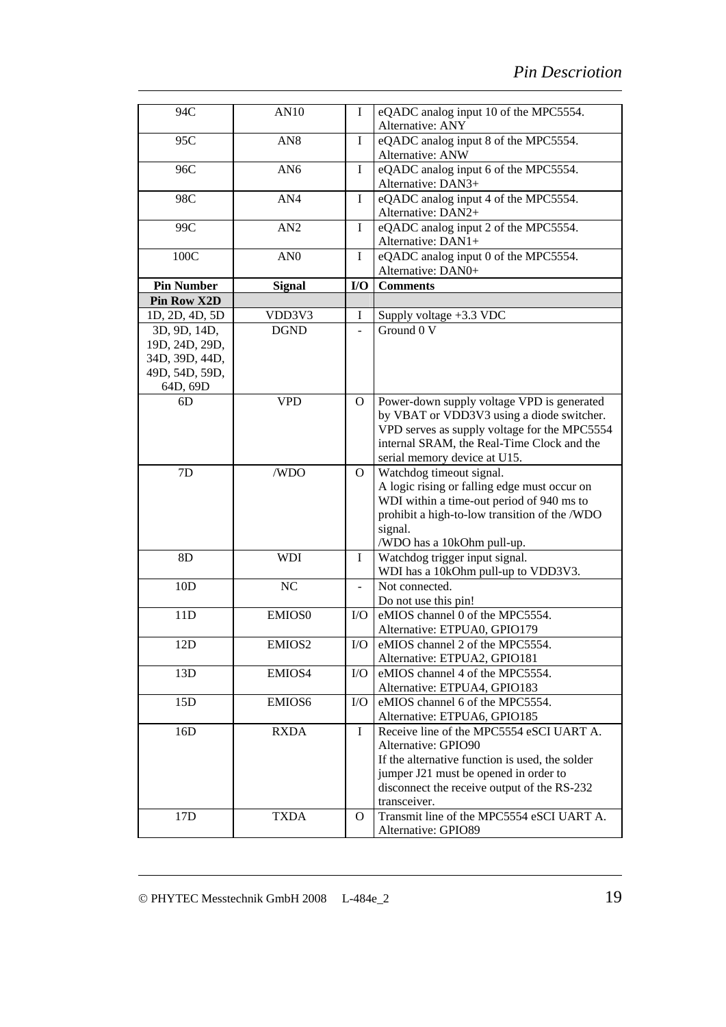| 94C | AN10 | I | eQADC analog input 10 of the MPC5554.<br>Alternative: ANY |
|---|---|---|---|
| 95C | AN8 | I | eQADC analog input 8 of the MPC5554.<br>Alternative: ANW |
| 96C | AN6 | I | eQADC analog input 6 of the MPC5554.<br>Alternative: DAN3+ |
| 98C | AN4 | I | eQADC analog input 4 of the MPC5554.<br>Alternative: DAN2+ |
| 99C | AN2 | I | eQADC analog input 2 of the MPC5554.<br>Alternative: DAN1+ |
| 100C | AN0 | I | eQADC analog input 0 of the MPC5554.<br>Alternative: DAN0+ |
| **Pin Number** | **Signal** | **I/O** | **Comments** |
| **Pin Row X2D** | | | |
| 1D, 2D, 4D, 5D | VDD3V3 | I | Supply voltage +3.3 VDC |
| 3D, 9D, 14D, 19D, 24D, 29D, 34D, 39D, 44D, 49D, 54D, 59D, 64D, 69D | DGND | - | Ground 0 V |
| 6D | VPD | O | Power-down supply voltage VPD is generated by VBAT or VDD3V3 using a diode switcher. VPD serves as supply voltage for the MPC5554 internal SRAM, the Real-Time Clock and the serial memory device at U15. |
| 7D | /WDO | O | Watchdog timeout signal.<br>A logic rising or falling edge must occur on WDI within a time-out period of 940 ms to prohibit a high-to-low transition of the /WDO signal.<br>/WDO has a 10kOhm pull-up. |
| 8D | WDI | I | Watchdog trigger input signal.<br>WDI has a 10kOhm pull-up to VDD3V3. |
| 10D | NC | - | Not connected.<br>Do not use this pin! |
| 11D | EMIOS0 | I/O | eMIOS channel 0 of the MPC5554.<br>Alternative: ETPUA0, GPIO179 |
| 12D | EMIOS2 | I/O | eMIOS channel 2 of the MPC5554.<br>Alternative: ETPUA2, GPIO181 |
| 13D | EMIOS4 | I/O | eMIOS channel 4 of the MPC5554.<br>Alternative: ETPUA4, GPIO183 |
| 15D | EMIOS6 | I/O | eMIOS channel 6 of the MPC5554.<br>Alternative: ETPUA6, GPIO185 |
| 16D | RXDA | I | Receive line of the MPC5554 eSCI UART A.<br>Alternative: GPIO90<br>If the alternative function is used, the solder jumper J21 must be opened in order to disconnect the receive output of the RS-232 transceiver. |
| 17D | TXDA | O | Transmit line of the MPC5554 eSCI UART A.<br>Alternative: GPIO89 |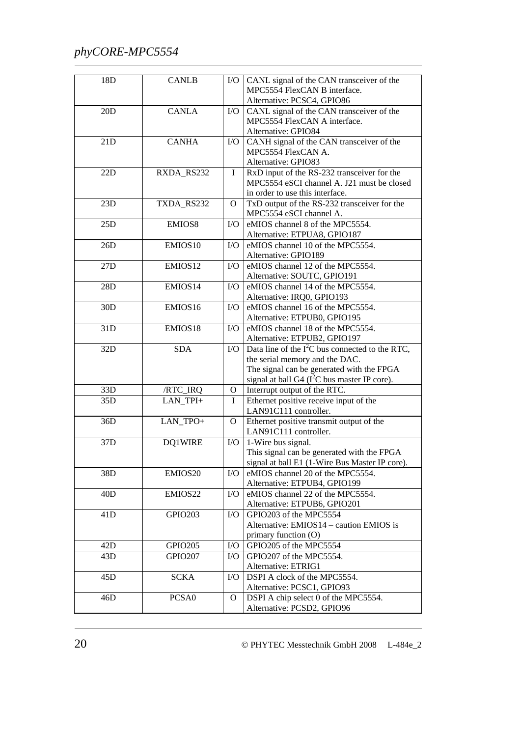| 18D | CANLB | I/O | CANL signal of the CAN transceiver of the MPC5554 FlexCAN B interface. Alternative: PCSC4, GPIO86 |
|---|---|---|---|
| 20D | CANLA | I/O | CANL signal of the CAN transceiver of the MPC5554 FlexCAN A interface. Alternative: GPIO84 |
| 21D | CANHA | I/O | CANH signal of the CAN transceiver of the MPC5554 FlexCAN A. Alternative: GPIO83 |
| 22D | RXDA_RS232 | I | RxD input of the RS-232 transceiver for the MPC5554 eSCI channel A. J21 must be closed in order to use this interface. |
| 23D | TXDA_RS232 | O | TxD output of the RS-232 transceiver for the MPC5554 eSCI channel A. |
| 25D | EMIOS8 | I/O | eMIOS channel 8 of the MPC5554. Alternative: ETPUA8, GPIO187 |
| 26D | EMIOS10 | I/O | eMIOS channel 10 of the MPC5554. Alternative: GPIO189 |
| 27D | EMIOS12 | I/O | eMIOS channel 12 of the MPC5554. Alternative: SOUTC, GPIO191 |
| 28D | EMIOS14 | I/O | eMIOS channel 14 of the MPC5554. Alternative: IRQ0, GPIO193 |
| 30D | EMIOS16 | I/O | eMIOS channel 16 of the MPC5554. Alternative: ETPUB0, GPIO195 |
| 31D | EMIOS18 | I/O | eMIOS channel 18 of the MPC5554. Alternative: ETPUB2, GPIO197 |
| 32D | SDA | I/O | Data line of the $I^2C$ bus connected to the RTC, the serial memory and the DAC. The signal can be generated with the FPGA signal at ball G4 ($I^2C$ bus master IP core). |
| 33D | /RTC_IRQ | O | Interrupt output of the RTC. |
| 35D | LAN_TPI+ | I | Ethernet positive receive input of the LAN91C111 controller. |
| 36D | LAN_TPO+ | O | Ethernet positive transmit output of the LAN91C111 controller. |
| 37D | DQ1WIRE | I/O | 1-Wire bus signal. This signal can be generated with the FPGA signal at ball E1 (1-Wire Bus Master IP core). |
| 38D | EMIOS20 | I/O | eMIOS channel 20 of the MPC5554. Alternative: ETPUB4, GPIO199 |
| 40D | EMIOS22 | I/O | eMIOS channel 22 of the MPC5554. Alternative: ETPUB6, GPIO201 |
| 41D | GPIO203 | I/O | GPIO203 of the MPC5554 Alternative: EMIOS14 – caution EMIOS is primary function (O) |
| 42D | GPIO205 | I/O | GPIO205 of the MPC5554 |
| 43D | GPIO207 | I/O | GPIO207 of the MPC5554. Alternative: ETRIG1 |
| 45D | SCKA | I/O | DSPI A clock of the MPC5554. Alternative: PCSC1, GPIO93 |
| 46D | PCSA0 | O | DSPI A chip select 0 of the MPC5554. Alternative: PCSD2, GPIO96 |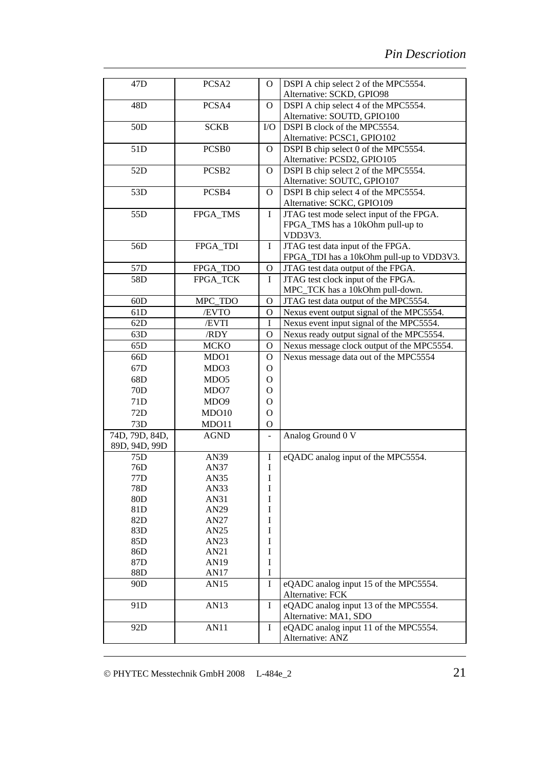| | | | |
|---|---|---|---|
| 47D | PCSA2 | O | DSPI A chip select 2 of the MPC5554. Alternative: SCKD, GPIO98 |
| 48D | PCSA4 | O | DSPI A chip select 4 of the MPC5554. Alternative: SOUTD, GPIO100 |
| 50D | SCKB | I/O | DSPI B clock of the MPC5554. Alternative: PCSC1, GPIO102 |
| 51D | PCSB0 | O | DSPI B chip select 0 of the MPC5554. Alternative: PCSD2, GPIO105 |
| 52D | PCSB2 | O | DSPI B chip select 2 of the MPC5554. Alternative: SOUTC, GPIO107 |
| 53D | PCSB4 | O | DSPI B chip select 4 of the MPC5554. Alternative: SCKC, GPIO109 |
| 55D | FPGA_TMS | I | JTAG test mode select input of the FPGA. FPGA_TMS has a 10kOhm pull-up to VDD3V3. |
| 56D | FPGA_TDI | I | JTAG test data input of the FPGA. FPGA_TDI has a 10kOhm pull-up to VDD3V3. |
| 57D | FPGA_TDO | O | JTAG test data output of the FPGA. |
| 58D | FPGA_TCK | I | JTAG test clock input of the FPGA. MPC_TCK has a 10kOhm pull-down. |
| 60D | MPC_TDO | O | JTAG test data output of the MPC5554. |
| 61D | /EVTO | O | Nexus event output signal of the MPC5554. |
| 62D | /EVTI | I | Nexus event input signal of the MPC5554. |
| 63D | /RDY | O | Nexus ready output signal of the MPC5554. |
| 65D | MCKO | O | Nexus message clock output of the MPC5554. |
| 66D<br>67D<br>68D<br>70D<br>71D<br>72D<br>73D | MDO1<br>MDO3<br>MDO5<br>MDO7<br>MDO9<br>MDO10<br>MDO11 | O<br>O<br>O<br>O<br>O<br>O<br>O | Nexus message data out of the MPC5554 |
| 74D, 79D, 84D, 89D, 94D, 99D | AGND | - | Analog Ground 0 V |
| 75D<br>76D<br>77D<br>78D<br>80D<br>81D<br>82D<br>83D<br>85D<br>86D<br>87D<br>88D | AN39<br>AN37<br>AN35<br>AN33<br>AN31<br>AN29<br>AN27<br>AN25<br>AN23<br>AN21<br>AN19<br>AN17 | I<br>I<br>I<br>I<br>I<br>I<br>I<br>I<br>I<br>I<br>I<br>I | eQADC analog input of the MPC5554. |
| 90D | AN15 | I | eQADC analog input 15 of the MPC5554. Alternative: FCK |
| 91D | AN13 | I | eQADC analog input 13 of the MPC5554. Alternative: MA1, SDO |
| 92D | AN11 | I | eQADC analog input 11 of the MPC5554. Alternative: ANZ |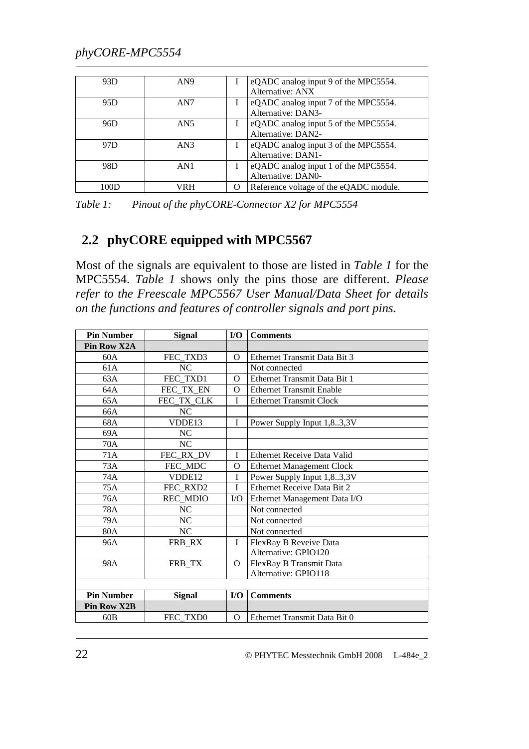| | | | |
|---|---|---|---|
| 93D | AN9 | I | eQADC analog input 9 of the MPC5554. Alternative: ANX |
| 95D | AN7 | I | eQADC analog input 7 of the MPC5554. Alternative: DAN3- |
| 96D | AN5 | I | eQADC analog input 5 of the MPC5554. Alternative: DAN2- |
| 97D | AN3 | I | eQADC analog input 3 of the MPC5554. Alternative: DAN1- |
| 98D | AN1 | I | eQADC analog input 1 of the MPC5554. Alternative: DAN0- |
| 100D | VRH | O | Reference voltage of the eQADC module. |

*Table 1: Pinout of the phyCORE-Connector X2 for MPC5554*

## 2.2 phyCORE equipped with MPC5567

Most of the signals are equivalent to those are listed in *Table 1* for the MPC5554. *Table 1* shows only the pins those are different. *Please refer to the Freescale MPC5567 User Manual/Data Sheet for details on the functions and features of controller signals and port pins.*

| Pin Number | Signal | I/O | Comments |
|---|---|---|---|
| **Pin Row X2A** | | | |
| 60A | FEC_TXD3 | O | Ethernet Transmit Data Bit 3 |
| 61A | NC | | Not connected |
| 63A | FEC_TXD1 | O | Ethernet Transmit Data Bit 1 |
| 64A | FEC_TX_EN | O | Ethernet Transmit Enable |
| 65A | FEC_TX_CLK | I | Ethernet Transmit Clock |
| 66A | NC | | |
| 68A | VDDE13 | I | Power Supply Input 1,8..3,3V |
| 69A | NC | | |
| 70A | NC | | |
| 71A | FEC_RX_DV | I | Ethernet Receive Data Valid |
| 73A | FEC_MDC | O | Ethernet Management Clock |
| 74A | VDDE12 | I | Power Supply Input 1,8..3,3V |
| 75A | FEC_RXD2 | I | Ethernet Receive Data Bit 2 |
| 76A | REC_MDIO | I/O | Ethernet Management Data I/O |
| 78A | NC | | Not connected |
| 79A | NC | | Not connected |
| 80A | NC | | Not connected |
| 96A | FRB_RX | I | FlexRay B Reveive Data Alternative: GPIO120 |
| 98A | FRB_TX | O | FlexRay B Transmit Data Alternative: GPIO118 |
| | | | |
| **Pin Number** | **Signal** | **I/O** | **Comments** |
| **Pin Row X2B** | | | |
| 60B | FEC_TXD0 | O | Ethernet Transmit Data Bit 0 |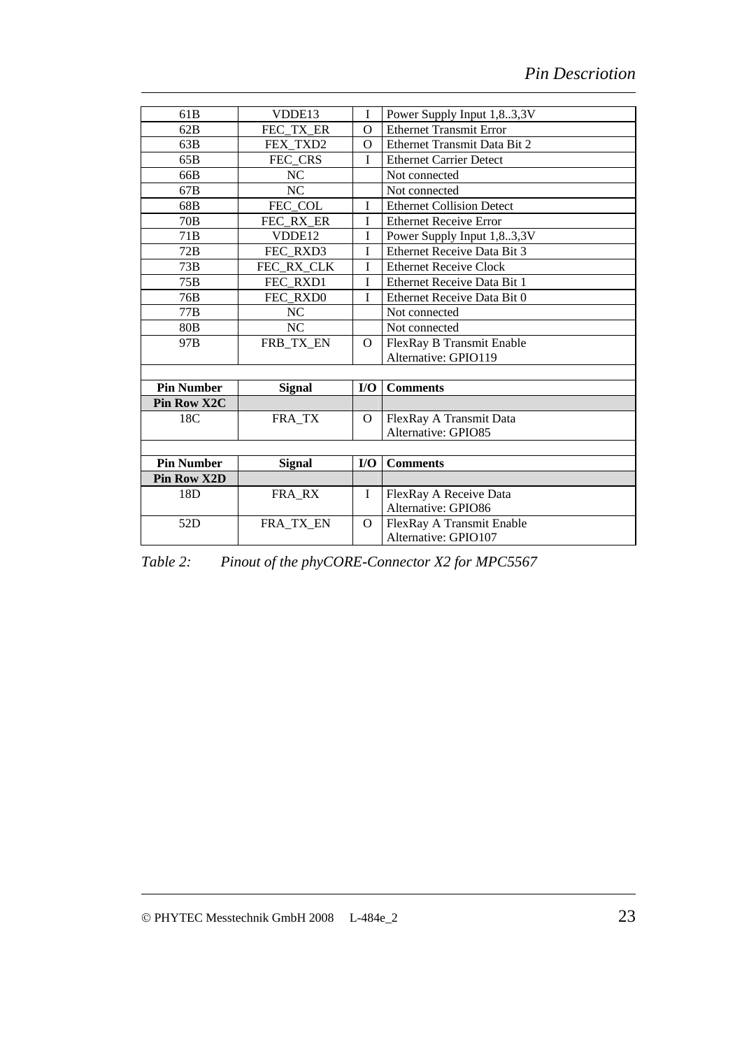| 61B | VDDE13 | I | Power Supply Input 1,8..3,3V |
|---|---|---|---|
| 62B | FEC_TX_ER | O | Ethernet Transmit Error |
| 63B | FEX_TXD2 | O | Ethernet Transmit Data Bit 2 |
| 65B | FEC_CRS | I | Ethernet Carrier Detect |
| 66B | NC | | Not connected |
| 67B | NC | | Not connected |
| 68B | FEC_COL | I | Ethernet Collision Detect |
| 70B | FEC_RX_ER | I | Ethernet Receive Error |
| 71B | VDDE12 | I | Power Supply Input 1,8..3,3V |
| 72B | FEC_RXD3 | I | Ethernet Receive Data Bit 3 |
| 73B | FEC_RX_CLK | I | Ethernet Receive Clock |
| 75B | FEC_RXD1 | I | Ethernet Receive Data Bit 1 |
| 76B | FEC_RXD0 | I | Ethernet Receive Data Bit 0 |
| 77B | NC | | Not connected |
| 80B | NC | | Not connected |
| 97B | FRB_TX_EN | O | FlexRay B Transmit Enable<br>Alternative: GPIO119 |
| | | | |
| **Pin Number** | **Signal** | **I/O** | **Comments** |
| **Pin Row X2C** | | | |
| 18C | FRA_TX | O | FlexRay A Transmit Data<br>Alternative: GPIO85 |
| | | | |
| **Pin Number** | **Signal** | **I/O** | **Comments** |
| **Pin Row X2D** | | | |
| 18D | FRA_RX | I | FlexRay A Receive Data<br>Alternative: GPIO86 |
| 52D | FRA_TX_EN | O | FlexRay A Transmit Enable<br>Alternative: GPIO107 |

*Table 2: Pinout of the phyCORE-Connector X2 for MPC5567*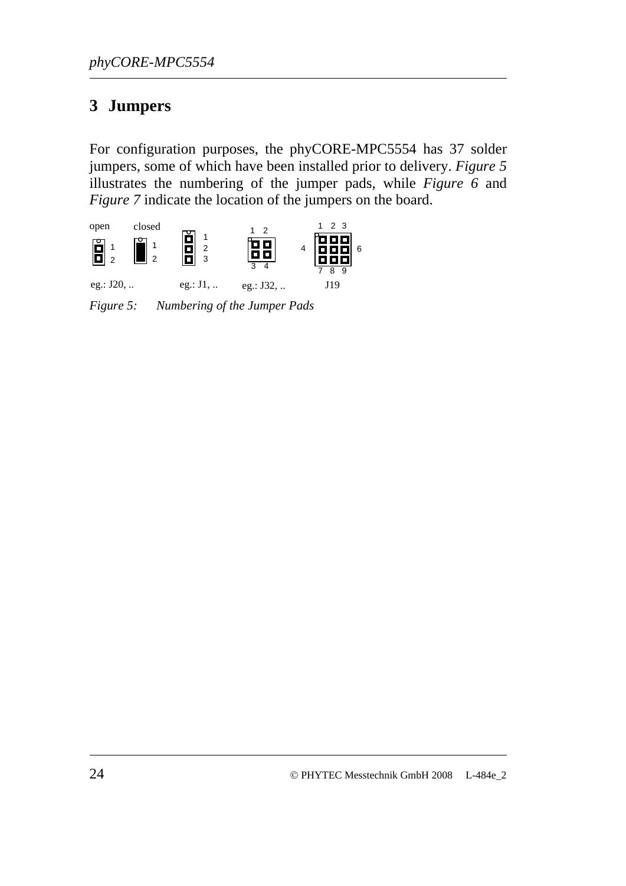# 3 Jumpers

For configuration purposes, the phyCORE-MPC5554 has 37 solder jumpers, some of which have been installed prior to delivery. *Figure 5* illustrates the numbering of the jumper pads, while *Figure 6* and *Figure 7* indicate the location of the jumpers on the board.

open closed 1 2 1 2 1 2 3 1 2 3 4 1 2 3 4 6 7 8 9

eg.: J20, .. eg.: J1, .. eg.: J32, .. J19

*Figure 5: Numbering of the Jumper Pads*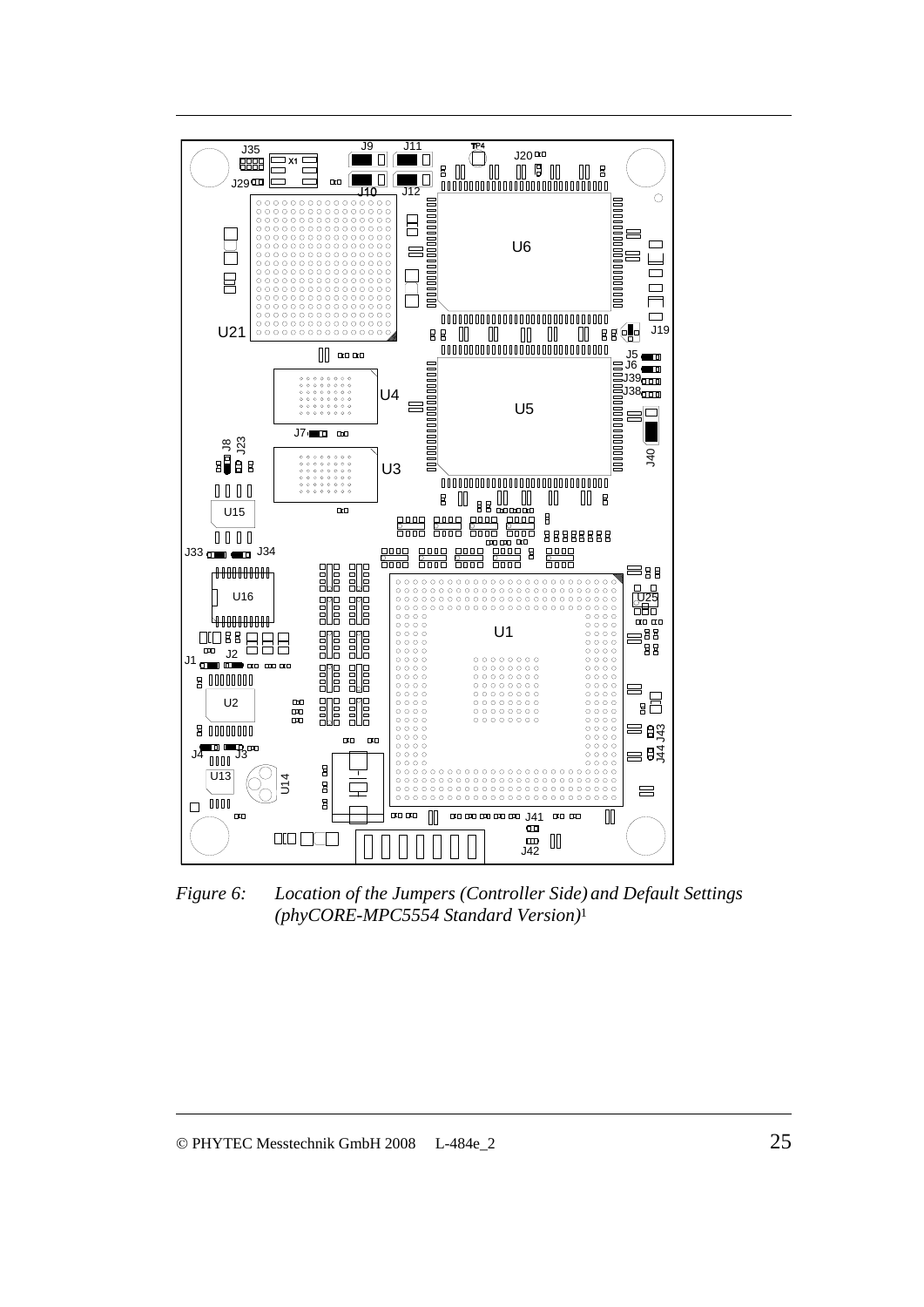*Figure 6: Location of the Jumpers (Controller Side) and Default Settings (phyCORE-MPC5554 Standard Version)*[1]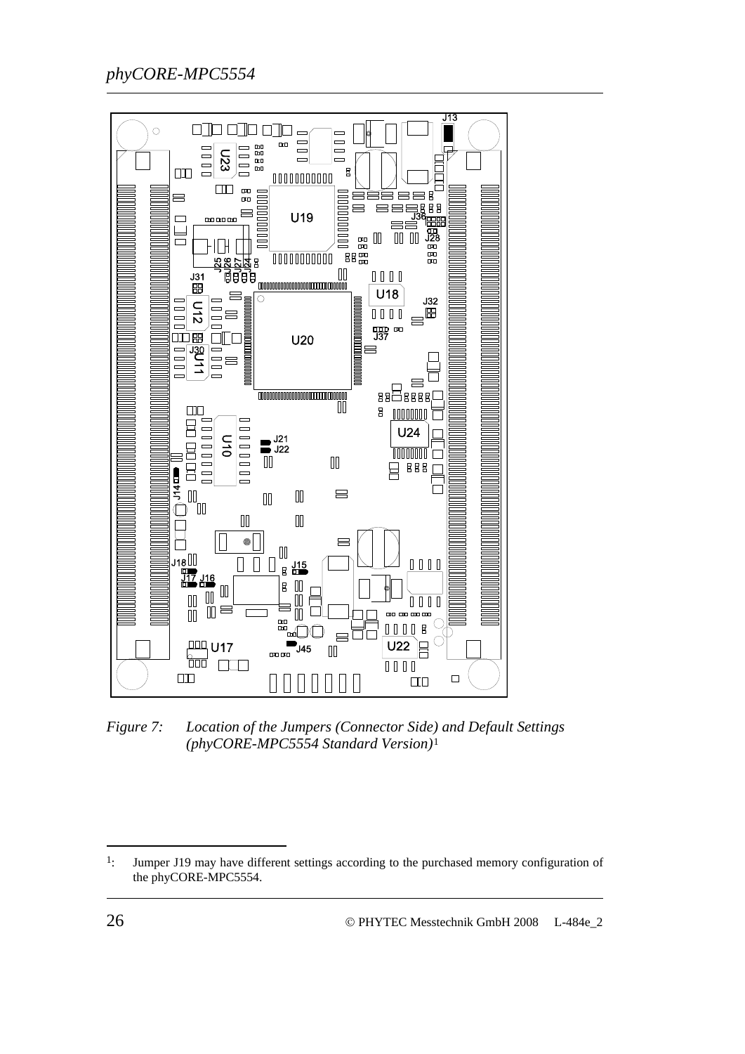*Figure 7: Location of the Jumpers (Connector Side) and Default Settings (phyCORE-MPC5554 Standard Version)*[1]

[1]: Jumper J19 may have different settings according to the purchased memory configuration of the phyCORE-MPC5554.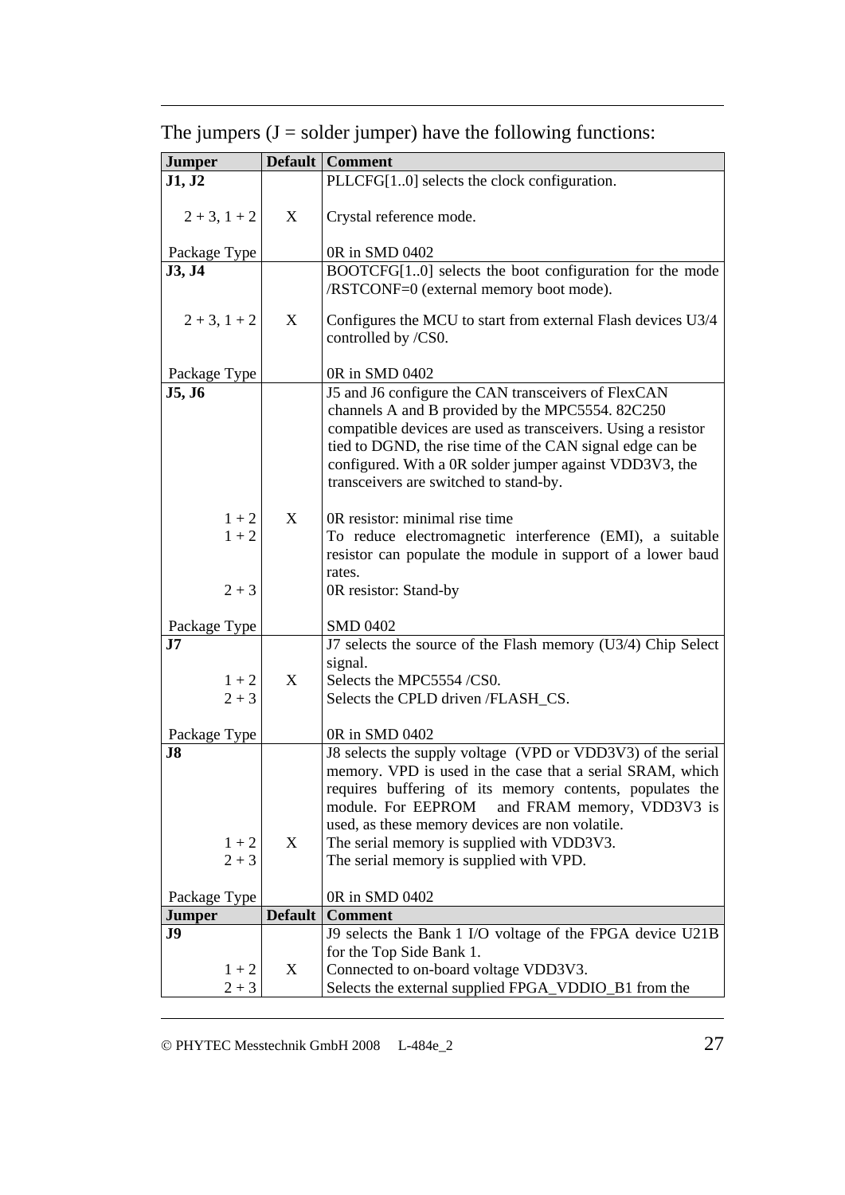The jumpers (J = solder jumper) have the following functions:

| Jumper | Default | Comment |
|---|---|---|
| **J1, J2** | | PLLCFG[1..0] selects the clock configuration. |
| 2 + 3, 1 + 2 | X | Crystal reference mode. |
| Package Type | | 0R in SMD 0402 |
| **J3, J4** | | BOOTCFG[1..0] selects the boot configuration for the mode /RSTCONF=0 (external memory boot mode). |
| 2 + 3, 1 + 2 | X | Configures the MCU to start from external Flash devices U3/4 controlled by /CS0. |
| Package Type | | 0R in SMD 0402 |
| **J5, J6** | | J5 and J6 configure the CAN transceivers of FlexCAN channels A and B provided by the MPC5554. 82C250 compatible devices are used as transceivers. Using a resistor tied to DGND, the rise time of the CAN signal edge can be configured. With a 0R solder jumper against VDD3V3, the transceivers are switched to stand-by. |
| 1 + 2 | X | 0R resistor: minimal rise time |
| 1 + 2 | | To reduce electromagnetic interference (EMI), a suitable resistor can populate the module in support of a lower baud rates. |
| 2 + 3 | | 0R resistor: Stand-by |
| Package Type | | SMD 0402 |
| **J7** | | J7 selects the source of the Flash memory (U3/4) Chip Select signal. |
| 1 + 2 | X | Selects the MPC5554 /CS0. |
| 2 + 3 | | Selects the CPLD driven /FLASH_CS. |
| Package Type | | 0R in SMD 0402 |
| **J8** | | J8 selects the supply voltage (VPD or VDD3V3) of the serial memory. VPD is used in the case that a serial SRAM, which requires buffering of its memory contents, populates the module. For EEPROM and FRAM memory, VDD3V3 is used, as these memory devices are non volatile. |
| 1 + 2 | X | The serial memory is supplied with VDD3V3. |
| 2 + 3 | | The serial memory is supplied with VPD. |
| Package Type | | 0R in SMD 0402 |
| **Jumper** | **Default** | **Comment** |
| **J9** | | J9 selects the Bank 1 I/O voltage of the FPGA device U21B for the Top Side Bank 1. |
| 1 + 2 | X | Connected to on-board voltage VDD3V3. |
| 2 + 3 | | Selects the external supplied FPGA_VDDIO_B1 from the |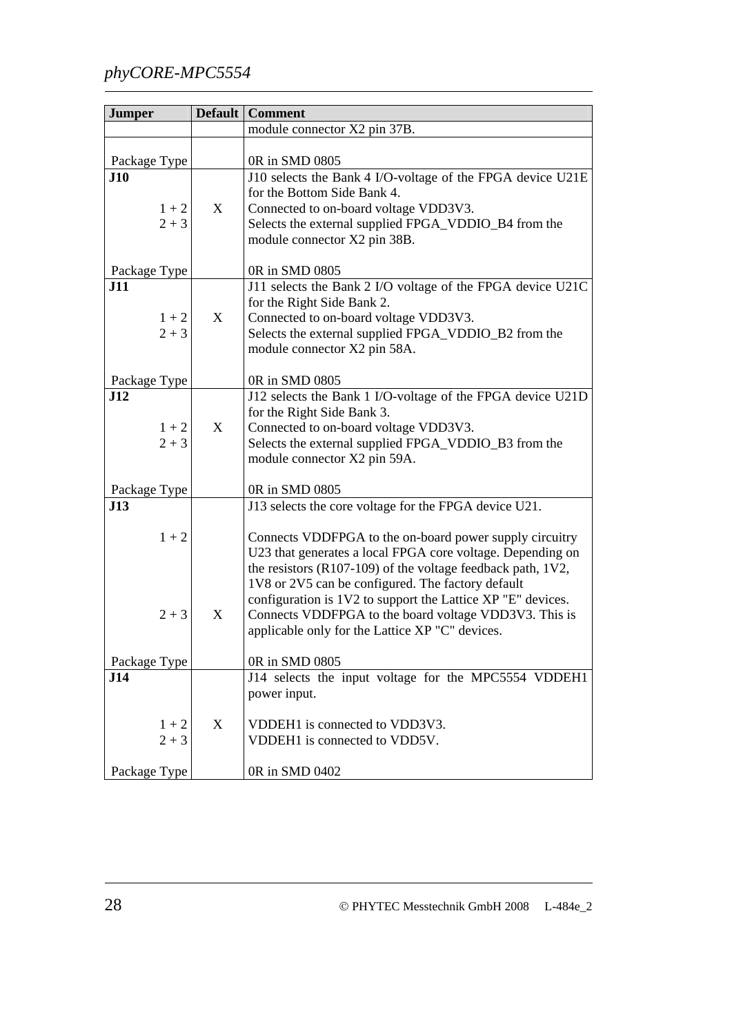| Jumper | Default | Comment |
|---|---|---|
| | | module connector X2 pin 37B. |
| Package Type | | 0R in SMD 0805 |
| **J10** | | J10 selects the Bank 4 I/O-voltage of the FPGA device U21E for the Bottom Side Bank 4. |
| 1 + 2 | X | Connected to on-board voltage VDD3V3. |
| 2 + 3 | | Selects the external supplied FPGA_VDDIO_B4 from the module connector X2 pin 38B. |
| Package Type | | 0R in SMD 0805 |
| **J11** | | J11 selects the Bank 2 I/O voltage of the FPGA device U21C for the Right Side Bank 2. |
| 1 + 2 | X | Connected to on-board voltage VDD3V3. |
| 2 + 3 | | Selects the external supplied FPGA_VDDIO_B2 from the module connector X2 pin 58A. |
| Package Type | | 0R in SMD 0805 |
| **J12** | | J12 selects the Bank 1 I/O-voltage of the FPGA device U21D for the Right Side Bank 3. |
| 1 + 2 | X | Connected to on-board voltage VDD3V3. |
| 2 + 3 | | Selects the external supplied FPGA_VDDIO_B3 from the module connector X2 pin 59A. |
| Package Type | | 0R in SMD 0805 |
| **J13** | | J13 selects the core voltage for the FPGA device U21. |
| 1 + 2 | | Connects VDDFPGA to the on-board power supply circuitry U23 that generates a local FPGA core voltage. Depending on the resistors (R107-109) of the voltage feedback path, 1V2, 1V8 or 2V5 can be configured. The factory default configuration is 1V2 to support the Lattice XP "E" devices. |
| 2 + 3 | X | Connects VDDFPGA to the board voltage VDD3V3. This is applicable only for the Lattice XP "C" devices. |
| Package Type | | 0R in SMD 0805 |
| **J14** | | J14 selects the input voltage for the MPC5554 VDDEH1 power input. |
| 1 + 2 | X | VDDEH1 is connected to VDD3V3. |
| 2 + 3 | | VDDEH1 is connected to VDD5V. |
| Package Type | | 0R in SMD 0402 |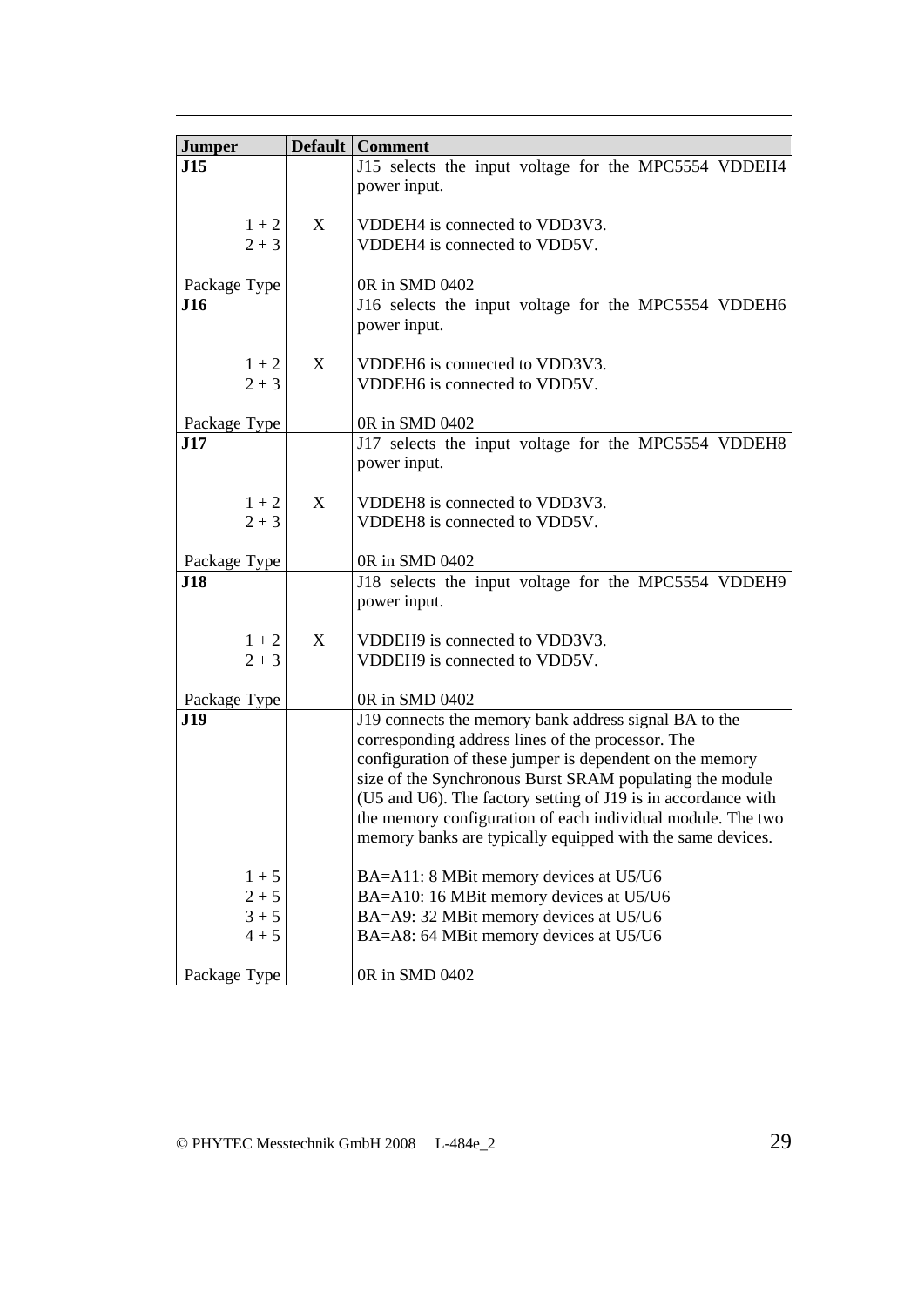| Jumper | Default | Comment |
|---|---|---|
| **J15** | | J15 selects the input voltage for the MPC5554 VDDEH4 power input. |
| 1 + 2 | X | VDDEH4 is connected to VDD3V3. |
| 2 + 3 | | VDDEH4 is connected to VDD5V. |
| Package Type | | 0R in SMD 0402 |
| **J16** | | J16 selects the input voltage for the MPC5554 VDDEH6 power input. |
| 1 + 2 | X | VDDEH6 is connected to VDD3V3. |
| 2 + 3 | | VDDEH6 is connected to VDD5V. |
| Package Type | | 0R in SMD 0402 |
| **J17** | | J17 selects the input voltage for the MPC5554 VDDEH8 power input. |
| 1 + 2 | X | VDDEH8 is connected to VDD3V3. |
| 2 + 3 | | VDDEH8 is connected to VDD5V. |
| Package Type | | 0R in SMD 0402 |
| **J18** | | J18 selects the input voltage for the MPC5554 VDDEH9 power input. |
| 1 + 2 | X | VDDEH9 is connected to VDD3V3. |
| 2 + 3 | | VDDEH9 is connected to VDD5V. |
| Package Type | | 0R in SMD 0402 |
| **J19** | | J19 connects the memory bank address signal BA to the corresponding address lines of the processor. The configuration of these jumper is dependent on the memory size of the Synchronous Burst SRAM populating the module (U5 and U6). The factory setting of J19 is in accordance with the memory configuration of each individual module. The two memory banks are typically equipped with the same devices. |
| 1 + 5 | | BA=A11: 8 MBit memory devices at U5/U6 |
| 2 + 5 | | BA=A10: 16 MBit memory devices at U5/U6 |
| 3 + 5 | | BA=A9: 32 MBit memory devices at U5/U6 |
| 4 + 5 | | BA=A8: 64 MBit memory devices at U5/U6 |
| Package Type | | 0R in SMD 0402 |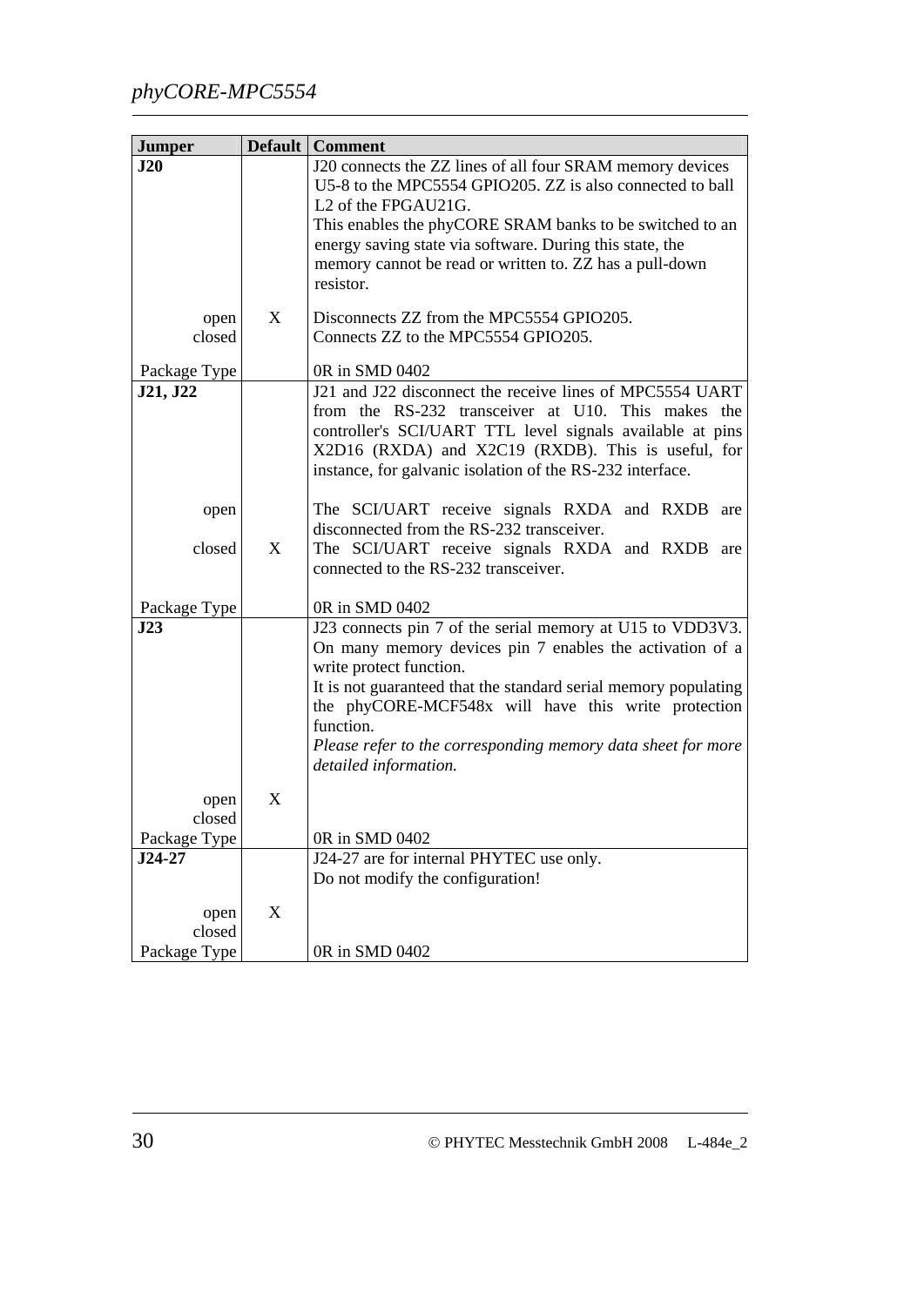| Jumper | Default | Comment |
|---|---|---|
| **J20** | | J20 connects the ZZ lines of all four SRAM memory devices U5-8 to the MPC5554 GPIO205. ZZ is also connected to ball L2 of the FPGAU21G.<br>This enables the phyCORE SRAM banks to be switched to an energy saving state via software. During this state, the memory cannot be read or written to. ZZ has a pull-down resistor. |
| open | X | Disconnects ZZ from the MPC5554 GPIO205. |
| closed | | Connects ZZ to the MPC5554 GPIO205. |
| Package Type | | 0R in SMD 0402 |
| **J21, J22** | | J21 and J22 disconnect the receive lines of MPC5554 UART from the RS-232 transceiver at U10. This makes the controller's SCI/UART TTL level signals available at pins X2D16 (RXDA) and X2C19 (RXDB). This is useful, for instance, for galvanic isolation of the RS-232 interface. |
| open | | The SCI/UART receive signals RXDA and RXDB are disconnected from the RS-232 transceiver. |
| closed | X | The SCI/UART receive signals RXDA and RXDB are connected to the RS-232 transceiver. |
| Package Type | | 0R in SMD 0402 |
| **J23** | | J23 connects pin 7 of the serial memory at U15 to VDD3V3. On many memory devices pin 7 enables the activation of a write protect function.<br>It is not guaranteed that the standard serial memory populating the phyCORE-MCF548x will have this write protection function.<br>*Please refer to the corresponding memory data sheet for more detailed information.* |
| open | X | |
| closed | | |
| Package Type | | 0R in SMD 0402 |
| **J24-27** | | J24-27 are for internal PHYTEC use only.<br>Do not modify the configuration! |
| open | X | |
| closed | | |
| Package Type | | 0R in SMD 0402 |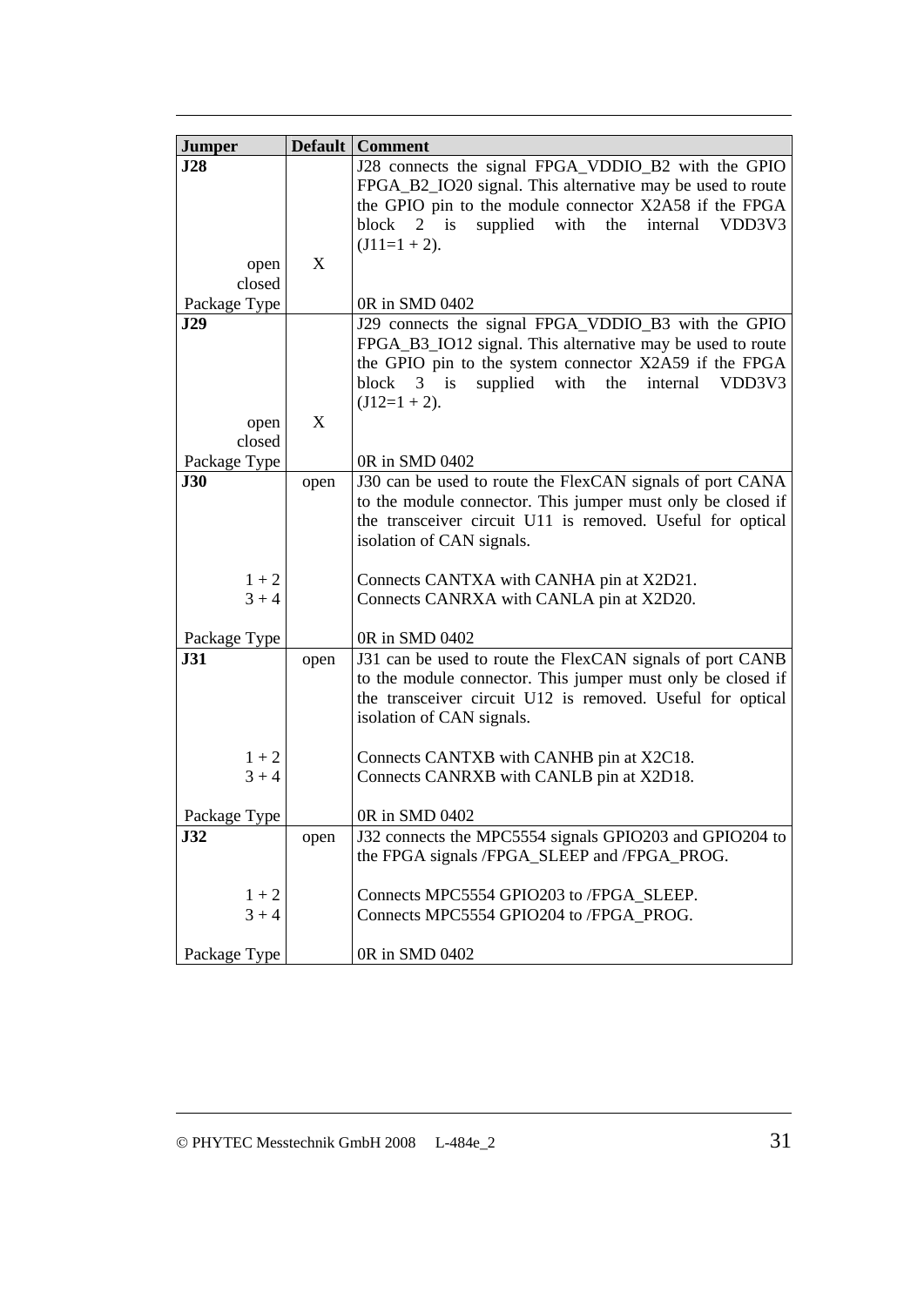| Jumper | Default | Comment |
|---|---|---|
| **J28** | | J28 connects the signal FPGA_VDDIO_B2 with the GPIO FPGA_B2_IO20 signal. This alternative may be used to route the GPIO pin to the module connector X2A58 if the FPGA block 2 is supplied with the internal VDD3V3 (J11=1 + 2). |
| open | X | |
| closed | | |
| Package Type | | 0R in SMD 0402 |
| **J29** | | J29 connects the signal FPGA_VDDIO_B3 with the GPIO FPGA_B3_IO12 signal. This alternative may be used to route the GPIO pin to the system connector X2A59 if the FPGA block 3 is supplied with the internal VDD3V3 (J12=1 + 2). |
| open | X | |
| closed | | |
| Package Type | | 0R in SMD 0402 |
| **J30** | open | J30 can be used to route the FlexCAN signals of port CANA to the module connector. This jumper must only be closed if the transceiver circuit U11 is removed. Useful for optical isolation of CAN signals. |
| 1 + 2 | | Connects CANTXA with CANHA pin at X2D21. |
| 3 + 4 | | Connects CANRXA with CANLA pin at X2D20. |
| Package Type | | 0R in SMD 0402 |
| **J31** | open | J31 can be used to route the FlexCAN signals of port CANB to the module connector. This jumper must only be closed if the transceiver circuit U12 is removed. Useful for optical isolation of CAN signals. |
| 1 + 2 | | Connects CANTXB with CANHB pin at X2C18. |
| 3 + 4 | | Connects CANRXB with CANLB pin at X2D18. |
| Package Type | | 0R in SMD 0402 |
| **J32** | open | J32 connects the MPC5554 signals GPIO203 and GPIO204 to the FPGA signals /FPGA_SLEEP and /FPGA_PROG. |
| 1 + 2 | | Connects MPC5554 GPIO203 to /FPGA_SLEEP. |
| 3 + 4 | | Connects MPC5554 GPIO204 to /FPGA_PROG. |
| Package Type | | 0R in SMD 0402 |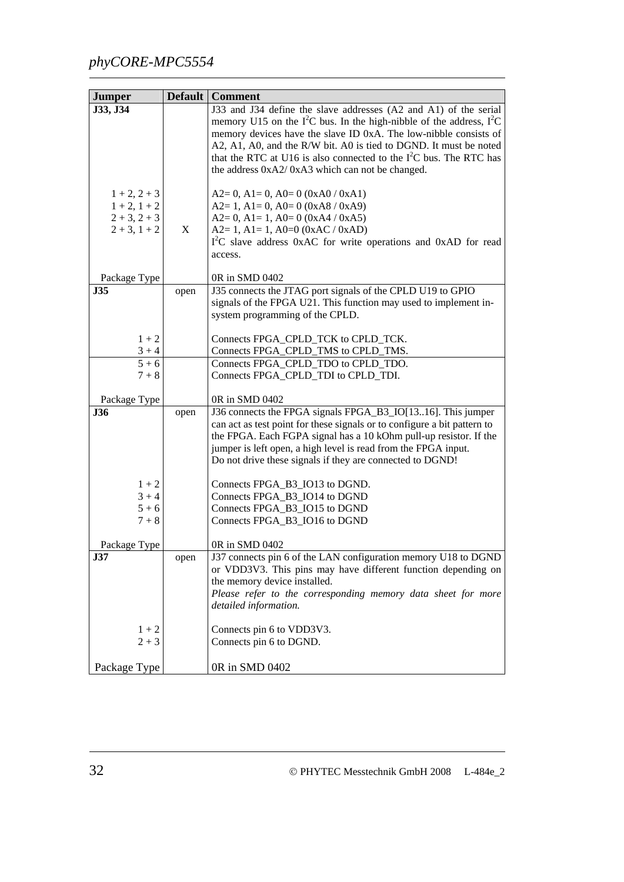| Jumper | Default | Comment |
|---|---|---|
| **J33, J34** | | J33 and J34 define the slave addresses (A2 and A1) of the serial memory U15 on the $I^2C$ bus. In the high-nibble of the address, $I^2C$ memory devices have the slave ID 0xA. The low-nibble consists of A2, A1, A0, and the R/W bit. A0 is tied to DGND. It must be noted that the RTC at U16 is also connected to the $I^2C$ bus. The RTC has the address 0xA2/ 0xA3 which can not be changed. |
| 1 + 2, 2 + 3 | | A2= 0, A1= 0, A0= 0 (0xA0 / 0xA1) |
| 1 + 2, 1 + 2 | | A2= 1, A1= 0, A0= 0 (0xA8 / 0xA9) |
| 2 + 3, 2 + 3 | | A2= 0, A1= 1, A0= 0 (0xA4 / 0xA5) |
| 2 + 3, 1 + 2 | X | A2= 1, A1= 1, A0=0 (0xAC / 0xAD)<br>$I^2C$ slave address 0xAC for write operations and 0xAD for read access. |
| Package Type | | 0R in SMD 0402 |
| **J35** | open | J35 connects the JTAG port signals of the CPLD U19 to GPIO signals of the FPGA U21. This function may used to implement in-system programming of the CPLD. |
| 1 + 2 | | Connects FPGA_CPLD_TCK to CPLD_TCK. |
| 3 + 4 | | Connects FPGA_CPLD_TMS to CPLD_TMS. |
| 5 + 6 | | Connects FPGA_CPLD_TDO to CPLD_TDO. |
| 7 + 8 | | Connects FPGA_CPLD_TDI to CPLD_TDI. |
| Package Type | | 0R in SMD 0402 |
| **J36** | open | J36 connects the FPGA signals FPGA_B3_IO[13..16]. This jumper can act as test point for these signals or to configure a bit pattern to the FPGA. Each FGPA signal has a 10 kOhm pull-up resistor. If the jumper is left open, a high level is read from the FPGA input.<br>Do not drive these signals if they are connected to DGND! |
| 1 + 2 | | Connects FPGA_B3_IO13 to DGND. |
| 3 + 4 | | Connects FPGA_B3_IO14 to DGND |
| 5 + 6 | | Connects FPGA_B3_IO15 to DGND |
| 7 + 8 | | Connects FPGA_B3_IO16 to DGND |
| Package Type | | 0R in SMD 0402 |
| **J37** | open | J37 connects pin 6 of the LAN configuration memory U18 to DGND or VDD3V3. This pins may have different function depending on the memory device installed.<br>*Please refer to the corresponding memory data sheet for more detailed information.* |
| 1 + 2 | | Connects pin 6 to VDD3V3. |
| 2 + 3 | | Connects pin 6 to DGND. |
| Package Type | | 0R in SMD 0402 |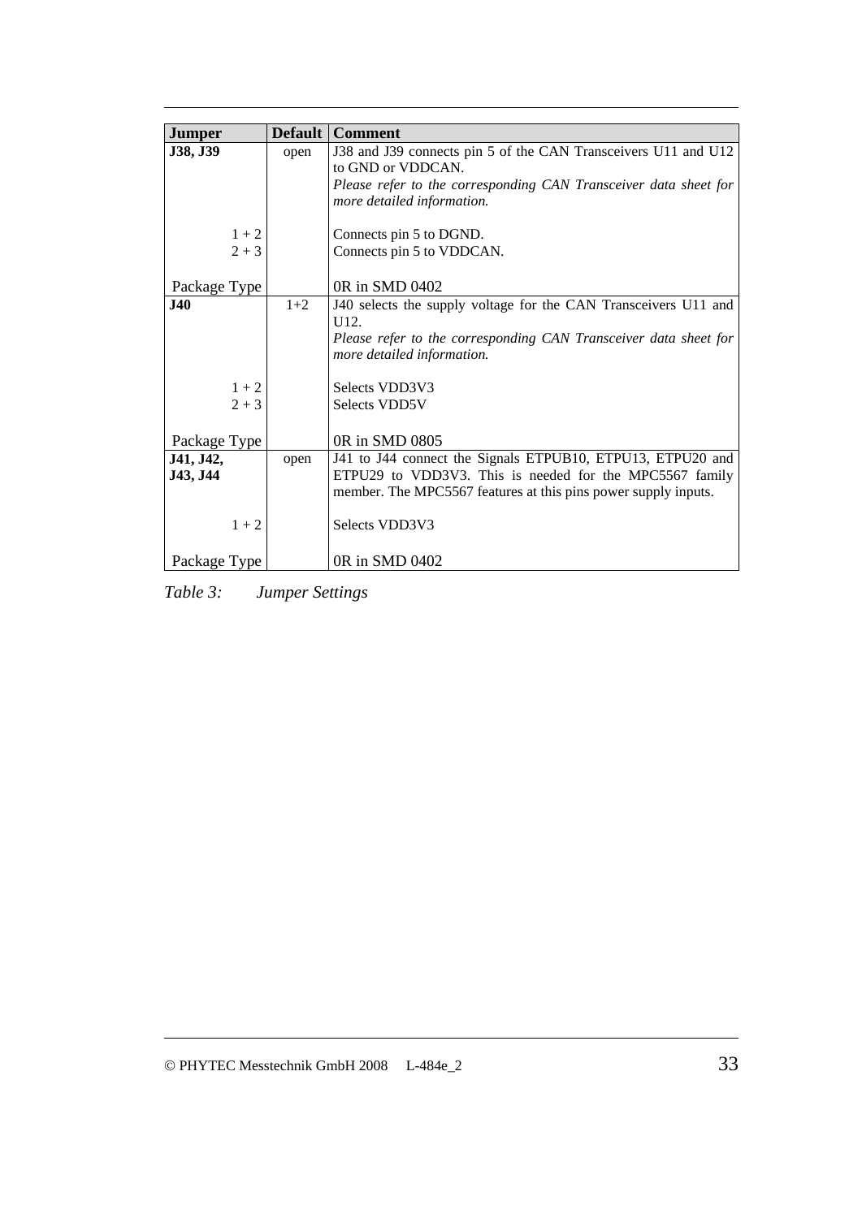| Jumper | Default | Comment |
|---|---|---|
| **J38, J39** | open | J38 and J39 connects pin 5 of the CAN Transceivers U11 and U12 to GND or VDDCAN.<br>*Please refer to the corresponding CAN Transceiver data sheet for more detailed information.* |
| 1 + 2 | | Connects pin 5 to DGND. |
| 2 + 3 | | Connects pin 5 to VDDCAN. |
| Package Type | | 0R in SMD 0402 |
| **J40** | 1+2 | J40 selects the supply voltage for the CAN Transceivers U11 and U12.<br>*Please refer to the corresponding CAN Transceiver data sheet for more detailed information.* |
| 1 + 2 | | Selects VDD3V3 |
| 2 + 3 | | Selects VDD5V |
| Package Type | | 0R in SMD 0805 |
| **J41, J42, J43, J44** | open | J41 to J44 connect the Signals ETPUB10, ETPU13, ETPU20 and ETPU29 to VDD3V3. This is needed for the MPC5567 family member. The MPC5567 features at this pins power supply inputs. |
| 1 + 2 | | Selects VDD3V3 |
| Package Type | | 0R in SMD 0402 |

*Table 3: Jumper Settings*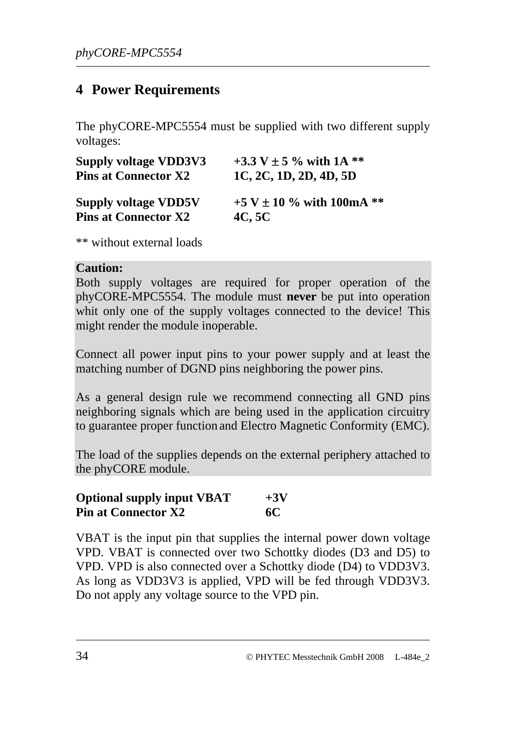# 4 Power Requirements

The phyCORE-MPC5554 must be supplied with two different supply voltages:

**Supply voltage VDD3V3** **+3.3 V ± 5 % with 1A \*\***
**Pins at Connector X2** **1C, 2C, 1D, 2D, 4D, 5D**

**Supply voltage VDD5V** **+5 V ± 10 % with 100mA \*\***
**Pins at Connector X2** **4C, 5C**

** without external loads

**Caution:**
Both supply voltages are required for proper operation of the phyCORE-MPC5554. The module must **never** be put into operation whit only one of the supply voltages connected to the device! This might render the module inoperable.

Connect all power input pins to your power supply and at least the matching number of DGND pins neighboring the power pins.

As a general design rule we recommend connecting all GND pins neighboring signals which are being used in the application circuitry to guarantee proper function and Electro Magnetic Conformity (EMC).

The load of the supplies depends on the external periphery attached to the phyCORE module.

**Optional supply input VBAT** **+3V**
**Pin at Connector X2** **6C**

VBAT is the input pin that supplies the internal power down voltage VPD. VBAT is connected over two Schottky diodes (D3 and D5) to VPD. VPD is also connected over a Schottky diode (D4) to VDD3V3. As long as VDD3V3 is applied, VPD will be fed through VDD3V3. Do not apply any voltage source to the VPD pin.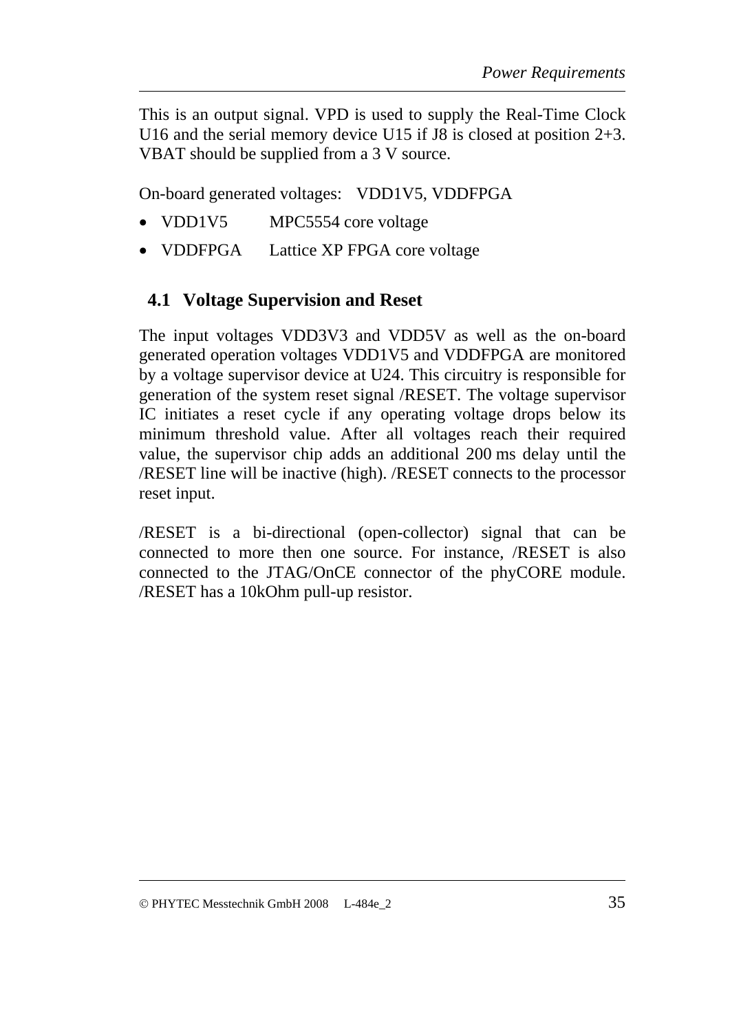This is an output signal. VPD is used to supply the Real-Time Clock U16 and the serial memory device U15 if J8 is closed at position 2+3. VBAT should be supplied from a 3 V source.

On-board generated voltages: VDD1V5, VDDFPGA

- VDD1V5 MPC5554 core voltage
- VDDFPGA Lattice XP FPGA core voltage

## 4.1 Voltage Supervision and Reset

The input voltages VDD3V3 and VDD5V as well as the on-board generated operation voltages VDD1V5 and VDDFPGA are monitored by a voltage supervisor device at U24. This circuitry is responsible for generation of the system reset signal /RESET. The voltage supervisor IC initiates a reset cycle if any operating voltage drops below its minimum threshold value. After all voltages reach their required value, the supervisor chip adds an additional 200 ms delay until the /RESET line will be inactive (high). /RESET connects to the processor reset input.

/RESET is a bi-directional (open-collector) signal that can be connected to more then one source. For instance, /RESET is also connected to the JTAG/OnCE connector of the phyCORE module. /RESET has a 10kOhm pull-up resistor.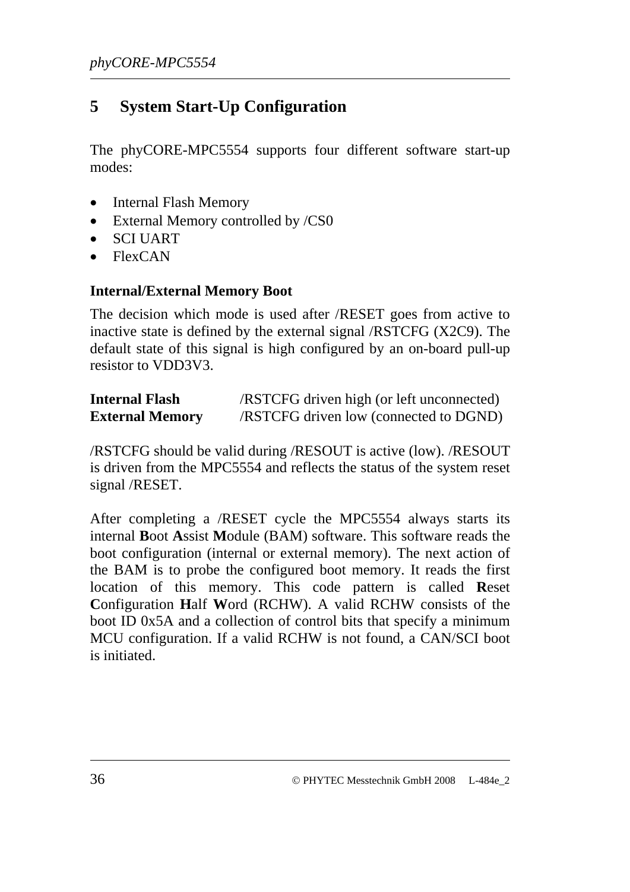# 5 System Start-Up Configuration

The phyCORE-MPC5554 supports four different software start-up modes:

- Internal Flash Memory
- External Memory controlled by /CS0
- SCI UART
- FlexCAN

**Internal/External Memory Boot**

The decision which mode is used after /RESET goes from active to inactive state is defined by the external signal /RSTCFG (X2C9). The default state of this signal is high configured by an on-board pull-up resistor to VDD3V3.

| | |
|---|---|
| **Internal Flash** | /RSTCFG driven high (or left unconnected) |
| **External Memory** | /RSTCFG driven low (connected to DGND) |

/RSTCFG should be valid during /RESOUT is active (low). /RESOUT is driven from the MPC5554 and reflects the status of the system reset signal /RESET.

After completing a /RESET cycle the MPC5554 always starts its internal **B**oot **A**ssist **M**odule (BAM) software. This software reads the boot configuration (internal or external memory). The next action of the BAM is to probe the configured boot memory. It reads the first location of this memory. This code pattern is called **R**eset **C**onfiguration **H**alf **W**ord (RCHW). A valid RCHW consists of the boot ID 0x5A and a collection of control bits that specify a minimum MCU configuration. If a valid RCHW is not found, a CAN/SCI boot is initiated.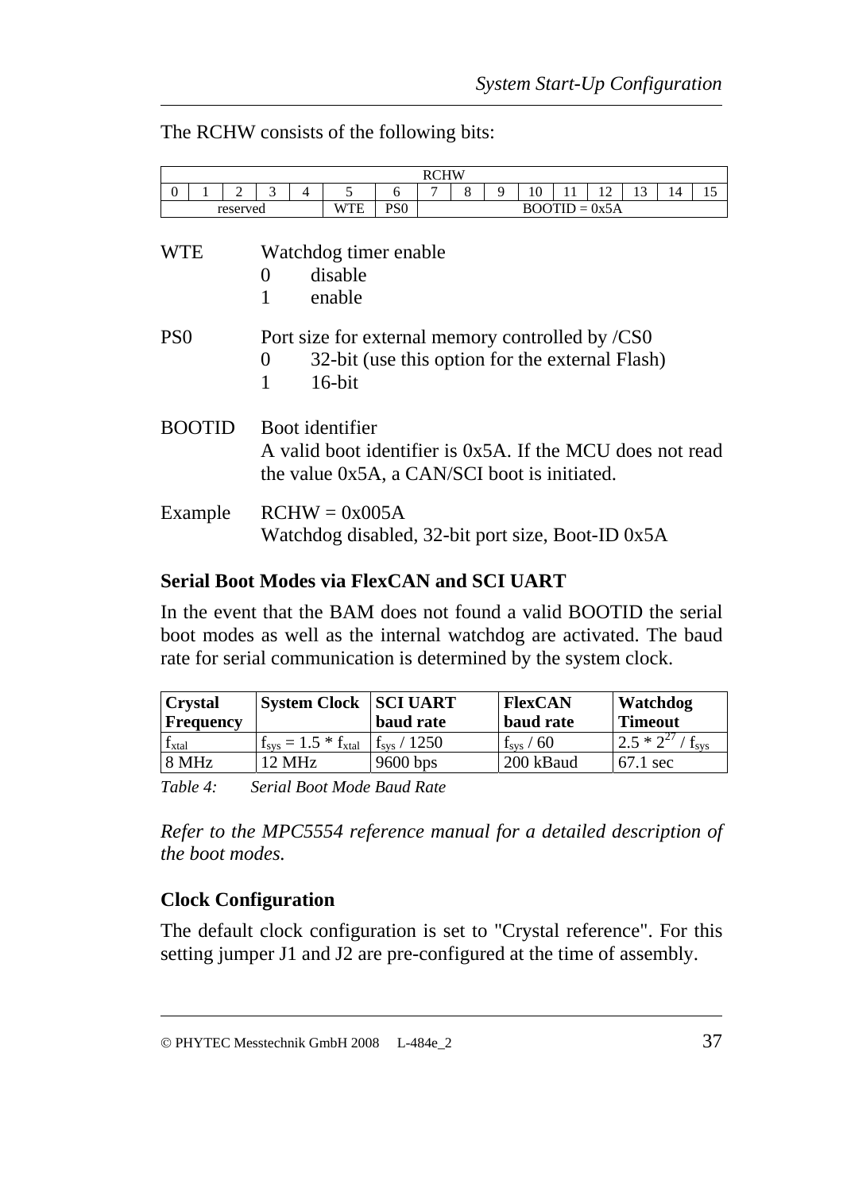The RCHW consists of the following bits:

| RCHW | | | | | | | | | | | | | | | |
|---|---|---|---|---|---|---|---|---|---|---|---|---|---|---|---|
| 0 | 1 | 2 | 3 | 4 | 5 | 6 | 7 | 8 | 9 | 10 | 11 | 12 | 13 | 14 | 15 |
| reserved | | | | | WTE | PS0 | BOOTID = 0x5A | | | | | | | | |

WTE — Watchdog timer enable
- 0 disable
- 1 enable

PS0 — Port size for external memory controlled by /CS0
- 0 32-bit (use this option for the external Flash)
- 1 16-bit

BOOTID — Boot identifier
A valid boot identifier is 0x5A. If the MCU does not read the value 0x5A, a CAN/SCI boot is initiated.

Example — RCHW = 0x005A
Watchdog disabled, 32-bit port size, Boot-ID 0x5A

**Serial Boot Modes via FlexCAN and SCI UART**

In the event that the BAM does not found a valid BOOTID the serial boot modes as well as the internal watchdog are activated. The baud rate for serial communication is determined by the system clock.

| Crystal Frequency | System Clock | SCI UART baud rate | FlexCAN baud rate | Watchdog Timeout |
|---|---|---|---|---|
| $f_{xtal}$ | $f_{sys} = 1.5 * f_{xtal}$ | $f_{sys} / 1250$ | $f_{sys} / 60$ | $2.5 * 2^{27} / f_{sys}$ |
| 8 MHz | 12 MHz | 9600 bps | 200 kBaud | 67.1 sec |

*Table 4: Serial Boot Mode Baud Rate*

*Refer to the MPC5554 reference manual for a detailed description of the boot modes.*

**Clock Configuration**

The default clock configuration is set to "Crystal reference". For this setting jumper J1 and J2 are pre-configured at the time of assembly.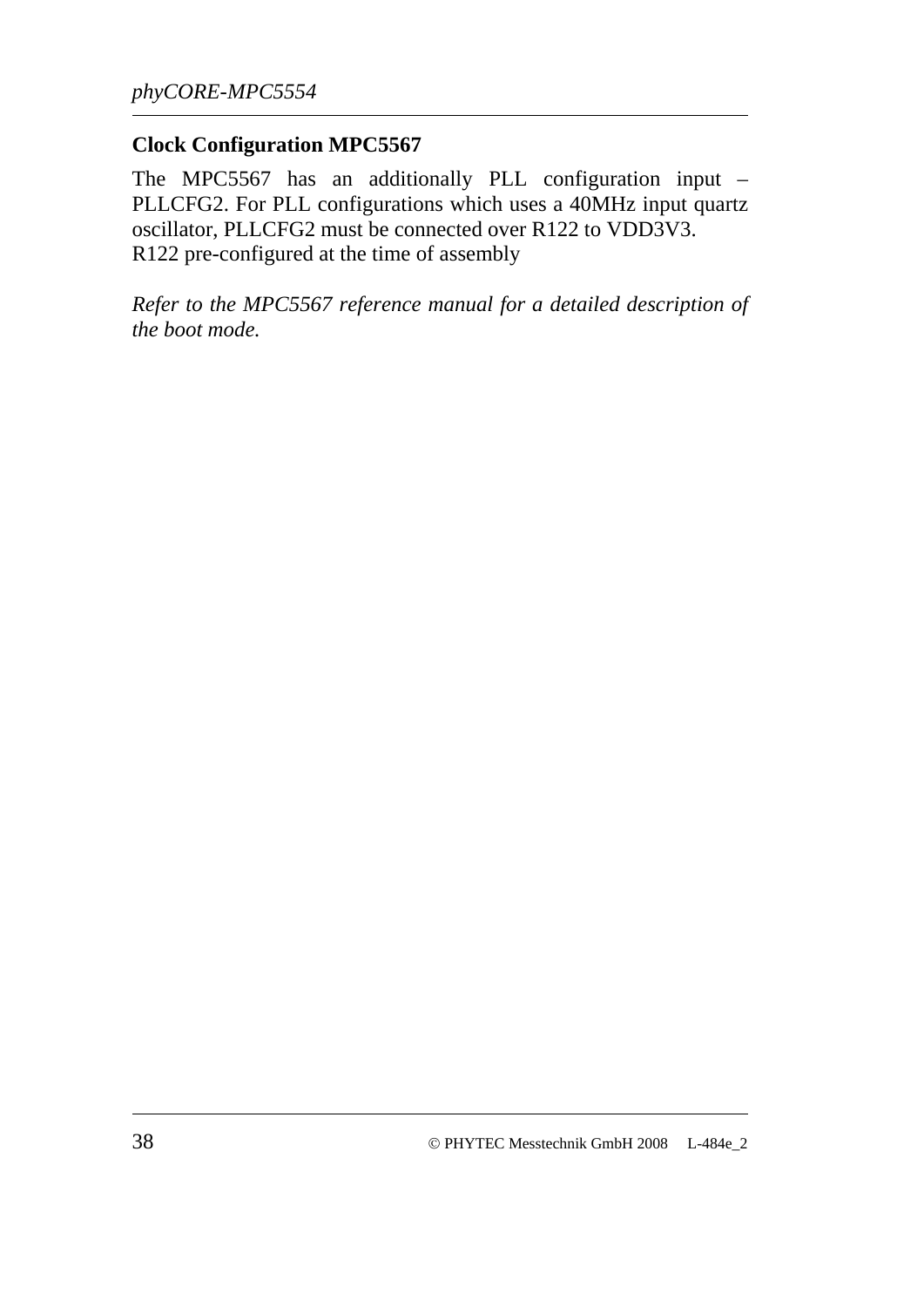**Clock Configuration MPC5567**

The MPC5567 has an additionally PLL configuration input – PLLCFG2. For PLL configurations which uses a 40MHz input quartz oscillator, PLLCFG2 must be connected over R122 to VDD3V3.
R122 pre-configured at the time of assembly

*Refer to the MPC5567 reference manual for a detailed description of the boot mode.*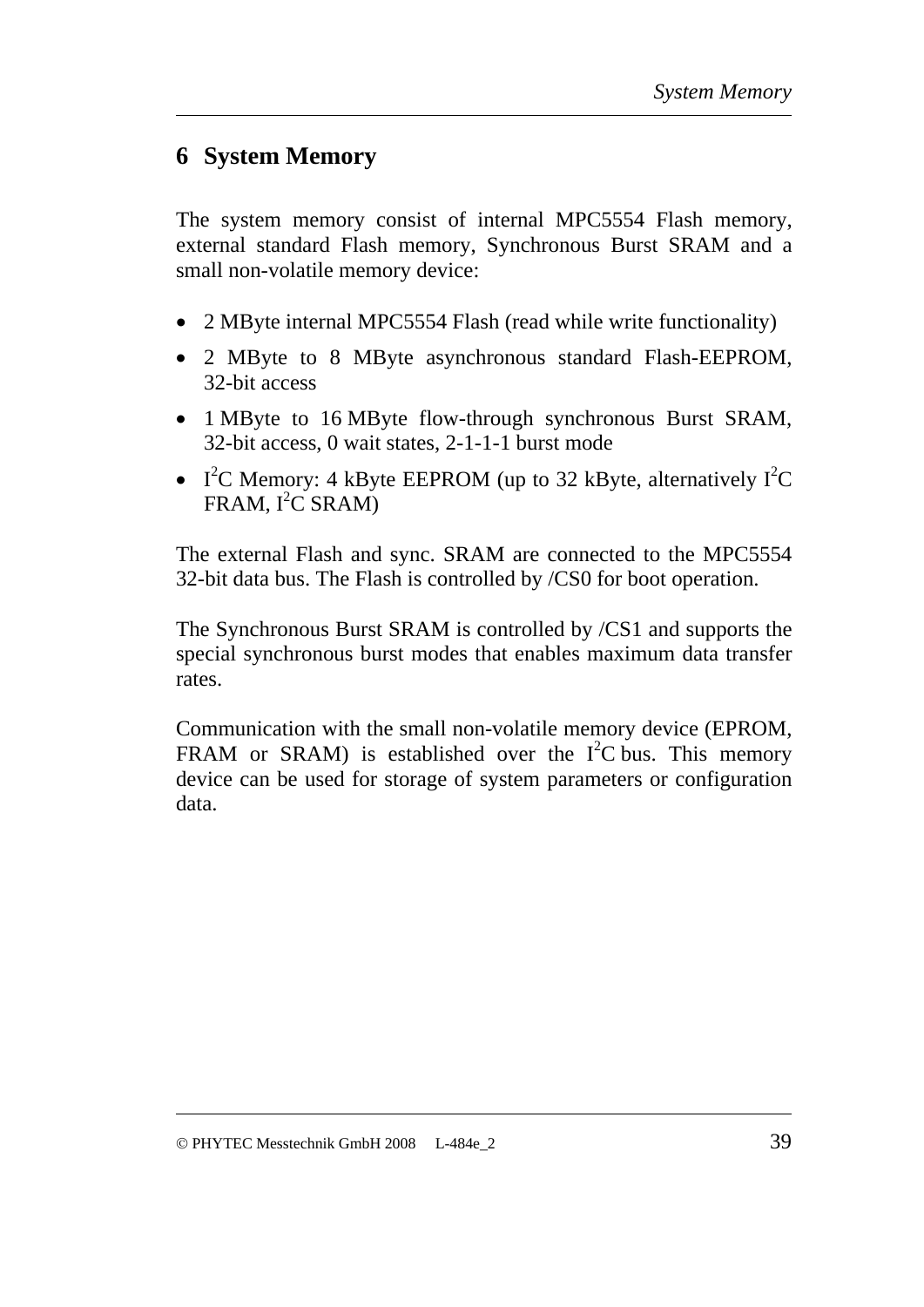# 6 System Memory

The system memory consist of internal MPC5554 Flash memory, external standard Flash memory, Synchronous Burst SRAM and a small non-volatile memory device:

- 2 MByte internal MPC5554 Flash (read while write functionality)
- 2 MByte to 8 MByte asynchronous standard Flash-EEPROM, 32-bit access
- 1 MByte to 16 MByte flow-through synchronous Burst SRAM, 32-bit access, 0 wait states, 2-1-1-1 burst mode
- $I^2C$ Memory: 4 kByte EEPROM (up to 32 kByte, alternatively $I^2C$ FRAM, $I^2C$ SRAM)

The external Flash and sync. SRAM are connected to the MPC5554 32-bit data bus. The Flash is controlled by /CS0 for boot operation.

The Synchronous Burst SRAM is controlled by /CS1 and supports the special synchronous burst modes that enables maximum data transfer rates.

Communication with the small non-volatile memory device (EPROM, FRAM or SRAM) is established over the $I^2C$ bus. This memory device can be used for storage of system parameters or configuration data.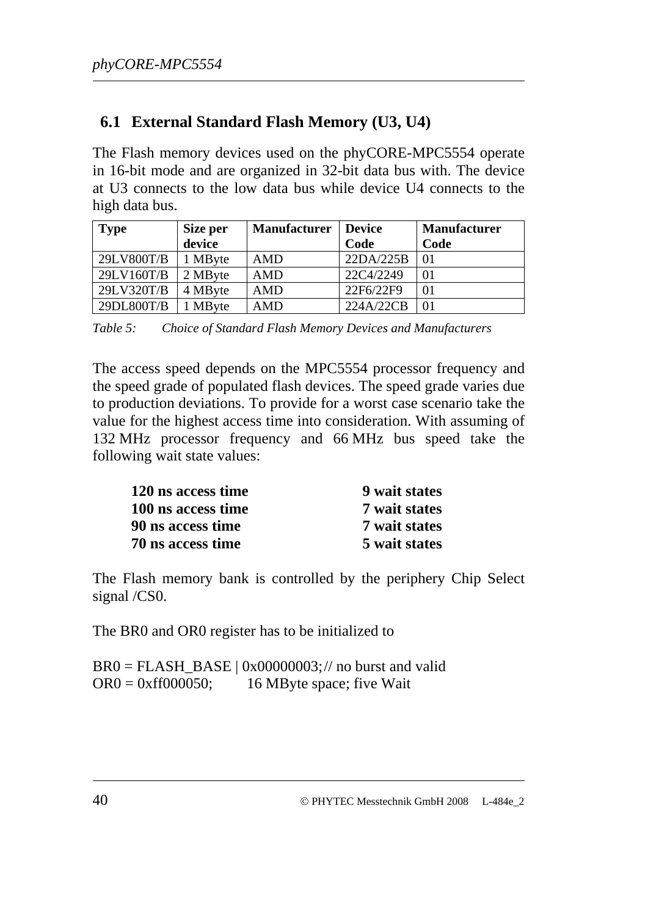## 6.1 External Standard Flash Memory (U3, U4)

The Flash memory devices used on the phyCORE-MPC5554 operate in 16-bit mode and are organized in 32-bit data bus with. The device at U3 connects to the low data bus while device U4 connects to the high data bus.

| Type | Size per device | Manufacturer | Device Code | Manufacturer Code |
|---|---|---|---|---|
| 29LV800T/B | 1 MByte | AMD | 22DA/225B | 01 |
| 29LV160T/B | 2 MByte | AMD | 22C4/2249 | 01 |
| 29LV320T/B | 4 MByte | AMD | 22F6/22F9 | 01 |
| 29DL800T/B | 1 MByte | AMD | 224A/22CB | 01 |

*Table 5: Choice of Standard Flash Memory Devices and Manufacturers*

The access speed depends on the MPC5554 processor frequency and the speed grade of populated flash devices. The speed grade varies due to production deviations. To provide for a worst case scenario take the value for the highest access time into consideration. With assuming of 132 MHz processor frequency and 66 MHz bus speed take the following wait state values:

| | |
|---|---|
| **120 ns access time** | **9 wait states** |
| **100 ns access time** | **7 wait states** |
| **90 ns access time** | **7 wait states** |
| **70 ns access time** | **5 wait states** |

The Flash memory bank is controlled by the periphery Chip Select signal /CS0.

The BR0 and OR0 register has to be initialized to

```
BR0 = FLASH_BASE | 0x00000003;// no burst and valid
OR0 = 0xff000050;        16 MByte space; five Wait
```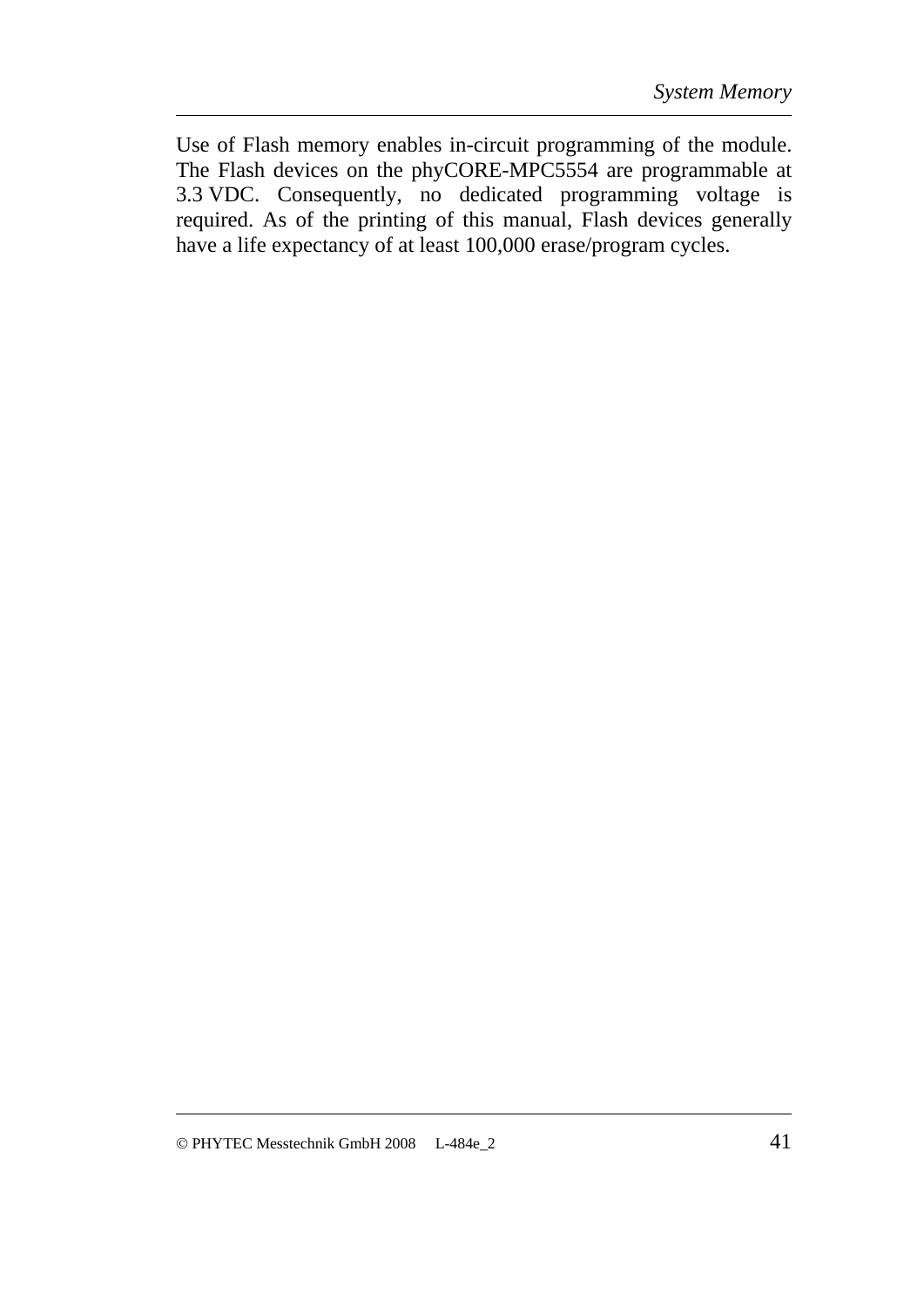Use of Flash memory enables in-circuit programming of the module. The Flash devices on the phyCORE-MPC5554 are programmable at 3.3 VDC. Consequently, no dedicated programming voltage is required. As of the printing of this manual, Flash devices generally have a life expectancy of at least 100,000 erase/program cycles.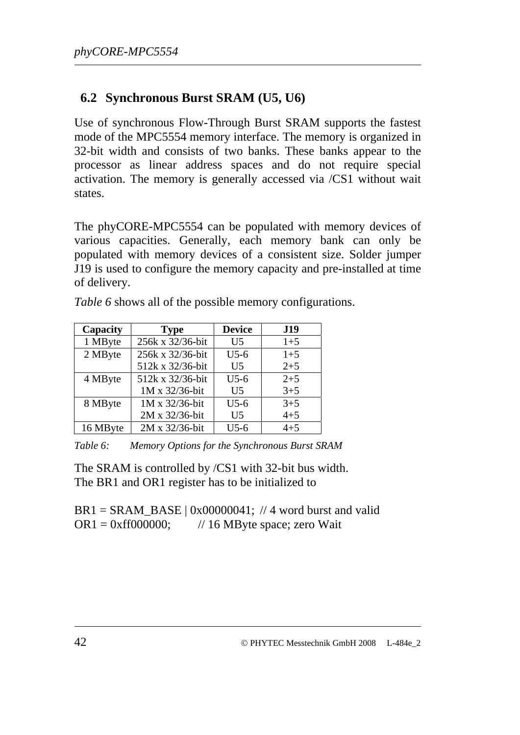## 6.2 Synchronous Burst SRAM (U5, U6)

Use of synchronous Flow-Through Burst SRAM supports the fastest mode of the MPC5554 memory interface. The memory is organized in 32-bit width and consists of two banks. These banks appear to the processor as linear address spaces and do not require special activation. The memory is generally accessed via /CS1 without wait states.

The phyCORE-MPC5554 can be populated with memory devices of various capacities. Generally, each memory bank can only be populated with memory devices of a consistent size. Solder jumper J19 is used to configure the memory capacity and pre-installed at time of delivery.

*Table 6* shows all of the possible memory configurations.

| Capacity | Type | Device | J19 |
|---|---|---|---|
| 1 MByte | 256k x 32/36-bit | U5 | 1+5 |
| 2 MByte | 256k x 32/36-bit | U5-6 | 1+5 |
| | 512k x 32/36-bit | U5 | 2+5 |
| 4 MByte | 512k x 32/36-bit | U5-6 | 2+5 |
| | 1M x 32/36-bit | U5 | 3+5 |
| 8 MByte | 1M x 32/36-bit | U5-6 | 3+5 |
| | 2M x 32/36-bit | U5 | 4+5 |
| 16 MByte | 2M x 32/36-bit | U5-6 | 4+5 |

*Table 6: Memory Options for the Synchronous Burst SRAM*

The SRAM is controlled by /CS1 with 32-bit bus width.
The BR1 and OR1 register has to be initialized to

```
BR1 = SRAM_BASE | 0x00000041;  // 4 word burst and valid
OR1 = 0xff000000;         // 16 MByte space; zero Wait
```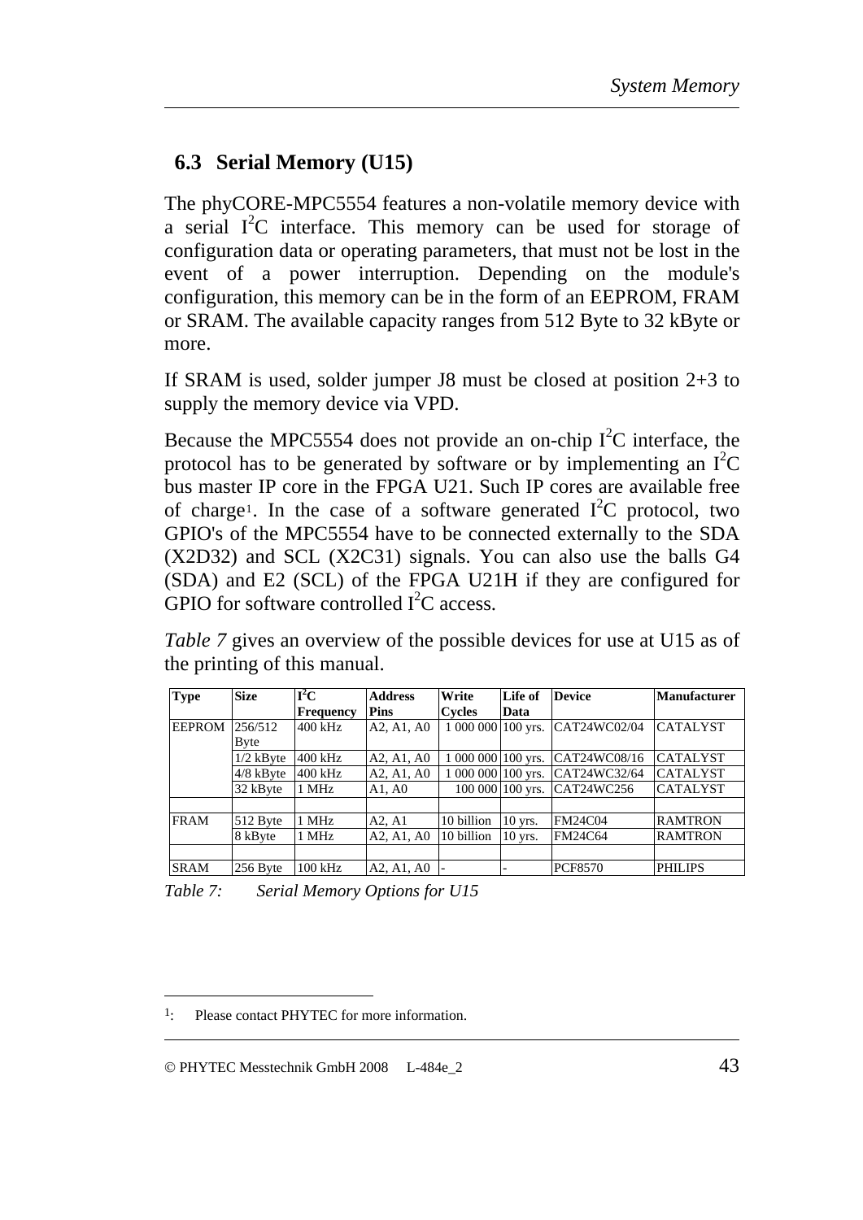## 6.3 Serial Memory (U15)

The phyCORE-MPC5554 features a non-volatile memory device with a serial I$^2$C interface. This memory can be used for storage of configuration data or operating parameters, that must not be lost in the event of a power interruption. Depending on the module's configuration, this memory can be in the form of an EEPROM, FRAM or SRAM. The available capacity ranges from 512 Byte to 32 kByte or more.

If SRAM is used, solder jumper J8 must be closed at position 2+3 to supply the memory device via VPD.

Because the MPC5554 does not provide an on-chip I$^2$C interface, the protocol has to be generated by software or by implementing an I$^2$C bus master IP core in the FPGA U21. Such IP cores are available free of charge[1]. In the case of a software generated I$^2$C protocol, two GPIO's of the MPC5554 have to be connected externally to the SDA (X2D32) and SCL (X2C31) signals. You can also use the balls G4 (SDA) and E2 (SCL) of the FPGA U21H if they are configured for GPIO for software controlled I$^2$C access.

*Table 7* gives an overview of the possible devices for use at U15 as of the printing of this manual.

| Type | Size | I$^2$C Frequency | Address Pins | Write Cycles | Life of Data | Device | Manufacturer |
|---|---|---|---|---|---|---|---|
| EEPROM | 256/512 Byte | 400 kHz | A2, A1, A0 | 1 000 000 | 100 yrs. | CAT24WC02/04 | CATALYST |
| | 1/2 kByte | 400 kHz | A2, A1, A0 | 1 000 000 | 100 yrs. | CAT24WC08/16 | CATALYST |
| | 4/8 kByte | 400 kHz | A2, A1, A0 | 1 000 000 | 100 yrs. | CAT24WC32/64 | CATALYST |
| | 32 kByte | 1 MHz | A1, A0 | 100 000 | 100 yrs. | CAT24WC256 | CATALYST |
| | | | | | | | |
| FRAM | 512 Byte | 1 MHz | A2, A1 | 10 billion | 10 yrs. | FM24C04 | RAMTRON |
| | 8 kByte | 1 MHz | A2, A1, A0 | 10 billion | 10 yrs. | FM24C64 | RAMTRON |
| | | | | | | | |
| SRAM | 256 Byte | 100 kHz | A2, A1, A0 | - | - | PCF8570 | PHILIPS |

*Table 7: Serial Memory Options for U15*

---

[1]: Please contact PHYTEC for more information.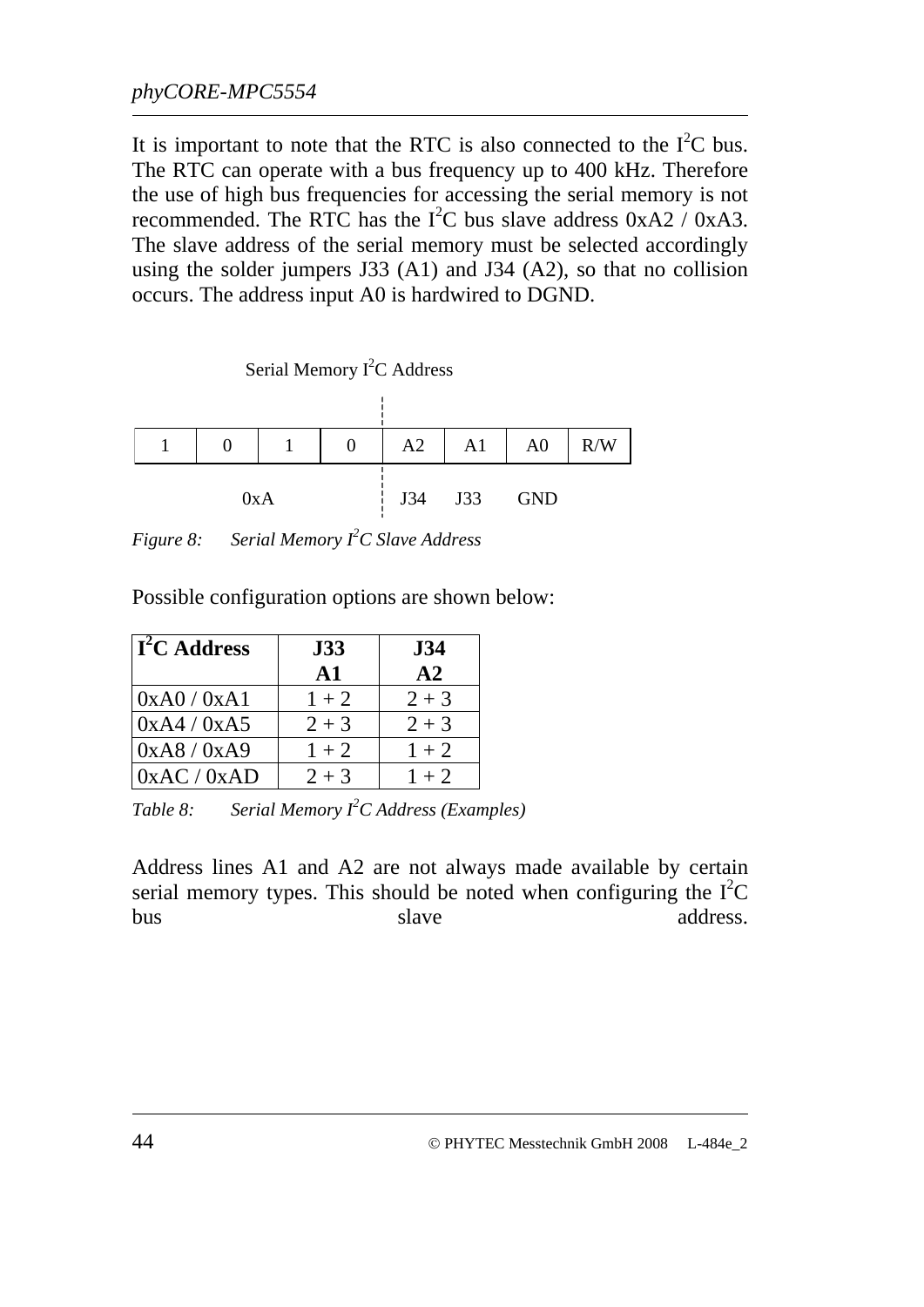It is important to note that the RTC is also connected to the I²C bus. The RTC can operate with a bus frequency up to 400 kHz. Therefore the use of high bus frequencies for accessing the serial memory is not recommended. The RTC has the I²C bus slave address 0xA2 / 0xA3. The slave address of the serial memory must be selected accordingly using the solder jumpers J33 (A1) and J34 (A2), so that no collision occurs. The address input A0 is hardwired to DGND.

Serial Memory I²C Address

| 1 | 0 | 1 | 0 | A2 | A1 | A0 | R/W |
|---|---|---|---|---|---|---|---|
| 0xA | | | | J34 | J33 | GND | |

*Figure 8: Serial Memory I²C Slave Address*

Possible configuration options are shown below:

| **I²C Address** | **J33 A1** | **J34 A2** |
|---|---|---|
| 0xA0 / 0xA1 | 1 + 2 | 2 + 3 |
| 0xA4 / 0xA5 | 2 + 3 | 2 + 3 |
| 0xA8 / 0xA9 | 1 + 2 | 1 + 2 |
| 0xAC / 0xAD | 2 + 3 | 1 + 2 |

*Table 8: Serial Memory I²C Address (Examples)*

Address lines A1 and A2 are not always made available by certain serial memory types. This should be noted when configuring the I²C bus slave address.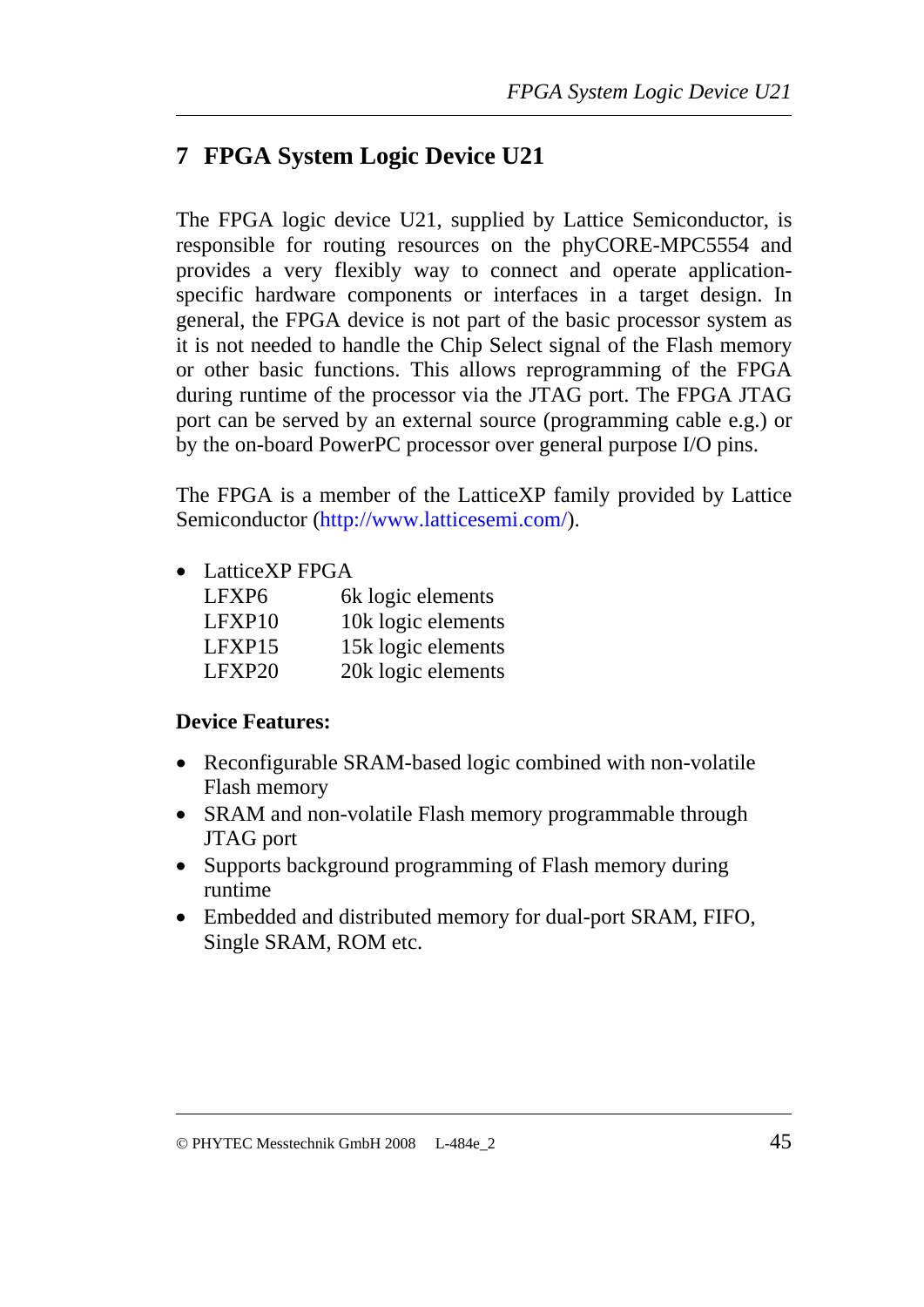# 7 FPGA System Logic Device U21

The FPGA logic device U21, supplied by Lattice Semiconductor, is responsible for routing resources on the phyCORE-MPC5554 and provides a very flexibly way to connect and operate application-specific hardware components or interfaces in a target design. In general, the FPGA device is not part of the basic processor system as it is not needed to handle the Chip Select signal of the Flash memory or other basic functions. This allows reprogramming of the FPGA during runtime of the processor via the JTAG port. The FPGA JTAG port can be served by an external source (programming cable e.g.) or by the on-board PowerPC processor over general purpose I/O pins.

The FPGA is a member of the LatticeXP family provided by Lattice Semiconductor (http://www.latticesemi.com/).

- LatticeXP FPGA
  - LFXP6 6k logic elements
  - LFXP10 10k logic elements
  - LFXP15 15k logic elements
  - LFXP20 20k logic elements

**Device Features:**

- Reconfigurable SRAM-based logic combined with non-volatile Flash memory
- SRAM and non-volatile Flash memory programmable through JTAG port
- Supports background programming of Flash memory during runtime
- Embedded and distributed memory for dual-port SRAM, FIFO, Single SRAM, ROM etc.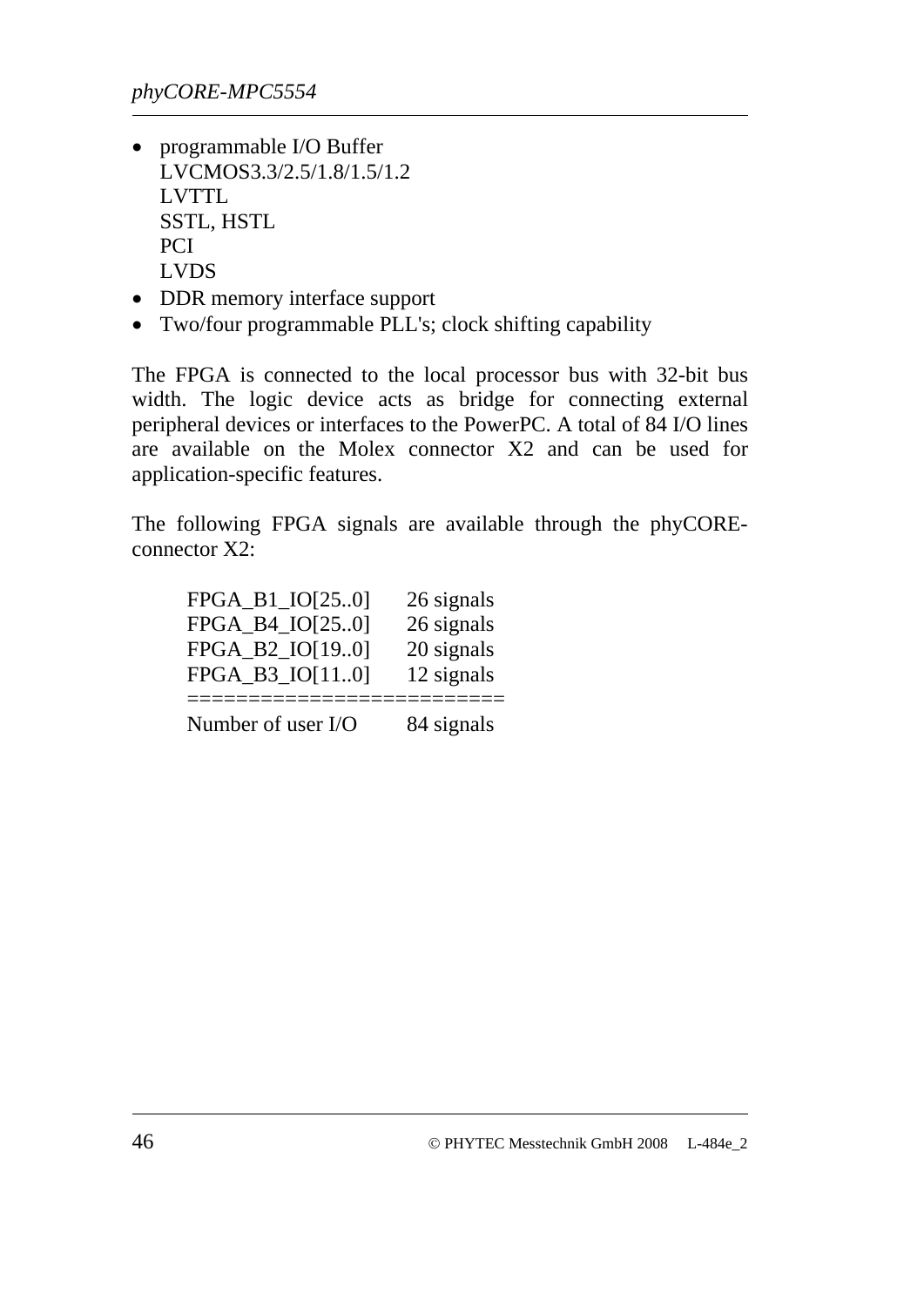- programmable I/O Buffer
  LVCMOS3.3/2.5/1.8/1.5/1.2
  LVTTL
  SSTL, HSTL
  PCI
  LVDS
- DDR memory interface support
- Two/four programmable PLL's; clock shifting capability

The FPGA is connected to the local processor bus with 32-bit bus width. The logic device acts as bridge for connecting external peripheral devices or interfaces to the PowerPC. A total of 84 I/O lines are available on the Molex connector X2 and can be used for application-specific features.

The following FPGA signals are available through the phyCORE-connector X2:

```
FPGA_B1_IO[25..0]    26 signals
FPGA_B4_IO[25..0]    26 signals
FPGA_B2_IO[19..0]    20 signals
FPGA_B3_IO[11..0]    12 signals
=========================
Number of user I/O   84 signals
```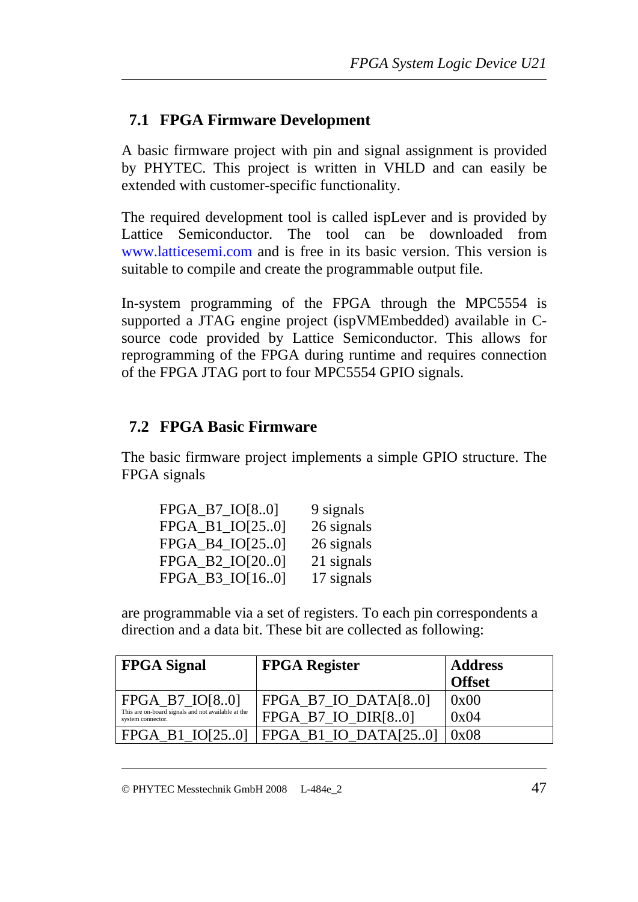## 7.1 FPGA Firmware Development

A basic firmware project with pin and signal assignment is provided by PHYTEC. This project is written in VHLD and can easily be extended with customer-specific functionality.

The required development tool is called ispLever and is provided by Lattice Semiconductor. The tool can be downloaded from www.latticesemi.com and is free in its basic version. This version is suitable to compile and create the programmable output file.

In-system programming of the FPGA through the MPC5554 is supported a JTAG engine project (ispVMEmbedded) available in C-source code provided by Lattice Semiconductor. This allows for reprogramming of the FPGA during runtime and requires connection of the FPGA JTAG port to four MPC5554 GPIO signals.

## 7.2 FPGA Basic Firmware

The basic firmware project implements a simple GPIO structure. The FPGA signals

| | |
|---|---|
| FPGA_B7_IO[8..0] | 9 signals |
| FPGA_B1_IO[25..0] | 26 signals |
| FPGA_B4_IO[25..0] | 26 signals |
| FPGA_B2_IO[20..0] | 21 signals |
| FPGA_B3_IO[16..0] | 17 signals |

are programmable via a set of registers. To each pin correspondents a direction and a data bit. These bit are collected as following:

| FPGA Signal | FPGA Register | Address Offset |
|---|---|---|
| FPGA_B7_IO[8..0]<br>This are on-board signals and not available at the system connector. | FPGA_B7_IO_DATA[8..0]<br>FPGA_B7_IO_DIR[8..0] | 0x00<br>0x04 |
| FPGA_B1_IO[25..0] | FPGA_B1_IO_DATA[25..0] | 0x08 |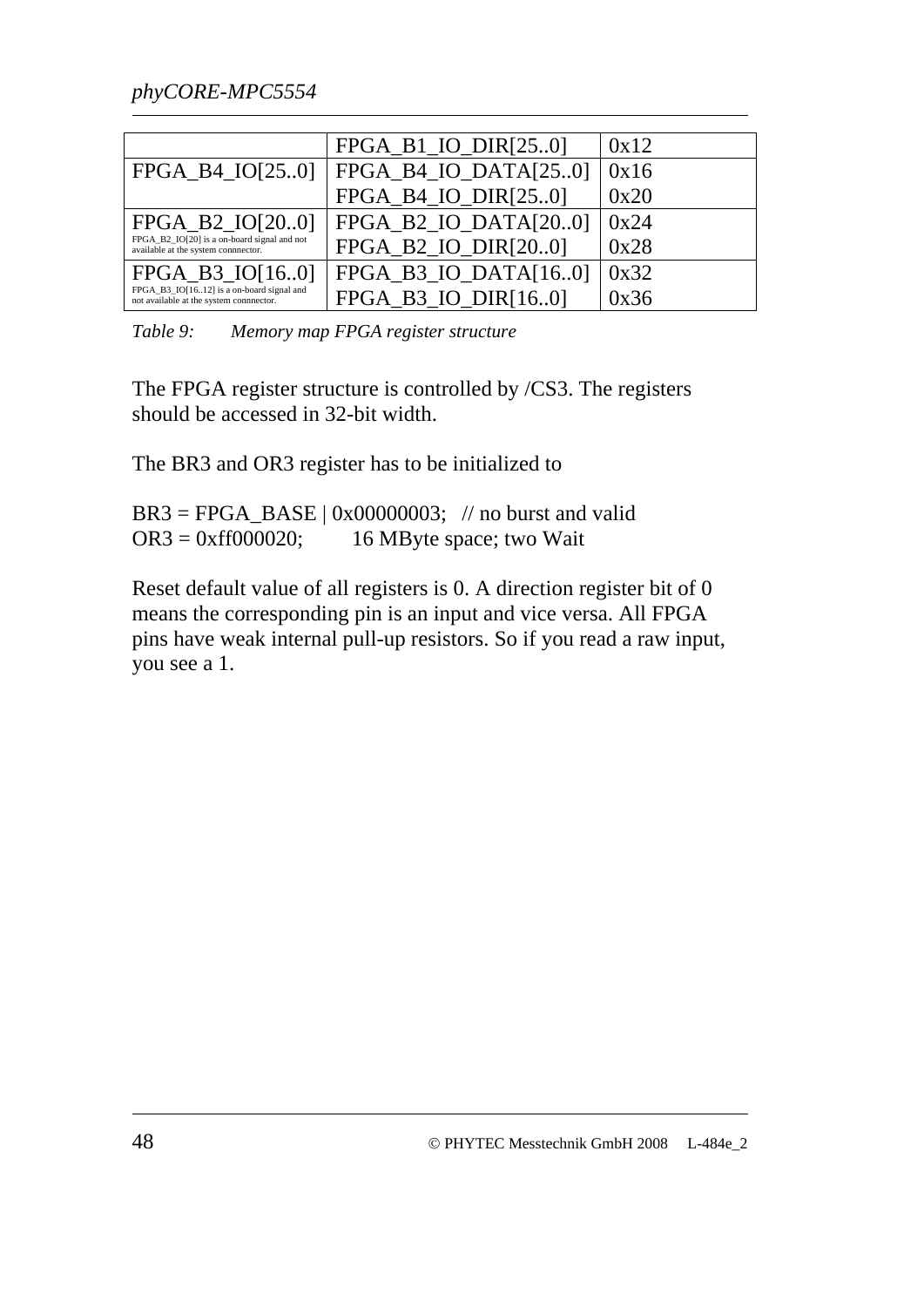| | | |
|---|---|---|
| | FPGA_B1_IO_DIR[25..0] | 0x12 |
| FPGA_B4_IO[25..0] | FPGA_B4_IO_DATA[25..0] | 0x16 |
| | FPGA_B4_IO_DIR[25..0] | 0x20 |
| FPGA_B2_IO[20..0] FPGA_B2_IO[20] is a on-board signal and not available at the system connnector. | FPGA_B2_IO_DATA[20..0] | 0x24 |
| | FPGA_B2_IO_DIR[20..0] | 0x28 |
| FPGA_B3_IO[16..0] FPGA_B3_IO[16..12] is a on-board signal and not available at the system connnector. | FPGA_B3_IO_DATA[16..0] | 0x32 |
| | FPGA_B3_IO_DIR[16..0] | 0x36 |

*Table 9: Memory map FPGA register structure*

The FPGA register structure is controlled by /CS3. The registers should be accessed in 32-bit width.

The BR3 and OR3 register has to be initialized to

```
BR3 = FPGA_BASE | 0x00000003;   // no burst and valid
OR3 = 0xff000020;        16 MByte space; two Wait
```

Reset default value of all registers is 0. A direction register bit of 0 means the corresponding pin is an input and vice versa. All FPGA pins have weak internal pull-up resistors. So if you read a raw input, you see a 1.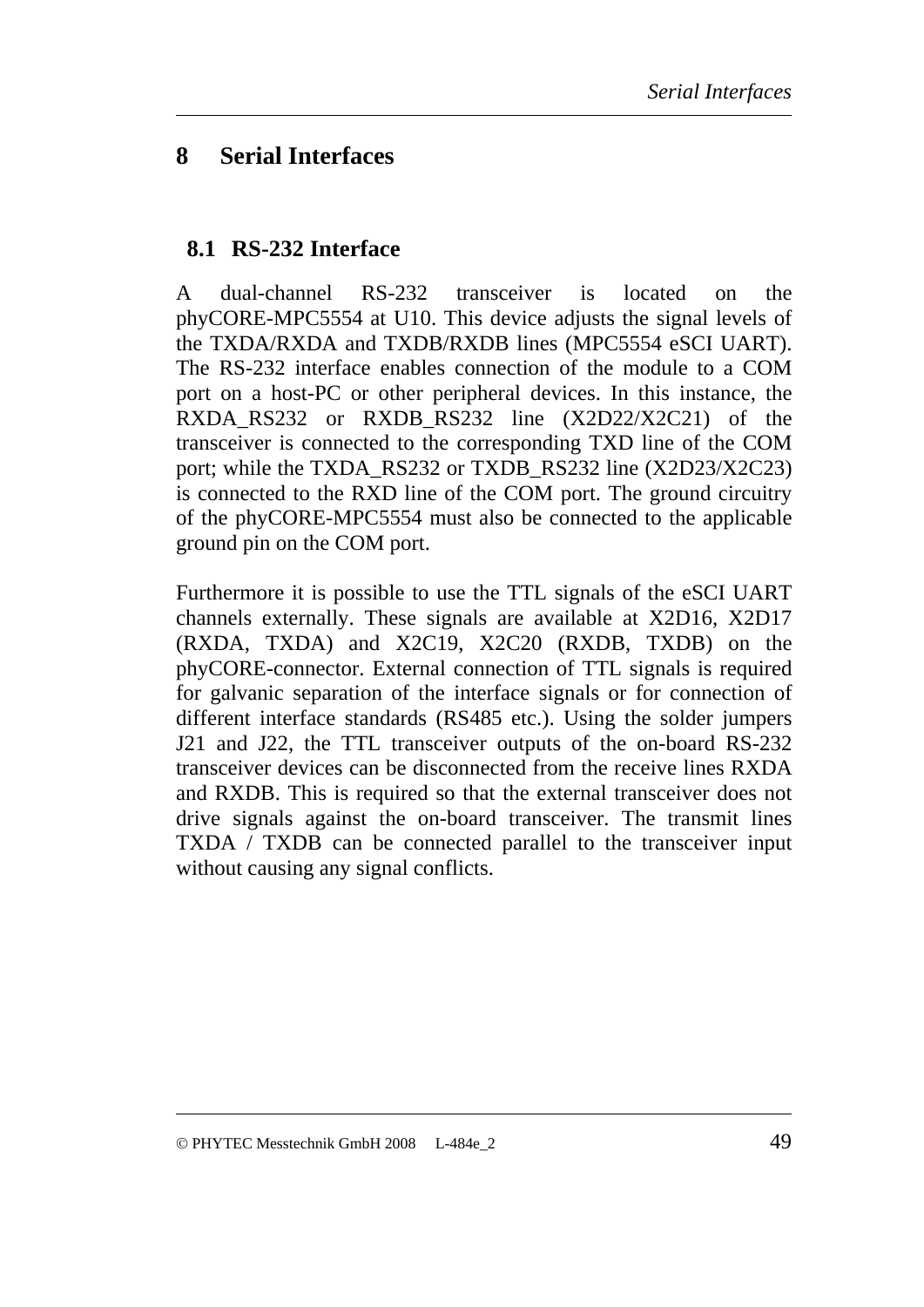# 8 Serial Interfaces

## 8.1 RS-232 Interface

A dual-channel RS-232 transceiver is located on the phyCORE-MPC5554 at U10. This device adjusts the signal levels of the TXDA/RXDA and TXDB/RXDB lines (MPC5554 eSCI UART). The RS-232 interface enables connection of the module to a COM port on a host-PC or other peripheral devices. In this instance, the RXDA_RS232 or RXDB_RS232 line (X2D22/X2C21) of the transceiver is connected to the corresponding TXD line of the COM port; while the TXDA_RS232 or TXDB_RS232 line (X2D23/X2C23) is connected to the RXD line of the COM port. The ground circuitry of the phyCORE-MPC5554 must also be connected to the applicable ground pin on the COM port.

Furthermore it is possible to use the TTL signals of the eSCI UART channels externally. These signals are available at X2D16, X2D17 (RXDA, TXDA) and X2C19, X2C20 (RXDB, TXDB) on the phyCORE-connector. External connection of TTL signals is required for galvanic separation of the interface signals or for connection of different interface standards (RS485 etc.). Using the solder jumpers J21 and J22, the TTL transceiver outputs of the on-board RS-232 transceiver devices can be disconnected from the receive lines RXDA and RXDB. This is required so that the external transceiver does not drive signals against the on-board transceiver. The transmit lines TXDA / TXDB can be connected parallel to the transceiver input without causing any signal conflicts.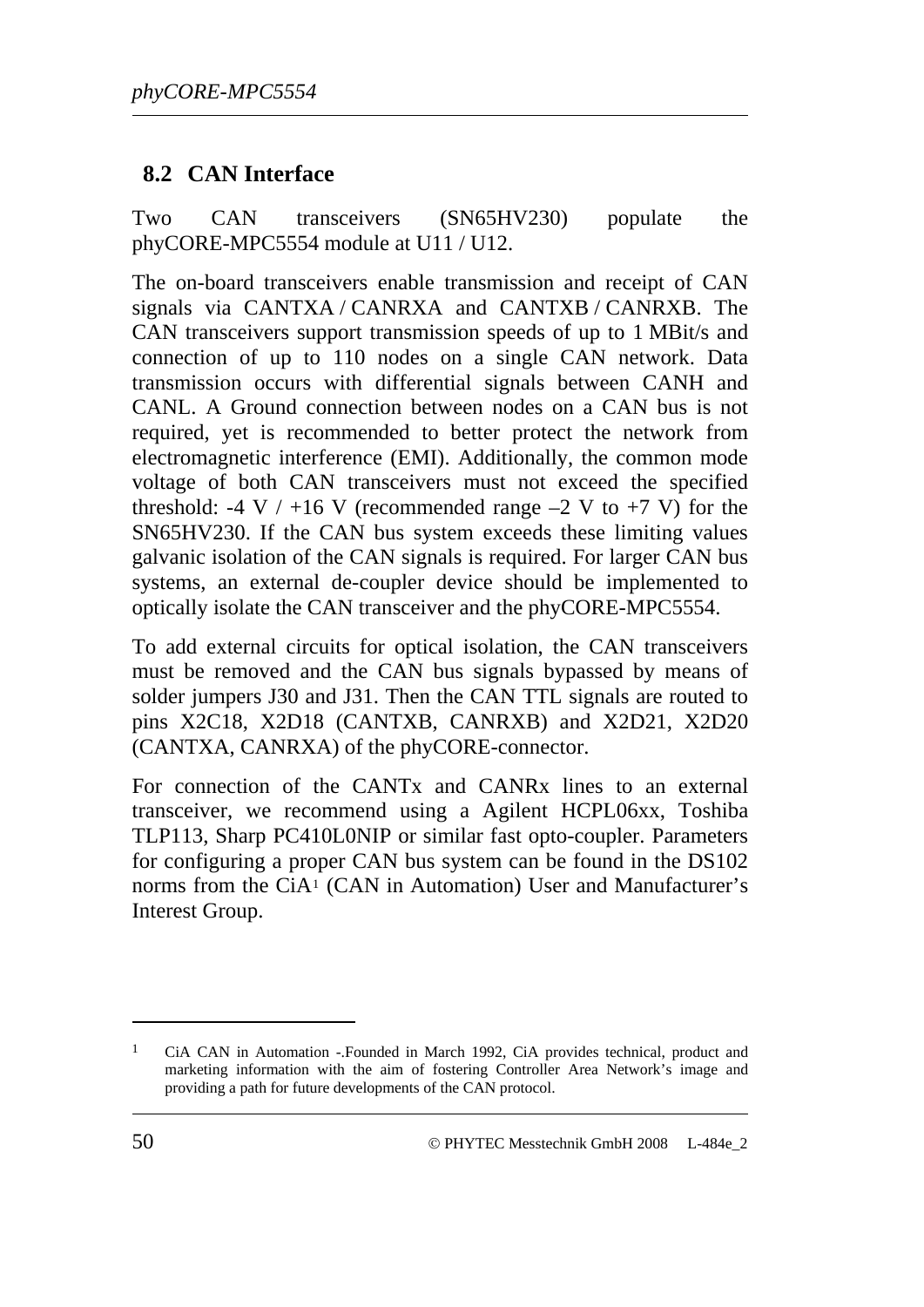## 8.2 CAN Interface

Two CAN transceivers (SN65HV230) populate the phyCORE-MPC5554 module at U11 / U12.

The on-board transceivers enable transmission and receipt of CAN signals via CANTXA / CANRXA and CANTXB / CANRXB. The CAN transceivers support transmission speeds of up to 1 MBit/s and connection of up to 110 nodes on a single CAN network. Data transmission occurs with differential signals between CANH and CANL. A Ground connection between nodes on a CAN bus is not required, yet is recommended to better protect the network from electromagnetic interference (EMI). Additionally, the common mode voltage of both CAN transceivers must not exceed the specified threshold: -4 V / +16 V (recommended range –2 V to +7 V) for the SN65HV230. If the CAN bus system exceeds these limiting values galvanic isolation of the CAN signals is required. For larger CAN bus systems, an external de-coupler device should be implemented to optically isolate the CAN transceiver and the phyCORE-MPC5554.

To add external circuits for optical isolation, the CAN transceivers must be removed and the CAN bus signals bypassed by means of solder jumpers J30 and J31. Then the CAN TTL signals are routed to pins X2C18, X2D18 (CANTXB, CANRXB) and X2D21, X2D20 (CANTXA, CANRXA) of the phyCORE-connector.

For connection of the CANTx and CANRx lines to an external transceiver, we recommend using a Agilent HCPL06xx, Toshiba TLP113, Sharp PC410L0NIP or similar fast opto-coupler. Parameters for configuring a proper CAN bus system can be found in the DS102 norms from the CiA[1] (CAN in Automation) User and Manufacturer's Interest Group.

---

[1] CiA CAN in Automation -.Founded in March 1992, CiA provides technical, product and marketing information with the aim of fostering Controller Area Network's image and providing a path for future developments of the CAN protocol.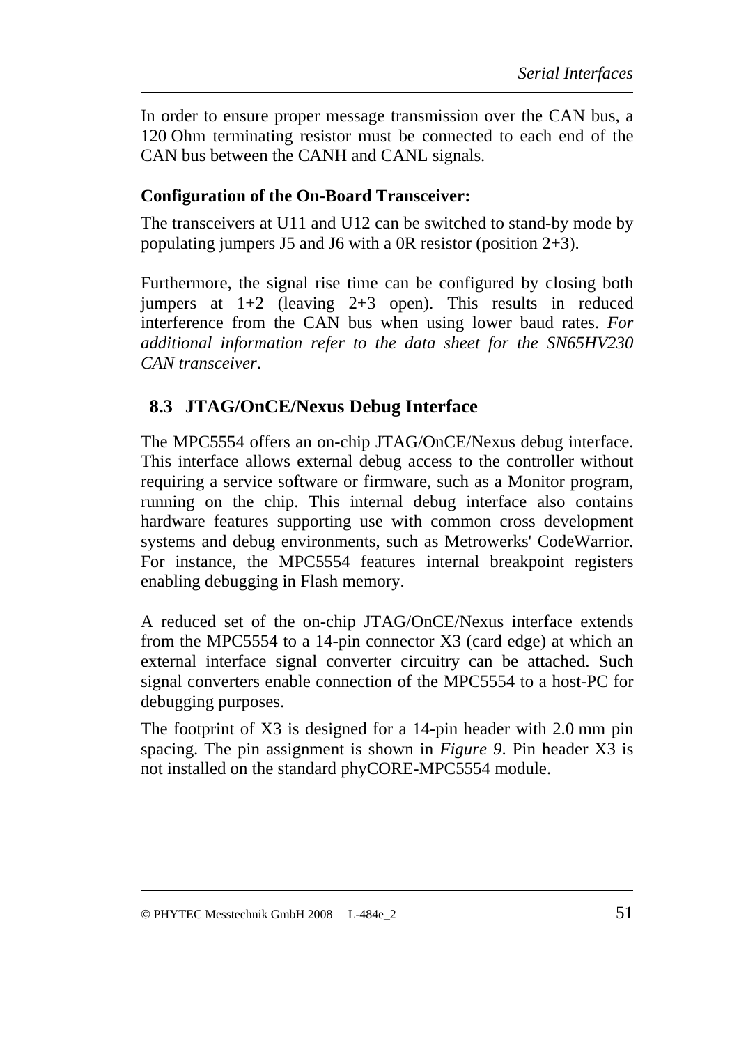In order to ensure proper message transmission over the CAN bus, a 120 Ohm terminating resistor must be connected to each end of the CAN bus between the CANH and CANL signals.

**Configuration of the On-Board Transceiver:**

The transceivers at U11 and U12 can be switched to stand-by mode by populating jumpers J5 and J6 with a 0R resistor (position 2+3).

Furthermore, the signal rise time can be configured by closing both jumpers at 1+2 (leaving 2+3 open). This results in reduced interference from the CAN bus when using lower baud rates. *For additional information refer to the data sheet for the SN65HV230 CAN transceiver*.

## 8.3 JTAG/OnCE/Nexus Debug Interface

The MPC5554 offers an on-chip JTAG/OnCE/Nexus debug interface. This interface allows external debug access to the controller without requiring a service software or firmware, such as a Monitor program, running on the chip. This internal debug interface also contains hardware features supporting use with common cross development systems and debug environments, such as Metrowerks' CodeWarrior. For instance, the MPC5554 features internal breakpoint registers enabling debugging in Flash memory.

A reduced set of the on-chip JTAG/OnCE/Nexus interface extends from the MPC5554 to a 14-pin connector X3 (card edge) at which an external interface signal converter circuitry can be attached. Such signal converters enable connection of the MPC5554 to a host-PC for debugging purposes.

The footprint of X3 is designed for a 14-pin header with 2.0 mm pin spacing. The pin assignment is shown in *Figure 9*. Pin header X3 is not installed on the standard phyCORE-MPC5554 module.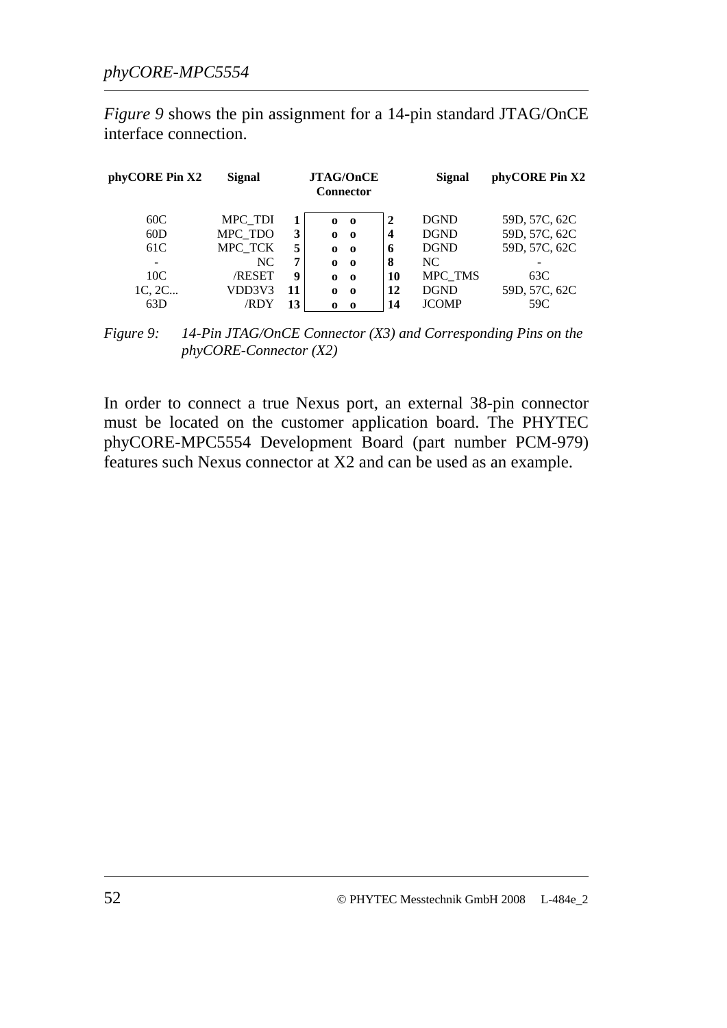*Figure 9* shows the pin assignment for a 14-pin standard JTAG/OnCE interface connection.

| phyCORE Pin X2 | Signal | JTAG/OnCE Connector | | | | Signal | phyCORE Pin X2 |
|---|---|---|---|---|---|---|---|
| 60C | MPC_TDI | 1 | o | o | 2 | DGND | 59D, 57C, 62C |
| 60D | MPC_TDO | 3 | o | o | 4 | DGND | 59D, 57C, 62C |
| 61C | MPC_TCK | 5 | o | o | 6 | DGND | 59D, 57C, 62C |
| - | NC | 7 | o | o | 8 | NC | - |
| 10C | /RESET | 9 | o | o | 10 | MPC_TMS | 63C |
| 1C, 2C... | VDD3V3 | 11 | o | o | 12 | DGND | 59D, 57C, 62C |
| 63D | /RDY | 13 | o | o | 14 | JCOMP | 59C |

*Figure 9: 14-Pin JTAG/OnCE Connector (X3) and Corresponding Pins on the phyCORE-Connector (X2)*

In order to connect a true Nexus port, an external 38-pin connector must be located on the customer application board. The PHYTEC phyCORE-MPC5554 Development Board (part number PCM-979) features such Nexus connector at X2 and can be used as an example.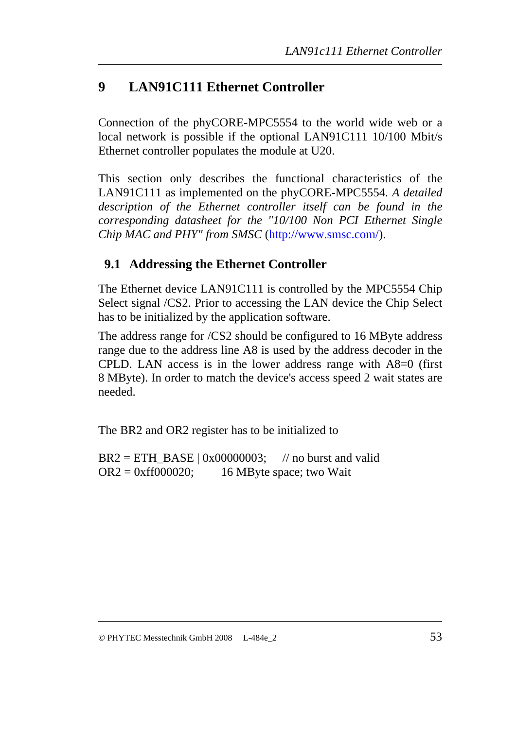# 9 LAN91C111 Ethernet Controller

Connection of the phyCORE-MPC5554 to the world wide web or a local network is possible if the optional LAN91C111 10/100 Mbit/s Ethernet controller populates the module at U20.

This section only describes the functional characteristics of the LAN91C111 as implemented on the phyCORE-MPC5554. *A detailed description of the Ethernet controller itself can be found in the corresponding datasheet for the "10/100 Non PCI Ethernet Single Chip MAC and PHY" from SMSC* (http://www.smsc.com/).

## 9.1 Addressing the Ethernet Controller

The Ethernet device LAN91C111 is controlled by the MPC5554 Chip Select signal /CS2. Prior to accessing the LAN device the Chip Select has to be initialized by the application software.

The address range for /CS2 should be configured to 16 MByte address range due to the address line A8 is used by the address decoder in the CPLD. LAN access is in the lower address range with A8=0 (first 8 MByte). In order to match the device's access speed 2 wait states are needed.

The BR2 and OR2 register has to be initialized to

```
BR2 = ETH_BASE | 0x00000003;    // no burst and valid
OR2 = 0xff000020;        16 MByte space; two Wait
```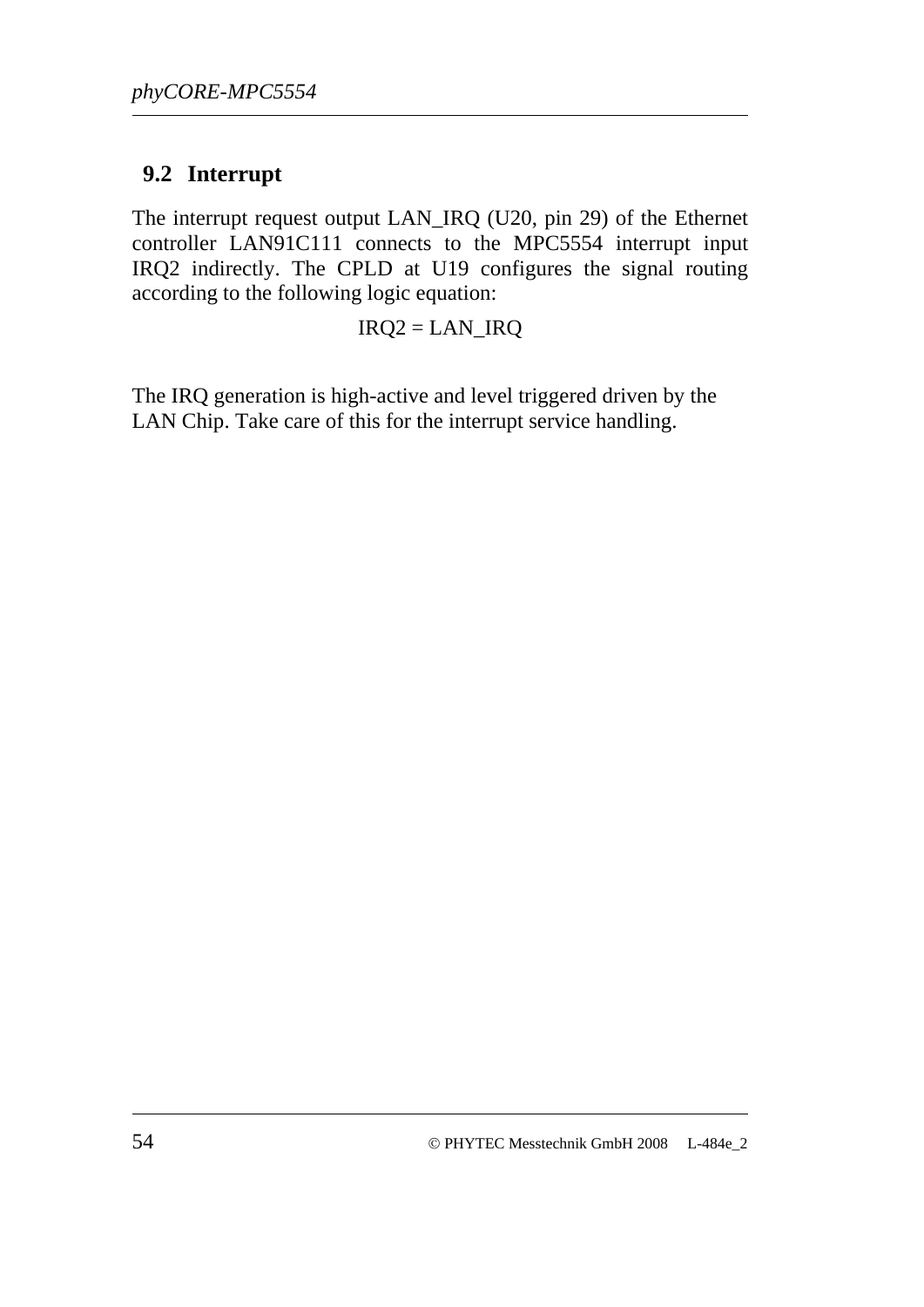## 9.2 Interrupt

The interrupt request output LAN_IRQ (U20, pin 29) of the Ethernet controller LAN91C111 connects to the MPC5554 interrupt input IRQ2 indirectly. The CPLD at U19 configures the signal routing according to the following logic equation:

IRQ2 = LAN_IRQ

The IRQ generation is high-active and level triggered driven by the LAN Chip. Take care of this for the interrupt service handling.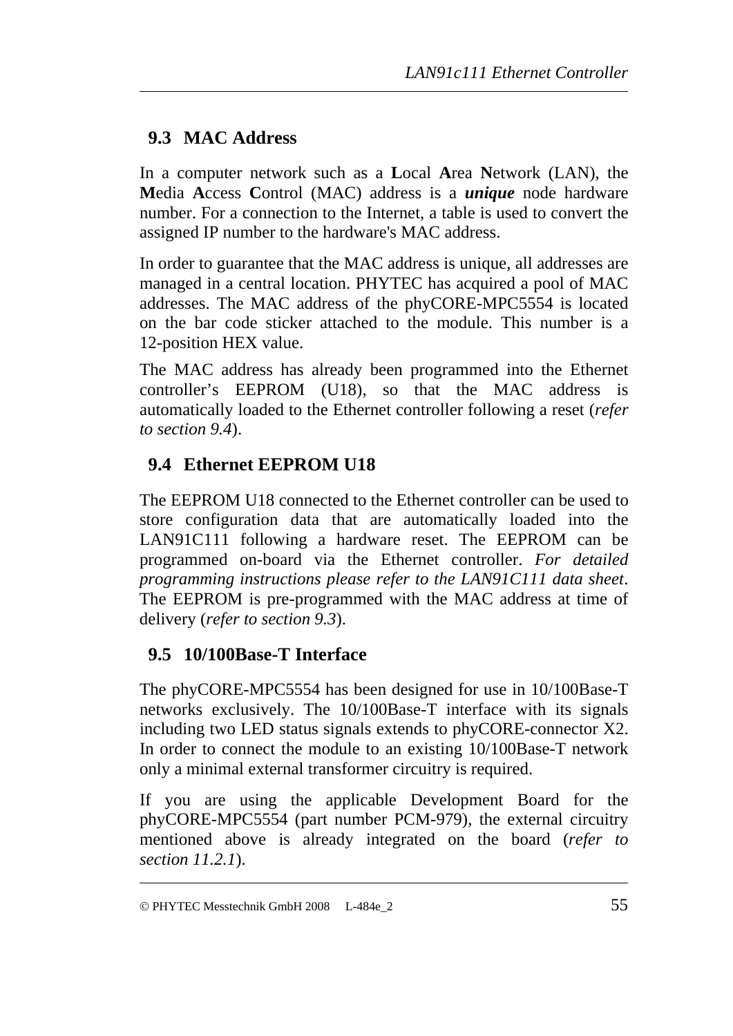## 9.3 MAC Address

In a computer network such as a **L**ocal **A**rea **N**etwork (LAN), the **M**edia **A**ccess **C**ontrol (MAC) address is a ***unique*** node hardware number. For a connection to the Internet, a table is used to convert the assigned IP number to the hardware's MAC address.

In order to guarantee that the MAC address is unique, all addresses are managed in a central location. PHYTEC has acquired a pool of MAC addresses. The MAC address of the phyCORE-MPC5554 is located on the bar code sticker attached to the module. This number is a 12-position HEX value.

The MAC address has already been programmed into the Ethernet controller's EEPROM (U18), so that the MAC address is automatically loaded to the Ethernet controller following a reset (*refer to section 9.4*).

## 9.4 Ethernet EEPROM U18

The EEPROM U18 connected to the Ethernet controller can be used to store configuration data that are automatically loaded into the LAN91C111 following a hardware reset. The EEPROM can be programmed on-board via the Ethernet controller. *For detailed programming instructions please refer to the LAN91C111 data sheet*. The EEPROM is pre-programmed with the MAC address at time of delivery (*refer to section 9.3*).

## 9.5 10/100Base-T Interface

The phyCORE-MPC5554 has been designed for use in 10/100Base-T networks exclusively. The 10/100Base-T interface with its signals including two LED status signals extends to phyCORE-connector X2. In order to connect the module to an existing 10/100Base-T network only a minimal external transformer circuitry is required.

If you are using the applicable Development Board for the phyCORE-MPC5554 (part number PCM-979), the external circuitry mentioned above is already integrated on the board (*refer to section 11.2.1*).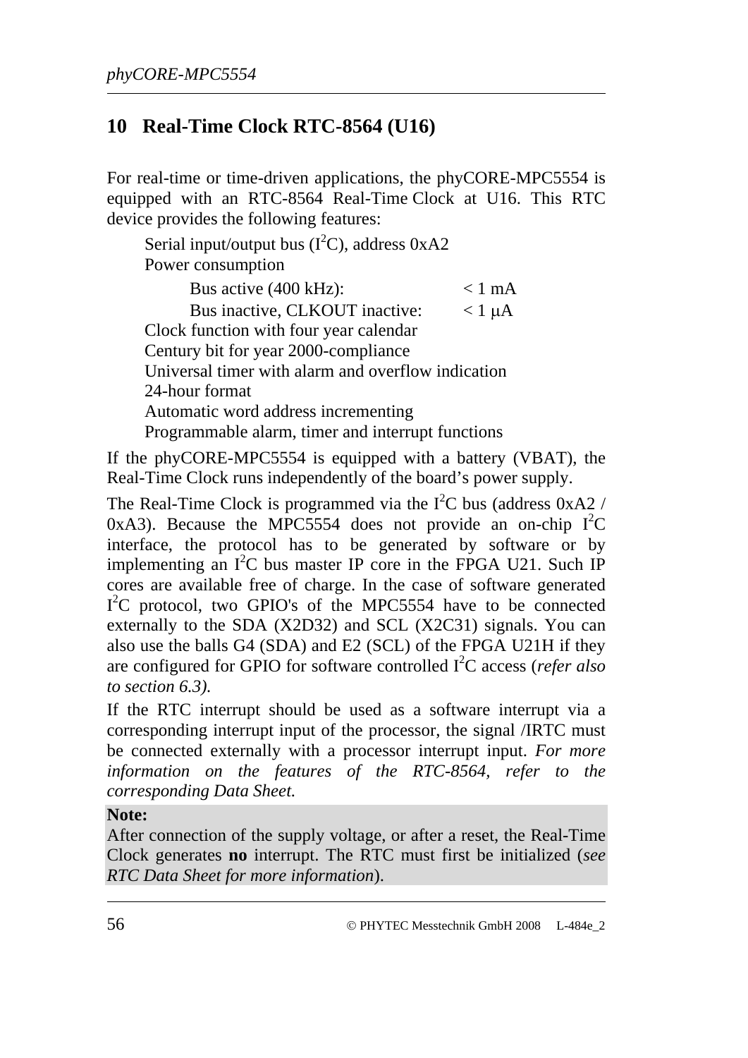# 10 Real-Time Clock RTC-8564 (U16)

For real-time or time-driven applications, the phyCORE-MPC5554 is equipped with an RTC-8564 Real-Time Clock at U16. This RTC device provides the following features:

- Serial input/output bus ($I^2C$), address 0xA2
- Power consumption
  - Bus active (400 kHz): < 1 mA
  - Bus inactive, CLKOUT inactive: < 1 µA
- Clock function with four year calendar
- Century bit for year 2000-compliance
- Universal timer with alarm and overflow indication
- 24-hour format
- Automatic word address incrementing
- Programmable alarm, timer and interrupt functions

If the phyCORE-MPC5554 is equipped with a battery (VBAT), the Real-Time Clock runs independently of the board's power supply.

The Real-Time Clock is programmed via the $I^2C$ bus (address 0xA2 / 0xA3). Because the MPC5554 does not provide an on-chip $I^2C$ interface, the protocol has to be generated by software or by implementing an $I^2C$ bus master IP core in the FPGA U21. Such IP cores are available free of charge. In the case of software generated $I^2C$ protocol, two GPIO's of the MPC5554 have to be connected externally to the SDA (X2D32) and SCL (X2C31) signals. You can also use the balls G4 (SDA) and E2 (SCL) of the FPGA U21H if they are configured for GPIO for software controlled $I^2C$ access (*refer also to section 6.3).*

If the RTC interrupt should be used as a software interrupt via a corresponding interrupt input of the processor, the signal /IRTC must be connected externally with a processor interrupt input. *For more information on the features of the RTC-8564, refer to the corresponding Data Sheet.*

**Note:**
After connection of the supply voltage, or after a reset, the Real-Time Clock generates **no** interrupt. The RTC must first be initialized (*see RTC Data Sheet for more information*).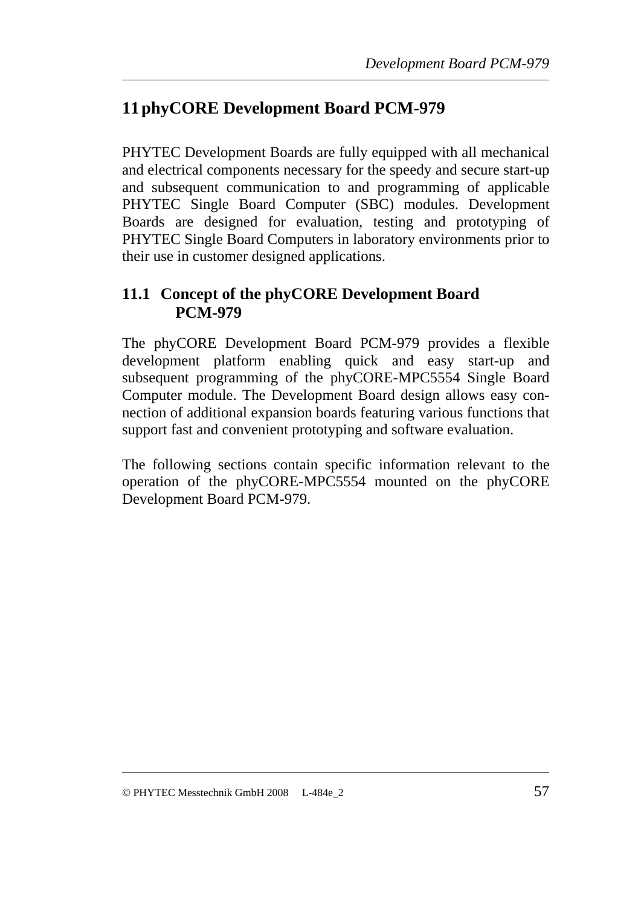# 11 phyCORE Development Board PCM-979

PHYTEC Development Boards are fully equipped with all mechanical and electrical components necessary for the speedy and secure start-up and subsequent communication to and programming of applicable PHYTEC Single Board Computer (SBC) modules. Development Boards are designed for evaluation, testing and prototyping of PHYTEC Single Board Computers in laboratory environments prior to their use in customer designed applications.

## 11.1 Concept of the phyCORE Development Board PCM-979

The phyCORE Development Board PCM-979 provides a flexible development platform enabling quick and easy start-up and subsequent programming of the phyCORE-MPC5554 Single Board Computer module. The Development Board design allows easy connection of additional expansion boards featuring various functions that support fast and convenient prototyping and software evaluation.

The following sections contain specific information relevant to the operation of the phyCORE-MPC5554 mounted on the phyCORE Development Board PCM-979.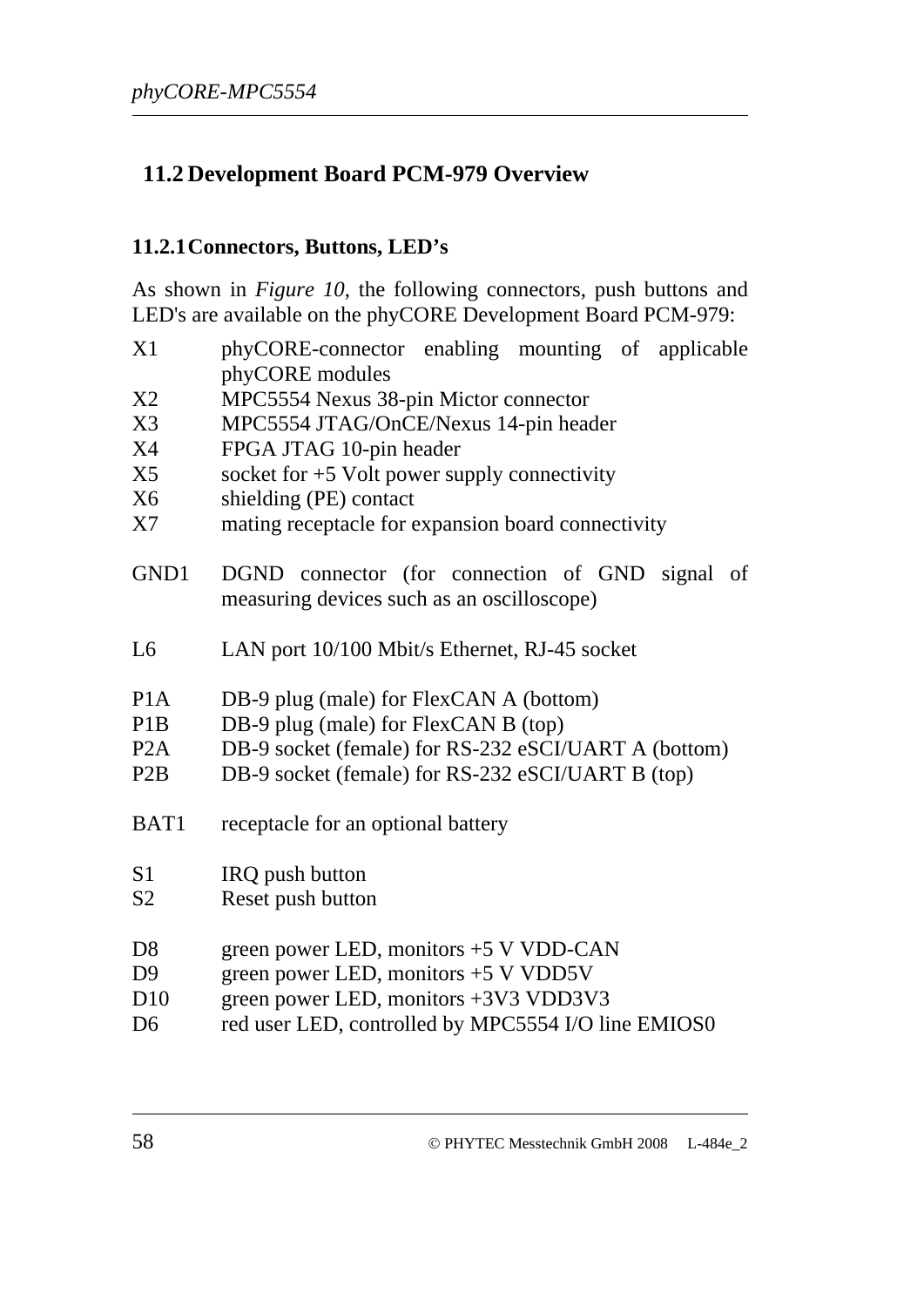## 11.2 Development Board PCM-979 Overview

### 11.2.1 Connectors, Buttons, LED's

As shown in *Figure 10*, the following connectors, push buttons and LED's are available on the phyCORE Development Board PCM-979:

| | |
|---|---|
| X1 | phyCORE-connector enabling mounting of applicable phyCORE modules |
| X2 | MPC5554 Nexus 38-pin Mictor connector |
| X3 | MPC5554 JTAG/OnCE/Nexus 14-pin header |
| X4 | FPGA JTAG 10-pin header |
| X5 | socket for +5 Volt power supply connectivity |
| X6 | shielding (PE) contact |
| X7 | mating receptacle for expansion board connectivity |
| GND1 | DGND connector (for connection of GND signal of measuring devices such as an oscilloscope) |
| L6 | LAN port 10/100 Mbit/s Ethernet, RJ-45 socket |
| P1A | DB-9 plug (male) for FlexCAN A (bottom) |
| P1B | DB-9 plug (male) for FlexCAN B (top) |
| P2A | DB-9 socket (female) for RS-232 eSCI/UART A (bottom) |
| P2B | DB-9 socket (female) for RS-232 eSCI/UART B (top) |
| BAT1 | receptacle for an optional battery |
| S1 | IRQ push button |
| S2 | Reset push button |
| D8 | green power LED, monitors +5 V VDD-CAN |
| D9 | green power LED, monitors +5 V VDD5V |
| D10 | green power LED, monitors +3V3 VDD3V3 |
| D6 | red user LED, controlled by MPC5554 I/O line EMIOS0 |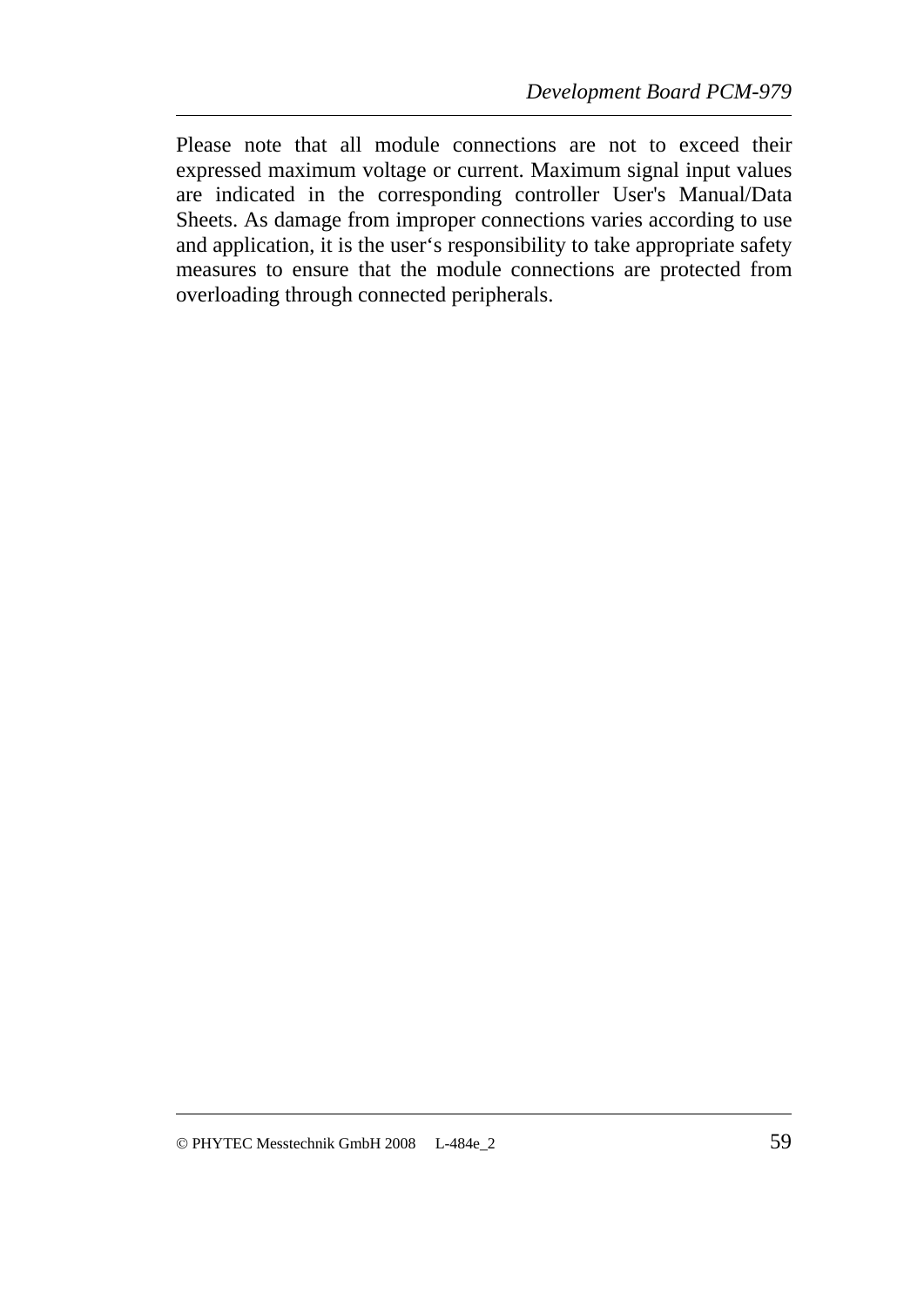Please note that all module connections are not to exceed their expressed maximum voltage or current. Maximum signal input values are indicated in the corresponding controller User's Manual/Data Sheets. As damage from improper connections varies according to use and application, it is the user‘s responsibility to take appropriate safety measures to ensure that the module connections are protected from overloading through connected peripherals.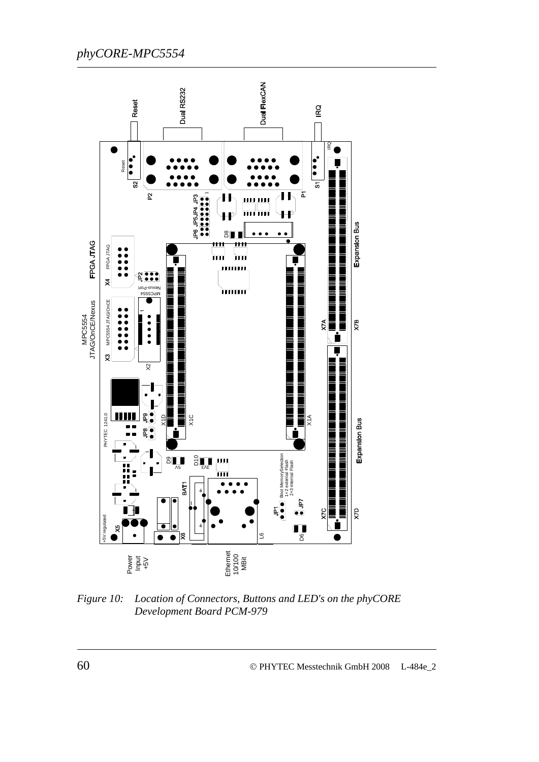*Figure 10: Location of Connectors, Buttons and LED's on the phyCORE Development Board PCM-979*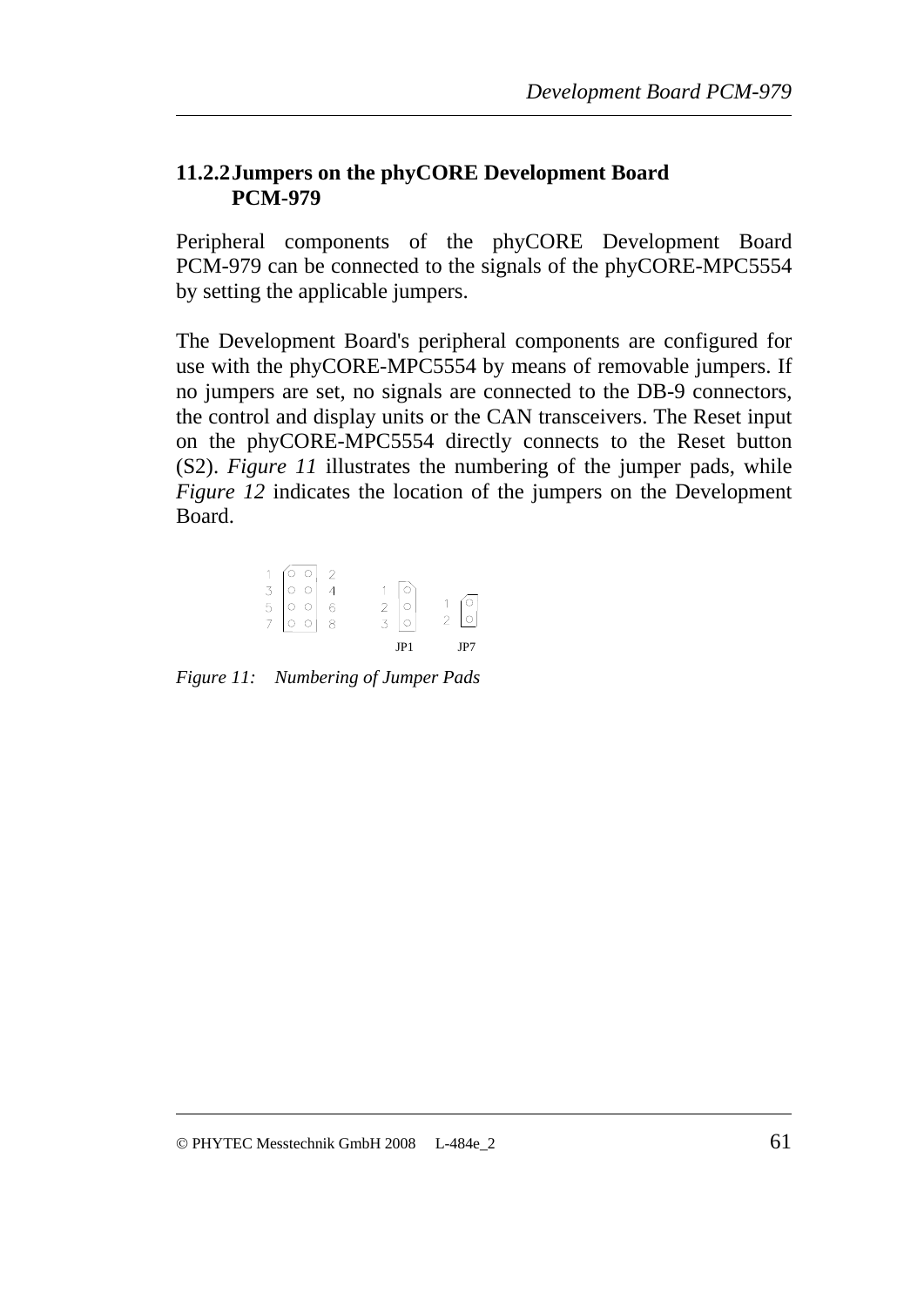### 11.2.2 Jumpers on the phyCORE Development Board PCM-979

Peripheral components of the phyCORE Development Board PCM-979 can be connected to the signals of the phyCORE-MPC5554 by setting the applicable jumpers.

The Development Board's peripheral components are configured for use with the phyCORE-MPC5554 by means of removable jumpers. If no jumpers are set, no signals are connected to the DB-9 connectors, the control and display units or the CAN transceivers. The Reset input on the phyCORE-MPC5554 directly connects to the Reset button (S2). *Figure 11* illustrates the numbering of the jumper pads, while *Figure 12* indicates the location of the jumpers on the Development Board.

*Figure 11: Numbering of Jumper Pads*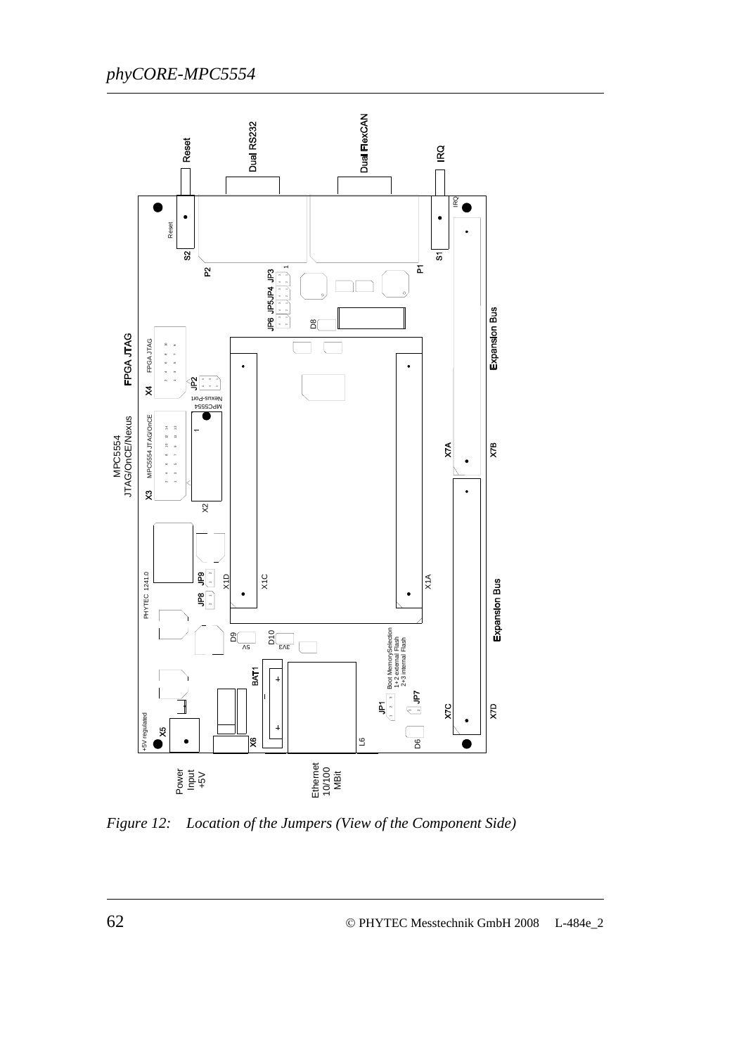*Figure 12: Location of the Jumpers (View of the Component Side)*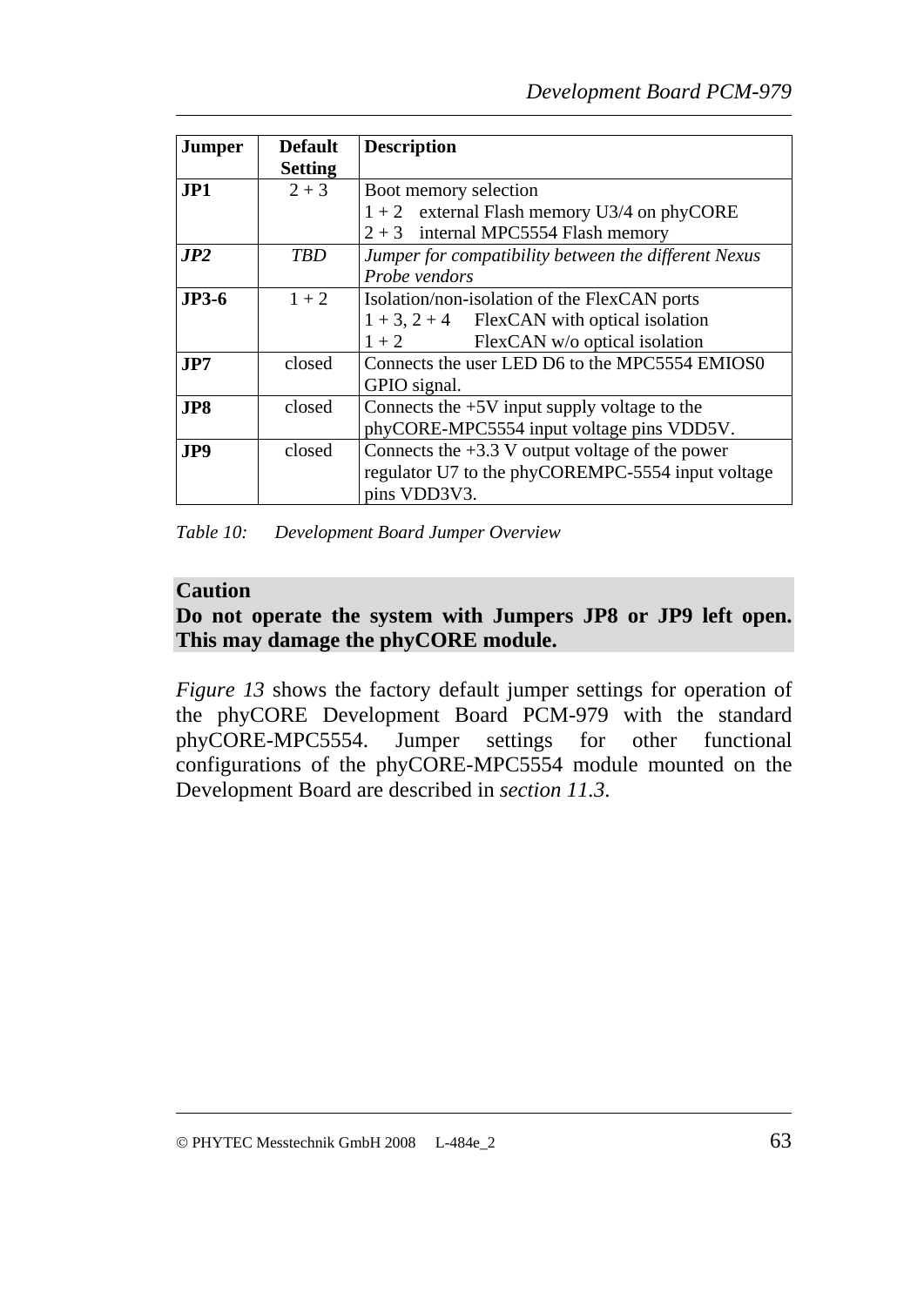| Jumper | Default Setting | Description |
| --- | --- | --- |
| **JP1** | 2 + 3 | Boot memory selection<br>1 + 2 external Flash memory U3/4 on phyCORE<br>2 + 3 internal MPC5554 Flash memory |
| ***JP2*** | *TBD* | *Jumper for compatibility between the different Nexus Probe vendors* |
| **JP3-6** | 1 + 2 | Isolation/non-isolation of the FlexCAN ports<br>1 + 3, 2 + 4 FlexCAN with optical isolation<br>1 + 2 FlexCAN w/o optical isolation |
| **JP7** | closed | Connects the user LED D6 to the MPC5554 EMIOS0 GPIO signal. |
| **JP8** | closed | Connects the +5V input supply voltage to the phyCORE-MPC5554 input voltage pins VDD5V. |
| **JP9** | closed | Connects the +3.3 V output voltage of the power regulator U7 to the phyCOREMPC-5554 input voltage pins VDD3V3. |

*Table 10: Development Board Jumper Overview*

**Caution**
**Do not operate the system with Jumpers JP8 or JP9 left open. This may damage the phyCORE module.**

*Figure 13* shows the factory default jumper settings for operation of the phyCORE Development Board PCM-979 with the standard phyCORE-MPC5554. Jumper settings for other functional configurations of the phyCORE-MPC5554 module mounted on the Development Board are described in *section 11.3*.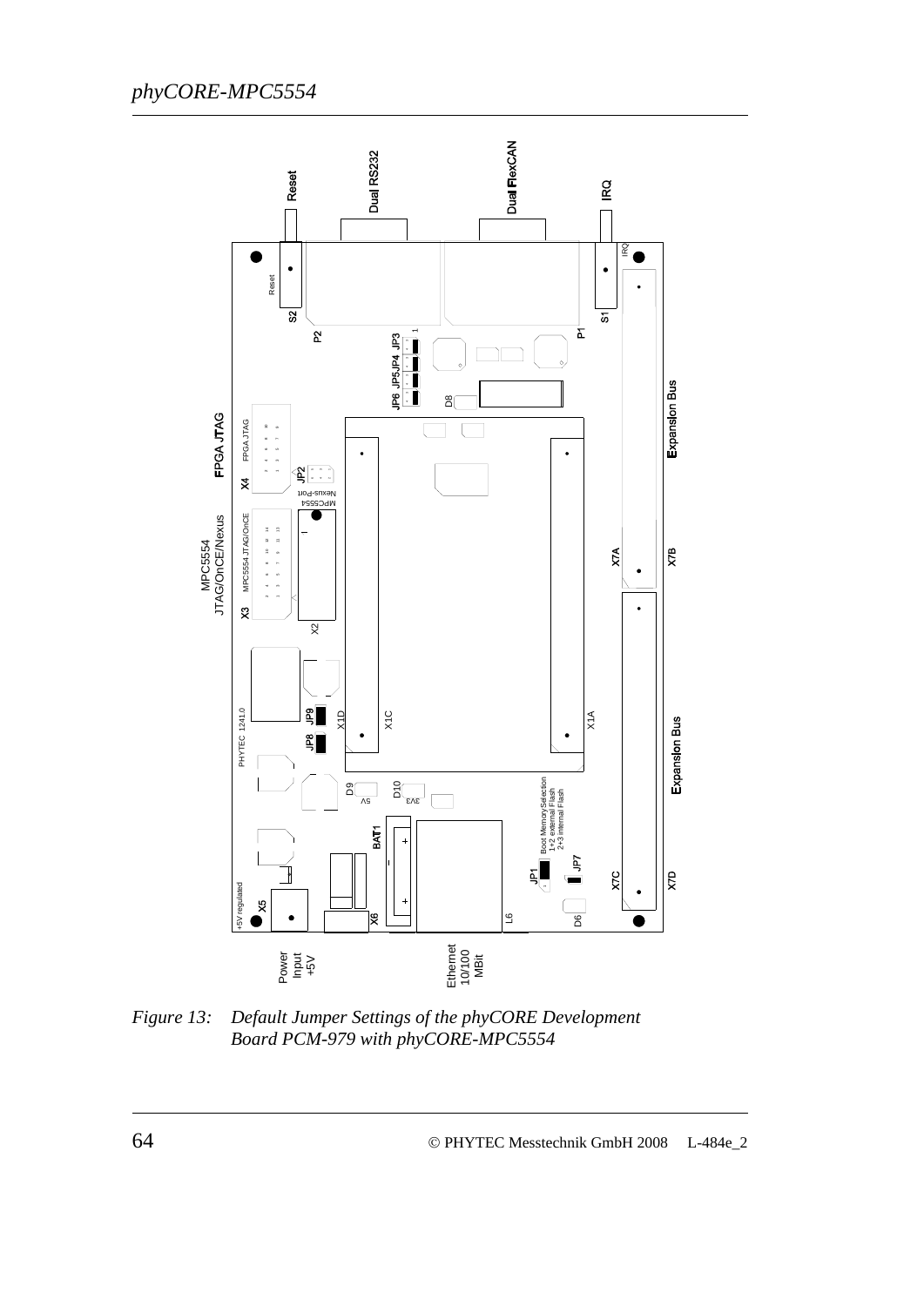Figure 13: Default Jumper Settings of the phyCORE Development Board PCM-979 with phyCORE-MPC5554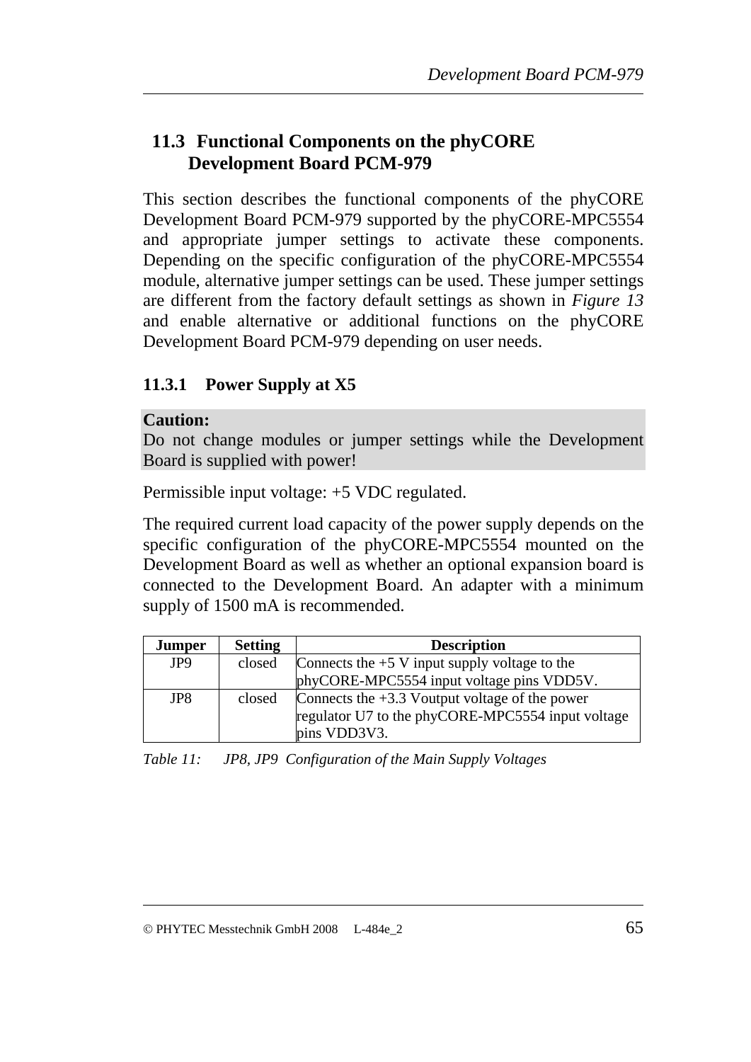## 11.3 Functional Components on the phyCORE Development Board PCM-979

This section describes the functional components of the phyCORE Development Board PCM-979 supported by the phyCORE-MPC5554 and appropriate jumper settings to activate these components. Depending on the specific configuration of the phyCORE-MPC5554 module, alternative jumper settings can be used. These jumper settings are different from the factory default settings as shown in *Figure 13* and enable alternative or additional functions on the phyCORE Development Board PCM-979 depending on user needs.

### 11.3.1 Power Supply at X5

**Caution:**
Do not change modules or jumper settings while the Development Board is supplied with power!

Permissible input voltage: +5 VDC regulated.

The required current load capacity of the power supply depends on the specific configuration of the phyCORE-MPC5554 mounted on the Development Board as well as whether an optional expansion board is connected to the Development Board. An adapter with a minimum supply of 1500 mA is recommended.

| Jumper | Setting | Description |
|---|---|---|
| JP9 | closed | Connects the +5 V input supply voltage to the phyCORE-MPC5554 input voltage pins VDD5V. |
| JP8 | closed | Connects the +3.3 Voutput voltage of the power regulator U7 to the phyCORE-MPC5554 input voltage pins VDD3V3. |

*Table 11: JP8, JP9 Configuration of the Main Supply Voltages*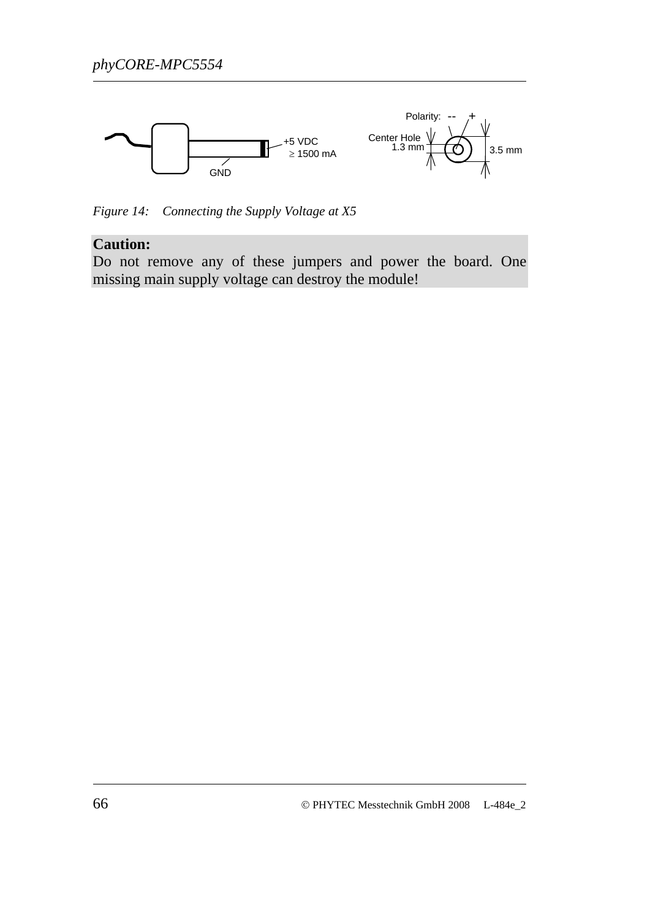*Figure 14: Connecting the Supply Voltage at X5*

**Caution:**
Do not remove any of these jumpers and power the board. One missing main supply voltage can destroy the module!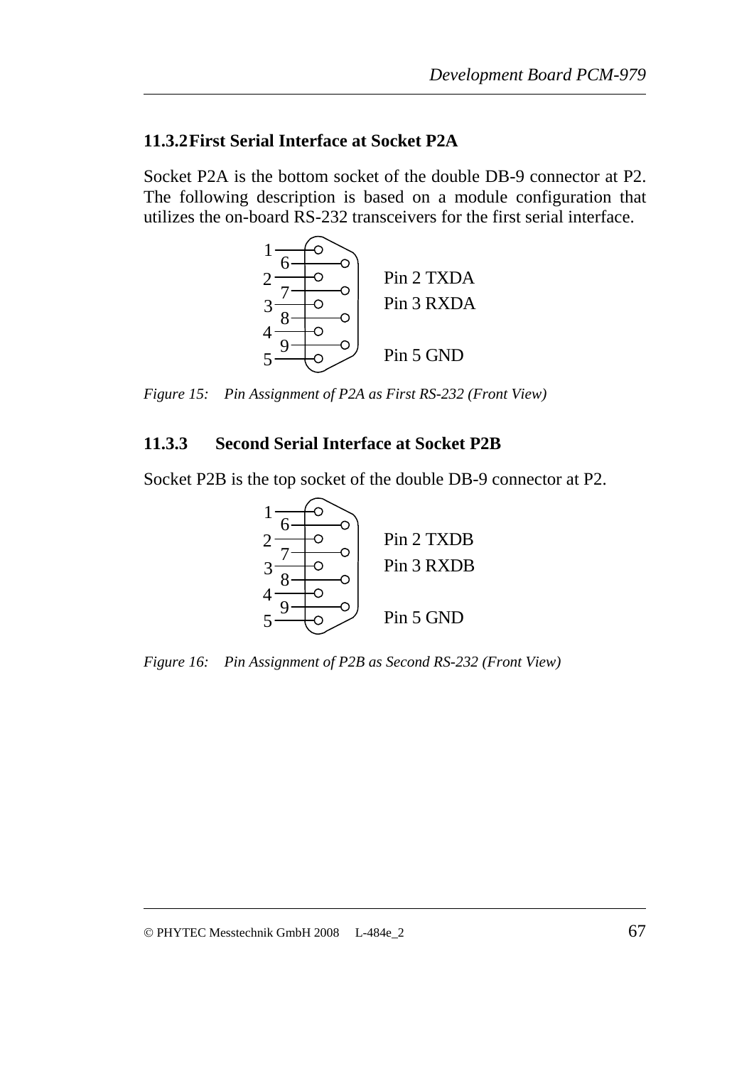### 11.3.2 First Serial Interface at Socket P2A

Socket P2A is the bottom socket of the double DB-9 connector at P2. The following description is based on a module configuration that utilizes the on-board RS-232 transceivers for the first serial interface.

Pin 2 TXDA
Pin 3 RXDA
Pin 5 GND

*Figure 15: Pin Assignment of P2A as First RS-232 (Front View)*

### 11.3.3 Second Serial Interface at Socket P2B

Socket P2B is the top socket of the double DB-9 connector at P2.

Pin 2 TXDB
Pin 3 RXDB
Pin 5 GND

*Figure 16: Pin Assignment of P2B as Second RS-232 (Front View)*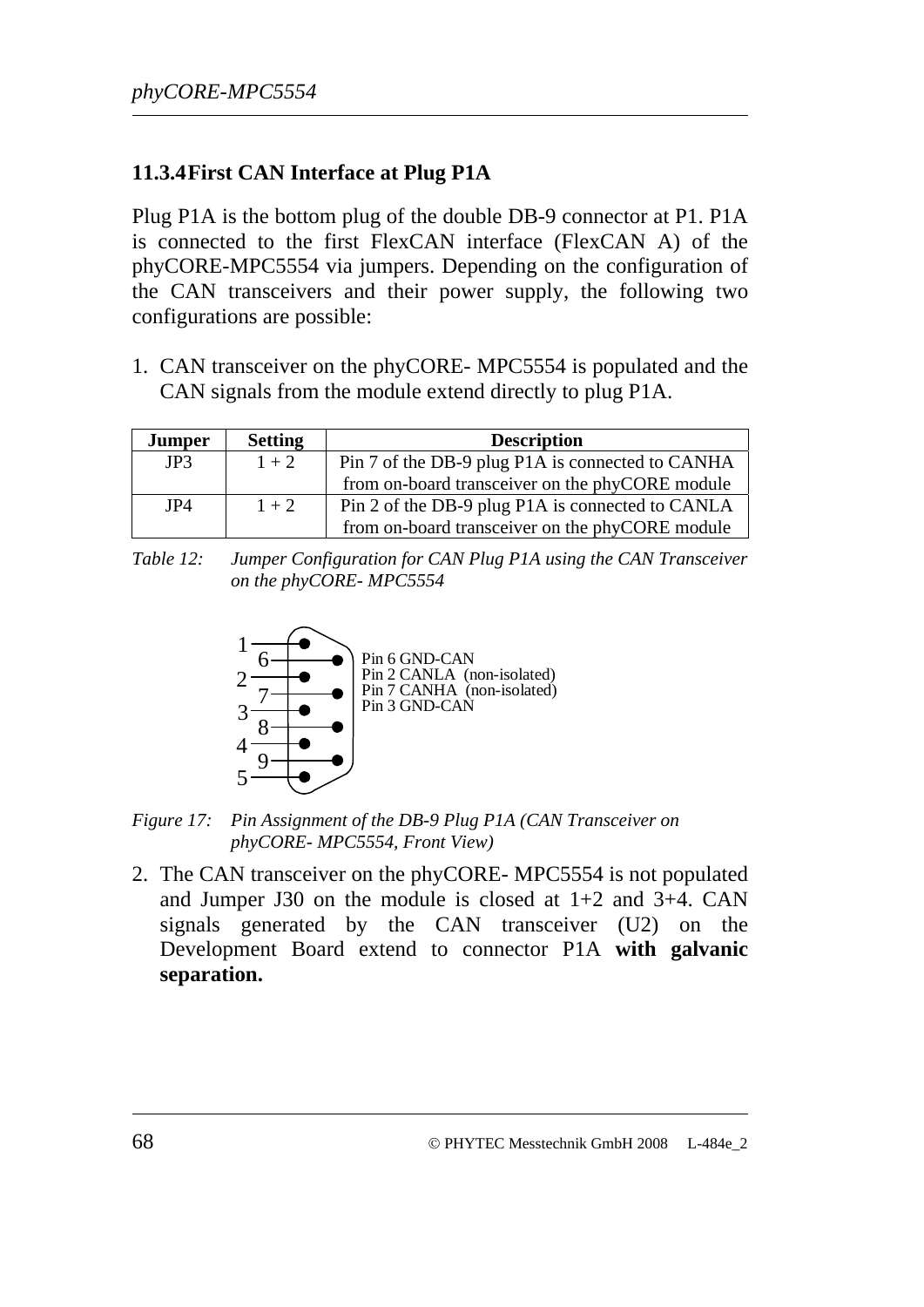### 11.3.4 First CAN Interface at Plug P1A

Plug P1A is the bottom plug of the double DB-9 connector at P1. P1A is connected to the first FlexCAN interface (FlexCAN A) of the phyCORE-MPC5554 via jumpers. Depending on the configuration of the CAN transceivers and their power supply, the following two configurations are possible:

1. CAN transceiver on the phyCORE- MPC5554 is populated and the CAN signals from the module extend directly to plug P1A.

| Jumper | Setting | Description |
|---|---|---|
| JP3 | 1 + 2 | Pin 7 of the DB-9 plug P1A is connected to CANHA from on-board transceiver on the phyCORE module |
| JP4 | 1 + 2 | Pin 2 of the DB-9 plug P1A is connected to CANLA from on-board transceiver on the phyCORE module |

*Table 12: Jumper Configuration for CAN Plug P1A using the CAN Transceiver on the phyCORE- MPC5554*

Pin 6 GND-CAN
Pin 2 CANLA (non-isolated)
Pin 7 CANHA (non-isolated)
Pin 3 GND-CAN

*Figure 17: Pin Assignment of the DB-9 Plug P1A (CAN Transceiver on phyCORE- MPC5554, Front View)*

2. The CAN transceiver on the phyCORE- MPC5554 is not populated and Jumper J30 on the module is closed at 1+2 and 3+4. CAN signals generated by the CAN transceiver (U2) on the Development Board extend to connector P1A **with galvanic separation.**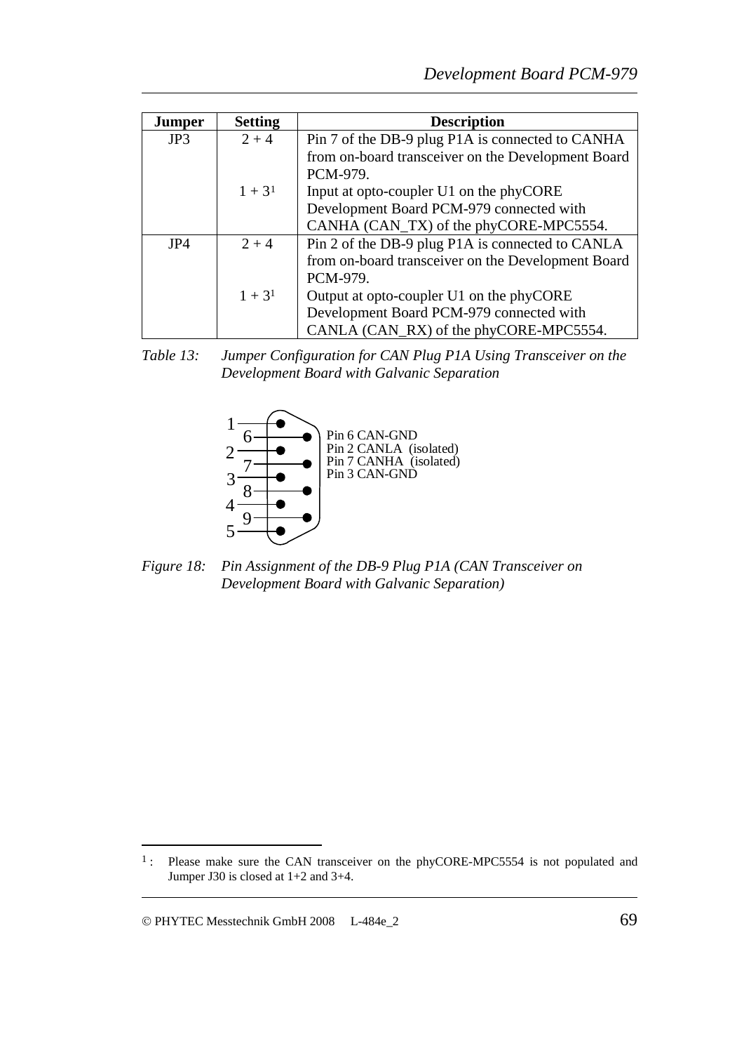| Jumper | Setting | Description |
|---|---|---|
| JP3 | 2 + 4 | Pin 7 of the DB-9 plug P1A is connected to CANHA from on-board transceiver on the Development Board PCM-979. |
| | 1 + 3[1] | Input at opto-coupler U1 on the phyCORE Development Board PCM-979 connected with CANHA (CAN_TX) of the phyCORE-MPC5554. |
| JP4 | 2 + 4 | Pin 2 of the DB-9 plug P1A is connected to CANLA from on-board transceiver on the Development Board PCM-979. |
| | 1 + 3[1] | Output at opto-coupler U1 on the phyCORE Development Board PCM-979 connected with CANLA (CAN_RX) of the phyCORE-MPC5554. |

*Table 13: Jumper Configuration for CAN Plug P1A Using Transceiver on the Development Board with Galvanic Separation*

Pin 6 CAN-GND
Pin 2 CANLA (isolated)
Pin 7 CANHA (isolated)
Pin 3 CAN-GND

*Figure 18: Pin Assignment of the DB-9 Plug P1A (CAN Transceiver on Development Board with Galvanic Separation)*

---

[1]: Please make sure the CAN transceiver on the phyCORE-MPC5554 is not populated and Jumper J30 is closed at 1+2 and 3+4.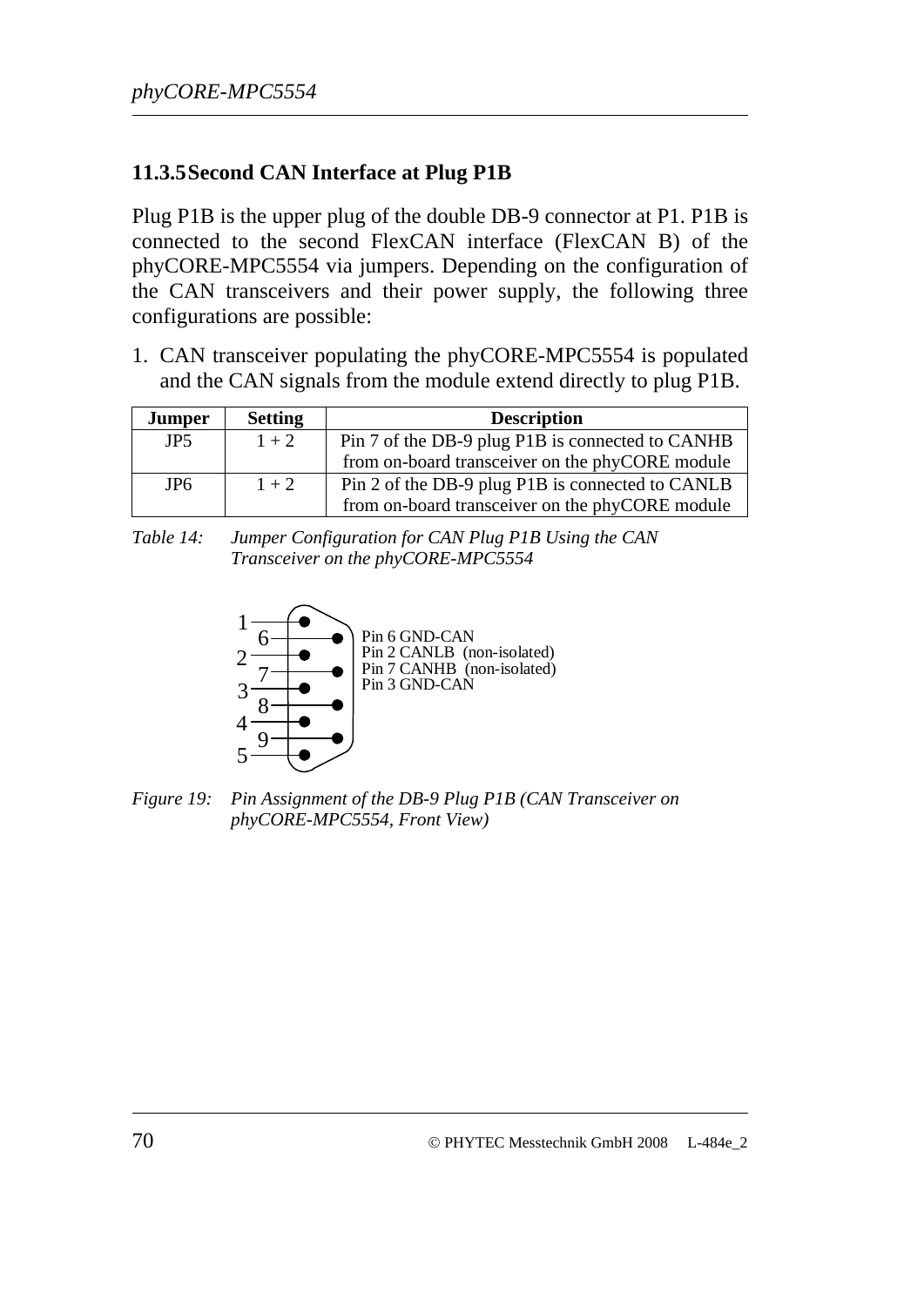### 11.3.5 Second CAN Interface at Plug P1B

Plug P1B is the upper plug of the double DB-9 connector at P1. P1B is connected to the second FlexCAN interface (FlexCAN B) of the phyCORE-MPC5554 via jumpers. Depending on the configuration of the CAN transceivers and their power supply, the following three configurations are possible:

1. CAN transceiver populating the phyCORE-MPC5554 is populated and the CAN signals from the module extend directly to plug P1B.

| Jumper | Setting | Description |
|---|---|---|
| JP5 | 1 + 2 | Pin 7 of the DB-9 plug P1B is connected to CANHB from on-board transceiver on the phyCORE module |
| JP6 | 1 + 2 | Pin 2 of the DB-9 plug P1B is connected to CANLB from on-board transceiver on the phyCORE module |

*Table 14: Jumper Configuration for CAN Plug P1B Using the CAN Transceiver on the phyCORE-MPC5554*

Pin 6 GND-CAN
Pin 2 CANLB (non-isolated)
Pin 7 CANHB (non-isolated)
Pin 3 GND-CAN

*Figure 19: Pin Assignment of the DB-9 Plug P1B (CAN Transceiver on phyCORE-MPC5554, Front View)*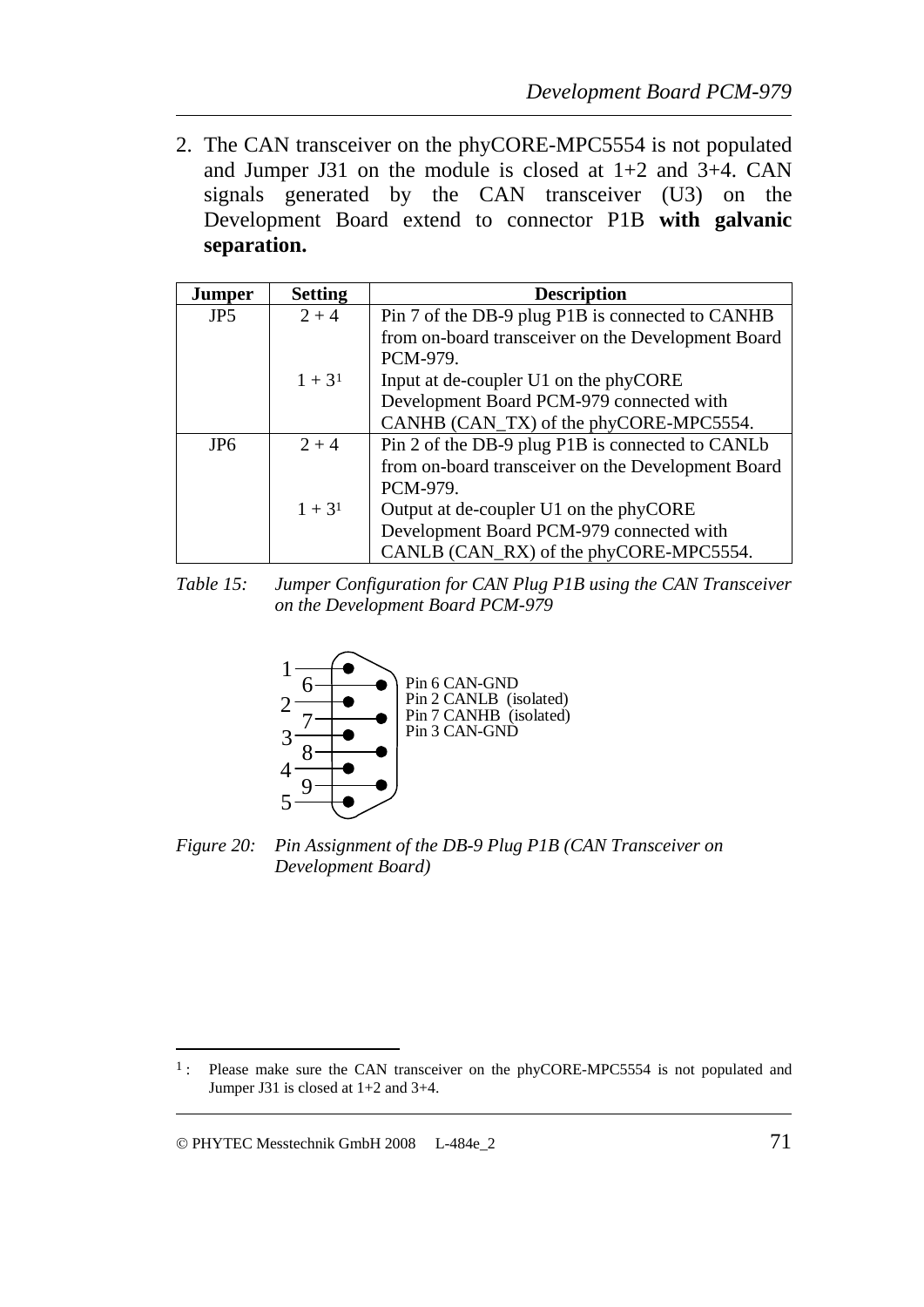2. The CAN transceiver on the phyCORE-MPC5554 is not populated and Jumper J31 on the module is closed at 1+2 and 3+4. CAN signals generated by the CAN transceiver (U3) on the Development Board extend to connector P1B **with galvanic separation.**

| Jumper | Setting | Description |
|---|---|---|
| JP5 | 2 + 4 | Pin 7 of the DB-9 plug P1B is connected to CANHB from on-board transceiver on the Development Board PCM-979. |
| | 1 + 3[1] | Input at de-coupler U1 on the phyCORE Development Board PCM-979 connected with CANHB (CAN_TX) of the phyCORE-MPC5554. |
| JP6 | 2 + 4 | Pin 2 of the DB-9 plug P1B is connected to CANLb from on-board transceiver on the Development Board PCM-979. |
| | 1 + 3[1] | Output at de-coupler U1 on the phyCORE Development Board PCM-979 connected with CANLB (CAN_RX) of the phyCORE-MPC5554. |

*Table 15: Jumper Configuration for CAN Plug P1B using the CAN Transceiver on the Development Board PCM-979*

Pin 6 CAN-GND
Pin 2 CANLB (isolated)
Pin 7 CANHB (isolated)
Pin 3 CAN-GND

*Figure 20: Pin Assignment of the DB-9 Plug P1B (CAN Transceiver on Development Board)*

---

[1]: Please make sure the CAN transceiver on the phyCORE-MPC5554 is not populated and Jumper J31 is closed at 1+2 and 3+4.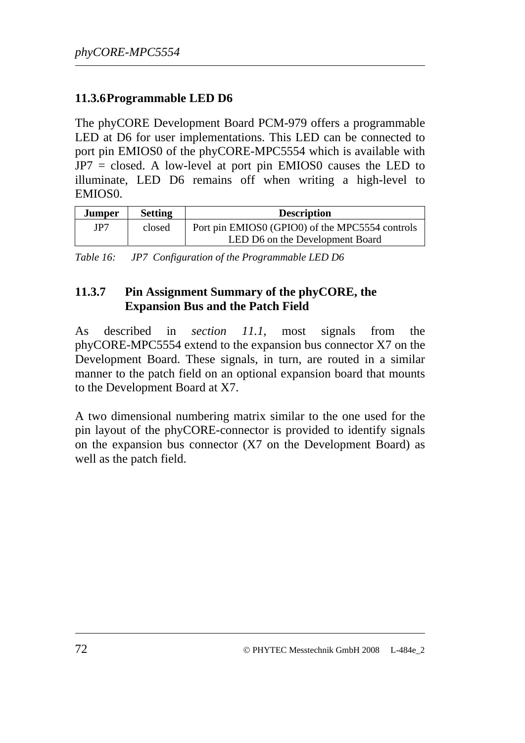### 11.3.6 Programmable LED D6

The phyCORE Development Board PCM-979 offers a programmable LED at D6 for user implementations. This LED can be connected to port pin EMIOS0 of the phyCORE-MPC5554 which is available with JP7 = closed. A low-level at port pin EMIOS0 causes the LED to illuminate, LED D6 remains off when writing a high-level to EMIOS0.

| Jumper | Setting | Description |
|---|---|---|
| JP7 | closed | Port pin EMIOS0 (GPIO0) of the MPC5554 controls LED D6 on the Development Board |

*Table 16: JP7 Configuration of the Programmable LED D6*

### 11.3.7 Pin Assignment Summary of the phyCORE, the Expansion Bus and the Patch Field

As described in *section 11.1*, most signals from the phyCORE-MPC5554 extend to the expansion bus connector X7 on the Development Board. These signals, in turn, are routed in a similar manner to the patch field on an optional expansion board that mounts to the Development Board at X7.

A two dimensional numbering matrix similar to the one used for the pin layout of the phyCORE-connector is provided to identify signals on the expansion bus connector (X7 on the Development Board) as well as the patch field.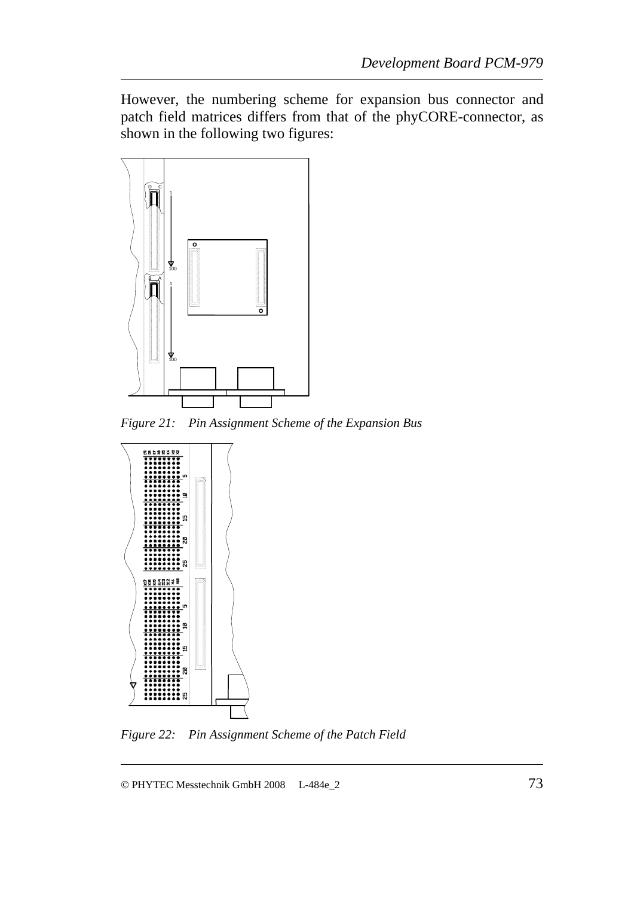However, the numbering scheme for expansion bus connector and patch field matrices differs from that of the phyCORE-connector, as shown in the following two figures:

*Figure 21: Pin Assignment Scheme of the Expansion Bus*

*Figure 22: Pin Assignment Scheme of the Patch Field*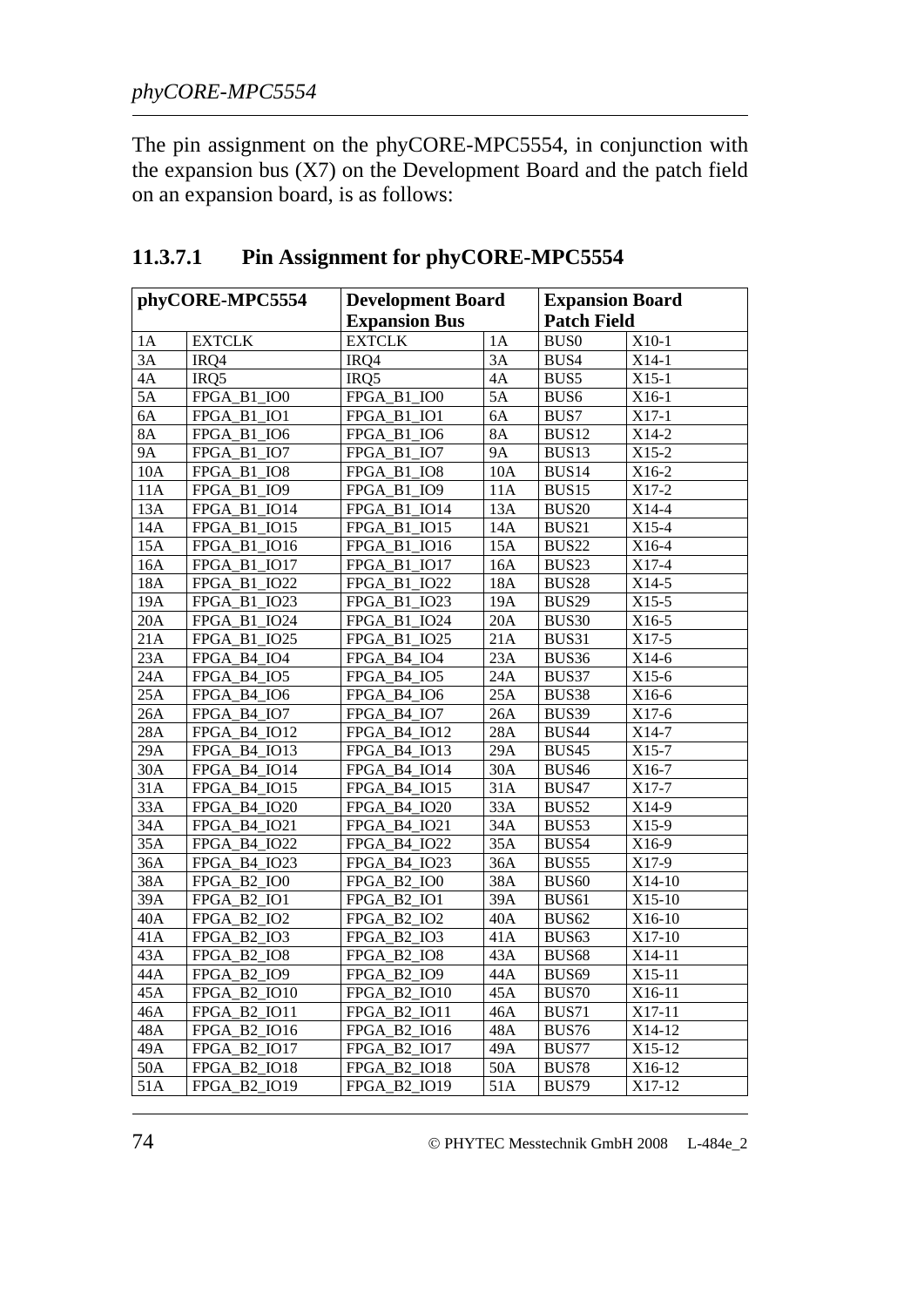The pin assignment on the phyCORE-MPC5554, in conjunction with the expansion bus (X7) on the Development Board and the patch field on an expansion board, is as follows:

### 11.3.7.1 Pin Assignment for phyCORE-MPC5554

| phyCORE-MPC5554 | | Development Board Expansion Bus | | Expansion Board Patch Field | |
|---|---|---|---|---|---|
| 1A | EXTCLK | EXTCLK | 1A | BUS0 | X10-1 |
| 3A | IRQ4 | IRQ4 | 3A | BUS4 | X14-1 |
| 4A | IRQ5 | IRQ5 | 4A | BUS5 | X15-1 |
| 5A | FPGA_B1_IO0 | FPGA_B1_IO0 | 5A | BUS6 | X16-1 |
| 6A | FPGA_B1_IO1 | FPGA_B1_IO1 | 6A | BUS7 | X17-1 |
| 8A | FPGA_B1_IO6 | FPGA_B1_IO6 | 8A | BUS12 | X14-2 |
| 9A | FPGA_B1_IO7 | FPGA_B1_IO7 | 9A | BUS13 | X15-2 |
| 10A | FPGA_B1_IO8 | FPGA_B1_IO8 | 10A | BUS14 | X16-2 |
| 11A | FPGA_B1_IO9 | FPGA_B1_IO9 | 11A | BUS15 | X17-2 |
| 13A | FPGA_B1_IO14 | FPGA_B1_IO14 | 13A | BUS20 | X14-4 |
| 14A | FPGA_B1_IO15 | FPGA_B1_IO15 | 14A | BUS21 | X15-4 |
| 15A | FPGA_B1_IO16 | FPGA_B1_IO16 | 15A | BUS22 | X16-4 |
| 16A | FPGA_B1_IO17 | FPGA_B1_IO17 | 16A | BUS23 | X17-4 |
| 18A | FPGA_B1_IO22 | FPGA_B1_IO22 | 18A | BUS28 | X14-5 |
| 19A | FPGA_B1_IO23 | FPGA_B1_IO23 | 19A | BUS29 | X15-5 |
| 20A | FPGA_B1_IO24 | FPGA_B1_IO24 | 20A | BUS30 | X16-5 |
| 21A | FPGA_B1_IO25 | FPGA_B1_IO25 | 21A | BUS31 | X17-5 |
| 23A | FPGA_B4_IO4 | FPGA_B4_IO4 | 23A | BUS36 | X14-6 |
| 24A | FPGA_B4_IO5 | FPGA_B4_IO5 | 24A | BUS37 | X15-6 |
| 25A | FPGA_B4_IO6 | FPGA_B4_IO6 | 25A | BUS38 | X16-6 |
| 26A | FPGA_B4_IO7 | FPGA_B4_IO7 | 26A | BUS39 | X17-6 |
| 28A | FPGA_B4_IO12 | FPGA_B4_IO12 | 28A | BUS44 | X14-7 |
| 29A | FPGA_B4_IO13 | FPGA_B4_IO13 | 29A | BUS45 | X15-7 |
| 30A | FPGA_B4_IO14 | FPGA_B4_IO14 | 30A | BUS46 | X16-7 |
| 31A | FPGA_B4_IO15 | FPGA_B4_IO15 | 31A | BUS47 | X17-7 |
| 33A | FPGA_B4_IO20 | FPGA_B4_IO20 | 33A | BUS52 | X14-9 |
| 34A | FPGA_B4_IO21 | FPGA_B4_IO21 | 34A | BUS53 | X15-9 |
| 35A | FPGA_B4_IO22 | FPGA_B4_IO22 | 35A | BUS54 | X16-9 |
| 36A | FPGA_B4_IO23 | FPGA_B4_IO23 | 36A | BUS55 | X17-9 |
| 38A | FPGA_B2_IO0 | FPGA_B2_IO0 | 38A | BUS60 | X14-10 |
| 39A | FPGA_B2_IO1 | FPGA_B2_IO1 | 39A | BUS61 | X15-10 |
| 40A | FPGA_B2_IO2 | FPGA_B2_IO2 | 40A | BUS62 | X16-10 |
| 41A | FPGA_B2_IO3 | FPGA_B2_IO3 | 41A | BUS63 | X17-10 |
| 43A | FPGA_B2_IO8 | FPGA_B2_IO8 | 43A | BUS68 | X14-11 |
| 44A | FPGA_B2_IO9 | FPGA_B2_IO9 | 44A | BUS69 | X15-11 |
| 45A | FPGA_B2_IO10 | FPGA_B2_IO10 | 45A | BUS70 | X16-11 |
| 46A | FPGA_B2_IO11 | FPGA_B2_IO11 | 46A | BUS71 | X17-11 |
| 48A | FPGA_B2_IO16 | FPGA_B2_IO16 | 48A | BUS76 | X14-12 |
| 49A | FPGA_B2_IO17 | FPGA_B2_IO17 | 49A | BUS77 | X15-12 |
| 50A | FPGA_B2_IO18 | FPGA_B2_IO18 | 50A | BUS78 | X16-12 |
| 51A | FPGA_B2_IO19 | FPGA_B2_IO19 | 51A | BUS79 | X17-12 |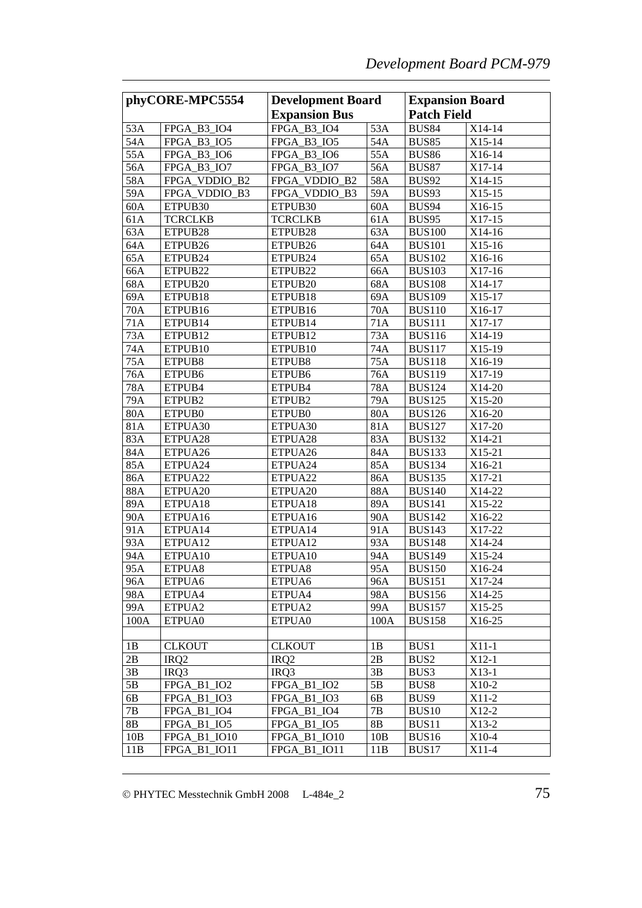| phyCORE-MPC5554 | | Development Board Expansion Bus | | Expansion Board Patch Field | |
|---|---|---|---|---|---|
| 53A | FPGA_B3_IO4 | FPGA_B3_IO4 | 53A | BUS84 | X14-14 |
| 54A | FPGA_B3_IO5 | FPGA_B3_IO5 | 54A | BUS85 | X15-14 |
| 55A | FPGA_B3_IO6 | FPGA_B3_IO6 | 55A | BUS86 | X16-14 |
| 56A | FPGA_B3_IO7 | FPGA_B3_IO7 | 56A | BUS87 | X17-14 |
| 58A | FPGA_VDDIO_B2 | FPGA_VDDIO_B2 | 58A | BUS92 | X14-15 |
| 59A | FPGA_VDDIO_B3 | FPGA_VDDIO_B3 | 59A | BUS93 | X15-15 |
| 60A | ETPUB30 | ETPUB30 | 60A | BUS94 | X16-15 |
| 61A | TCRCLKB | TCRCLKB | 61A | BUS95 | X17-15 |
| 63A | ETPUB28 | ETPUB28 | 63A | BUS100 | X14-16 |
| 64A | ETPUB26 | ETPUB26 | 64A | BUS101 | X15-16 |
| 65A | ETPUB24 | ETPUB24 | 65A | BUS102 | X16-16 |
| 66A | ETPUB22 | ETPUB22 | 66A | BUS103 | X17-16 |
| 68A | ETPUB20 | ETPUB20 | 68A | BUS108 | X14-17 |
| 69A | ETPUB18 | ETPUB18 | 69A | BUS109 | X15-17 |
| 70A | ETPUB16 | ETPUB16 | 70A | BUS110 | X16-17 |
| 71A | ETPUB14 | ETPUB14 | 71A | BUS111 | X17-17 |
| 73A | ETPUB12 | ETPUB12 | 73A | BUS116 | X14-19 |
| 74A | ETPUB10 | ETPUB10 | 74A | BUS117 | X15-19 |
| 75A | ETPUB8 | ETPUB8 | 75A | BUS118 | X16-19 |
| 76A | ETPUB6 | ETPUB6 | 76A | BUS119 | X17-19 |
| 78A | ETPUB4 | ETPUB4 | 78A | BUS124 | X14-20 |
| 79A | ETPUB2 | ETPUB2 | 79A | BUS125 | X15-20 |
| 80A | ETPUB0 | ETPUB0 | 80A | BUS126 | X16-20 |
| 81A | ETPUA30 | ETPUA30 | 81A | BUS127 | X17-20 |
| 83A | ETPUA28 | ETPUA28 | 83A | BUS132 | X14-21 |
| 84A | ETPUA26 | ETPUA26 | 84A | BUS133 | X15-21 |
| 85A | ETPUA24 | ETPUA24 | 85A | BUS134 | X16-21 |
| 86A | ETPUA22 | ETPUA22 | 86A | BUS135 | X17-21 |
| 88A | ETPUA20 | ETPUA20 | 88A | BUS140 | X14-22 |
| 89A | ETPUA18 | ETPUA18 | 89A | BUS141 | X15-22 |
| 90A | ETPUA16 | ETPUA16 | 90A | BUS142 | X16-22 |
| 91A | ETPUA14 | ETPUA14 | 91A | BUS143 | X17-22 |
| 93A | ETPUA12 | ETPUA12 | 93A | BUS148 | X14-24 |
| 94A | ETPUA10 | ETPUA10 | 94A | BUS149 | X15-24 |
| 95A | ETPUA8 | ETPUA8 | 95A | BUS150 | X16-24 |
| 96A | ETPUA6 | ETPUA6 | 96A | BUS151 | X17-24 |
| 98A | ETPUA4 | ETPUA4 | 98A | BUS156 | X14-25 |
| 99A | ETPUA2 | ETPUA2 | 99A | BUS157 | X15-25 |
| 100A | ETPUA0 | ETPUA0 | 100A | BUS158 | X16-25 |
| | | | | | |
| 1B | CLKOUT | CLKOUT | 1B | BUS1 | X11-1 |
| 2B | IRQ2 | IRQ2 | 2B | BUS2 | X12-1 |
| 3B | IRQ3 | IRQ3 | 3B | BUS3 | X13-1 |
| 5B | FPGA_B1_IO2 | FPGA_B1_IO2 | 5B | BUS8 | X10-2 |
| 6B | FPGA_B1_IO3 | FPGA_B1_IO3 | 6B | BUS9 | X11-2 |
| 7B | FPGA_B1_IO4 | FPGA_B1_IO4 | 7B | BUS10 | X12-2 |
| 8B | FPGA_B1_IO5 | FPGA_B1_IO5 | 8B | BUS11 | X13-2 |
| 10B | FPGA_B1_IO10 | FPGA_B1_IO10 | 10B | BUS16 | X10-4 |
| 11B | FPGA_B1_IO11 | FPGA_B1_IO11 | 11B | BUS17 | X11-4 |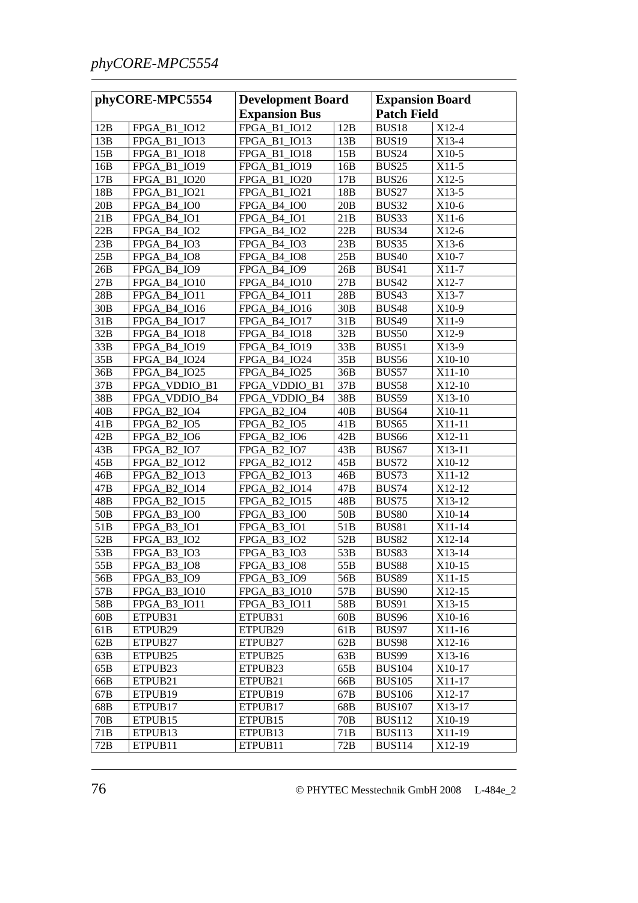| phyCORE-MPC5554 | | Development Board Expansion Bus | | Expansion Board Patch Field | |
|---|---|---|---|---|---|
| 12B | FPGA_B1_IO12 | FPGA_B1_IO12 | 12B | BUS18 | X12-4 |
| 13B | FPGA_B1_IO13 | FPGA_B1_IO13 | 13B | BUS19 | X13-4 |
| 15B | FPGA_B1_IO18 | FPGA_B1_IO18 | 15B | BUS24 | X10-5 |
| 16B | FPGA_B1_IO19 | FPGA_B1_IO19 | 16B | BUS25 | X11-5 |
| 17B | FPGA_B1_IO20 | FPGA_B1_IO20 | 17B | BUS26 | X12-5 |
| 18B | FPGA_B1_IO21 | FPGA_B1_IO21 | 18B | BUS27 | X13-5 |
| 20B | FPGA_B4_IO0 | FPGA_B4_IO0 | 20B | BUS32 | X10-6 |
| 21B | FPGA_B4_IO1 | FPGA_B4_IO1 | 21B | BUS33 | X11-6 |
| 22B | FPGA_B4_IO2 | FPGA_B4_IO2 | 22B | BUS34 | X12-6 |
| 23B | FPGA_B4_IO3 | FPGA_B4_IO3 | 23B | BUS35 | X13-6 |
| 25B | FPGA_B4_IO8 | FPGA_B4_IO8 | 25B | BUS40 | X10-7 |
| 26B | FPGA_B4_IO9 | FPGA_B4_IO9 | 26B | BUS41 | X11-7 |
| 27B | FPGA_B4_IO10 | FPGA_B4_IO10 | 27B | BUS42 | X12-7 |
| 28B | FPGA_B4_IO11 | FPGA_B4_IO11 | 28B | BUS43 | X13-7 |
| 30B | FPGA_B4_IO16 | FPGA_B4_IO16 | 30B | BUS48 | X10-9 |
| 31B | FPGA_B4_IO17 | FPGA_B4_IO17 | 31B | BUS49 | X11-9 |
| 32B | FPGA_B4_IO18 | FPGA_B4_IO18 | 32B | BUS50 | X12-9 |
| 33B | FPGA_B4_IO19 | FPGA_B4_IO19 | 33B | BUS51 | X13-9 |
| 35B | FPGA_B4_IO24 | FPGA_B4_IO24 | 35B | BUS56 | X10-10 |
| 36B | FPGA_B4_IO25 | FPGA_B4_IO25 | 36B | BUS57 | X11-10 |
| 37B | FPGA_VDDIO_B1 | FPGA_VDDIO_B1 | 37B | BUS58 | X12-10 |
| 38B | FPGA_VDDIO_B4 | FPGA_VDDIO_B4 | 38B | BUS59 | X13-10 |
| 40B | FPGA_B2_IO4 | FPGA_B2_IO4 | 40B | BUS64 | X10-11 |
| 41B | FPGA_B2_IO5 | FPGA_B2_IO5 | 41B | BUS65 | X11-11 |
| 42B | FPGA_B2_IO6 | FPGA_B2_IO6 | 42B | BUS66 | X12-11 |
| 43B | FPGA_B2_IO7 | FPGA_B2_IO7 | 43B | BUS67 | X13-11 |
| 45B | FPGA_B2_IO12 | FPGA_B2_IO12 | 45B | BUS72 | X10-12 |
| 46B | FPGA_B2_IO13 | FPGA_B2_IO13 | 46B | BUS73 | X11-12 |
| 47B | FPGA_B2_IO14 | FPGA_B2_IO14 | 47B | BUS74 | X12-12 |
| 48B | FPGA_B2_IO15 | FPGA_B2_IO15 | 48B | BUS75 | X13-12 |
| 50B | FPGA_B3_IO0 | FPGA_B3_IO0 | 50B | BUS80 | X10-14 |
| 51B | FPGA_B3_IO1 | FPGA_B3_IO1 | 51B | BUS81 | X11-14 |
| 52B | FPGA_B3_IO2 | FPGA_B3_IO2 | 52B | BUS82 | X12-14 |
| 53B | FPGA_B3_IO3 | FPGA_B3_IO3 | 53B | BUS83 | X13-14 |
| 55B | FPGA_B3_IO8 | FPGA_B3_IO8 | 55B | BUS88 | X10-15 |
| 56B | FPGA_B3_IO9 | FPGA_B3_IO9 | 56B | BUS89 | X11-15 |
| 57B | FPGA_B3_IO10 | FPGA_B3_IO10 | 57B | BUS90 | X12-15 |
| 58B | FPGA_B3_IO11 | FPGA_B3_IO11 | 58B | BUS91 | X13-15 |
| 60B | ETPUB31 | ETPUB31 | 60B | BUS96 | X10-16 |
| 61B | ETPUB29 | ETPUB29 | 61B | BUS97 | X11-16 |
| 62B | ETPUB27 | ETPUB27 | 62B | BUS98 | X12-16 |
| 63B | ETPUB25 | ETPUB25 | 63B | BUS99 | X13-16 |
| 65B | ETPUB23 | ETPUB23 | 65B | BUS104 | X10-17 |
| 66B | ETPUB21 | ETPUB21 | 66B | BUS105 | X11-17 |
| 67B | ETPUB19 | ETPUB19 | 67B | BUS106 | X12-17 |
| 68B | ETPUB17 | ETPUB17 | 68B | BUS107 | X13-17 |
| 70B | ETPUB15 | ETPUB15 | 70B | BUS112 | X10-19 |
| 71B | ETPUB13 | ETPUB13 | 71B | BUS113 | X11-19 |
| 72B | ETPUB11 | ETPUB11 | 72B | BUS114 | X12-19 |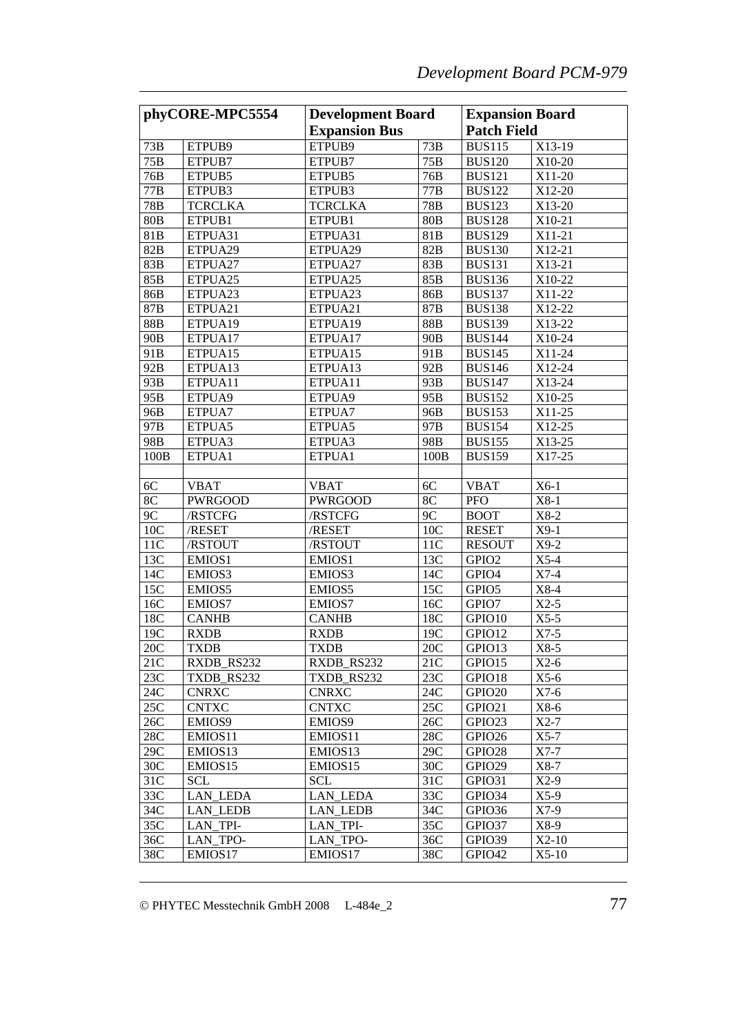| phyCORE-MPC5554 | | Development Board Expansion Bus | | Expansion Board Patch Field | |
|---|---|---|---|---|---|
| 73B | ETPUB9 | ETPUB9 | 73B | BUS115 | X13-19 |
| 75B | ETPUB7 | ETPUB7 | 75B | BUS120 | X10-20 |
| 76B | ETPUB5 | ETPUB5 | 76B | BUS121 | X11-20 |
| 77B | ETPUB3 | ETPUB3 | 77B | BUS122 | X12-20 |
| 78B | TCRCLKA | TCRCLKA | 78B | BUS123 | X13-20 |
| 80B | ETPUB1 | ETPUB1 | 80B | BUS128 | X10-21 |
| 81B | ETPUA31 | ETPUA31 | 81B | BUS129 | X11-21 |
| 82B | ETPUA29 | ETPUA29 | 82B | BUS130 | X12-21 |
| 83B | ETPUA27 | ETPUA27 | 83B | BUS131 | X13-21 |
| 85B | ETPUA25 | ETPUA25 | 85B | BUS136 | X10-22 |
| 86B | ETPUA23 | ETPUA23 | 86B | BUS137 | X11-22 |
| 87B | ETPUA21 | ETPUA21 | 87B | BUS138 | X12-22 |
| 88B | ETPUA19 | ETPUA19 | 88B | BUS139 | X13-22 |
| 90B | ETPUA17 | ETPUA17 | 90B | BUS144 | X10-24 |
| 91B | ETPUA15 | ETPUA15 | 91B | BUS145 | X11-24 |
| 92B | ETPUA13 | ETPUA13 | 92B | BUS146 | X12-24 |
| 93B | ETPUA11 | ETPUA11 | 93B | BUS147 | X13-24 |
| 95B | ETPUA9 | ETPUA9 | 95B | BUS152 | X10-25 |
| 96B | ETPUA7 | ETPUA7 | 96B | BUS153 | X11-25 |
| 97B | ETPUA5 | ETPUA5 | 97B | BUS154 | X12-25 |
| 98B | ETPUA3 | ETPUA3 | 98B | BUS155 | X13-25 |
| 100B | ETPUA1 | ETPUA1 | 100B | BUS159 | X17-25 |
| | | | | | |
| 6C | VBAT | VBAT | 6C | VBAT | X6-1 |
| 8C | PWRGOOD | PWRGOOD | 8C | PFO | X8-1 |
| 9C | /RSTCFG | /RSTCFG | 9C | BOOT | X8-2 |
| 10C | /RESET | /RESET | 10C | RESET | X9-1 |
| 11C | /RSTOUT | /RSTOUT | 11C | RESOUT | X9-2 |
| 13C | EMIOS1 | EMIOS1 | 13C | GPIO2 | X5-4 |
| 14C | EMIOS3 | EMIOS3 | 14C | GPIO4 | X7-4 |
| 15C | EMIOS5 | EMIOS5 | 15C | GPIO5 | X8-4 |
| 16C | EMIOS7 | EMIOS7 | 16C | GPIO7 | X2-5 |
| 18C | CANHB | CANHB | 18C | GPIO10 | X5-5 |
| 19C | RXDB | RXDB | 19C | GPIO12 | X7-5 |
| 20C | TXDB | TXDB | 20C | GPIO13 | X8-5 |
| 21C | RXDB_RS232 | RXDB_RS232 | 21C | GPIO15 | X2-6 |
| 23C | TXDB_RS232 | TXDB_RS232 | 23C | GPIO18 | X5-6 |
| 24C | CNRXC | CNRXC | 24C | GPIO20 | X7-6 |
| 25C | CNTXC | CNTXC | 25C | GPIO21 | X8-6 |
| 26C | EMIOS9 | EMIOS9 | 26C | GPIO23 | X2-7 |
| 28C | EMIOS11 | EMIOS11 | 28C | GPIO26 | X5-7 |
| 29C | EMIOS13 | EMIOS13 | 29C | GPIO28 | X7-7 |
| 30C | EMIOS15 | EMIOS15 | 30C | GPIO29 | X8-7 |
| 31C | SCL | SCL | 31C | GPIO31 | X2-9 |
| 33C | LAN_LEDA | LAN_LEDA | 33C | GPIO34 | X5-9 |
| 34C | LAN_LEDB | LAN_LEDB | 34C | GPIO36 | X7-9 |
| 35C | LAN_TPI- | LAN_TPI- | 35C | GPIO37 | X8-9 |
| 36C | LAN_TPO- | LAN_TPO- | 36C | GPIO39 | X2-10 |
| 38C | EMIOS17 | EMIOS17 | 38C | GPIO42 | X5-10 |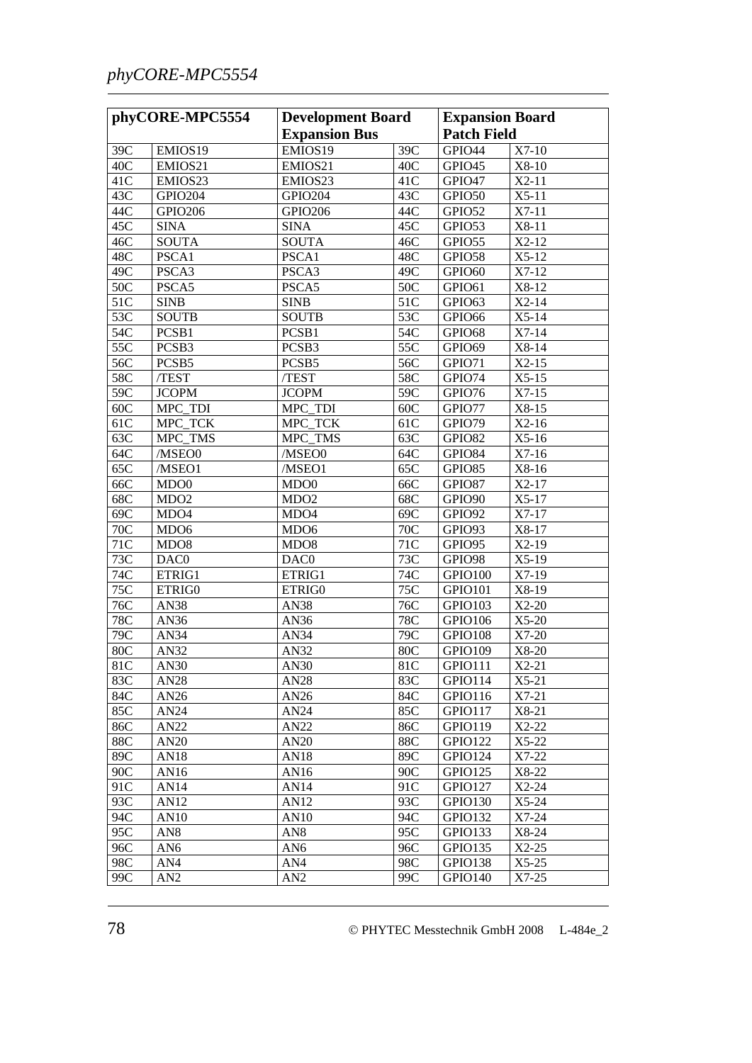| phyCORE-MPC5554 | | Development Board Expansion Bus | | Expansion Board Patch Field | |
|---|---|---|---|---|---|
| 39C | EMIOS19 | EMIOS19 | 39C | GPIO44 | X7-10 |
| 40C | EMIOS21 | EMIOS21 | 40C | GPIO45 | X8-10 |
| 41C | EMIOS23 | EMIOS23 | 41C | GPIO47 | X2-11 |
| 43C | GPIO204 | GPIO204 | 43C | GPIO50 | X5-11 |
| 44C | GPIO206 | GPIO206 | 44C | GPIO52 | X7-11 |
| 45C | SINA | SINA | 45C | GPIO53 | X8-11 |
| 46C | SOUTA | SOUTA | 46C | GPIO55 | X2-12 |
| 48C | PSCA1 | PSCA1 | 48C | GPIO58 | X5-12 |
| 49C | PSCA3 | PSCA3 | 49C | GPIO60 | X7-12 |
| 50C | PSCA5 | PSCA5 | 50C | GPIO61 | X8-12 |
| 51C | SINB | SINB | 51C | GPIO63 | X2-14 |
| 53C | SOUTB | SOUTB | 53C | GPIO66 | X5-14 |
| 54C | PCSB1 | PCSB1 | 54C | GPIO68 | X7-14 |
| 55C | PCSB3 | PCSB3 | 55C | GPIO69 | X8-14 |
| 56C | PCSB5 | PCSB5 | 56C | GPIO71 | X2-15 |
| 58C | /TEST | /TEST | 58C | GPIO74 | X5-15 |
| 59C | JCOPM | JCOPM | 59C | GPIO76 | X7-15 |
| 60C | MPC_TDI | MPC_TDI | 60C | GPIO77 | X8-15 |
| 61C | MPC_TCK | MPC_TCK | 61C | GPIO79 | X2-16 |
| 63C | MPC_TMS | MPC_TMS | 63C | GPIO82 | X5-16 |
| 64C | /MSEO0 | /MSEO0 | 64C | GPIO84 | X7-16 |
| 65C | /MSEO1 | /MSEO1 | 65C | GPIO85 | X8-16 |
| 66C | MDO0 | MDO0 | 66C | GPIO87 | X2-17 |
| 68C | MDO2 | MDO2 | 68C | GPIO90 | X5-17 |
| 69C | MDO4 | MDO4 | 69C | GPIO92 | X7-17 |
| 70C | MDO6 | MDO6 | 70C | GPIO93 | X8-17 |
| 71C | MDO8 | MDO8 | 71C | GPIO95 | X2-19 |
| 73C | DAC0 | DAC0 | 73C | GPIO98 | X5-19 |
| 74C | ETRIG1 | ETRIG1 | 74C | GPIO100 | X7-19 |
| 75C | ETRIG0 | ETRIG0 | 75C | GPIO101 | X8-19 |
| 76C | AN38 | AN38 | 76C | GPIO103 | X2-20 |
| 78C | AN36 | AN36 | 78C | GPIO106 | X5-20 |
| 79C | AN34 | AN34 | 79C | GPIO108 | X7-20 |
| 80C | AN32 | AN32 | 80C | GPIO109 | X8-20 |
| 81C | AN30 | AN30 | 81C | GPIO111 | X2-21 |
| 83C | AN28 | AN28 | 83C | GPIO114 | X5-21 |
| 84C | AN26 | AN26 | 84C | GPIO116 | X7-21 |
| 85C | AN24 | AN24 | 85C | GPIO117 | X8-21 |
| 86C | AN22 | AN22 | 86C | GPIO119 | X2-22 |
| 88C | AN20 | AN20 | 88C | GPIO122 | X5-22 |
| 89C | AN18 | AN18 | 89C | GPIO124 | X7-22 |
| 90C | AN16 | AN16 | 90C | GPIO125 | X8-22 |
| 91C | AN14 | AN14 | 91C | GPIO127 | X2-24 |
| 93C | AN12 | AN12 | 93C | GPIO130 | X5-24 |
| 94C | AN10 | AN10 | 94C | GPIO132 | X7-24 |
| 95C | AN8 | AN8 | 95C | GPIO133 | X8-24 |
| 96C | AN6 | AN6 | 96C | GPIO135 | X2-25 |
| 98C | AN4 | AN4 | 98C | GPIO138 | X5-25 |
| 99C | AN2 | AN2 | 99C | GPIO140 | X7-25 |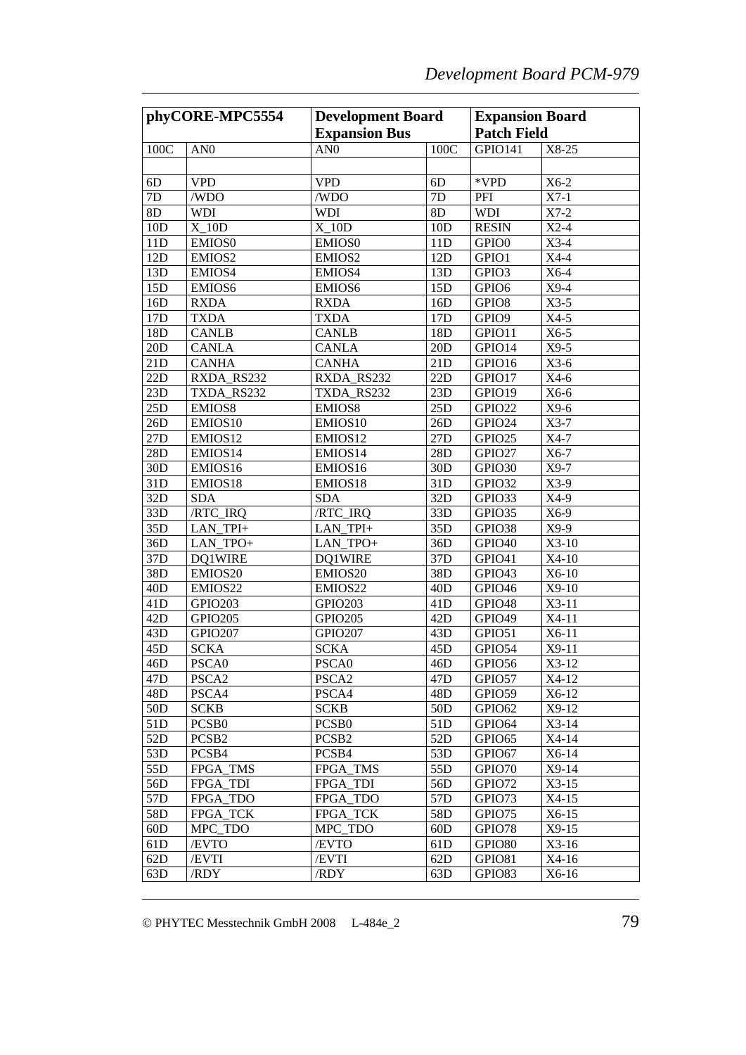| phyCORE-MPC5554 | | Development Board Expansion Bus | | Expansion Board Patch Field | |
|---|---|---|---|---|---|
| 100C | AN0 | AN0 | 100C | GPIO141 | X8-25 |
| | | | | | |
| 6D | VPD | VPD | 6D | *VPD | X6-2 |
| 7D | /WDO | /WDO | 7D | PFI | X7-1 |
| 8D | WDI | WDI | 8D | WDI | X7-2 |
| 10D | X_10D | X_10D | 10D | RESIN | X2-4 |
| 11D | EMIOS0 | EMIOS0 | 11D | GPIO0 | X3-4 |
| 12D | EMIOS2 | EMIOS2 | 12D | GPIO1 | X4-4 |
| 13D | EMIOS4 | EMIOS4 | 13D | GPIO3 | X6-4 |
| 15D | EMIOS6 | EMIOS6 | 15D | GPIO6 | X9-4 |
| 16D | RXDA | RXDA | 16D | GPIO8 | X3-5 |
| 17D | TXDA | TXDA | 17D | GPIO9 | X4-5 |
| 18D | CANLB | CANLB | 18D | GPIO11 | X6-5 |
| 20D | CANLA | CANLA | 20D | GPIO14 | X9-5 |
| 21D | CANHA | CANHA | 21D | GPIO16 | X3-6 |
| 22D | RXDA_RS232 | RXDA_RS232 | 22D | GPIO17 | X4-6 |
| 23D | TXDA_RS232 | TXDA_RS232 | 23D | GPIO19 | X6-6 |
| 25D | EMIOS8 | EMIOS8 | 25D | GPIO22 | X9-6 |
| 26D | EMIOS10 | EMIOS10 | 26D | GPIO24 | X3-7 |
| 27D | EMIOS12 | EMIOS12 | 27D | GPIO25 | X4-7 |
| 28D | EMIOS14 | EMIOS14 | 28D | GPIO27 | X6-7 |
| 30D | EMIOS16 | EMIOS16 | 30D | GPIO30 | X9-7 |
| 31D | EMIOS18 | EMIOS18 | 31D | GPIO32 | X3-9 |
| 32D | SDA | SDA | 32D | GPIO33 | X4-9 |
| 33D | /RTC_IRQ | /RTC_IRQ | 33D | GPIO35 | X6-9 |
| 35D | LAN_TPI+ | LAN_TPI+ | 35D | GPIO38 | X9-9 |
| 36D | LAN_TPO+ | LAN_TPO+ | 36D | GPIO40 | X3-10 |
| 37D | DQ1WIRE | DQ1WIRE | 37D | GPIO41 | X4-10 |
| 38D | EMIOS20 | EMIOS20 | 38D | GPIO43 | X6-10 |
| 40D | EMIOS22 | EMIOS22 | 40D | GPIO46 | X9-10 |
| 41D | GPIO203 | GPIO203 | 41D | GPIO48 | X3-11 |
| 42D | GPIO205 | GPIO205 | 42D | GPIO49 | X4-11 |
| 43D | GPIO207 | GPIO207 | 43D | GPIO51 | X6-11 |
| 45D | SCKA | SCKA | 45D | GPIO54 | X9-11 |
| 46D | PSCA0 | PSCA0 | 46D | GPIO56 | X3-12 |
| 47D | PSCA2 | PSCA2 | 47D | GPIO57 | X4-12 |
| 48D | PSCA4 | PSCA4 | 48D | GPIO59 | X6-12 |
| 50D | SCKB | SCKB | 50D | GPIO62 | X9-12 |
| 51D | PCSB0 | PCSB0 | 51D | GPIO64 | X3-14 |
| 52D | PCSB2 | PCSB2 | 52D | GPIO65 | X4-14 |
| 53D | PCSB4 | PCSB4 | 53D | GPIO67 | X6-14 |
| 55D | FPGA_TMS | FPGA_TMS | 55D | GPIO70 | X9-14 |
| 56D | FPGA_TDI | FPGA_TDI | 56D | GPIO72 | X3-15 |
| 57D | FPGA_TDO | FPGA_TDO | 57D | GPIO73 | X4-15 |
| 58D | FPGA_TCK | FPGA_TCK | 58D | GPIO75 | X6-15 |
| 60D | MPC_TDO | MPC_TDO | 60D | GPIO78 | X9-15 |
| 61D | /EVTO | /EVTO | 61D | GPIO80 | X3-16 |
| 62D | /EVTI | /EVTI | 62D | GPIO81 | X4-16 |
| 63D | /RDY | /RDY | 63D | GPIO83 | X6-16 |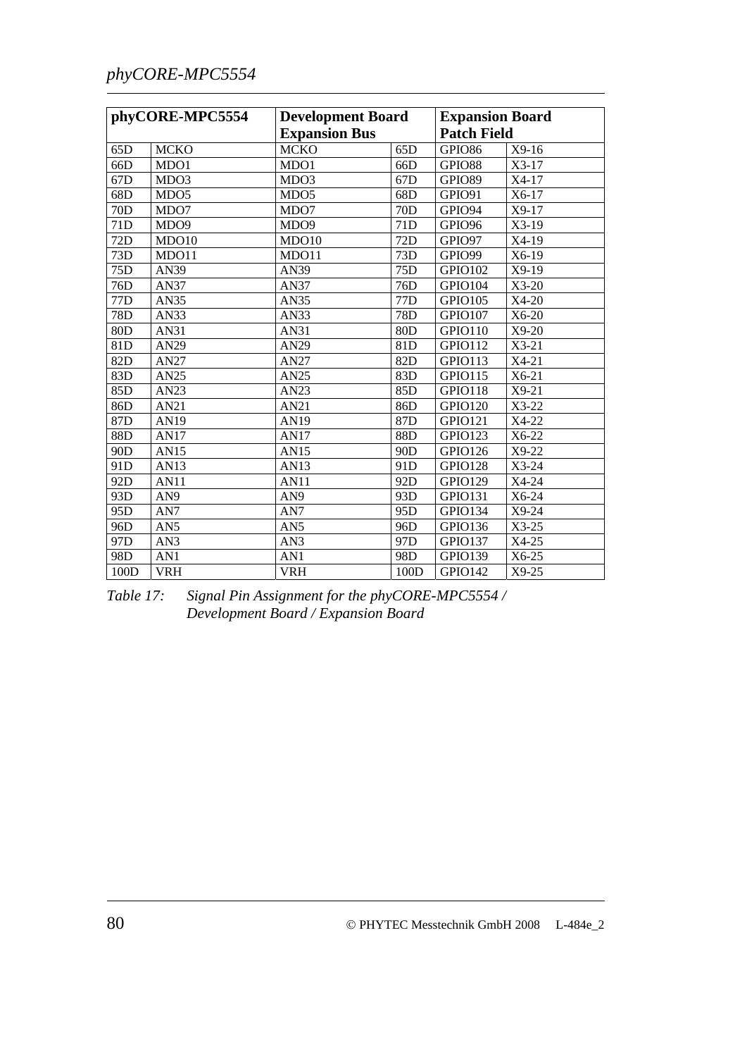| phyCORE-MPC5554 | | Development Board Expansion Bus | | Expansion Board Patch Field | |
|---|---|---|---|---|---|
| 65D | MCKO | MCKO | 65D | GPIO86 | X9-16 |
| 66D | MDO1 | MDO1 | 66D | GPIO88 | X3-17 |
| 67D | MDO3 | MDO3 | 67D | GPIO89 | X4-17 |
| 68D | MDO5 | MDO5 | 68D | GPIO91 | X6-17 |
| 70D | MDO7 | MDO7 | 70D | GPIO94 | X9-17 |
| 71D | MDO9 | MDO9 | 71D | GPIO96 | X3-19 |
| 72D | MDO10 | MDO10 | 72D | GPIO97 | X4-19 |
| 73D | MDO11 | MDO11 | 73D | GPIO99 | X6-19 |
| 75D | AN39 | AN39 | 75D | GPIO102 | X9-19 |
| 76D | AN37 | AN37 | 76D | GPIO104 | X3-20 |
| 77D | AN35 | AN35 | 77D | GPIO105 | X4-20 |
| 78D | AN33 | AN33 | 78D | GPIO107 | X6-20 |
| 80D | AN31 | AN31 | 80D | GPIO110 | X9-20 |
| 81D | AN29 | AN29 | 81D | GPIO112 | X3-21 |
| 82D | AN27 | AN27 | 82D | GPIO113 | X4-21 |
| 83D | AN25 | AN25 | 83D | GPIO115 | X6-21 |
| 85D | AN23 | AN23 | 85D | GPIO118 | X9-21 |
| 86D | AN21 | AN21 | 86D | GPIO120 | X3-22 |
| 87D | AN19 | AN19 | 87D | GPIO121 | X4-22 |
| 88D | AN17 | AN17 | 88D | GPIO123 | X6-22 |
| 90D | AN15 | AN15 | 90D | GPIO126 | X9-22 |
| 91D | AN13 | AN13 | 91D | GPIO128 | X3-24 |
| 92D | AN11 | AN11 | 92D | GPIO129 | X4-24 |
| 93D | AN9 | AN9 | 93D | GPIO131 | X6-24 |
| 95D | AN7 | AN7 | 95D | GPIO134 | X9-24 |
| 96D | AN5 | AN5 | 96D | GPIO136 | X3-25 |
| 97D | AN3 | AN3 | 97D | GPIO137 | X4-25 |
| 98D | AN1 | AN1 | 98D | GPIO139 | X6-25 |
| 100D | VRH | VRH | 100D | GPIO142 | X9-25 |

*Table 17: Signal Pin Assignment for the phyCORE-MPC5554 / Development Board / Expansion Board*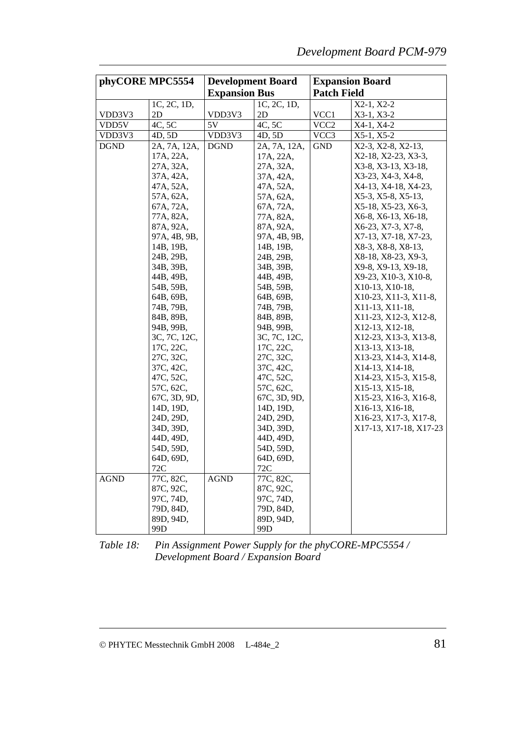| phyCORE MPC5554 | | Development Board Expansion Bus | | Expansion Board Patch Field | |
|---|---|---|---|---|---|
| VDD3V3 | 1C, 2C, 1D, 2D | VDD3V3 | 1C, 2C, 1D, 2D | VCC1 | X2-1, X2-2 X3-1, X3-2 |
| VDD5V | 4C, 5C | 5V | 4C, 5C | VCC2 | X4-1, X4-2 |
| VDD3V3 | 4D, 5D | VDD3V3 | 4D, 5D | VCC3 | X5-1, X5-2 |
| DGND | 2A, 7A, 12A, 17A, 22A, 27A, 32A, 37A, 42A, 47A, 52A, 57A, 62A, 67A, 72A, 77A, 82A, 87A, 92A, 97A, 4B, 9B, 14B, 19B, 24B, 29B, 34B, 39B, 44B, 49B, 54B, 59B, 64B, 69B, 74B, 79B, 84B, 89B, 94B, 99B, 3C, 7C, 12C, 17C, 22C, 27C, 32C, 37C, 42C, 47C, 52C, 57C, 62C, 67C, 3D, 9D, 14D, 19D, 24D, 29D, 34D, 39D, 44D, 49D, 54D, 59D, 64D, 69D, 72C | DGND | 2A, 7A, 12A, 17A, 22A, 27A, 32A, 37A, 42A, 47A, 52A, 57A, 62A, 67A, 72A, 77A, 82A, 87A, 92A, 97A, 4B, 9B, 14B, 19B, 24B, 29B, 34B, 39B, 44B, 49B, 54B, 59B, 64B, 69B, 74B, 79B, 84B, 89B, 94B, 99B, 3C, 7C, 12C, 17C, 22C, 27C, 32C, 37C, 42C, 47C, 52C, 57C, 62C, 67C, 3D, 9D, 14D, 19D, 24D, 29D, 34D, 39D, 44D, 49D, 54D, 59D, 64D, 69D, 72C | GND | X2-3, X2-8, X2-13, X2-18, X2-23, X3-3, X3-8, X3-13, X3-18, X3-23, X4-3, X4-8, X4-13, X4-18, X4-23, X5-3, X5-8, X5-13, X5-18, X5-23, X6-3, X6-8, X6-13, X6-18, X6-23, X7-3, X7-8, X7-13, X7-18, X7-23, X8-3, X8-8, X8-13, X8-18, X8-23, X9-3, X9-8, X9-13, X9-18, X9-23, X10-3, X10-8, X10-13, X10-18, X10-23, X11-3, X11-8, X11-13, X11-18, X11-23, X12-3, X12-8, X12-13, X12-18, X12-23, X13-3, X13-8, X13-13, X13-18, X13-23, X14-3, X14-8, X14-13, X14-18, X14-23, X15-3, X15-8, X15-13, X15-18, X15-23, X16-3, X16-8, X16-13, X16-18, X16-23, X17-3, X17-8, X17-13, X17-18, X17-23 |
| AGND | 77C, 82C, 87C, 92C, 97C, 74D, 79D, 84D, 89D, 94D, 99D | AGND | 77C, 82C, 87C, 92C, 97C, 74D, 79D, 84D, 89D, 94D, 99D | | |

*Table 18: Pin Assignment Power Supply for the phyCORE-MPC5554 / Development Board / Expansion Board*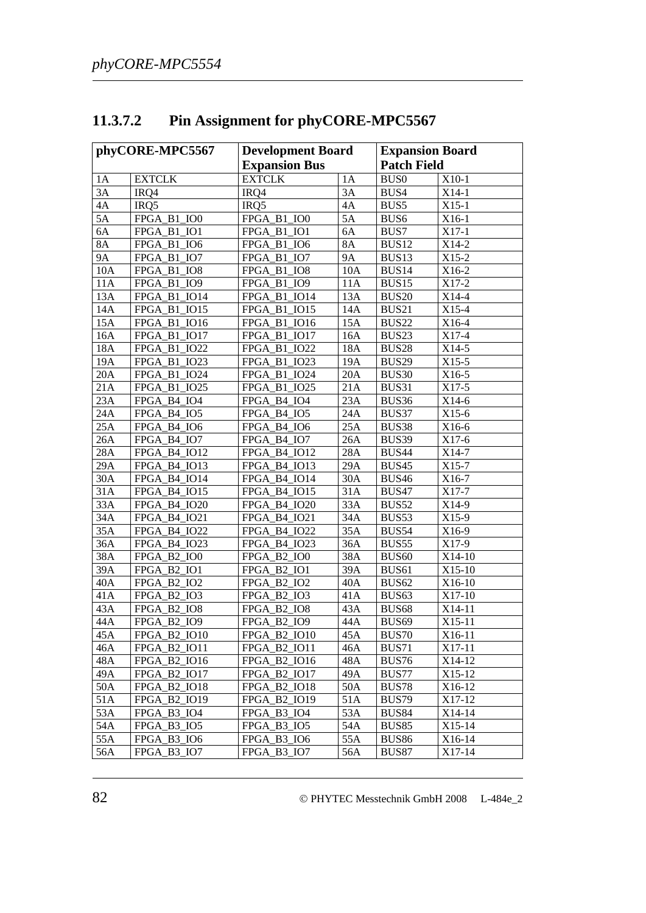### 11.3.7.2 Pin Assignment for phyCORE-MPC5567

| phyCORE-MPC5567 | | Development Board Expansion Bus | | Expansion Board Patch Field | |
|---|---|---|---|---|---|
| 1A | EXTCLK | EXTCLK | 1A | BUS0 | X10-1 |
| 3A | IRQ4 | IRQ4 | 3A | BUS4 | X14-1 |
| 4A | IRQ5 | IRQ5 | 4A | BUS5 | X15-1 |
| 5A | FPGA_B1_IO0 | FPGA_B1_IO0 | 5A | BUS6 | X16-1 |
| 6A | FPGA_B1_IO1 | FPGA_B1_IO1 | 6A | BUS7 | X17-1 |
| 8A | FPGA_B1_IO6 | FPGA_B1_IO6 | 8A | BUS12 | X14-2 |
| 9A | FPGA_B1_IO7 | FPGA_B1_IO7 | 9A | BUS13 | X15-2 |
| 10A | FPGA_B1_IO8 | FPGA_B1_IO8 | 10A | BUS14 | X16-2 |
| 11A | FPGA_B1_IO9 | FPGA_B1_IO9 | 11A | BUS15 | X17-2 |
| 13A | FPGA_B1_IO14 | FPGA_B1_IO14 | 13A | BUS20 | X14-4 |
| 14A | FPGA_B1_IO15 | FPGA_B1_IO15 | 14A | BUS21 | X15-4 |
| 15A | FPGA_B1_IO16 | FPGA_B1_IO16 | 15A | BUS22 | X16-4 |
| 16A | FPGA_B1_IO17 | FPGA_B1_IO17 | 16A | BUS23 | X17-4 |
| 18A | FPGA_B1_IO22 | FPGA_B1_IO22 | 18A | BUS28 | X14-5 |
| 19A | FPGA_B1_IO23 | FPGA_B1_IO23 | 19A | BUS29 | X15-5 |
| 20A | FPGA_B1_IO24 | FPGA_B1_IO24 | 20A | BUS30 | X16-5 |
| 21A | FPGA_B1_IO25 | FPGA_B1_IO25 | 21A | BUS31 | X17-5 |
| 23A | FPGA_B4_IO4 | FPGA_B4_IO4 | 23A | BUS36 | X14-6 |
| 24A | FPGA_B4_IO5 | FPGA_B4_IO5 | 24A | BUS37 | X15-6 |
| 25A | FPGA_B4_IO6 | FPGA_B4_IO6 | 25A | BUS38 | X16-6 |
| 26A | FPGA_B4_IO7 | FPGA_B4_IO7 | 26A | BUS39 | X17-6 |
| 28A | FPGA_B4_IO12 | FPGA_B4_IO12 | 28A | BUS44 | X14-7 |
| 29A | FPGA_B4_IO13 | FPGA_B4_IO13 | 29A | BUS45 | X15-7 |
| 30A | FPGA_B4_IO14 | FPGA_B4_IO14 | 30A | BUS46 | X16-7 |
| 31A | FPGA_B4_IO15 | FPGA_B4_IO15 | 31A | BUS47 | X17-7 |
| 33A | FPGA_B4_IO20 | FPGA_B4_IO20 | 33A | BUS52 | X14-9 |
| 34A | FPGA_B4_IO21 | FPGA_B4_IO21 | 34A | BUS53 | X15-9 |
| 35A | FPGA_B4_IO22 | FPGA_B4_IO22 | 35A | BUS54 | X16-9 |
| 36A | FPGA_B4_IO23 | FPGA_B4_IO23 | 36A | BUS55 | X17-9 |
| 38A | FPGA_B2_IO0 | FPGA_B2_IO0 | 38A | BUS60 | X14-10 |
| 39A | FPGA_B2_IO1 | FPGA_B2_IO1 | 39A | BUS61 | X15-10 |
| 40A | FPGA_B2_IO2 | FPGA_B2_IO2 | 40A | BUS62 | X16-10 |
| 41A | FPGA_B2_IO3 | FPGA_B2_IO3 | 41A | BUS63 | X17-10 |
| 43A | FPGA_B2_IO8 | FPGA_B2_IO8 | 43A | BUS68 | X14-11 |
| 44A | FPGA_B2_IO9 | FPGA_B2_IO9 | 44A | BUS69 | X15-11 |
| 45A | FPGA_B2_IO10 | FPGA_B2_IO10 | 45A | BUS70 | X16-11 |
| 46A | FPGA_B2_IO11 | FPGA_B2_IO11 | 46A | BUS71 | X17-11 |
| 48A | FPGA_B2_IO16 | FPGA_B2_IO16 | 48A | BUS76 | X14-12 |
| 49A | FPGA_B2_IO17 | FPGA_B2_IO17 | 49A | BUS77 | X15-12 |
| 50A | FPGA_B2_IO18 | FPGA_B2_IO18 | 50A | BUS78 | X16-12 |
| 51A | FPGA_B2_IO19 | FPGA_B2_IO19 | 51A | BUS79 | X17-12 |
| 53A | FPGA_B3_IO4 | FPGA_B3_IO4 | 53A | BUS84 | X14-14 |
| 54A | FPGA_B3_IO5 | FPGA_B3_IO5 | 54A | BUS85 | X15-14 |
| 55A | FPGA_B3_IO6 | FPGA_B3_IO6 | 55A | BUS86 | X16-14 |
| 56A | FPGA_B3_IO7 | FPGA_B3_IO7 | 56A | BUS87 | X17-14 |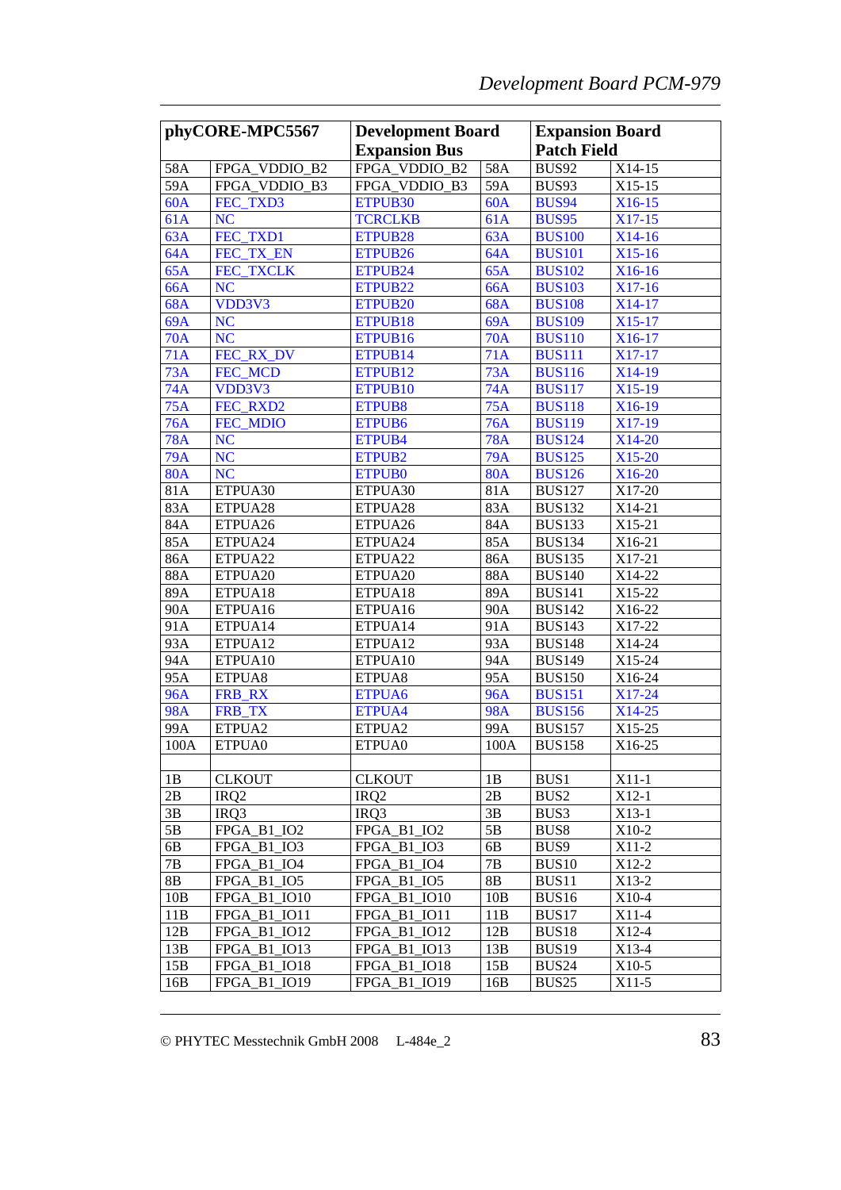| phyCORE-MPC5567 | | Development Board Expansion Bus | | Expansion Board Patch Field | |
|---|---|---|---|---|---|
| 58A | FPGA_VDDIO_B2 | FPGA_VDDIO_B2 | 58A | BUS92 | X14-15 |
| 59A | FPGA_VDDIO_B3 | FPGA_VDDIO_B3 | 59A | BUS93 | X15-15 |
| 60A | FEC_TXD3 | ETPUB30 | 60A | BUS94 | X16-15 |
| 61A | NC | TCRCLKB | 61A | BUS95 | X17-15 |
| 63A | FEC_TXD1 | ETPUB28 | 63A | BUS100 | X14-16 |
| 64A | FEC_TX_EN | ETPUB26 | 64A | BUS101 | X15-16 |
| 65A | FEC_TXCLK | ETPUB24 | 65A | BUS102 | X16-16 |
| 66A | NC | ETPUB22 | 66A | BUS103 | X17-16 |
| 68A | VDD3V3 | ETPUB20 | 68A | BUS108 | X14-17 |
| 69A | NC | ETPUB18 | 69A | BUS109 | X15-17 |
| 70A | NC | ETPUB16 | 70A | BUS110 | X16-17 |
| 71A | FEC_RX_DV | ETPUB14 | 71A | BUS111 | X17-17 |
| 73A | FEC_MCD | ETPUB12 | 73A | BUS116 | X14-19 |
| 74A | VDD3V3 | ETPUB10 | 74A | BUS117 | X15-19 |
| 75A | FEC_RXD2 | ETPUB8 | 75A | BUS118 | X16-19 |
| 76A | FEC_MDIO | ETPUB6 | 76A | BUS119 | X17-19 |
| 78A | NC | ETPUB4 | 78A | BUS124 | X14-20 |
| 79A | NC | ETPUB2 | 79A | BUS125 | X15-20 |
| 80A | NC | ETPUB0 | 80A | BUS126 | X16-20 |
| 81A | ETPUA30 | ETPUA30 | 81A | BUS127 | X17-20 |
| 83A | ETPUA28 | ETPUA28 | 83A | BUS132 | X14-21 |
| 84A | ETPUA26 | ETPUA26 | 84A | BUS133 | X15-21 |
| 85A | ETPUA24 | ETPUA24 | 85A | BUS134 | X16-21 |
| 86A | ETPUA22 | ETPUA22 | 86A | BUS135 | X17-21 |
| 88A | ETPUA20 | ETPUA20 | 88A | BUS140 | X14-22 |
| 89A | ETPUA18 | ETPUA18 | 89A | BUS141 | X15-22 |
| 90A | ETPUA16 | ETPUA16 | 90A | BUS142 | X16-22 |
| 91A | ETPUA14 | ETPUA14 | 91A | BUS143 | X17-22 |
| 93A | ETPUA12 | ETPUA12 | 93A | BUS148 | X14-24 |
| 94A | ETPUA10 | ETPUA10 | 94A | BUS149 | X15-24 |
| 95A | ETPUA8 | ETPUA8 | 95A | BUS150 | X16-24 |
| 96A | FRB_RX | ETPUA6 | 96A | BUS151 | X17-24 |
| 98A | FRB_TX | ETPUA4 | 98A | BUS156 | X14-25 |
| 99A | ETPUA2 | ETPUA2 | 99A | BUS157 | X15-25 |
| 100A | ETPUA0 | ETPUA0 | 100A | BUS158 | X16-25 |
| | | | | | |
| 1B | CLKOUT | CLKOUT | 1B | BUS1 | X11-1 |
| 2B | IRQ2 | IRQ2 | 2B | BUS2 | X12-1 |
| 3B | IRQ3 | IRQ3 | 3B | BUS3 | X13-1 |
| 5B | FPGA_B1_IO2 | FPGA_B1_IO2 | 5B | BUS8 | X10-2 |
| 6B | FPGA_B1_IO3 | FPGA_B1_IO3 | 6B | BUS9 | X11-2 |
| 7B | FPGA_B1_IO4 | FPGA_B1_IO4 | 7B | BUS10 | X12-2 |
| 8B | FPGA_B1_IO5 | FPGA_B1_IO5 | 8B | BUS11 | X13-2 |
| 10B | FPGA_B1_IO10 | FPGA_B1_IO10 | 10B | BUS16 | X10-4 |
| 11B | FPGA_B1_IO11 | FPGA_B1_IO11 | 11B | BUS17 | X11-4 |
| 12B | FPGA_B1_IO12 | FPGA_B1_IO12 | 12B | BUS18 | X12-4 |
| 13B | FPGA_B1_IO13 | FPGA_B1_IO13 | 13B | BUS19 | X13-4 |
| 15B | FPGA_B1_IO18 | FPGA_B1_IO18 | 15B | BUS24 | X10-5 |
| 16B | FPGA_B1_IO19 | FPGA_B1_IO19 | 16B | BUS25 | X11-5 |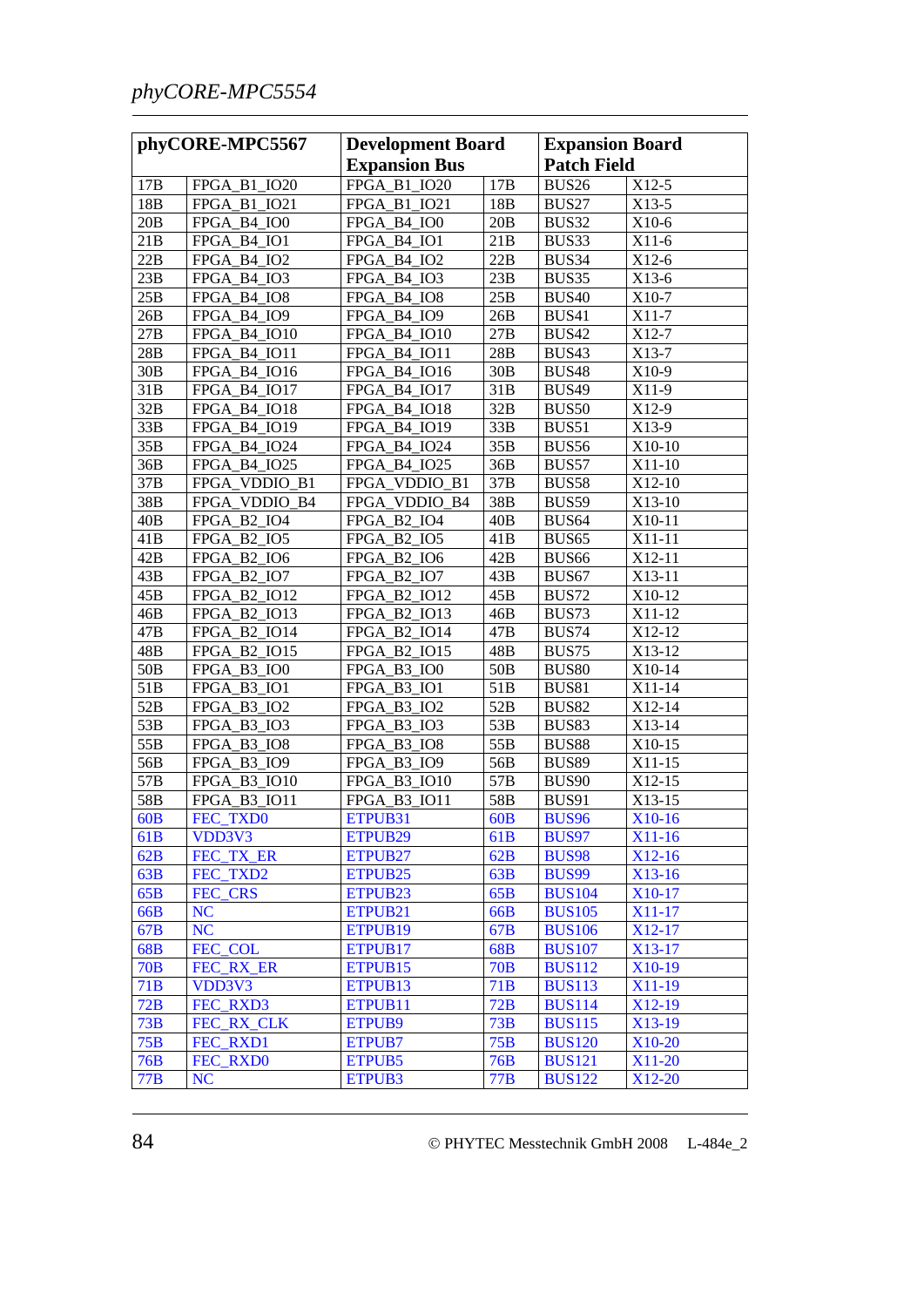| phyCORE-MPC5567 | | Development Board Expansion Bus | | Expansion Board Patch Field | |
|---|---|---|---|---|---|
| 17B | FPGA_B1_IO20 | FPGA_B1_IO20 | 17B | BUS26 | X12-5 |
| 18B | FPGA_B1_IO21 | FPGA_B1_IO21 | 18B | BUS27 | X13-5 |
| 20B | FPGA_B4_IO0 | FPGA_B4_IO0 | 20B | BUS32 | X10-6 |
| 21B | FPGA_B4_IO1 | FPGA_B4_IO1 | 21B | BUS33 | X11-6 |
| 22B | FPGA_B4_IO2 | FPGA_B4_IO2 | 22B | BUS34 | X12-6 |
| 23B | FPGA_B4_IO3 | FPGA_B4_IO3 | 23B | BUS35 | X13-6 |
| 25B | FPGA_B4_IO8 | FPGA_B4_IO8 | 25B | BUS40 | X10-7 |
| 26B | FPGA_B4_IO9 | FPGA_B4_IO9 | 26B | BUS41 | X11-7 |
| 27B | FPGA_B4_IO10 | FPGA_B4_IO10 | 27B | BUS42 | X12-7 |
| 28B | FPGA_B4_IO11 | FPGA_B4_IO11 | 28B | BUS43 | X13-7 |
| 30B | FPGA_B4_IO16 | FPGA_B4_IO16 | 30B | BUS48 | X10-9 |
| 31B | FPGA_B4_IO17 | FPGA_B4_IO17 | 31B | BUS49 | X11-9 |
| 32B | FPGA_B4_IO18 | FPGA_B4_IO18 | 32B | BUS50 | X12-9 |
| 33B | FPGA_B4_IO19 | FPGA_B4_IO19 | 33B | BUS51 | X13-9 |
| 35B | FPGA_B4_IO24 | FPGA_B4_IO24 | 35B | BUS56 | X10-10 |
| 36B | FPGA_B4_IO25 | FPGA_B4_IO25 | 36B | BUS57 | X11-10 |
| 37B | FPGA_VDDIO_B1 | FPGA_VDDIO_B1 | 37B | BUS58 | X12-10 |
| 38B | FPGA_VDDIO_B4 | FPGA_VDDIO_B4 | 38B | BUS59 | X13-10 |
| 40B | FPGA_B2_IO4 | FPGA_B2_IO4 | 40B | BUS64 | X10-11 |
| 41B | FPGA_B2_IO5 | FPGA_B2_IO5 | 41B | BUS65 | X11-11 |
| 42B | FPGA_B2_IO6 | FPGA_B2_IO6 | 42B | BUS66 | X12-11 |
| 43B | FPGA_B2_IO7 | FPGA_B2_IO7 | 43B | BUS67 | X13-11 |
| 45B | FPGA_B2_IO12 | FPGA_B2_IO12 | 45B | BUS72 | X10-12 |
| 46B | FPGA_B2_IO13 | FPGA_B2_IO13 | 46B | BUS73 | X11-12 |
| 47B | FPGA_B2_IO14 | FPGA_B2_IO14 | 47B | BUS74 | X12-12 |
| 48B | FPGA_B2_IO15 | FPGA_B2_IO15 | 48B | BUS75 | X13-12 |
| 50B | FPGA_B3_IO0 | FPGA_B3_IO0 | 50B | BUS80 | X10-14 |
| 51B | FPGA_B3_IO1 | FPGA_B3_IO1 | 51B | BUS81 | X11-14 |
| 52B | FPGA_B3_IO2 | FPGA_B3_IO2 | 52B | BUS82 | X12-14 |
| 53B | FPGA_B3_IO3 | FPGA_B3_IO3 | 53B | BUS83 | X13-14 |
| 55B | FPGA_B3_IO8 | FPGA_B3_IO8 | 55B | BUS88 | X10-15 |
| 56B | FPGA_B3_IO9 | FPGA_B3_IO9 | 56B | BUS89 | X11-15 |
| 57B | FPGA_B3_IO10 | FPGA_B3_IO10 | 57B | BUS90 | X12-15 |
| 58B | FPGA_B3_IO11 | FPGA_B3_IO11 | 58B | BUS91 | X13-15 |
| 60B | FEC_TXD0 | ETPUB31 | 60B | BUS96 | X10-16 |
| 61B | VDD3V3 | ETPUB29 | 61B | BUS97 | X11-16 |
| 62B | FEC_TX_ER | ETPUB27 | 62B | BUS98 | X12-16 |
| 63B | FEC_TXD2 | ETPUB25 | 63B | BUS99 | X13-16 |
| 65B | FEC_CRS | ETPUB23 | 65B | BUS104 | X10-17 |
| 66B | NC | ETPUB21 | 66B | BUS105 | X11-17 |
| 67B | NC | ETPUB19 | 67B | BUS106 | X12-17 |
| 68B | FEC_COL | ETPUB17 | 68B | BUS107 | X13-17 |
| 70B | FEC_RX_ER | ETPUB15 | 70B | BUS112 | X10-19 |
| 71B | VDD3V3 | ETPUB13 | 71B | BUS113 | X11-19 |
| 72B | FEC_RXD3 | ETPUB11 | 72B | BUS114 | X12-19 |
| 73B | FEC_RX_CLK | ETPUB9 | 73B | BUS115 | X13-19 |
| 75B | FEC_RXD1 | ETPUB7 | 75B | BUS120 | X10-20 |
| 76B | FEC_RXD0 | ETPUB5 | 76B | BUS121 | X11-20 |
| 77B | NC | ETPUB3 | 77B | BUS122 | X12-20 |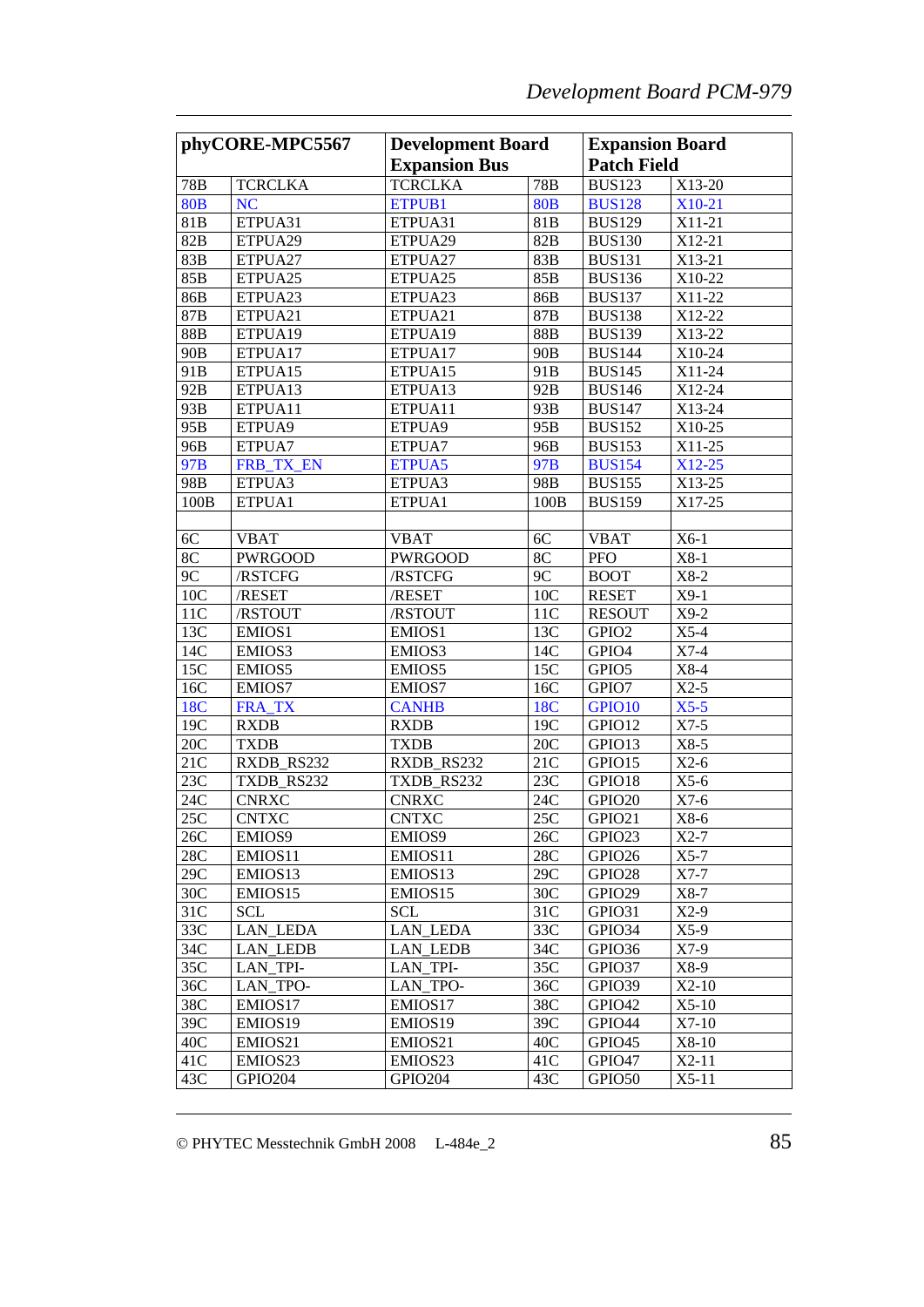| phyCORE-MPC5567 | | Development Board Expansion Bus | | Expansion Board Patch Field | |
|---|---|---|---|---|---|
| 78B | TCRCLKA | TCRCLKA | 78B | BUS123 | X13-20 |
| 80B | NC | ETPUB1 | 80B | BUS128 | X10-21 |
| 81B | ETPUA31 | ETPUA31 | 81B | BUS129 | X11-21 |
| 82B | ETPUA29 | ETPUA29 | 82B | BUS130 | X12-21 |
| 83B | ETPUA27 | ETPUA27 | 83B | BUS131 | X13-21 |
| 85B | ETPUA25 | ETPUA25 | 85B | BUS136 | X10-22 |
| 86B | ETPUA23 | ETPUA23 | 86B | BUS137 | X11-22 |
| 87B | ETPUA21 | ETPUA21 | 87B | BUS138 | X12-22 |
| 88B | ETPUA19 | ETPUA19 | 88B | BUS139 | X13-22 |
| 90B | ETPUA17 | ETPUA17 | 90B | BUS144 | X10-24 |
| 91B | ETPUA15 | ETPUA15 | 91B | BUS145 | X11-24 |
| 92B | ETPUA13 | ETPUA13 | 92B | BUS146 | X12-24 |
| 93B | ETPUA11 | ETPUA11 | 93B | BUS147 | X13-24 |
| 95B | ETPUA9 | ETPUA9 | 95B | BUS152 | X10-25 |
| 96B | ETPUA7 | ETPUA7 | 96B | BUS153 | X11-25 |
| 97B | FRB_TX_EN | ETPUA5 | 97B | BUS154 | X12-25 |
| 98B | ETPUA3 | ETPUA3 | 98B | BUS155 | X13-25 |
| 100B | ETPUA1 | ETPUA1 | 100B | BUS159 | X17-25 |
| | | | | | |
| 6C | VBAT | VBAT | 6C | VBAT | X6-1 |
| 8C | PWRGOOD | PWRGOOD | 8C | PFO | X8-1 |
| 9C | /RSTCFG | /RSTCFG | 9C | BOOT | X8-2 |
| 10C | /RESET | /RESET | 10C | RESET | X9-1 |
| 11C | /RSTOUT | /RSTOUT | 11C | RESOUT | X9-2 |
| 13C | EMIOS1 | EMIOS1 | 13C | GPIO2 | X5-4 |
| 14C | EMIOS3 | EMIOS3 | 14C | GPIO4 | X7-4 |
| 15C | EMIOS5 | EMIOS5 | 15C | GPIO5 | X8-4 |
| 16C | EMIOS7 | EMIOS7 | 16C | GPIO7 | X2-5 |
| 18C | FRA_TX | CANHB | 18C | GPIO10 | X5-5 |
| 19C | RXDB | RXDB | 19C | GPIO12 | X7-5 |
| 20C | TXDB | TXDB | 20C | GPIO13 | X8-5 |
| 21C | RXDB_RS232 | RXDB_RS232 | 21C | GPIO15 | X2-6 |
| 23C | TXDB_RS232 | TXDB_RS232 | 23C | GPIO18 | X5-6 |
| 24C | CNRXC | CNRXC | 24C | GPIO20 | X7-6 |
| 25C | CNTXC | CNTXC | 25C | GPIO21 | X8-6 |
| 26C | EMIOS9 | EMIOS9 | 26C | GPIO23 | X2-7 |
| 28C | EMIOS11 | EMIOS11 | 28C | GPIO26 | X5-7 |
| 29C | EMIOS13 | EMIOS13 | 29C | GPIO28 | X7-7 |
| 30C | EMIOS15 | EMIOS15 | 30C | GPIO29 | X8-7 |
| 31C | SCL | SCL | 31C | GPIO31 | X2-9 |
| 33C | LAN_LEDA | LAN_LEDA | 33C | GPIO34 | X5-9 |
| 34C | LAN_LEDB | LAN_LEDB | 34C | GPIO36 | X7-9 |
| 35C | LAN_TPI- | LAN_TPI- | 35C | GPIO37 | X8-9 |
| 36C | LAN_TPO- | LAN_TPO- | 36C | GPIO39 | X2-10 |
| 38C | EMIOS17 | EMIOS17 | 38C | GPIO42 | X5-10 |
| 39C | EMIOS19 | EMIOS19 | 39C | GPIO44 | X7-10 |
| 40C | EMIOS21 | EMIOS21 | 40C | GPIO45 | X8-10 |
| 41C | EMIOS23 | EMIOS23 | 41C | GPIO47 | X2-11 |
| 43C | GPIO204 | GPIO204 | 43C | GPIO50 | X5-11 |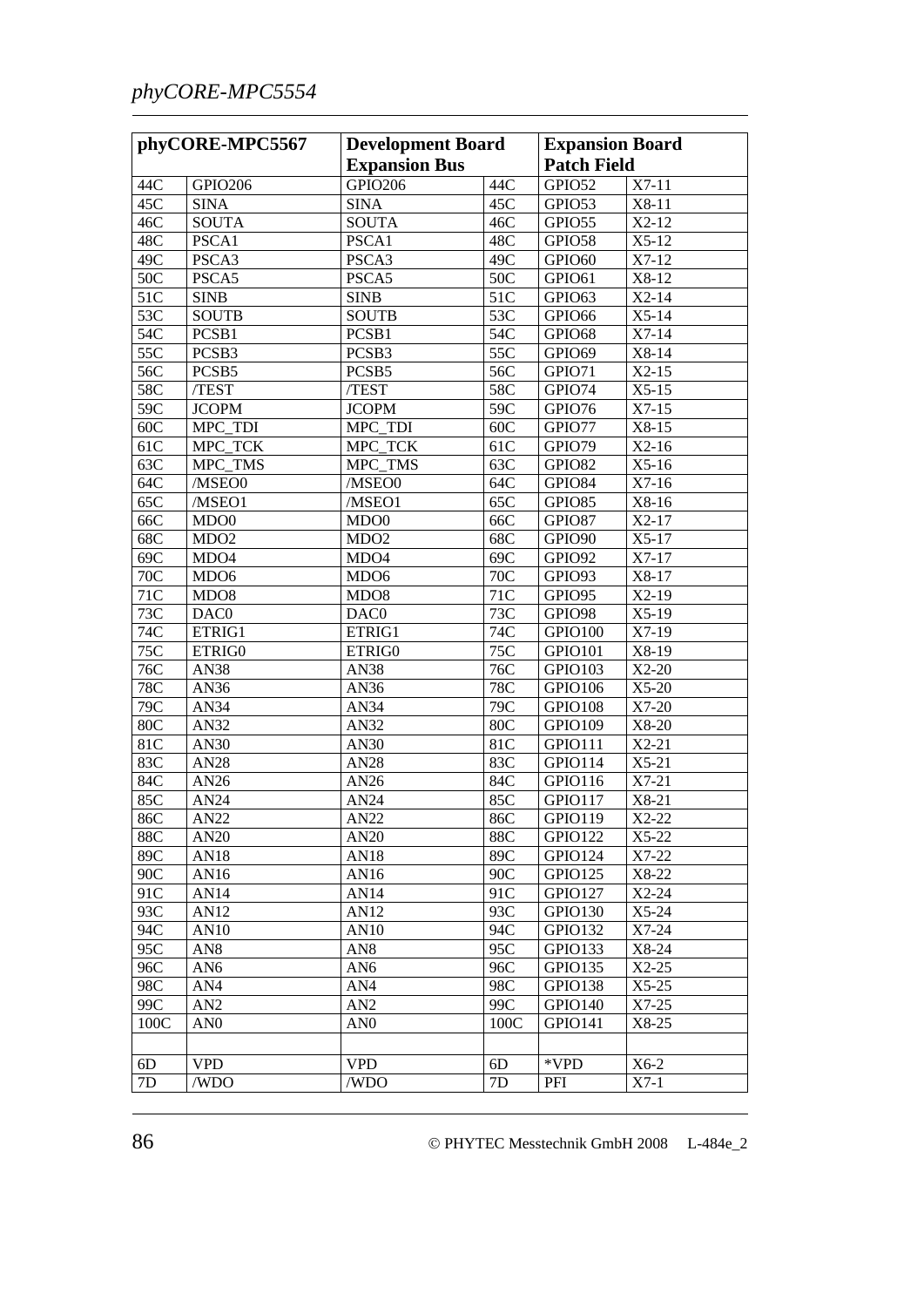| phyCORE-MPC5567 | | Development Board Expansion Bus | | Expansion Board Patch Field | |
|---|---|---|---|---|---|
| 44C | GPIO206 | GPIO206 | 44C | GPIO52 | X7-11 |
| 45C | SINA | SINA | 45C | GPIO53 | X8-11 |
| 46C | SOUTA | SOUTA | 46C | GPIO55 | X2-12 |
| 48C | PSCA1 | PSCA1 | 48C | GPIO58 | X5-12 |
| 49C | PSCA3 | PSCA3 | 49C | GPIO60 | X7-12 |
| 50C | PSCA5 | PSCA5 | 50C | GPIO61 | X8-12 |
| 51C | SINB | SINB | 51C | GPIO63 | X2-14 |
| 53C | SOUTB | SOUTB | 53C | GPIO66 | X5-14 |
| 54C | PCSB1 | PCSB1 | 54C | GPIO68 | X7-14 |
| 55C | PCSB3 | PCSB3 | 55C | GPIO69 | X8-14 |
| 56C | PCSB5 | PCSB5 | 56C | GPIO71 | X2-15 |
| 58C | /TEST | /TEST | 58C | GPIO74 | X5-15 |
| 59C | JCOPM | JCOPM | 59C | GPIO76 | X7-15 |
| 60C | MPC_TDI | MPC_TDI | 60C | GPIO77 | X8-15 |
| 61C | MPC_TCK | MPC_TCK | 61C | GPIO79 | X2-16 |
| 63C | MPC_TMS | MPC_TMS | 63C | GPIO82 | X5-16 |
| 64C | /MSEO0 | /MSEO0 | 64C | GPIO84 | X7-16 |
| 65C | /MSEO1 | /MSEO1 | 65C | GPIO85 | X8-16 |
| 66C | MDO0 | MDO0 | 66C | GPIO87 | X2-17 |
| 68C | MDO2 | MDO2 | 68C | GPIO90 | X5-17 |
| 69C | MDO4 | MDO4 | 69C | GPIO92 | X7-17 |
| 70C | MDO6 | MDO6 | 70C | GPIO93 | X8-17 |
| 71C | MDO8 | MDO8 | 71C | GPIO95 | X2-19 |
| 73C | DAC0 | DAC0 | 73C | GPIO98 | X5-19 |
| 74C | ETRIG1 | ETRIG1 | 74C | GPIO100 | X7-19 |
| 75C | ETRIG0 | ETRIG0 | 75C | GPIO101 | X8-19 |
| 76C | AN38 | AN38 | 76C | GPIO103 | X2-20 |
| 78C | AN36 | AN36 | 78C | GPIO106 | X5-20 |
| 79C | AN34 | AN34 | 79C | GPIO108 | X7-20 |
| 80C | AN32 | AN32 | 80C | GPIO109 | X8-20 |
| 81C | AN30 | AN30 | 81C | GPIO111 | X2-21 |
| 83C | AN28 | AN28 | 83C | GPIO114 | X5-21 |
| 84C | AN26 | AN26 | 84C | GPIO116 | X7-21 |
| 85C | AN24 | AN24 | 85C | GPIO117 | X8-21 |
| 86C | AN22 | AN22 | 86C | GPIO119 | X2-22 |
| 88C | AN20 | AN20 | 88C | GPIO122 | X5-22 |
| 89C | AN18 | AN18 | 89C | GPIO124 | X7-22 |
| 90C | AN16 | AN16 | 90C | GPIO125 | X8-22 |
| 91C | AN14 | AN14 | 91C | GPIO127 | X2-24 |
| 93C | AN12 | AN12 | 93C | GPIO130 | X5-24 |
| 94C | AN10 | AN10 | 94C | GPIO132 | X7-24 |
| 95C | AN8 | AN8 | 95C | GPIO133 | X8-24 |
| 96C | AN6 | AN6 | 96C | GPIO135 | X2-25 |
| 98C | AN4 | AN4 | 98C | GPIO138 | X5-25 |
| 99C | AN2 | AN2 | 99C | GPIO140 | X7-25 |
| 100C | AN0 | AN0 | 100C | GPIO141 | X8-25 |
| | | | | | |
| 6D | VPD | VPD | 6D | *VPD | X6-2 |
| 7D | /WDO | /WDO | 7D | PFI | X7-1 |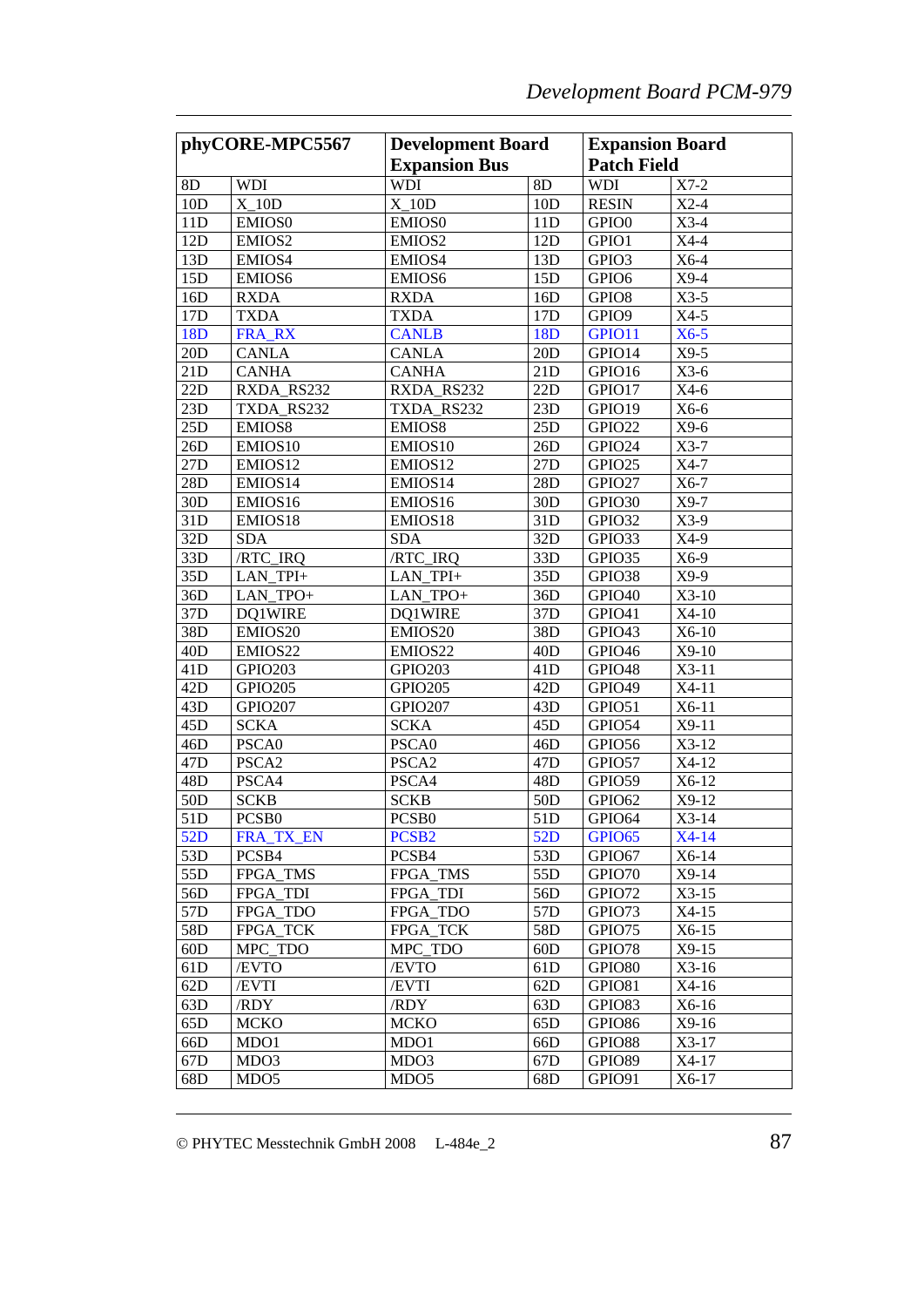| phyCORE-MPC5567 | | Development Board Expansion Bus | | Expansion Board Patch Field | |
|---|---|---|---|---|---|
| 8D | WDI | WDI | 8D | WDI | X7-2 |
| 10D | X_10D | X_10D | 10D | RESIN | X2-4 |
| 11D | EMIOS0 | EMIOS0 | 11D | GPIO0 | X3-4 |
| 12D | EMIOS2 | EMIOS2 | 12D | GPIO1 | X4-4 |
| 13D | EMIOS4 | EMIOS4 | 13D | GPIO3 | X6-4 |
| 15D | EMIOS6 | EMIOS6 | 15D | GPIO6 | X9-4 |
| 16D | RXDA | RXDA | 16D | GPIO8 | X3-5 |
| 17D | TXDA | TXDA | 17D | GPIO9 | X4-5 |
| 18D | FRA_RX | CANLB | 18D | GPIO11 | X6-5 |
| 20D | CANLA | CANLA | 20D | GPIO14 | X9-5 |
| 21D | CANHA | CANHA | 21D | GPIO16 | X3-6 |
| 22D | RXDA_RS232 | RXDA_RS232 | 22D | GPIO17 | X4-6 |
| 23D | TXDA_RS232 | TXDA_RS232 | 23D | GPIO19 | X6-6 |
| 25D | EMIOS8 | EMIOS8 | 25D | GPIO22 | X9-6 |
| 26D | EMIOS10 | EMIOS10 | 26D | GPIO24 | X3-7 |
| 27D | EMIOS12 | EMIOS12 | 27D | GPIO25 | X4-7 |
| 28D | EMIOS14 | EMIOS14 | 28D | GPIO27 | X6-7 |
| 30D | EMIOS16 | EMIOS16 | 30D | GPIO30 | X9-7 |
| 31D | EMIOS18 | EMIOS18 | 31D | GPIO32 | X3-9 |
| 32D | SDA | SDA | 32D | GPIO33 | X4-9 |
| 33D | /RTC_IRQ | /RTC_IRQ | 33D | GPIO35 | X6-9 |
| 35D | LAN_TPI+ | LAN_TPI+ | 35D | GPIO38 | X9-9 |
| 36D | LAN_TPO+ | LAN_TPO+ | 36D | GPIO40 | X3-10 |
| 37D | DQ1WIRE | DQ1WIRE | 37D | GPIO41 | X4-10 |
| 38D | EMIOS20 | EMIOS20 | 38D | GPIO43 | X6-10 |
| 40D | EMIOS22 | EMIOS22 | 40D | GPIO46 | X9-10 |
| 41D | GPIO203 | GPIO203 | 41D | GPIO48 | X3-11 |
| 42D | GPIO205 | GPIO205 | 42D | GPIO49 | X4-11 |
| 43D | GPIO207 | GPIO207 | 43D | GPIO51 | X6-11 |
| 45D | SCKA | SCKA | 45D | GPIO54 | X9-11 |
| 46D | PSCA0 | PSCA0 | 46D | GPIO56 | X3-12 |
| 47D | PSCA2 | PSCA2 | 47D | GPIO57 | X4-12 |
| 48D | PSCA4 | PSCA4 | 48D | GPIO59 | X6-12 |
| 50D | SCKB | SCKB | 50D | GPIO62 | X9-12 |
| 51D | PCSB0 | PCSB0 | 51D | GPIO64 | X3-14 |
| 52D | FRA_TX_EN | PCSB2 | 52D | GPIO65 | X4-14 |
| 53D | PCSB4 | PCSB4 | 53D | GPIO67 | X6-14 |
| 55D | FPGA_TMS | FPGA_TMS | 55D | GPIO70 | X9-14 |
| 56D | FPGA_TDI | FPGA_TDI | 56D | GPIO72 | X3-15 |
| 57D | FPGA_TDO | FPGA_TDO | 57D | GPIO73 | X4-15 |
| 58D | FPGA_TCK | FPGA_TCK | 58D | GPIO75 | X6-15 |
| 60D | MPC_TDO | MPC_TDO | 60D | GPIO78 | X9-15 |
| 61D | /EVTO | /EVTO | 61D | GPIO80 | X3-16 |
| 62D | /EVTI | /EVTI | 62D | GPIO81 | X4-16 |
| 63D | /RDY | /RDY | 63D | GPIO83 | X6-16 |
| 65D | MCKO | MCKO | 65D | GPIO86 | X9-16 |
| 66D | MDO1 | MDO1 | 66D | GPIO88 | X3-17 |
| 67D | MDO3 | MDO3 | 67D | GPIO89 | X4-17 |
| 68D | MDO5 | MDO5 | 68D | GPIO91 | X6-17 |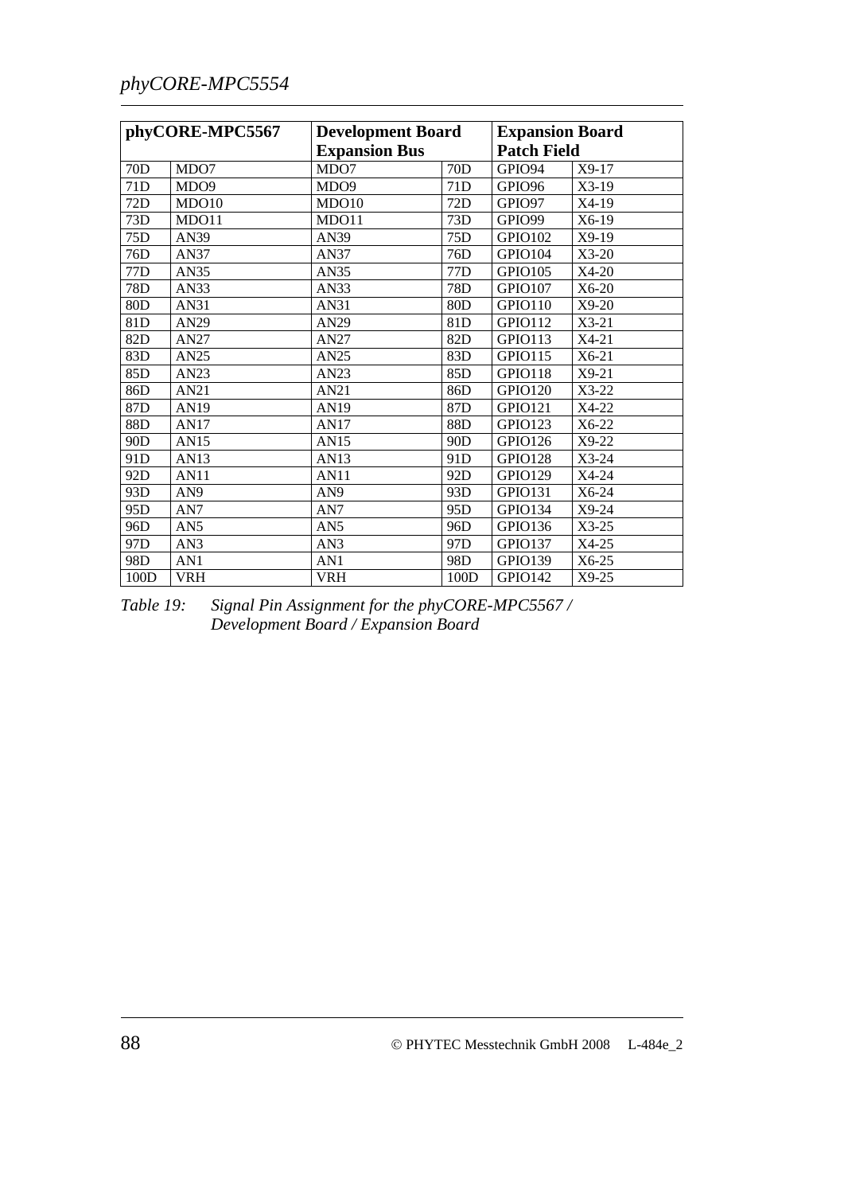| phyCORE-MPC5567 | | Development Board Expansion Bus | | Expansion Board Patch Field | |
|---|---|---|---|---|---|
| 70D | MDO7 | MDO7 | 70D | GPIO94 | X9-17 |
| 71D | MDO9 | MDO9 | 71D | GPIO96 | X3-19 |
| 72D | MDO10 | MDO10 | 72D | GPIO97 | X4-19 |
| 73D | MDO11 | MDO11 | 73D | GPIO99 | X6-19 |
| 75D | AN39 | AN39 | 75D | GPIO102 | X9-19 |
| 76D | AN37 | AN37 | 76D | GPIO104 | X3-20 |
| 77D | AN35 | AN35 | 77D | GPIO105 | X4-20 |
| 78D | AN33 | AN33 | 78D | GPIO107 | X6-20 |
| 80D | AN31 | AN31 | 80D | GPIO110 | X9-20 |
| 81D | AN29 | AN29 | 81D | GPIO112 | X3-21 |
| 82D | AN27 | AN27 | 82D | GPIO113 | X4-21 |
| 83D | AN25 | AN25 | 83D | GPIO115 | X6-21 |
| 85D | AN23 | AN23 | 85D | GPIO118 | X9-21 |
| 86D | AN21 | AN21 | 86D | GPIO120 | X3-22 |
| 87D | AN19 | AN19 | 87D | GPIO121 | X4-22 |
| 88D | AN17 | AN17 | 88D | GPIO123 | X6-22 |
| 90D | AN15 | AN15 | 90D | GPIO126 | X9-22 |
| 91D | AN13 | AN13 | 91D | GPIO128 | X3-24 |
| 92D | AN11 | AN11 | 92D | GPIO129 | X4-24 |
| 93D | AN9 | AN9 | 93D | GPIO131 | X6-24 |
| 95D | AN7 | AN7 | 95D | GPIO134 | X9-24 |
| 96D | AN5 | AN5 | 96D | GPIO136 | X3-25 |
| 97D | AN3 | AN3 | 97D | GPIO137 | X4-25 |
| 98D | AN1 | AN1 | 98D | GPIO139 | X6-25 |
| 100D | VRH | VRH | 100D | GPIO142 | X9-25 |

*Table 19: Signal Pin Assignment for the phyCORE-MPC5567 / Development Board / Expansion Board*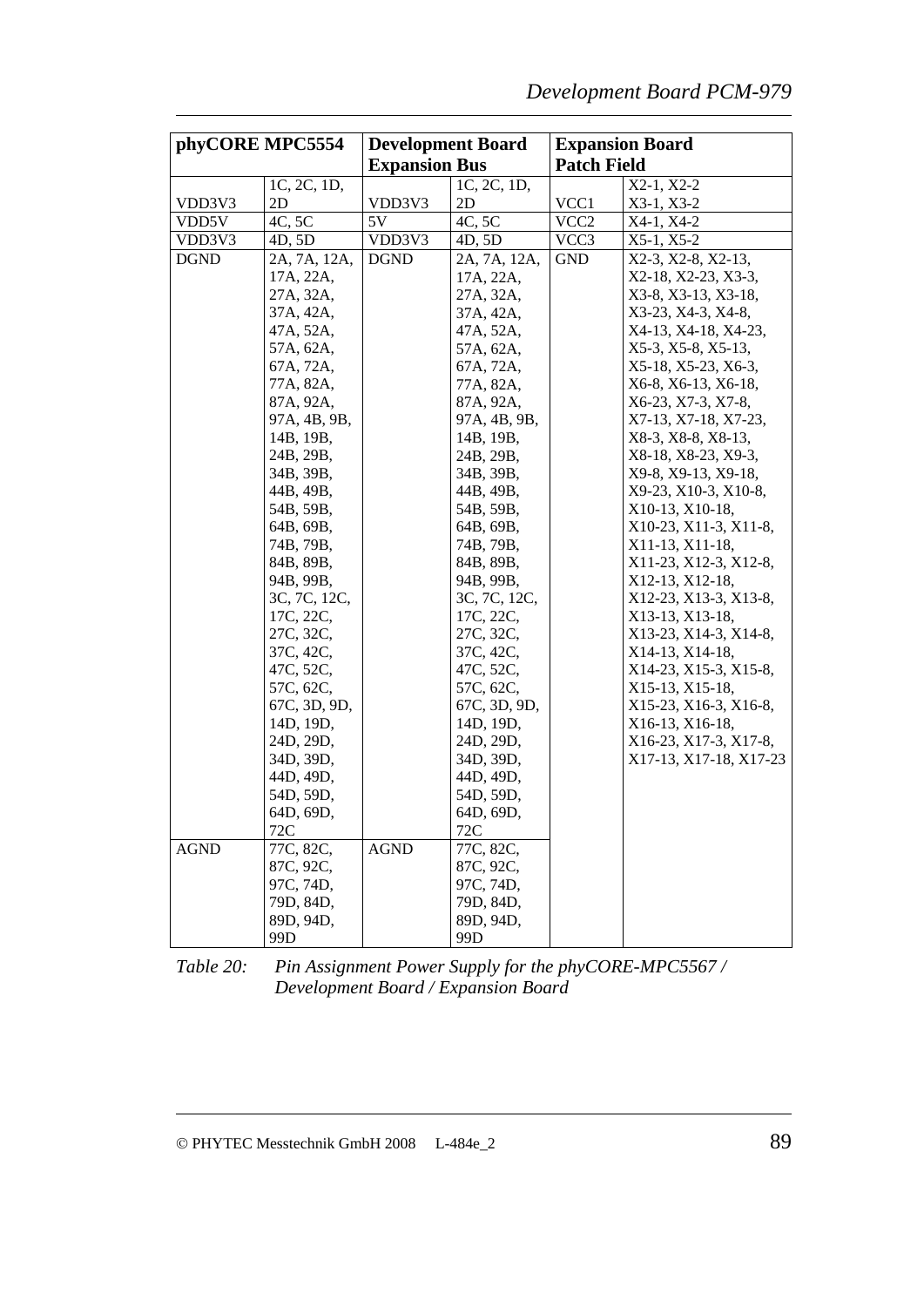| phyCORE MPC5554 | | Development Board Expansion Bus | | Expansion Board Patch Field | |
|---|---|---|---|---|---|
| VDD3V3 | 1C, 2C, 1D, 2D | VDD3V3 | 1C, 2C, 1D, 2D | VCC1 | X2-1, X2-2 X3-1, X3-2 |
| VDD5V | 4C, 5C | 5V | 4C, 5C | VCC2 | X4-1, X4-2 |
| VDD3V3 | 4D, 5D | VDD3V3 | 4D, 5D | VCC3 | X5-1, X5-2 |
| DGND | 2A, 7A, 12A, 17A, 22A, 27A, 32A, 37A, 42A, 47A, 52A, 57A, 62A, 67A, 72A, 77A, 82A, 87A, 92A, 97A, 4B, 9B, 14B, 19B, 24B, 29B, 34B, 39B, 44B, 49B, 54B, 59B, 64B, 69B, 74B, 79B, 84B, 89B, 94B, 99B, 3C, 7C, 12C, 17C, 22C, 27C, 32C, 37C, 42C, 47C, 52C, 57C, 62C, 67C, 3D, 9D, 14D, 19D, 24D, 29D, 34D, 39D, 44D, 49D, 54D, 59D, 64D, 69D, 72C | DGND | 2A, 7A, 12A, 17A, 22A, 27A, 32A, 37A, 42A, 47A, 52A, 57A, 62A, 67A, 72A, 77A, 82A, 87A, 92A, 97A, 4B, 9B, 14B, 19B, 24B, 29B, 34B, 39B, 44B, 49B, 54B, 59B, 64B, 69B, 74B, 79B, 84B, 89B, 94B, 99B, 3C, 7C, 12C, 17C, 22C, 27C, 32C, 37C, 42C, 47C, 52C, 57C, 62C, 67C, 3D, 9D, 14D, 19D, 24D, 29D, 34D, 39D, 44D, 49D, 54D, 59D, 64D, 69D, 72C | GND | X2-3, X2-8, X2-13, X2-18, X2-23, X3-3, X3-8, X3-13, X3-18, X3-23, X4-3, X4-8, X4-13, X4-18, X4-23, X5-3, X5-8, X5-13, X5-18, X5-23, X6-3, X6-8, X6-13, X6-18, X6-23, X7-3, X7-8, X7-13, X7-18, X7-23, X8-3, X8-8, X8-13, X8-18, X8-23, X9-3, X9-8, X9-13, X9-18, X9-23, X10-3, X10-8, X10-13, X10-18, X10-23, X11-3, X11-8, X11-13, X11-18, X11-23, X12-3, X12-8, X12-13, X12-18, X12-23, X13-3, X13-8, X13-13, X13-18, X13-23, X14-3, X14-8, X14-13, X14-18, X14-23, X15-3, X15-8, X15-13, X15-18, X15-23, X16-3, X16-8, X16-13, X16-18, X16-23, X17-3, X17-8, X17-13, X17-18, X17-23 |
| AGND | 77C, 82C, 87C, 92C, 97C, 74D, 79D, 84D, 89D, 94D, 99D | AGND | 77C, 82C, 87C, 92C, 97C, 74D, 79D, 84D, 89D, 94D, 99D | | |

*Table 20: Pin Assignment Power Supply for the phyCORE-MPC5567 / Development Board / Expansion Board*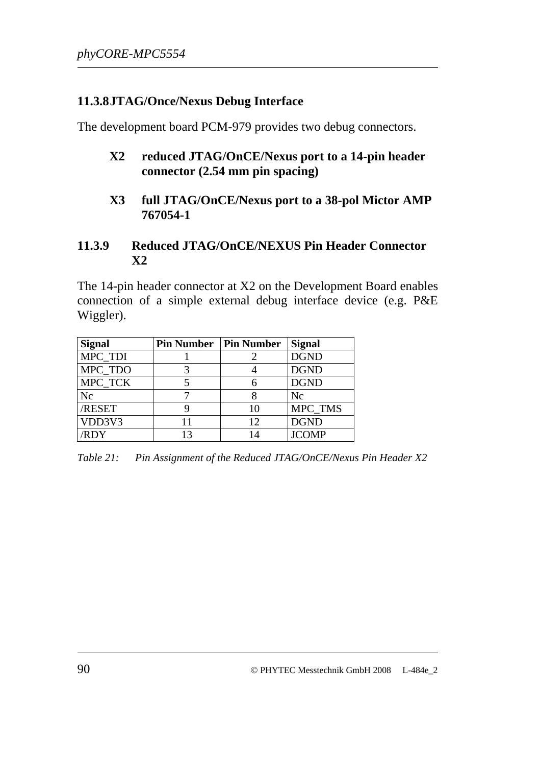### 11.3.8 JTAG/Once/Nexus Debug Interface

The development board PCM-979 provides two debug connectors.

- **X2 reduced JTAG/OnCE/Nexus port to a 14-pin header connector (2.54 mm pin spacing)**
- **X3 full JTAG/OnCE/Nexus port to a 38-pol Mictor AMP 767054-1**

### 11.3.9 Reduced JTAG/OnCE/NEXUS Pin Header Connector X2

The 14-pin header connector at X2 on the Development Board enables connection of a simple external debug interface device (e.g. P&E Wiggler).

| Signal | Pin Number | Pin Number | Signal |
|---|---|---|---|
| MPC_TDI | 1 | 2 | DGND |
| MPC_TDO | 3 | 4 | DGND |
| MPC_TCK | 5 | 6 | DGND |
| Nc | 7 | 8 | Nc |
| /RESET | 9 | 10 | MPC_TMS |
| VDD3V3 | 11 | 12 | DGND |
| /RDY | 13 | 14 | JCOMP |

*Table 21: Pin Assignment of the Reduced JTAG/OnCE/Nexus Pin Header X2*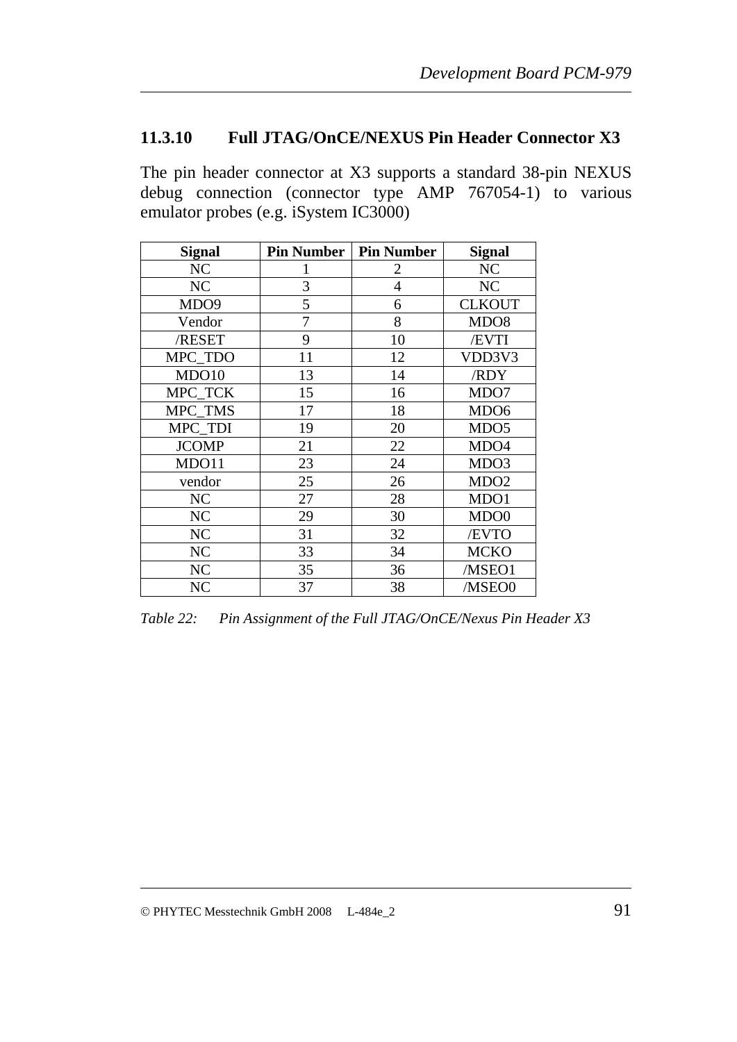### 11.3.10 Full JTAG/OnCE/NEXUS Pin Header Connector X3

The pin header connector at X3 supports a standard 38-pin NEXUS debug connection (connector type AMP 767054-1) to various emulator probes (e.g. iSystem IC3000)

| Signal | Pin Number | Pin Number | Signal |
|---|---|---|---|
| NC | 1 | 2 | NC |
| NC | 3 | 4 | NC |
| MDO9 | 5 | 6 | CLKOUT |
| Vendor | 7 | 8 | MDO8 |
| /RESET | 9 | 10 | /EVTI |
| MPC_TDO | 11 | 12 | VDD3V3 |
| MDO10 | 13 | 14 | /RDY |
| MPC_TCK | 15 | 16 | MDO7 |
| MPC_TMS | 17 | 18 | MDO6 |
| MPC_TDI | 19 | 20 | MDO5 |
| JCOMP | 21 | 22 | MDO4 |
| MDO11 | 23 | 24 | MDO3 |
| vendor | 25 | 26 | MDO2 |
| NC | 27 | 28 | MDO1 |
| NC | 29 | 30 | MDO0 |
| NC | 31 | 32 | /EVTO |
| NC | 33 | 34 | MCKO |
| NC | 35 | 36 | /MSEO1 |
| NC | 37 | 38 | /MSEO0 |

*Table 22: Pin Assignment of the Full JTAG/OnCE/Nexus Pin Header X3*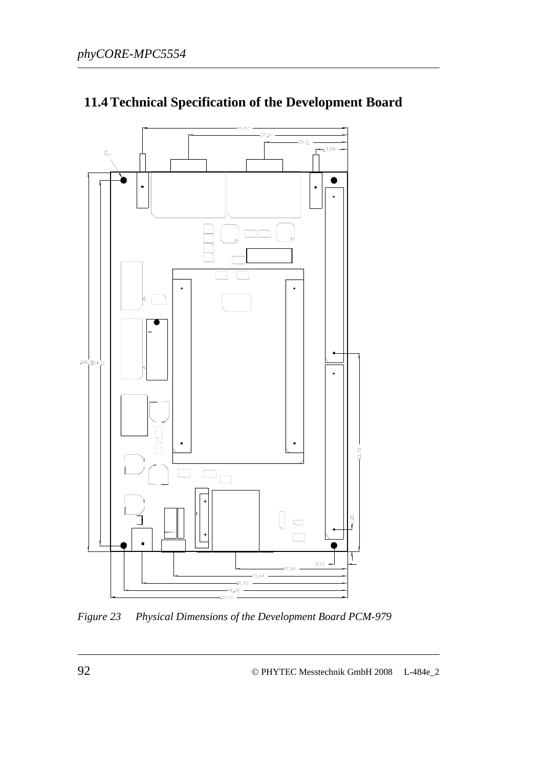## 11.4 Technical Specification of the Development Board

*Figure 23 Physical Dimensions of the Development Board PCM-979*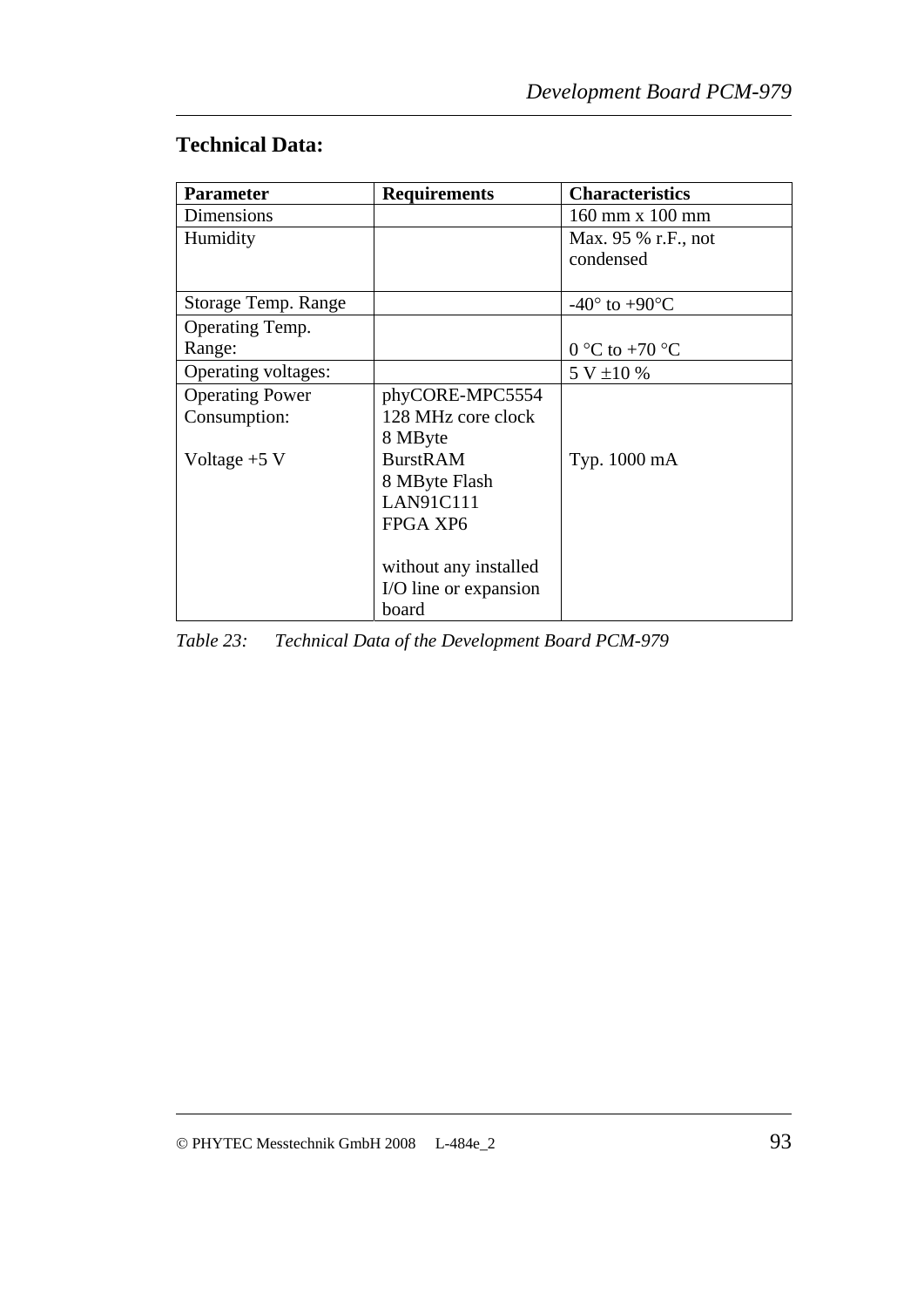## Technical Data:

| Parameter | Requirements | Characteristics |
|---|---|---|
| Dimensions | | 160 mm x 100 mm |
| Humidity | | Max. 95 % r.F., not condensed |
| Storage Temp. Range | | -40° to +90°C |
| Operating Temp. Range: | | 0 °C to +70 °C |
| Operating voltages: | | 5 V ±10 % |
| Operating Power Consumption:<br><br>Voltage +5 V | phyCORE-MPC5554<br>128 MHz core clock<br>8 MByte BurstRAM<br>8 MByte Flash<br>LAN91C111<br>FPGA XP6<br><br>without any installed I/O line or expansion board | Typ. 1000 mA |

*Table 23: Technical Data of the Development Board PCM-979*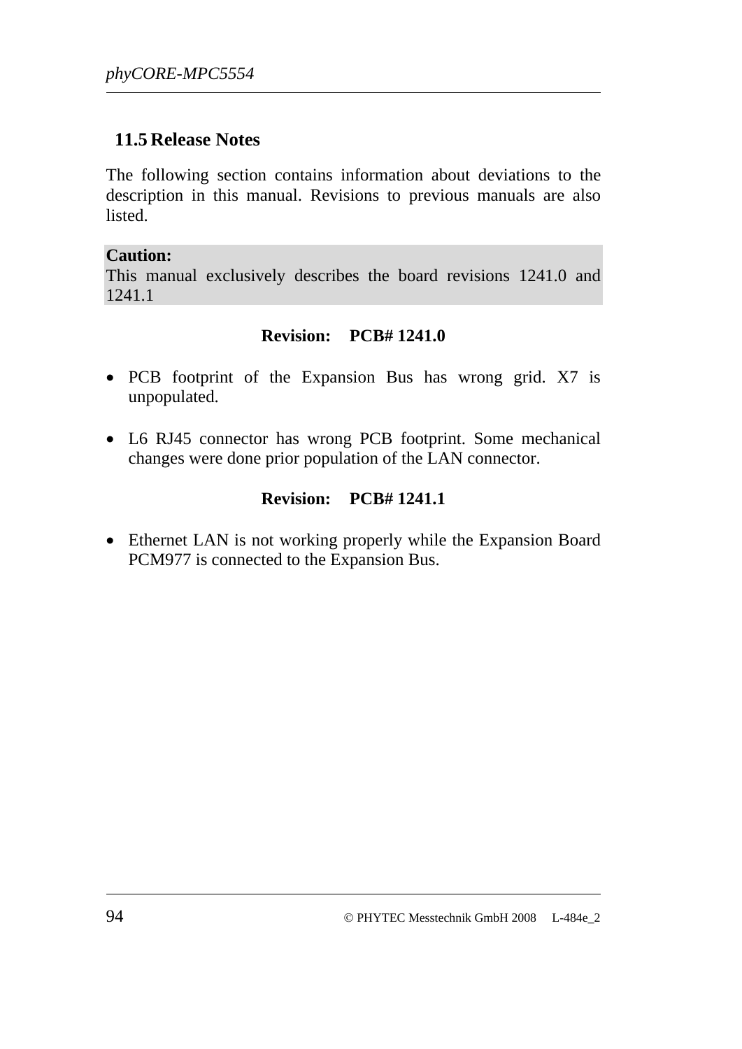## 11.5 Release Notes

The following section contains information about deviations to the description in this manual. Revisions to previous manuals are also listed.

**Caution:**
This manual exclusively describes the board revisions 1241.0 and 1241.1

**Revision: PCB# 1241.0**

- PCB footprint of the Expansion Bus has wrong grid. X7 is unpopulated.
- L6 RJ45 connector has wrong PCB footprint. Some mechanical changes were done prior population of the LAN connector.

**Revision: PCB# 1241.1**

- Ethernet LAN is not working properly while the Expansion Board PCM977 is connected to the Expansion Bus.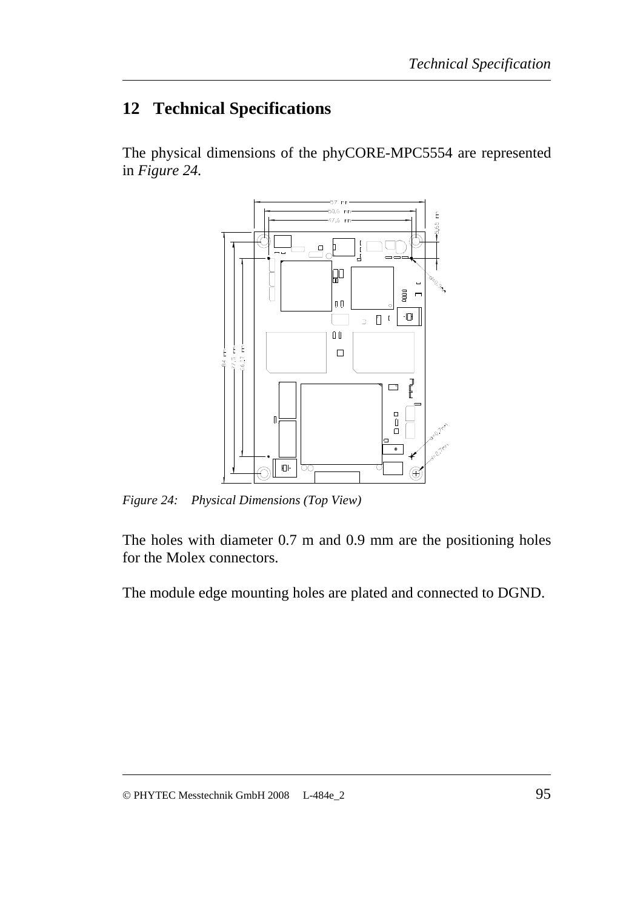# 12 Technical Specifications

The physical dimensions of the phyCORE-MPC5554 are represented in *Figure 24.*

*Figure 24: Physical Dimensions (Top View)*

The holes with diameter 0.7 m and 0.9 mm are the positioning holes for the Molex connectors.

The module edge mounting holes are plated and connected to DGND.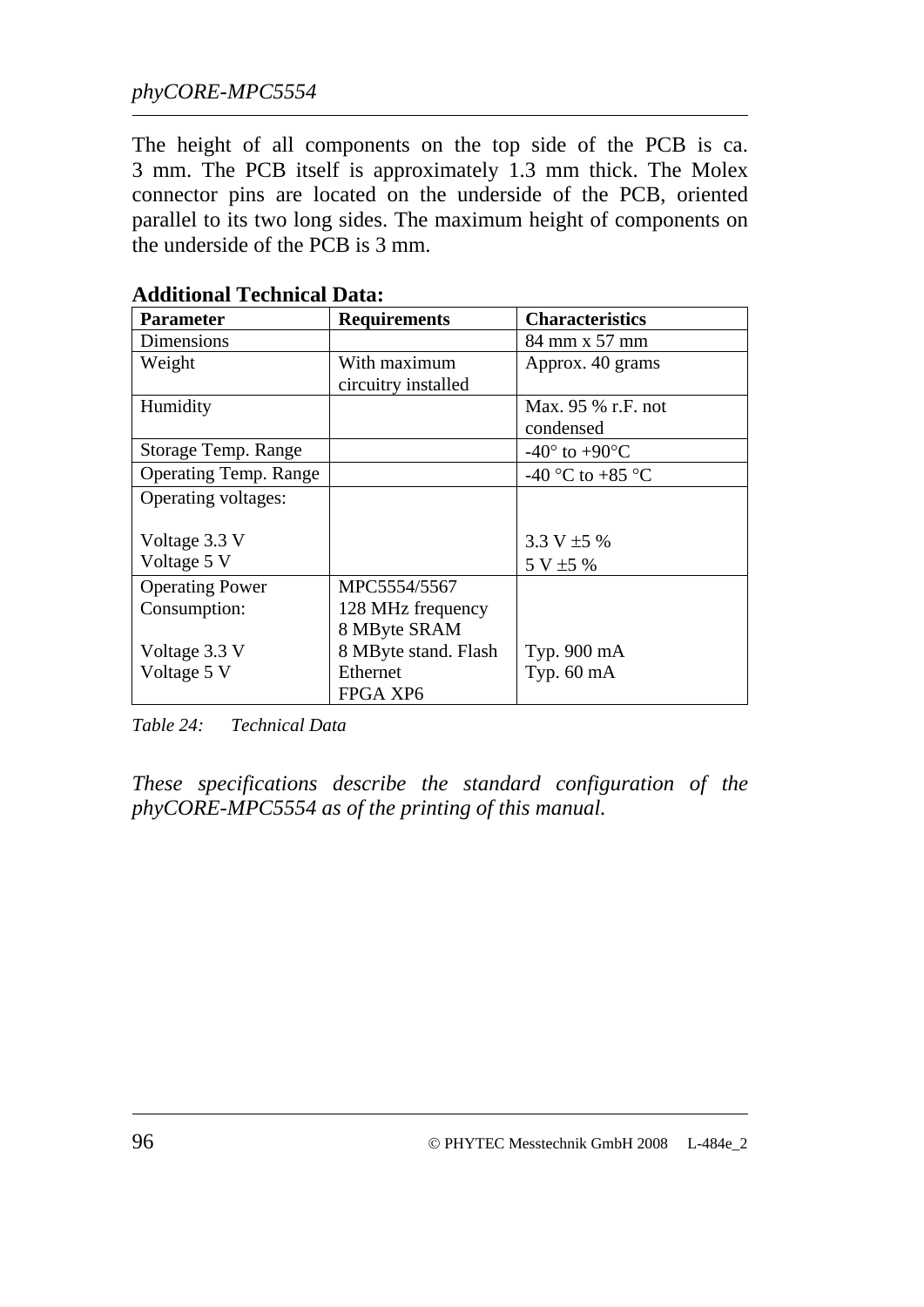The height of all components on the top side of the PCB is ca. 3 mm. The PCB itself is approximately 1.3 mm thick. The Molex connector pins are located on the underside of the PCB, oriented parallel to its two long sides. The maximum height of components on the underside of the PCB is 3 mm.

**Additional Technical Data:**

| Parameter | Requirements | Characteristics |
|---|---|---|
| Dimensions | | 84 mm x 57 mm |
| Weight | With maximum circuitry installed | Approx. 40 grams |
| Humidity | | Max. 95 % r.F. not condensed |
| Storage Temp. Range | | -40° to +90°C |
| Operating Temp. Range | | -40 °C to +85 °C |
| Operating voltages:<br><br>Voltage 3.3 V<br>Voltage 5 V | | <br><br>3.3 V ±5 %<br>5 V ±5 % |
| Operating Power Consumption:<br><br>Voltage 3.3 V<br>Voltage 5 V | MPC5554/5567<br>128 MHz frequency<br>8 MByte SRAM<br>8 MByte stand. Flash<br>Ethernet<br>FPGA XP6 | <br><br><br>Typ. 900 mA<br>Typ. 60 mA |

*Table 24: Technical Data*

*These specifications describe the standard configuration of the phyCORE-MPC5554 as of the printing of this manual.*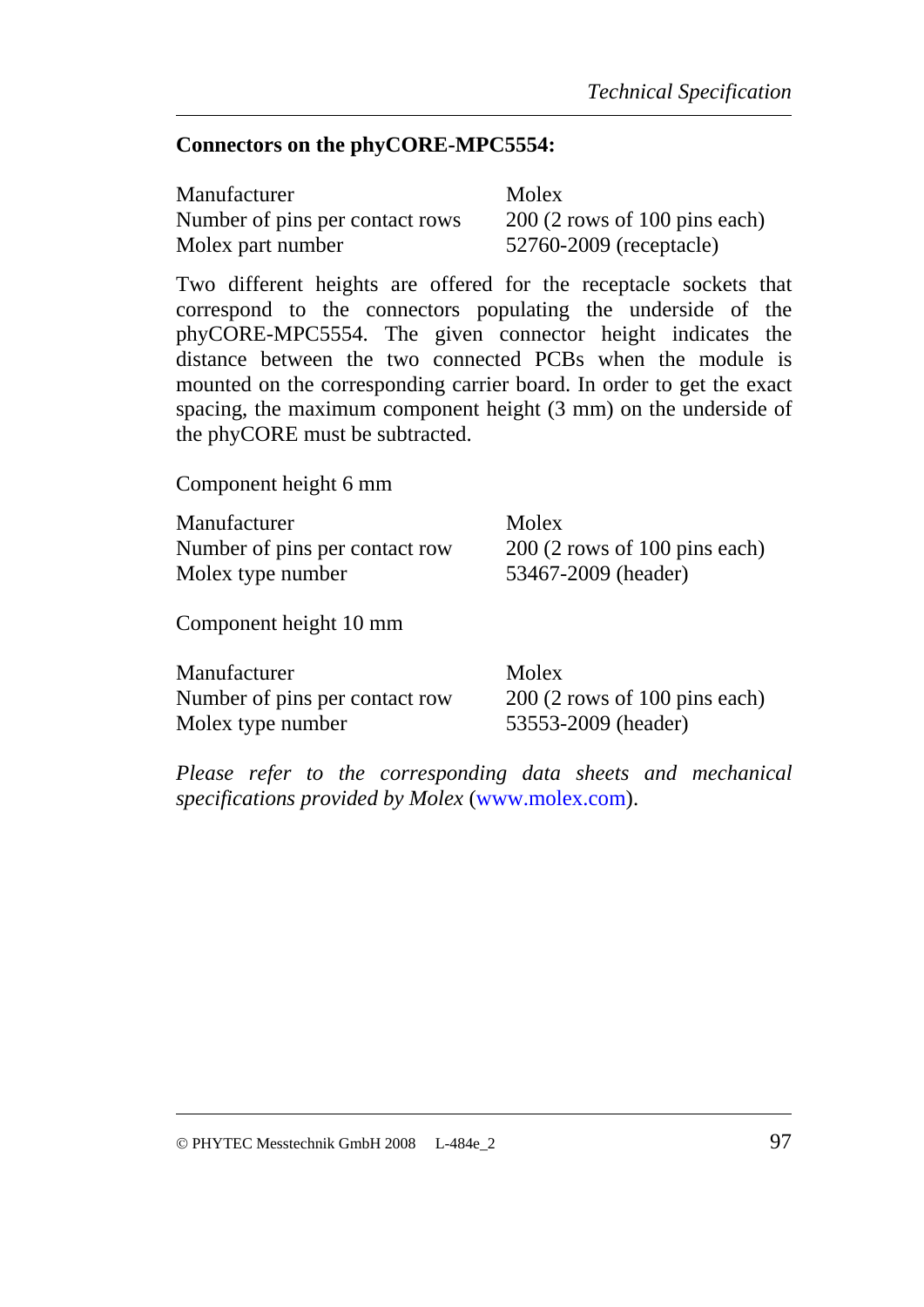**Connectors on the phyCORE-MPC5554:**

| | |
|---|---|
| Manufacturer | Molex |
| Number of pins per contact rows | 200 (2 rows of 100 pins each) |
| Molex part number | 52760-2009 (receptacle) |

Two different heights are offered for the receptacle sockets that correspond to the connectors populating the underside of the phyCORE-MPC5554. The given connector height indicates the distance between the two connected PCBs when the module is mounted on the corresponding carrier board. In order to get the exact spacing, the maximum component height (3 mm) on the underside of the phyCORE must be subtracted.

Component height 6 mm

| | |
|---|---|
| Manufacturer | Molex |
| Number of pins per contact row | 200 (2 rows of 100 pins each) |
| Molex type number | 53467-2009 (header) |

Component height 10 mm

| | |
|---|---|
| Manufacturer | Molex |
| Number of pins per contact row | 200 (2 rows of 100 pins each) |
| Molex type number | 53553-2009 (header) |

*Please refer to the corresponding data sheets and mechanical specifications provided by Molex* (www.molex.com).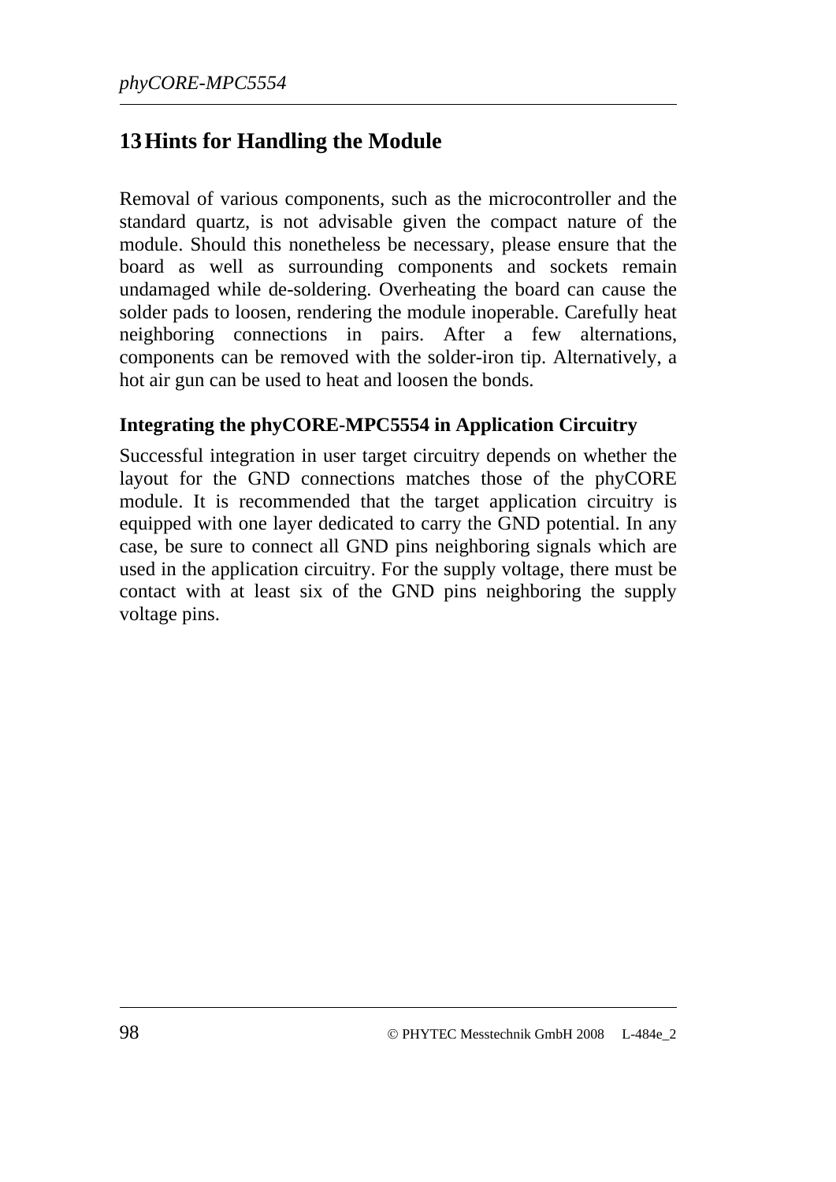# 13 Hints for Handling the Module

Removal of various components, such as the microcontroller and the standard quartz, is not advisable given the compact nature of the module. Should this nonetheless be necessary, please ensure that the board as well as surrounding components and sockets remain undamaged while de-soldering. Overheating the board can cause the solder pads to loosen, rendering the module inoperable. Carefully heat neighboring connections in pairs. After a few alternations, components can be removed with the solder-iron tip. Alternatively, a hot air gun can be used to heat and loosen the bonds.

**Integrating the phyCORE-MPC5554 in Application Circuitry**

Successful integration in user target circuitry depends on whether the layout for the GND connections matches those of the phyCORE module. It is recommended that the target application circuitry is equipped with one layer dedicated to carry the GND potential. In any case, be sure to connect all GND pins neighboring signals which are used in the application circuitry. For the supply voltage, there must be contact with at least six of the GND pins neighboring the supply voltage pins.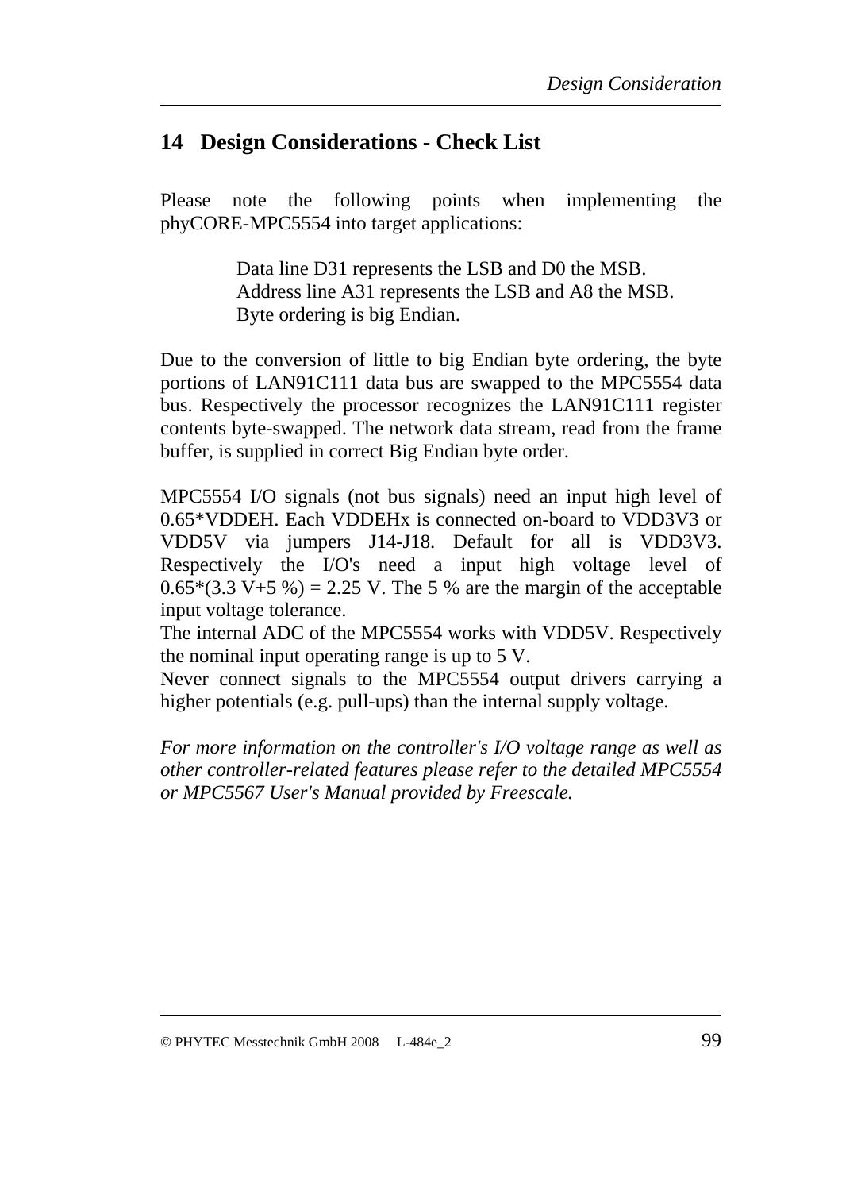# 14 Design Considerations - Check List

Please note the following points when implementing the phyCORE-MPC5554 into target applications:

> Data line D31 represents the LSB and D0 the MSB.
> Address line A31 represents the LSB and A8 the MSB.
> Byte ordering is big Endian.

Due to the conversion of little to big Endian byte ordering, the byte portions of LAN91C111 data bus are swapped to the MPC5554 data bus. Respectively the processor recognizes the LAN91C111 register contents byte-swapped. The network data stream, read from the frame buffer, is supplied in correct Big Endian byte order.

MPC5554 I/O signals (not bus signals) need an input high level of 0.65*VDDEH. Each VDDEHx is connected on-board to VDD3V3 or VDD5V via jumpers J14-J18. Default for all is VDD3V3. Respectively the I/O's need a input high voltage level of 0.65*(3.3 V+5 %) = 2.25 V. The 5 % are the margin of the acceptable input voltage tolerance.
The internal ADC of the MPC5554 works with VDD5V. Respectively the nominal input operating range is up to 5 V.
Never connect signals to the MPC5554 output drivers carrying a higher potentials (e.g. pull-ups) than the internal supply voltage.

*For more information on the controller's I/O voltage range as well as other controller-related features please refer to the detailed MPC5554 or MPC5567 User's Manual provided by Freescale.*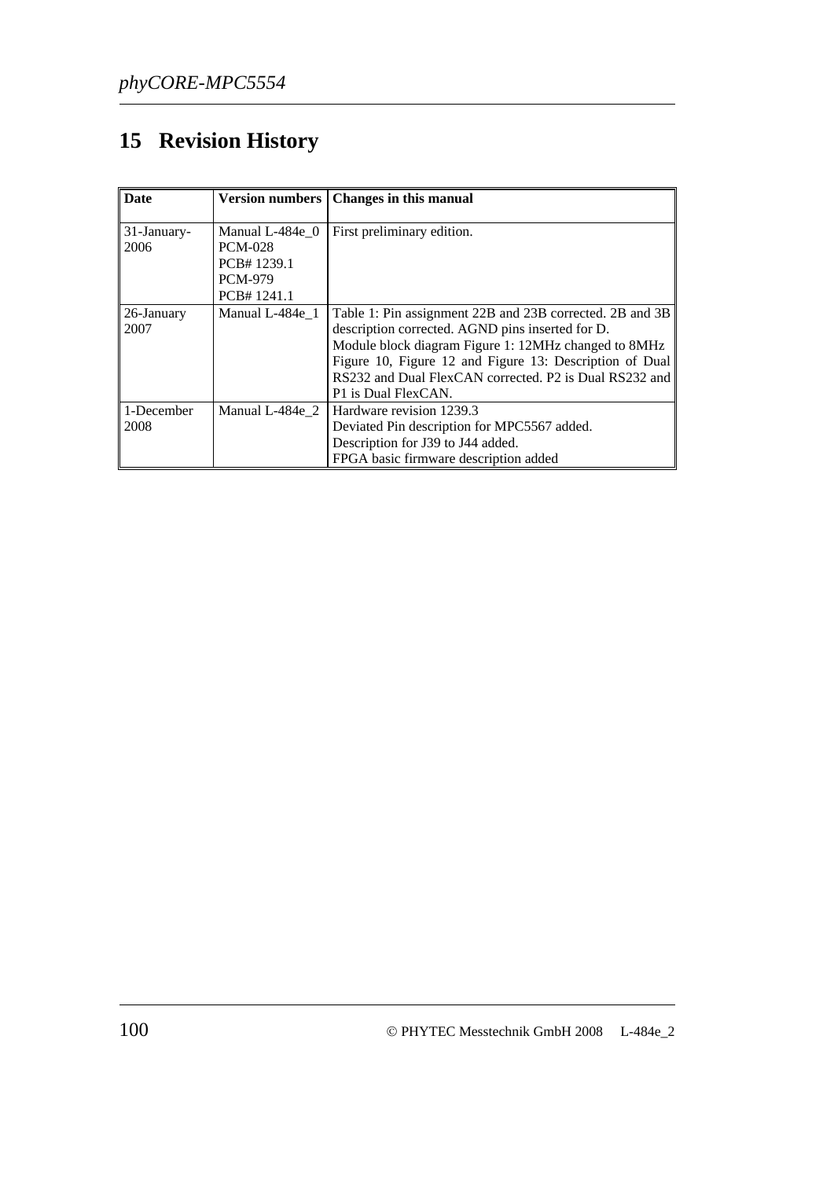# 15 Revision History

| Date | Version numbers | Changes in this manual |
|---|---|---|
| 31-January-2006 | Manual L-484e_0<br>PCM-028<br>PCB# 1239.1<br>PCM-979<br>PCB# 1241.1 | First preliminary edition. |
| 26-January 2007 | Manual L-484e_1 | Table 1: Pin assignment 22B and 23B corrected. 2B and 3B description corrected. AGND pins inserted for D.<br>Module block diagram Figure 1: 12MHz changed to 8MHz<br>Figure 10, Figure 12 and Figure 13: Description of Dual RS232 and Dual FlexCAN corrected. P2 is Dual RS232 and P1 is Dual FlexCAN. |
| 1-December 2008 | Manual L-484e_2 | Hardware revision 1239.3<br>Deviated Pin description for MPC5567 added.<br>Description for J39 to J44 added.<br>FPGA basic firmware description added |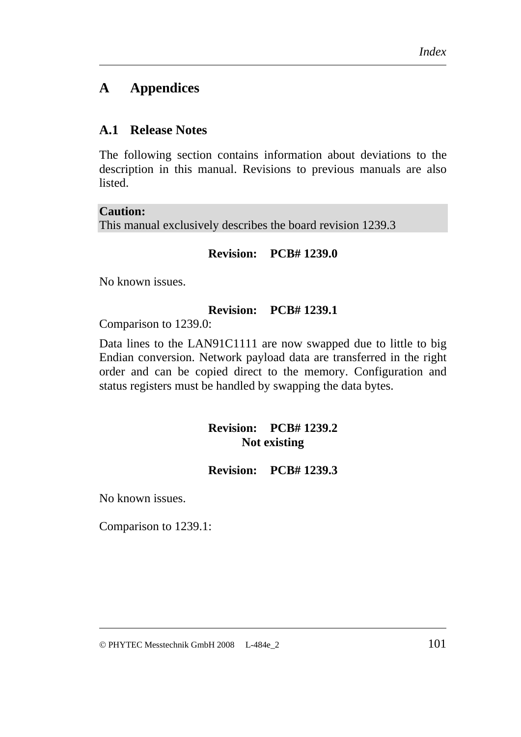# A Appendices

## A.1 Release Notes

The following section contains information about deviations to the description in this manual. Revisions to previous manuals are also listed.

**Caution:**
This manual exclusively describes the board revision 1239.3

**Revision: PCB# 1239.0**

No known issues.

**Revision: PCB# 1239.1**

Comparison to 1239.0:

Data lines to the LAN91C1111 are now swapped due to little to big Endian conversion. Network payload data are transferred in the right order and can be copied direct to the memory. Configuration and status registers must be handled by swapping the data bytes.

**Revision: PCB# 1239.2**
**Not existing**

**Revision: PCB# 1239.3**

No known issues.

Comparison to 1239.1: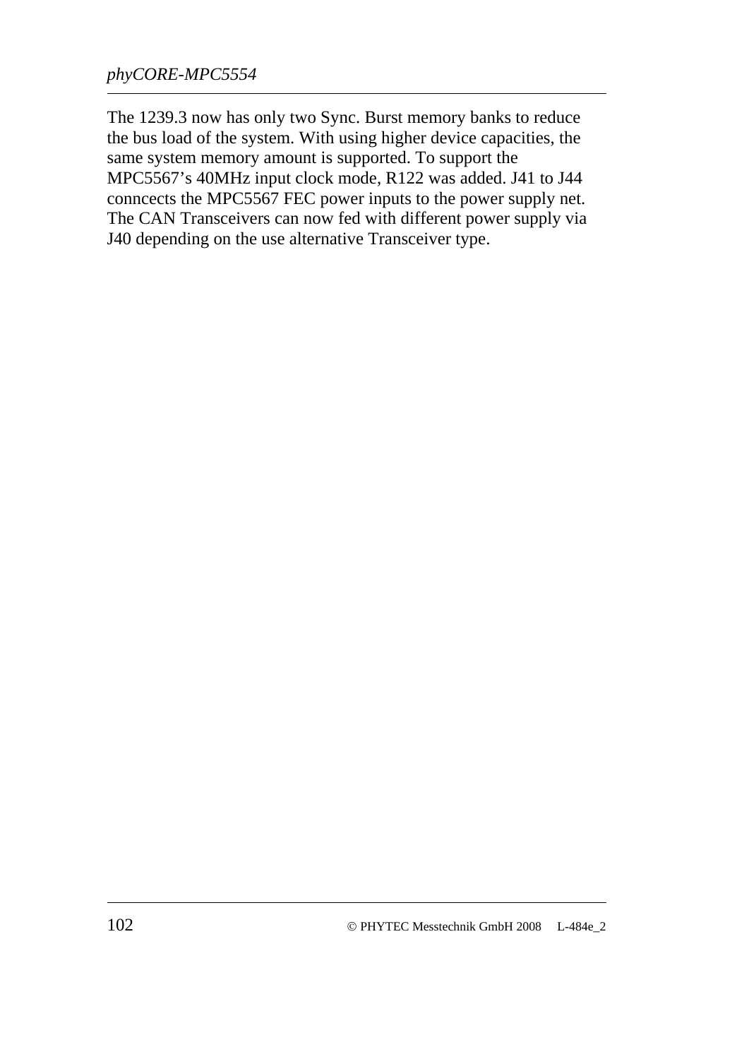The 1239.3 now has only two Sync. Burst memory banks to reduce the bus load of the system. With using higher device capacities, the same system memory amount is supported. To support the MPC5567's 40MHz input clock mode, R122 was added. J41 to J44 conncects the MPC5567 FEC power inputs to the power supply net. The CAN Transceivers can now fed with different power supply via J40 depending on the use alternative Transceiver type.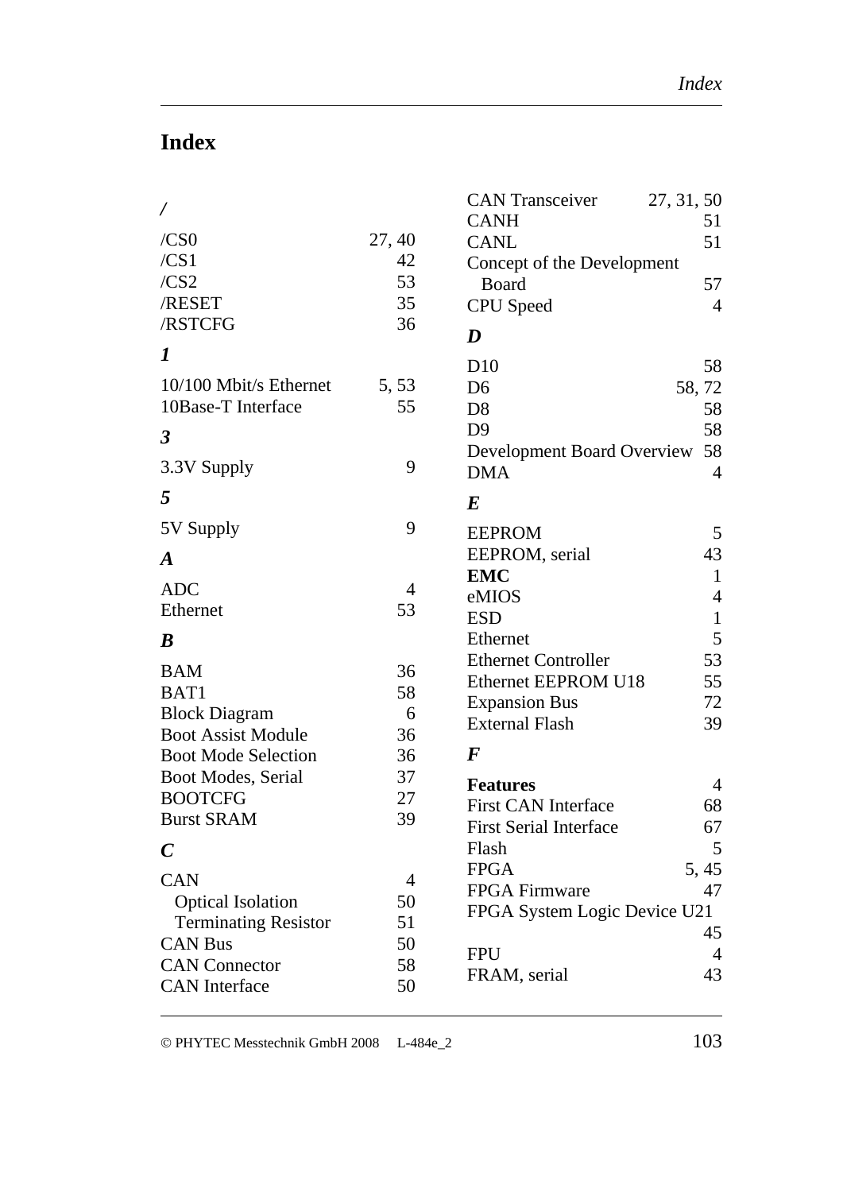# Index

### /

/CS0 27, 40
/CS1 42
/CS2 53
/RESET 35
/RSTCFG 36

### 1

10/100 Mbit/s Ethernet 5, 53
10Base-T Interface 55

### 3

3.3V Supply 9

### 5

5V Supply 9

### A

ADC 4
Ethernet 53

### B

BAM 36
BAT1 58
Block Diagram 6
Boot Assist Module 36
Boot Mode Selection 36
Boot Modes, Serial 37
BOOTCFG 27
Burst SRAM 39

### C

CAN 4
  Optical Isolation 50
  Terminating Resistor 51
CAN Bus 50
CAN Connector 58
CAN Interface 50
CAN Transceiver 27, 31, 50
CANH 51
CANL 51
Concept of the Development Board 57
CPU Speed 4

### D

D10 58
D6 58, 72
D8 58
D9 58
Development Board Overview 58
DMA 4

### E

EEPROM 5
EEPROM, serial 43
**EMC** 1
eMIOS 4
ESD 1
Ethernet 5
Ethernet Controller 53
Ethernet EEPROM U18 55
Expansion Bus 72
External Flash 39

### F

**Features** 4
First CAN Interface 68
First Serial Interface 67
Flash 5
FPGA 5, 45
FPGA Firmware 47
FPGA System Logic Device U21 45
FPU 4
FRAM, serial 43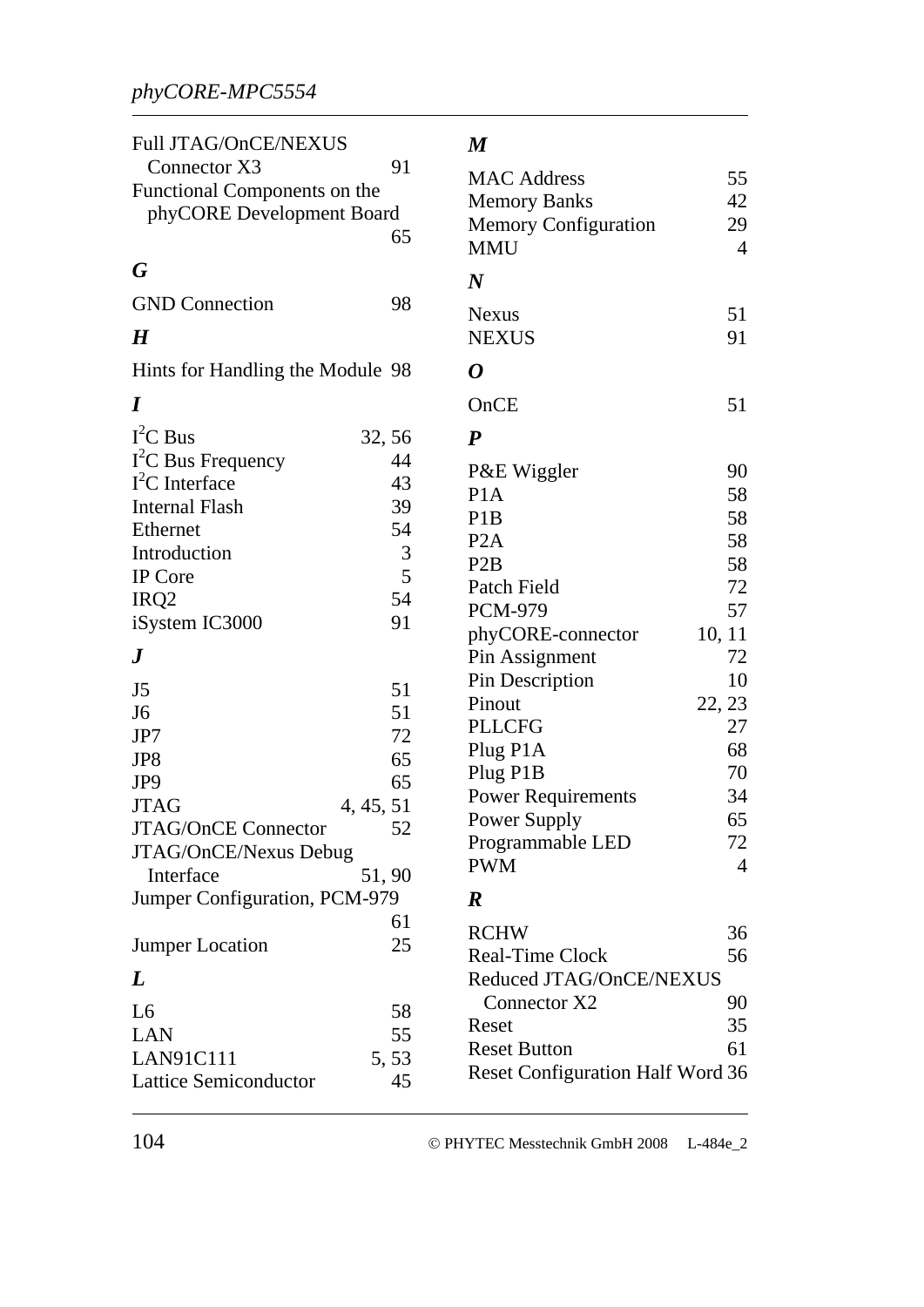Full JTAG/OnCE/NEXUS Connector X3 91
Functional Components on the phyCORE Development Board 65

### *G*

GND Connection 98

### *H*

Hints for Handling the Module 98

### *I*

$I^2C$ Bus 32, 56
$I^2C$ Bus Frequency 44
$I^2C$ Interface 43
Internal Flash 39
Ethernet 54
Introduction 3
IP Core 5
IRQ2 54
iSystem IC3000 91

### *J*

J5 51
J6 51
JP7 72
JP8 65
JP9 65
JTAG 4, 45, 51
JTAG/OnCE Connector 52
JTAG/OnCE/Nexus Debug Interface 51, 90
Jumper Configuration, PCM-979 61
Jumper Location 25

### *L*

L6 58
LAN 55
LAN91C111 5, 53
Lattice Semiconductor 45

### *M*

MAC Address 55
Memory Banks 42
Memory Configuration 29
MMU 4

### *N*

Nexus 51
NEXUS 91

### *O*

OnCE 51

### *P*

P&E Wiggler 90
P1A 58
P1B 58
P2A 58
P2B 58
Patch Field 72
PCM-979 57
phyCORE-connector 10, 11
Pin Assignment 72
Pin Description 10
Pinout 22, 23
PLLCFG 27
Plug P1A 68
Plug P1B 70
Power Requirements 34
Power Supply 65
Programmable LED 72
PWM 4

### *R*

RCHW 36
Real-Time Clock 56
Reduced JTAG/OnCE/NEXUS Connector X2 90
Reset 35
Reset Button 61
Reset Configuration Half Word 36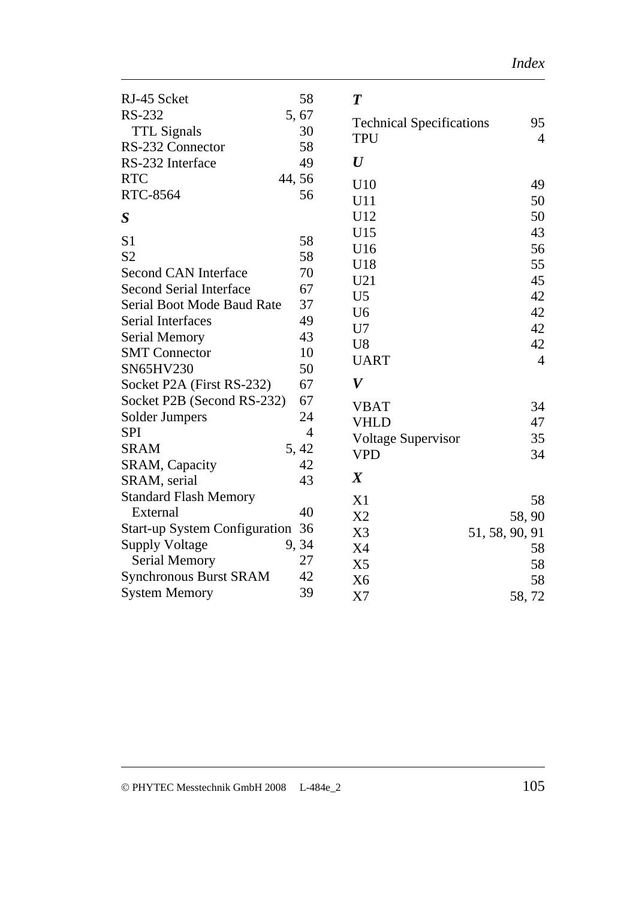RJ-45 Scket 58
RS-232 5, 67
  TTL Signals 30
RS-232 Connector 58
RS-232 Interface 49
RTC 44, 56
RTC-8564 56

### *S*

S1 58
S2 58
Second CAN Interface 70
Second Serial Interface 67
Serial Boot Mode Baud Rate 37
Serial Interfaces 49
Serial Memory 43
SMT Connector 10
SN65HV230 50
Socket P2A (First RS-232) 67
Socket P2B (Second RS-232) 67
Solder Jumpers 24
SPI 4
SRAM 5, 42
SRAM, Capacity 42
SRAM, serial 43
Standard Flash Memory
  External 40
Start-up System Configuration 36
Supply Voltage 9, 34
  Serial Memory 27
Synchronous Burst SRAM 42
System Memory 39

### *T*

Technical Specifications 95
TPU 4

### *U*

U10 49
U11 50
U12 50
U15 43
U16 56
U18 55
U21 45
U5 42
U6 42
U7 42
U8 42
UART 4

### *V*

VBAT 34
VHLD 47
Voltage Supervisor 35
VPD 34

### *X*

X1 58
X2 58, 90
X3 51, 58, 90, 91
X4 58
X5 58
X6 58
X7 58, 72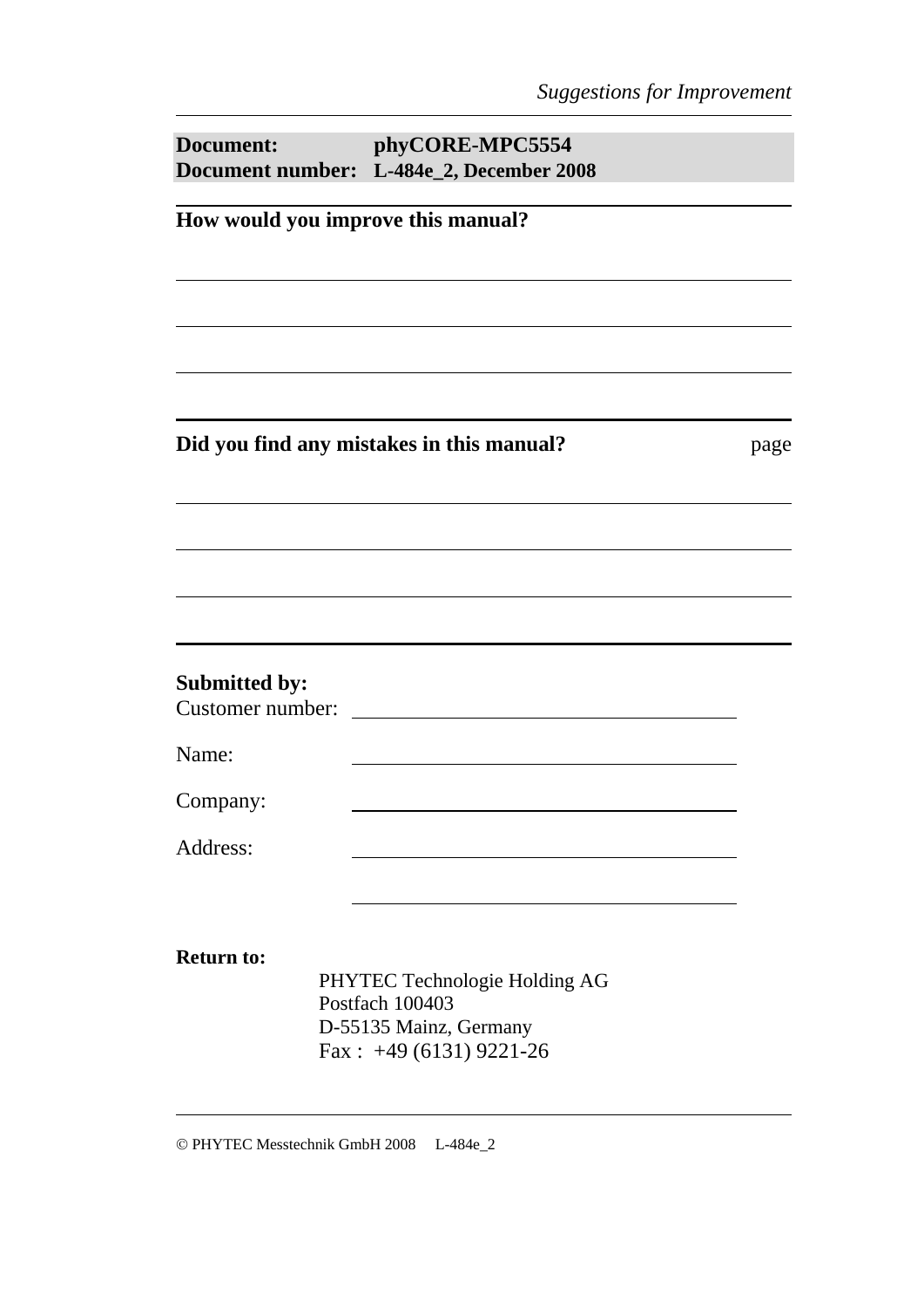| **Document:** | **phyCORE-MPC5554** |
| --- | --- |
| **Document number:** | **L-484e_2, December 2008** |

**How would you improve this manual?**

---

---

---

**Did you find any mistakes in this manual?** page

---

---

---

**Submitted by:**

Customer number: ______________________

Name: ______________________

Company: ______________________

Address: ______________________

______________________

**Return to:**

PHYTEC Technologie Holding AG
Postfach 100403
D-55135 Mainz, Germany
Fax : +49 (6131) 9221-26

© PHYTEC Messtechnik GmbH 2008 L-484e_2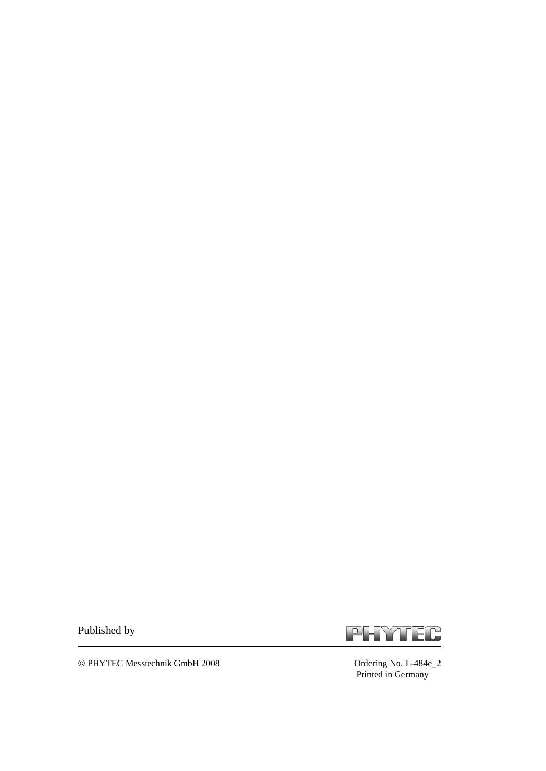Published by

PHYTEC

© PHYTEC Messtechnik GmbH 2008

Ordering No. L-484e_2
Printed in Germany